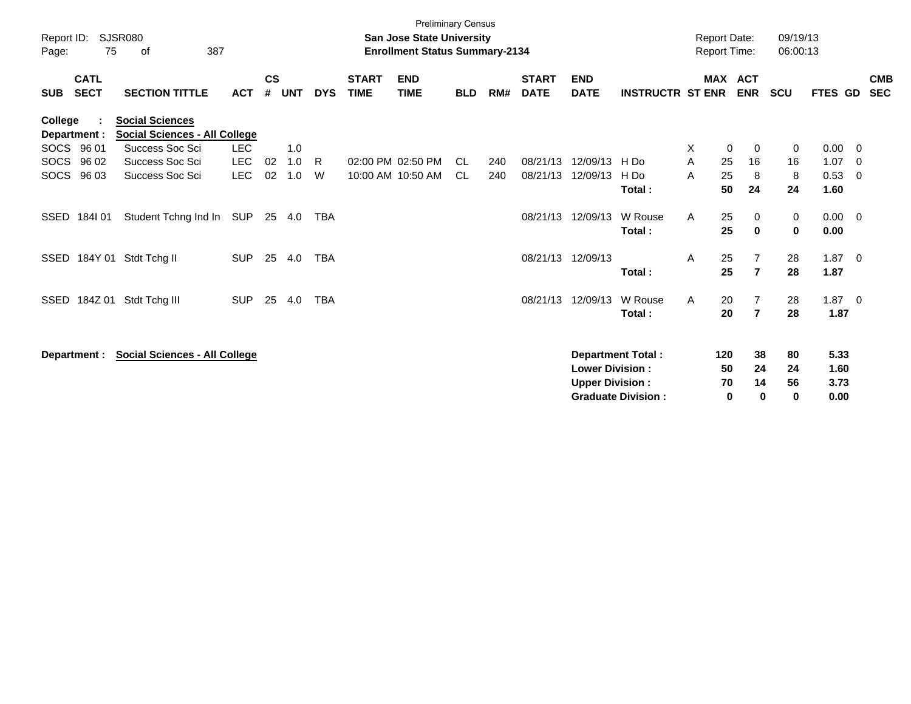Preliminary Census

**San Jose State University**
**Enrollment Status Summary-2134**

Report ID: SJSR080
Report Date: 09/19/13
Report Time: 06:00:13

**College : Social Sciences**
**Department : Social Sciences - All College**

| SUB | CATL SECT | SECTION TITTLE | ACT | CS # | UNT | DYS | START TIME | END TIME | BLD | RM# | START DATE | END DATE | INSTRUCTR | ST | MAX ENR | ACT ENR | SCU | FTES | GD | CMB SEC |
|---|---|---|---|---|---|---|---|---|---|---|---|---|---|---|---|---|---|---|---|---|
| SOCS | 96 01 | Success Soc Sci | LEC | | 1.0 | | | | | | | | | X | 0 | 0 | 0 | 0.00 | 0 | |
| SOCS | 96 02 | Success Soc Sci | LEC | 02 | 1.0 | R | 02:00 PM | 02:50 PM | CL | 240 | 08/21/13 | 12/09/13 | H Do | A | 25 | 16 | 16 | 1.07 | 0 | |
| SOCS | 96 03 | Success Soc Sci | LEC | 02 | 1.0 | W | 10:00 AM | 10:50 AM | CL | 240 | 08/21/13 | 12/09/13 | H Do | A | 25 | 8 | 8 | 0.53 | 0 | |
| | | | | | | | | | | | | | **Total :** | | **50** | **24** | **24** | **1.60** | | |
| SSED | 184I 01 | Student Tchng Ind In | SUP | 25 | 4.0 | TBA | | | | | 08/21/13 | 12/09/13 | W Rouse | A | 25 | 0 | 0 | 0.00 | 0 | |
| | | | | | | | | | | | | | **Total :** | | **25** | **0** | **0** | **0.00** | | |
| SSED | 184Y 01 | Stdt Tchg II | SUP | 25 | 4.0 | TBA | | | | | 08/21/13 | 12/09/13 | | A | 25 | 7 | 28 | 1.87 | 0 | |
| | | | | | | | | | | | | | **Total :** | | **25** | **7** | **28** | **1.87** | | |
| SSED | 184Z 01 | Stdt Tchg III | SUP | 25 | 4.0 | TBA | | | | | 08/21/13 | 12/09/13 | W Rouse | A | 20 | 7 | 28 | 1.87 | 0 | |
| | | | | | | | | | | | | | **Total :** | | **20** | **7** | **28** | **1.87** | | |

**Department : Social Sciences - All College**

| | MAX ENR | ACT ENR | SCU | FTES |
|---|---|---|---|---|
| **Department Total :** | **120** | **38** | **80** | **5.33** |
| **Lower Division :** | **50** | **24** | **24** | **1.60** |
| **Upper Division :** | **70** | **14** | **56** | **3.73** |
| **Graduate Division :** | **0** | **0** | **0** | **0.00** |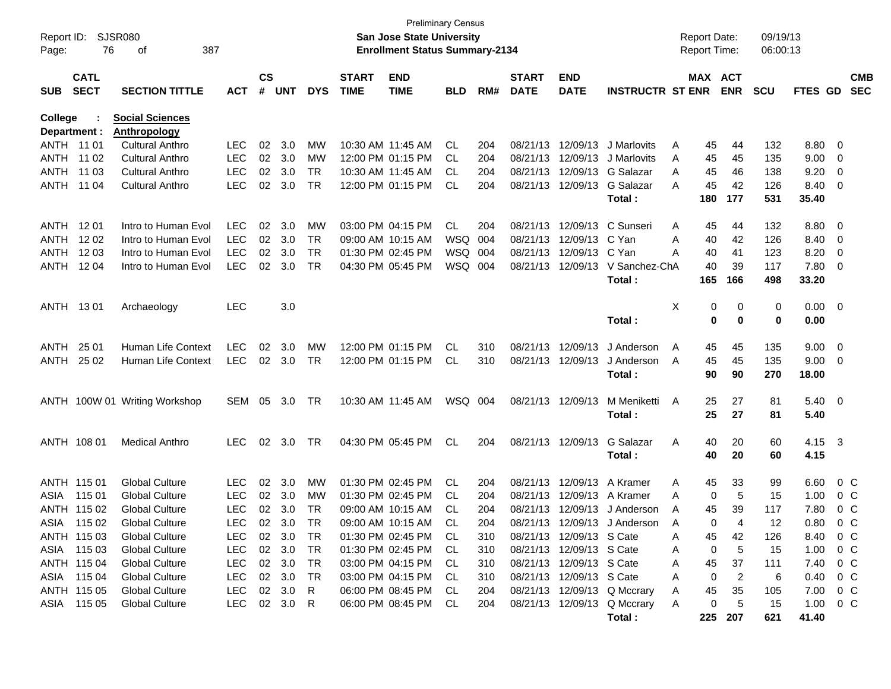Preliminary Census

Report ID: SJSR080 **San Jose State University** Report Date: 09/19/13
Page: 76 of 387 **Enrollment Status Summary-2134** Report Time: 06:00:13

**College : Social Sciences**
**Department : Anthropology**

| SUB | CATL SECT | SECTION TITTLE | ACT | CS # | UNT | DYS | START TIME | END TIME | BLD | RM# | START DATE | END DATE | INSTRUCTR | ST | MAX ENR | ACT ENR | SCU | FTES | GD | CMB SEC |
|---|---|---|---|---|---|---|---|---|---|---|---|---|---|---|---|---|---|---|---|---|
| ANTH | 11 01 | Cultural Anthro | LEC | 02 | 3.0 | MW | 10:30 AM | 11:45 AM | CL | 204 | 08/21/13 | 12/09/13 | J Marlovits | A | 45 | 44 | 132 | 8.80 | 0 | |
| ANTH | 11 02 | Cultural Anthro | LEC | 02 | 3.0 | MW | 12:00 PM | 01:15 PM | CL | 204 | 08/21/13 | 12/09/13 | J Marlovits | A | 45 | 45 | 135 | 9.00 | 0 | |
| ANTH | 11 03 | Cultural Anthro | LEC | 02 | 3.0 | TR | 10:30 AM | 11:45 AM | CL | 204 | 08/21/13 | 12/09/13 | G Salazar | A | 45 | 46 | 138 | 9.20 | 0 | |
| ANTH | 11 04 | Cultural Anthro | LEC | 02 | 3.0 | TR | 12:00 PM | 01:15 PM | CL | 204 | 08/21/13 | 12/09/13 | G Salazar | A | 45 | 42 | 126 | 8.40 | 0 | |
| | | | | | | | | | | | | | **Total :** | | **180** | **177** | **531** | **35.40** | | |
| ANTH | 12 01 | Intro to Human Evol | LEC | 02 | 3.0 | MW | 03:00 PM | 04:15 PM | CL | 204 | 08/21/13 | 12/09/13 | C Sunseri | A | 45 | 44 | 132 | 8.80 | 0 | |
| ANTH | 12 02 | Intro to Human Evol | LEC | 02 | 3.0 | TR | 09:00 AM | 10:15 AM | WSQ | 004 | 08/21/13 | 12/09/13 | C Yan | A | 40 | 42 | 126 | 8.40 | 0 | |
| ANTH | 12 03 | Intro to Human Evol | LEC | 02 | 3.0 | TR | 01:30 PM | 02:45 PM | WSQ | 004 | 08/21/13 | 12/09/13 | C Yan | A | 40 | 41 | 123 | 8.20 | 0 | |
| ANTH | 12 04 | Intro to Human Evol | LEC | 02 | 3.0 | TR | 04:30 PM | 05:45 PM | WSQ | 004 | 08/21/13 | 12/09/13 | V Sanchez-Ch | A | 40 | 39 | 117 | 7.80 | 0 | |
| | | | | | | | | | | | | | **Total :** | | **165** | **166** | **498** | **33.20** | | |
| ANTH | 13 01 | Archaeology | LEC | | 3.0 | | | | | | | | | X | 0 | 0 | 0 | 0.00 | 0 | |
| | | | | | | | | | | | | | **Total :** | | **0** | **0** | **0** | **0.00** | | |
| ANTH | 25 01 | Human Life Context | LEC | 02 | 3.0 | MW | 12:00 PM | 01:15 PM | CL | 310 | 08/21/13 | 12/09/13 | J Anderson | A | 45 | 45 | 135 | 9.00 | 0 | |
| ANTH | 25 02 | Human Life Context | LEC | 02 | 3.0 | TR | 12:00 PM | 01:15 PM | CL | 310 | 08/21/13 | 12/09/13 | J Anderson | A | 45 | 45 | 135 | 9.00 | 0 | |
| | | | | | | | | | | | | | **Total :** | | **90** | **90** | **270** | **18.00** | | |
| ANTH | 100W 01 | Writing Workshop | SEM | 05 | 3.0 | TR | 10:30 AM | 11:45 AM | WSQ | 004 | 08/21/13 | 12/09/13 | M Meniketti | A | 25 | 27 | 81 | 5.40 | 0 | |
| | | | | | | | | | | | | | **Total :** | | **25** | **27** | **81** | **5.40** | | |
| ANTH | 108 01 | Medical Anthro | LEC | 02 | 3.0 | TR | 04:30 PM | 05:45 PM | CL | 204 | 08/21/13 | 12/09/13 | G Salazar | A | 40 | 20 | 60 | 4.15 | 3 | |
| | | | | | | | | | | | | | **Total :** | | **40** | **20** | **60** | **4.15** | | |
| ANTH | 115 01 | Global Culture | LEC | 02 | 3.0 | MW | 01:30 PM | 02:45 PM | CL | 204 | 08/21/13 | 12/09/13 | A Kramer | A | 45 | 33 | 99 | 6.60 | 0 | C |
| ASIA | 115 01 | Global Culture | LEC | 02 | 3.0 | MW | 01:30 PM | 02:45 PM | CL | 204 | 08/21/13 | 12/09/13 | A Kramer | A | 0 | 5 | 15 | 1.00 | 0 | C |
| ANTH | 115 02 | Global Culture | LEC | 02 | 3.0 | TR | 09:00 AM | 10:15 AM | CL | 204 | 08/21/13 | 12/09/13 | J Anderson | A | 45 | 39 | 117 | 7.80 | 0 | C |
| ASIA | 115 02 | Global Culture | LEC | 02 | 3.0 | TR | 09:00 AM | 10:15 AM | CL | 204 | 08/21/13 | 12/09/13 | J Anderson | A | 0 | 4 | 12 | 0.80 | 0 | C |
| ANTH | 115 03 | Global Culture | LEC | 02 | 3.0 | TR | 01:30 PM | 02:45 PM | CL | 310 | 08/21/13 | 12/09/13 | S Cate | A | 45 | 42 | 126 | 8.40 | 0 | C |
| ASIA | 115 03 | Global Culture | LEC | 02 | 3.0 | TR | 01:30 PM | 02:45 PM | CL | 310 | 08/21/13 | 12/09/13 | S Cate | A | 0 | 5 | 15 | 1.00 | 0 | C |
| ANTH | 115 04 | Global Culture | LEC | 02 | 3.0 | TR | 03:00 PM | 04:15 PM | CL | 310 | 08/21/13 | 12/09/13 | S Cate | A | 45 | 37 | 111 | 7.40 | 0 | C |
| ASIA | 115 04 | Global Culture | LEC | 02 | 3.0 | TR | 03:00 PM | 04:15 PM | CL | 310 | 08/21/13 | 12/09/13 | S Cate | A | 0 | 2 | 6 | 0.40 | 0 | C |
| ANTH | 115 05 | Global Culture | LEC | 02 | 3.0 | R | 06:00 PM | 08:45 PM | CL | 204 | 08/21/13 | 12/09/13 | Q Mccrary | A | 45 | 35 | 105 | 7.00 | 0 | C |
| ASIA | 115 05 | Global Culture | LEC | 02 | 3.0 | R | 06:00 PM | 08:45 PM | CL | 204 | 08/21/13 | 12/09/13 | Q Mccrary | A | 0 | 5 | 15 | 1.00 | 0 | C |
| | | | | | | | | | | | | | **Total :** | | **225** | **207** | **621** | **41.40** | | |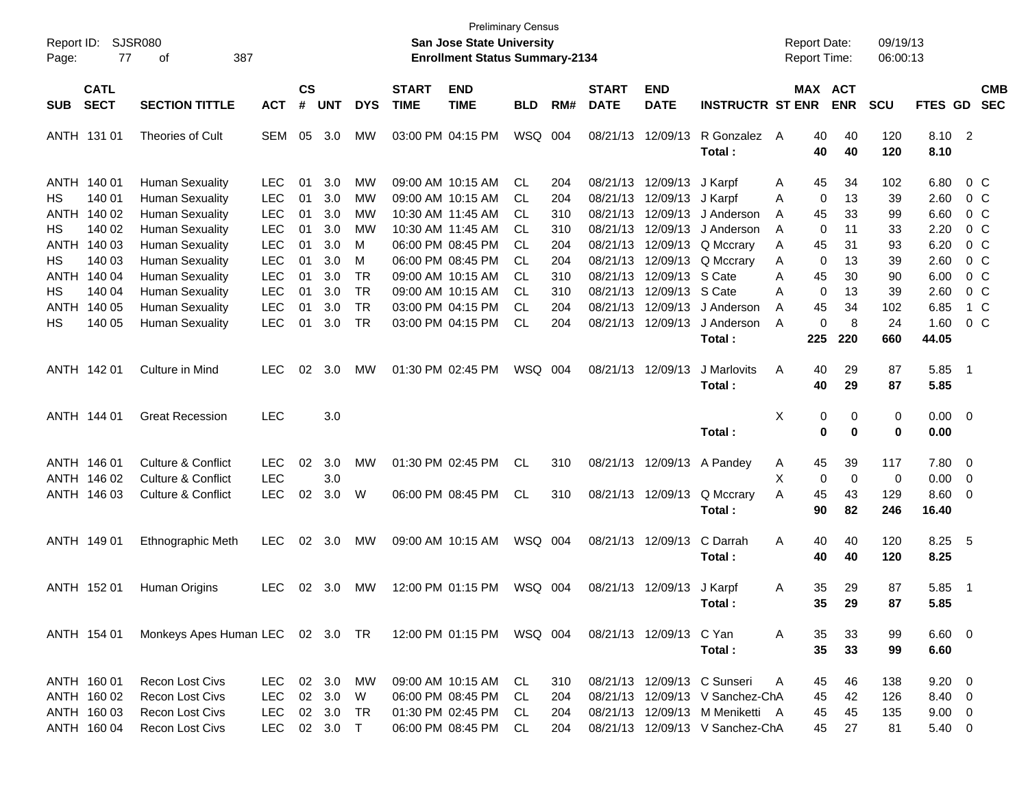Preliminary Census
**San Jose State University**
**Enrollment Status Summary-2134**

Report ID: SJSR080
Report Date: 09/19/13
Report Time: 06:00:13

| SUB | CATL SECT | SECTION TITTLE | ACT | CS # | UNT | DYS | START TIME | END TIME | BLD | RM# | START DATE | END DATE | INSTRUCTR | ST | MAX ENR | ACT ENR | SCU | FTES | GD | CMB SEC |
|---|---|---|---|---|---|---|---|---|---|---|---|---|---|---|---|---|---|---|---|---|
| ANTH | 131 01 | Theories of Cult | SEM | 05 | 3.0 | MW | 03:00 PM | 04:15 PM | WSQ | 004 | 08/21/13 | 12/09/13 | R Gonzalez | A | 40 | 40 | 120 | 8.10 | 2 | |
| | | | | | | | | | | | | | **Total :** | | **40** | **40** | **120** | **8.10** | | |
| ANTH | 140 01 | Human Sexuality | LEC | 01 | 3.0 | MW | 09:00 AM | 10:15 AM | CL | 204 | 08/21/13 | 12/09/13 | J Karpf | A | 45 | 34 | 102 | 6.80 | 0 | C |
| HS | 140 01 | Human Sexuality | LEC | 01 | 3.0 | MW | 09:00 AM | 10:15 AM | CL | 204 | 08/21/13 | 12/09/13 | J Karpf | A | 0 | 13 | 39 | 2.60 | 0 | C |
| ANTH | 140 02 | Human Sexuality | LEC | 01 | 3.0 | MW | 10:30 AM | 11:45 AM | CL | 310 | 08/21/13 | 12/09/13 | J Anderson | A | 45 | 33 | 99 | 6.60 | 0 | C |
| HS | 140 02 | Human Sexuality | LEC | 01 | 3.0 | MW | 10:30 AM | 11:45 AM | CL | 310 | 08/21/13 | 12/09/13 | J Anderson | A | 0 | 11 | 33 | 2.20 | 0 | C |
| ANTH | 140 03 | Human Sexuality | LEC | 01 | 3.0 | M | 06:00 PM | 08:45 PM | CL | 204 | 08/21/13 | 12/09/13 | Q Mccrary | A | 45 | 31 | 93 | 6.20 | 0 | C |
| HS | 140 03 | Human Sexuality | LEC | 01 | 3.0 | M | 06:00 PM | 08:45 PM | CL | 204 | 08/21/13 | 12/09/13 | Q Mccrary | A | 0 | 13 | 39 | 2.60 | 0 | C |
| ANTH | 140 04 | Human Sexuality | LEC | 01 | 3.0 | TR | 09:00 AM | 10:15 AM | CL | 310 | 08/21/13 | 12/09/13 | S Cate | A | 45 | 30 | 90 | 6.00 | 0 | C |
| HS | 140 04 | Human Sexuality | LEC | 01 | 3.0 | TR | 09:00 AM | 10:15 AM | CL | 310 | 08/21/13 | 12/09/13 | S Cate | A | 0 | 13 | 39 | 2.60 | 0 | C |
| ANTH | 140 05 | Human Sexuality | LEC | 01 | 3.0 | TR | 03:00 PM | 04:15 PM | CL | 204 | 08/21/13 | 12/09/13 | J Anderson | A | 45 | 34 | 102 | 6.85 | 1 | C |
| HS | 140 05 | Human Sexuality | LEC | 01 | 3.0 | TR | 03:00 PM | 04:15 PM | CL | 204 | 08/21/13 | 12/09/13 | J Anderson | A | 0 | 8 | 24 | 1.60 | 0 | C |
| | | | | | | | | | | | | | **Total :** | | **225** | **220** | **660** | **44.05** | | |
| ANTH | 142 01 | Culture in Mind | LEC | 02 | 3.0 | MW | 01:30 PM | 02:45 PM | WSQ | 004 | 08/21/13 | 12/09/13 | J Marlovits | A | 40 | 29 | 87 | 5.85 | 1 | |
| | | | | | | | | | | | | | **Total :** | | **40** | **29** | **87** | **5.85** | | |
| ANTH | 144 01 | Great Recession | LEC | | 3.0 | | | | | | | | | X | 0 | 0 | 0 | 0.00 | 0 | |
| | | | | | | | | | | | | | **Total :** | | **0** | **0** | **0** | **0.00** | | |
| ANTH | 146 01 | Culture & Conflict | LEC | 02 | 3.0 | MW | 01:30 PM | 02:45 PM | CL | 310 | 08/21/13 | 12/09/13 | A Pandey | A | 45 | 39 | 117 | 7.80 | 0 | |
| ANTH | 146 02 | Culture & Conflict | LEC | | 3.0 | | | | | | | | | X | 0 | 0 | 0 | 0.00 | 0 | |
| ANTH | 146 03 | Culture & Conflict | LEC | 02 | 3.0 | W | 06:00 PM | 08:45 PM | CL | 310 | 08/21/13 | 12/09/13 | Q Mccrary | A | 45 | 43 | 129 | 8.60 | 0 | |
| | | | | | | | | | | | | | **Total :** | | **90** | **82** | **246** | **16.40** | | |
| ANTH | 149 01 | Ethnographic Meth | LEC | 02 | 3.0 | MW | 09:00 AM | 10:15 AM | WSQ | 004 | 08/21/13 | 12/09/13 | C Darrah | A | 40 | 40 | 120 | 8.25 | 5 | |
| | | | | | | | | | | | | | **Total :** | | **40** | **40** | **120** | **8.25** | | |
| ANTH | 152 01 | Human Origins | LEC | 02 | 3.0 | MW | 12:00 PM | 01:15 PM | WSQ | 004 | 08/21/13 | 12/09/13 | J Karpf | A | 35 | 29 | 87 | 5.85 | 1 | |
| | | | | | | | | | | | | | **Total :** | | **35** | **29** | **87** | **5.85** | | |
| ANTH | 154 01 | Monkeys Apes Human | LEC | 02 | 3.0 | TR | 12:00 PM | 01:15 PM | WSQ | 004 | 08/21/13 | 12/09/13 | C Yan | A | 35 | 33 | 99 | 6.60 | 0 | |
| | | | | | | | | | | | | | **Total :** | | **35** | **33** | **99** | **6.60** | | |
| ANTH | 160 01 | Recon Lost Civs | LEC | 02 | 3.0 | MW | 09:00 AM | 10:15 AM | CL | 310 | 08/21/13 | 12/09/13 | C Sunseri | A | 45 | 46 | 138 | 9.20 | 0 | |
| ANTH | 160 02 | Recon Lost Civs | LEC | 02 | 3.0 | W | 06:00 PM | 08:45 PM | CL | 204 | 08/21/13 | 12/09/13 | V Sanchez-Ch | A | 45 | 42 | 126 | 8.40 | 0 | |
| ANTH | 160 03 | Recon Lost Civs | LEC | 02 | 3.0 | TR | 01:30 PM | 02:45 PM | CL | 204 | 08/21/13 | 12/09/13 | M Meniketti | A | 45 | 45 | 135 | 9.00 | 0 | |
| ANTH | 160 04 | Recon Lost Civs | LEC | 02 | 3.0 | T | 06:00 PM | 08:45 PM | CL | 204 | 08/21/13 | 12/09/13 | V Sanchez-Ch | A | 45 | 27 | 81 | 5.40 | 0 | |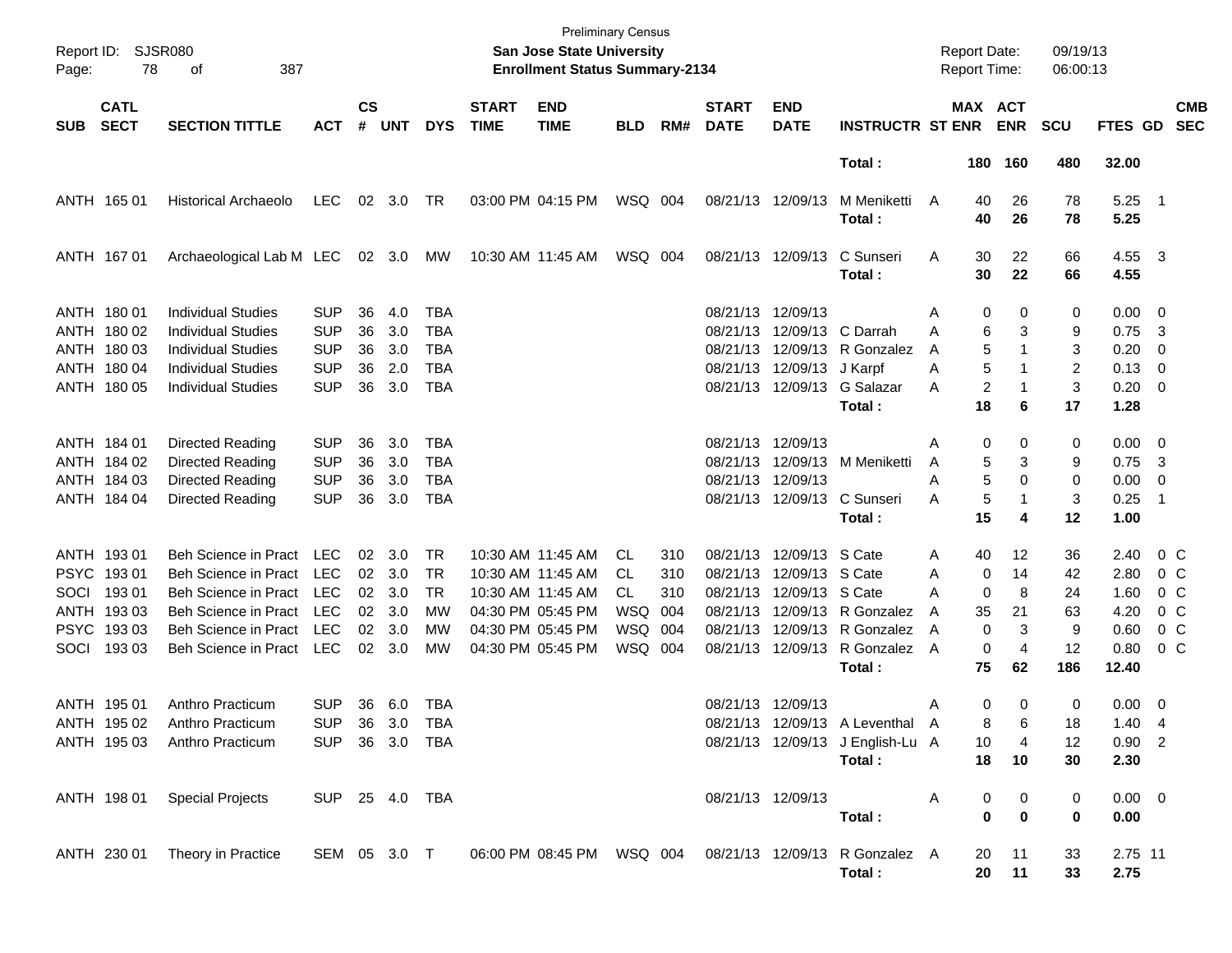Preliminary Census
**San Jose State University**
**Enrollment Status Summary-2134**

Report ID: SJSR080
Report Date: 09/19/13
Report Time: 06:00:13

| SUB | CATL SECT | SECTION TITTLE | ACT | CS # | UNT | DYS | START TIME | END TIME | BLD | RM# | START DATE | END DATE | INSTRUCTR | ST | MAX ENR | ACT ENR | SCU | FTES | GD | CMB SEC |
|---|---|---|---|---|---|---|---|---|---|---|---|---|---|---|---|---|---|---|---|---|
| | | | | | | | | | | | | | Total : | | 180 | 160 | 480 | 32.00 | | |
| ANTH | 165 01 | Historical Archaeolo | LEC | 02 | 3.0 | TR | 03:00 PM | 04:15 PM | WSQ | 004 | 08/21/13 | 12/09/13 | M Meniketti | A | 40 | 26 | 78 | 5.25 | 1 | |
| | | | | | | | | | | | | | Total : | | 40 | 26 | 78 | 5.25 | | |
| ANTH | 167 01 | Archaeological Lab M | LEC | 02 | 3.0 | MW | 10:30 AM | 11:45 AM | WSQ | 004 | 08/21/13 | 12/09/13 | C Sunseri | A | 30 | 22 | 66 | 4.55 | 3 | |
| | | | | | | | | | | | | | Total : | | 30 | 22 | 66 | 4.55 | | |
| ANTH | 180 01 | Individual Studies | SUP | 36 | 4.0 | TBA | | | | | 08/21/13 | 12/09/13 | | A | 0 | 0 | 0 | 0.00 | 0 | |
| ANTH | 180 02 | Individual Studies | SUP | 36 | 3.0 | TBA | | | | | 08/21/13 | 12/09/13 | C Darrah | A | 6 | 3 | 9 | 0.75 | 3 | |
| ANTH | 180 03 | Individual Studies | SUP | 36 | 3.0 | TBA | | | | | 08/21/13 | 12/09/13 | R Gonzalez | A | 5 | 1 | 3 | 0.20 | 0 | |
| ANTH | 180 04 | Individual Studies | SUP | 36 | 2.0 | TBA | | | | | 08/21/13 | 12/09/13 | J Karpf | A | 5 | 1 | 2 | 0.13 | 0 | |
| ANTH | 180 05 | Individual Studies | SUP | 36 | 3.0 | TBA | | | | | 08/21/13 | 12/09/13 | G Salazar | A | 2 | 1 | 3 | 0.20 | 0 | |
| | | | | | | | | | | | | | Total : | | 18 | 6 | 17 | 1.28 | | |
| ANTH | 184 01 | Directed Reading | SUP | 36 | 3.0 | TBA | | | | | 08/21/13 | 12/09/13 | | A | 0 | 0 | 0 | 0.00 | 0 | |
| ANTH | 184 02 | Directed Reading | SUP | 36 | 3.0 | TBA | | | | | 08/21/13 | 12/09/13 | M Meniketti | A | 5 | 3 | 9 | 0.75 | 3 | |
| ANTH | 184 03 | Directed Reading | SUP | 36 | 3.0 | TBA | | | | | 08/21/13 | 12/09/13 | | A | 5 | 0 | 0 | 0.00 | 0 | |
| ANTH | 184 04 | Directed Reading | SUP | 36 | 3.0 | TBA | | | | | 08/21/13 | 12/09/13 | C Sunseri | A | 5 | 1 | 3 | 0.25 | 1 | |
| | | | | | | | | | | | | | Total : | | 15 | 4 | 12 | 1.00 | | |
| ANTH | 193 01 | Beh Science in Pract | LEC | 02 | 3.0 | TR | 10:30 AM | 11:45 AM | CL | 310 | 08/21/13 | 12/09/13 | S Cate | A | 40 | 12 | 36 | 2.40 | 0 | C |
| PSYC | 193 01 | Beh Science in Pract | LEC | 02 | 3.0 | TR | 10:30 AM | 11:45 AM | CL | 310 | 08/21/13 | 12/09/13 | S Cate | A | 0 | 14 | 42 | 2.80 | 0 | C |
| SOCI | 193 01 | Beh Science in Pract | LEC | 02 | 3.0 | TR | 10:30 AM | 11:45 AM | CL | 310 | 08/21/13 | 12/09/13 | S Cate | A | 0 | 8 | 24 | 1.60 | 0 | C |
| ANTH | 193 03 | Beh Science in Pract | LEC | 02 | 3.0 | MW | 04:30 PM | 05:45 PM | WSQ | 004 | 08/21/13 | 12/09/13 | R Gonzalez | A | 35 | 21 | 63 | 4.20 | 0 | C |
| PSYC | 193 03 | Beh Science in Pract | LEC | 02 | 3.0 | MW | 04:30 PM | 05:45 PM | WSQ | 004 | 08/21/13 | 12/09/13 | R Gonzalez | A | 0 | 3 | 9 | 0.60 | 0 | C |
| SOCI | 193 03 | Beh Science in Pract | LEC | 02 | 3.0 | MW | 04:30 PM | 05:45 PM | WSQ | 004 | 08/21/13 | 12/09/13 | R Gonzalez | A | 0 | 4 | 12 | 0.80 | 0 | C |
| | | | | | | | | | | | | | Total : | | 75 | 62 | 186 | 12.40 | | |
| ANTH | 195 01 | Anthro Practicum | SUP | 36 | 6.0 | TBA | | | | | 08/21/13 | 12/09/13 | | A | 0 | 0 | 0 | 0.00 | 0 | |
| ANTH | 195 02 | Anthro Practicum | SUP | 36 | 3.0 | TBA | | | | | 08/21/13 | 12/09/13 | A Leventhal | A | 8 | 6 | 18 | 1.40 | 4 | |
| ANTH | 195 03 | Anthro Practicum | SUP | 36 | 3.0 | TBA | | | | | 08/21/13 | 12/09/13 | J English-Lu | A | 10 | 4 | 12 | 0.90 | 2 | |
| | | | | | | | | | | | | | Total : | | 18 | 10 | 30 | 2.30 | | |
| ANTH | 198 01 | Special Projects | SUP | 25 | 4.0 | TBA | | | | | 08/21/13 | 12/09/13 | | A | 0 | 0 | 0 | 0.00 | 0 | |
| | | | | | | | | | | | | | Total : | | 0 | 0 | 0 | 0.00 | | |
| ANTH | 230 01 | Theory in Practice | SEM | 05 | 3.0 | T | 06:00 PM | 08:45 PM | WSQ | 004 | 08/21/13 | 12/09/13 | R Gonzalez | A | 20 | 11 | 33 | 2.75 | 11 | |
| | | | | | | | | | | | | | Total : | | 20 | 11 | 33 | 2.75 | | |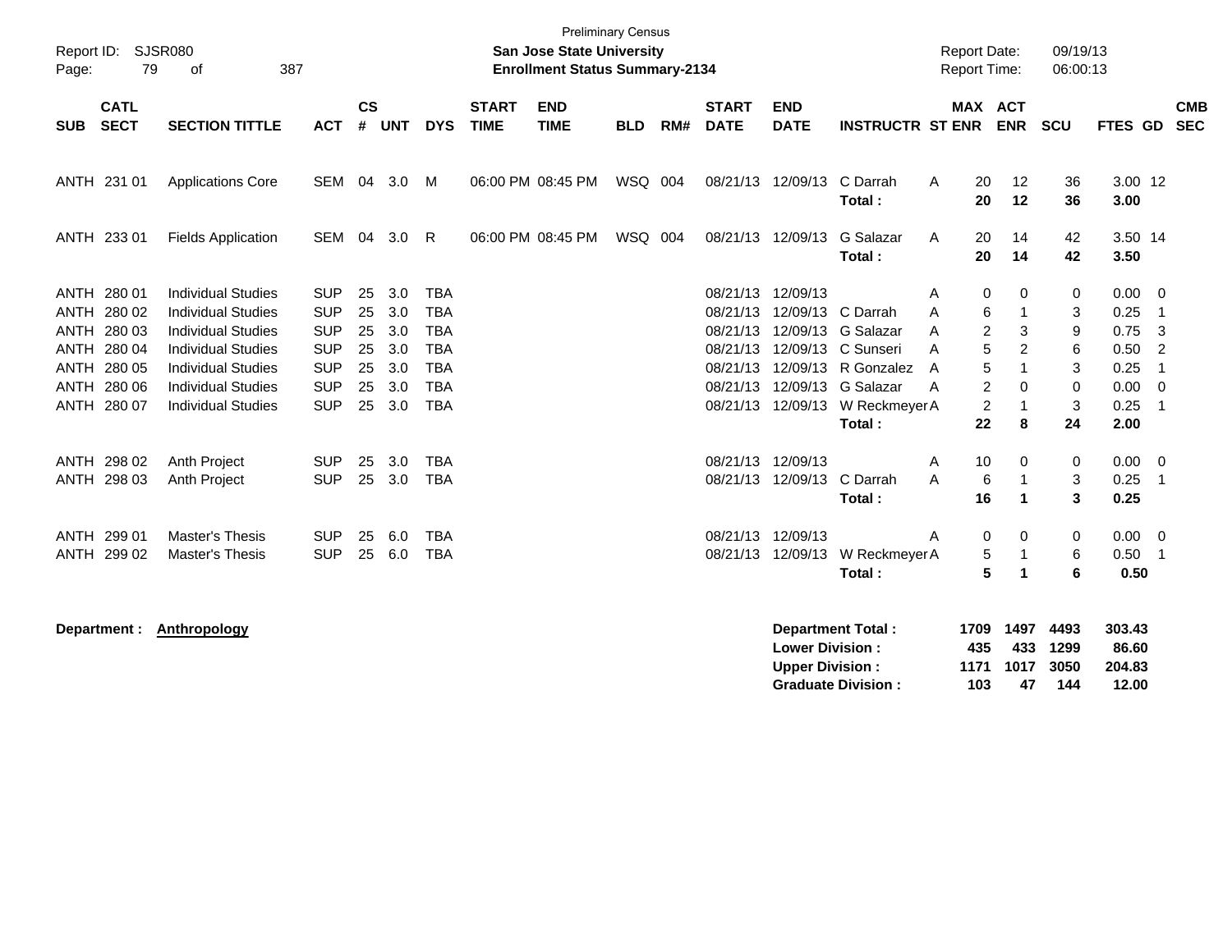Preliminary Census

**San Jose State University**
**Enrollment Status Summary-2134**

Report ID: SJSR080
Report Date: 09/19/13
Report Time: 06:00:13

| SUB | CATL SECT | SECTION TITTLE | ACT | CS # | UNT | DYS | START TIME | END TIME | BLD | RM# | START DATE | END DATE | INSTRUCTR | ST | MAX ENR | ACT ENR | SCU | FTES | GD | CMB SEC |
|---|---|---|---|---|---|---|---|---|---|---|---|---|---|---|---|---|---|---|---|---|
| ANTH | 231 01 | Applications Core | SEM | 04 | 3.0 | M | 06:00 PM | 08:45 PM | WSQ | 004 | 08/21/13 | 12/09/13 | C Darrah | A | 20 | 12 | 36 | 3.00 | 12 | |
| | | | | | | | | | | | | | **Total :** | | **20** | **12** | **36** | **3.00** | | |
| ANTH | 233 01 | Fields Application | SEM | 04 | 3.0 | R | 06:00 PM | 08:45 PM | WSQ | 004 | 08/21/13 | 12/09/13 | G Salazar | A | 20 | 14 | 42 | 3.50 | 14 | |
| | | | | | | | | | | | | | **Total :** | | **20** | **14** | **42** | **3.50** | | |
| ANTH | 280 01 | Individual Studies | SUP | 25 | 3.0 | TBA | | | | | 08/21/13 | 12/09/13 | | A | 0 | 0 | 0 | 0.00 | 0 | |
| ANTH | 280 02 | Individual Studies | SUP | 25 | 3.0 | TBA | | | | | 08/21/13 | 12/09/13 | C Darrah | A | 6 | 1 | 3 | 0.25 | 1 | |
| ANTH | 280 03 | Individual Studies | SUP | 25 | 3.0 | TBA | | | | | 08/21/13 | 12/09/13 | G Salazar | A | 2 | 3 | 9 | 0.75 | 3 | |
| ANTH | 280 04 | Individual Studies | SUP | 25 | 3.0 | TBA | | | | | 08/21/13 | 12/09/13 | C Sunseri | A | 5 | 2 | 6 | 0.50 | 2 | |
| ANTH | 280 05 | Individual Studies | SUP | 25 | 3.0 | TBA | | | | | 08/21/13 | 12/09/13 | R Gonzalez | A | 5 | 1 | 3 | 0.25 | 1 | |
| ANTH | 280 06 | Individual Studies | SUP | 25 | 3.0 | TBA | | | | | 08/21/13 | 12/09/13 | G Salazar | A | 2 | 0 | 0 | 0.00 | 0 | |
| ANTH | 280 07 | Individual Studies | SUP | 25 | 3.0 | TBA | | | | | 08/21/13 | 12/09/13 | W Reckmeyer | A | 2 | 1 | 3 | 0.25 | 1 | |
| | | | | | | | | | | | | | **Total :** | | **22** | **8** | **24** | **2.00** | | |
| ANTH | 298 02 | Anth Project | SUP | 25 | 3.0 | TBA | | | | | 08/21/13 | 12/09/13 | | A | 10 | 0 | 0 | 0.00 | 0 | |
| ANTH | 298 03 | Anth Project | SUP | 25 | 3.0 | TBA | | | | | 08/21/13 | 12/09/13 | C Darrah | A | 6 | 1 | 3 | 0.25 | 1 | |
| | | | | | | | | | | | | | **Total :** | | **16** | **1** | **3** | **0.25** | | |
| ANTH | 299 01 | Master's Thesis | SUP | 25 | 6.0 | TBA | | | | | 08/21/13 | 12/09/13 | | A | 0 | 0 | 0 | 0.00 | 0 | |
| ANTH | 299 02 | Master's Thesis | SUP | 25 | 6.0 | TBA | | | | | 08/21/13 | 12/09/13 | W Reckmeyer | A | 5 | 1 | 6 | 0.50 | 1 | |
| | | | | | | | | | | | | | **Total :** | | **5** | **1** | **6** | **0.50** | | |

**Department : Anthropology**

| | MAX ENR | ACT ENR | SCU | FTES |
|---|---|---|---|---|
| **Department Total :** | **1709** | **1497** | **4493** | **303.43** |
| **Lower Division :** | **435** | **433** | **1299** | **86.60** |
| **Upper Division :** | **1171** | **1017** | **3050** | **204.83** |
| **Graduate Division :** | **103** | **47** | **144** | **12.00** |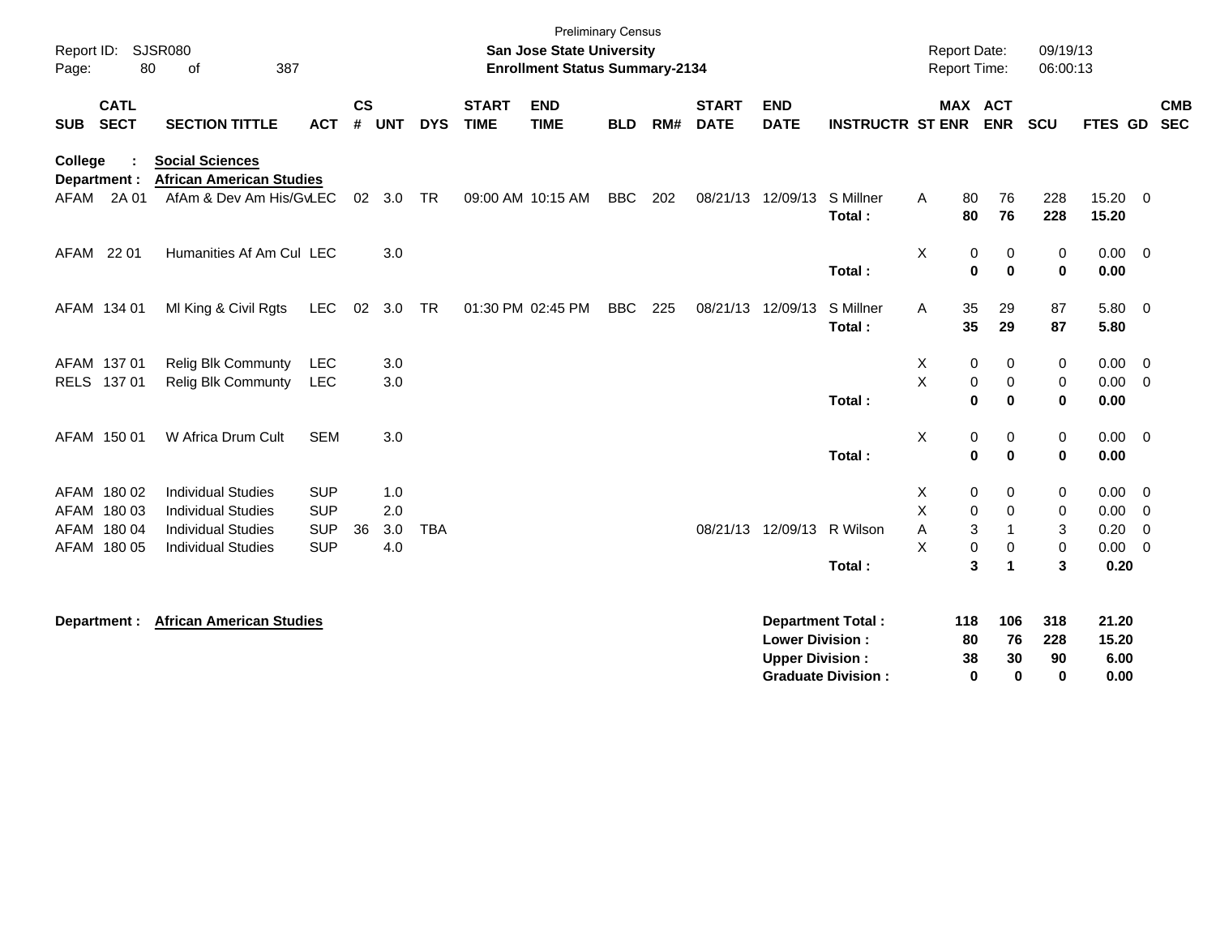Preliminary Census

**San Jose State University**

**Enrollment Status Summary-2134**

Report ID: SJSR080

Report Date: 09/19/13

Report Time: 06:00:13

| SUB | CATL SECT | SECTION TITTLE | ACT | CS # | UNT | DYS | START TIME | END TIME | BLD | RM# | START DATE | END DATE | INSTRUCTR | ST | MAX ENR | ACT ENR | SCU | FTES | GD | CMB SEC |
|---|---|---|---|---|---|---|---|---|---|---|---|---|---|---|---|---|---|---|---|---|
| **College :** | | **Social Sciences** | | | | | | | | | | | | | | | | | | |
| **Department :** | | **African American Studies** | | | | | | | | | | | | | | | | | | |
| AFAM | 2A 01 | AfAm & Dev Am His/Gv | LEC | 02 | 3.0 | TR | 09:00 AM | 10:15 AM | BBC | 202 | 08/21/13 | 12/09/13 | S Millner | A | 80 | 76 | 228 | 15.20 | 0 | |
| | | | | | | | | | | | | | **Total :** | | **80** | **76** | **228** | **15.20** | | |
| AFAM | 22 01 | Humanities Af Am Cul | LEC | | 3.0 | | | | | | | | | X | 0 | 0 | 0 | 0.00 | 0 | |
| | | | | | | | | | | | | | **Total :** | | **0** | **0** | **0** | **0.00** | | |
| AFAM | 134 01 | Ml King & Civil Rgts | LEC | 02 | 3.0 | TR | 01:30 PM | 02:45 PM | BBC | 225 | 08/21/13 | 12/09/13 | S Millner | A | 35 | 29 | 87 | 5.80 | 0 | |
| | | | | | | | | | | | | | **Total :** | | **35** | **29** | **87** | **5.80** | | |
| AFAM | 137 01 | Relig Blk Communty | LEC | | 3.0 | | | | | | | | | X | 0 | 0 | 0 | 0.00 | 0 | |
| RELS | 137 01 | Relig Blk Communty | LEC | | 3.0 | | | | | | | | | X | 0 | 0 | 0 | 0.00 | 0 | |
| | | | | | | | | | | | | | **Total :** | | **0** | **0** | **0** | **0.00** | | |
| AFAM | 150 01 | W Africa Drum Cult | SEM | | 3.0 | | | | | | | | | X | 0 | 0 | 0 | 0.00 | 0 | |
| | | | | | | | | | | | | | **Total :** | | **0** | **0** | **0** | **0.00** | | |
| AFAM | 180 02 | Individual Studies | SUP | | 1.0 | | | | | | | | | X | 0 | 0 | 0 | 0.00 | 0 | |
| AFAM | 180 03 | Individual Studies | SUP | | 2.0 | | | | | | | | | X | 0 | 0 | 0 | 0.00 | 0 | |
| AFAM | 180 04 | Individual Studies | SUP | 36 | 3.0 | TBA | | | | | 08/21/13 | 12/09/13 | R Wilson | A | 3 | 1 | 3 | 0.20 | 0 | |
| AFAM | 180 05 | Individual Studies | SUP | | 4.0 | | | | | | | | | X | 0 | 0 | 0 | 0.00 | 0 | |
| | | | | | | | | | | | | | **Total :** | | **3** | **1** | **3** | **0.20** | | |

**Department : African American Studies**

| | MAX ENR | ACT ENR | SCU | FTES |
|---|---|---|---|---|
| **Department Total :** | **118** | **106** | **318** | **21.20** |
| **Lower Division :** | **80** | **76** | **228** | **15.20** |
| **Upper Division :** | **38** | **30** | **90** | **6.00** |
| **Graduate Division :** | **0** | **0** | **0** | **0.00** |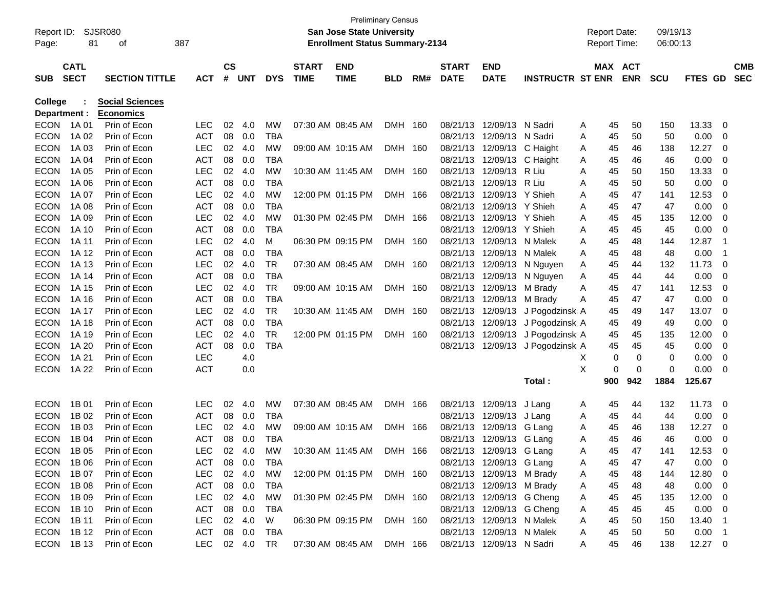Preliminary Census

Report ID: SJSR080 — **San Jose State University** — Report Date: 09/19/13

**Enrollment Status Summary-2134** — Report Time: 06:00:13

**College : Social Sciences**

**Department : Economics**

| SUB | CATL SECT | SECTION TITTLE | ACT | CS # | UNT | DYS | START TIME | END TIME | BLD | RM# | START DATE | END DATE | INSTRUCTR | ST | MAX ENR | ACT ENR | SCU | FTES | GD | CMB SEC |
|---|---|---|---|---|---|---|---|---|---|---|---|---|---|---|---|---|---|---|---|---|
| ECON | 1A 01 | Prin of Econ | LEC | 02 | 4.0 | MW | 07:30 AM | 08:45 AM | DMH | 160 | 08/21/13 | 12/09/13 | N Sadri | A | 45 | 50 | 150 | 13.33 | 0 | |
| ECON | 1A 02 | Prin of Econ | ACT | 08 | 0.0 | TBA | | | | | 08/21/13 | 12/09/13 | N Sadri | A | 45 | 50 | 50 | 0.00 | 0 | |
| ECON | 1A 03 | Prin of Econ | LEC | 02 | 4.0 | MW | 09:00 AM | 10:15 AM | DMH | 160 | 08/21/13 | 12/09/13 | C Haight | A | 45 | 46 | 138 | 12.27 | 0 | |
| ECON | 1A 04 | Prin of Econ | ACT | 08 | 0.0 | TBA | | | | | 08/21/13 | 12/09/13 | C Haight | A | 45 | 46 | 46 | 0.00 | 0 | |
| ECON | 1A 05 | Prin of Econ | LEC | 02 | 4.0 | MW | 10:30 AM | 11:45 AM | DMH | 160 | 08/21/13 | 12/09/13 | R Liu | A | 45 | 50 | 150 | 13.33 | 0 | |
| ECON | 1A 06 | Prin of Econ | ACT | 08 | 0.0 | TBA | | | | | 08/21/13 | 12/09/13 | R Liu | A | 45 | 50 | 50 | 0.00 | 0 | |
| ECON | 1A 07 | Prin of Econ | LEC | 02 | 4.0 | MW | 12:00 PM | 01:15 PM | DMH | 166 | 08/21/13 | 12/09/13 | Y Shieh | A | 45 | 47 | 141 | 12.53 | 0 | |
| ECON | 1A 08 | Prin of Econ | ACT | 08 | 0.0 | TBA | | | | | 08/21/13 | 12/09/13 | Y Shieh | A | 45 | 47 | 47 | 0.00 | 0 | |
| ECON | 1A 09 | Prin of Econ | LEC | 02 | 4.0 | MW | 01:30 PM | 02:45 PM | DMH | 166 | 08/21/13 | 12/09/13 | Y Shieh | A | 45 | 45 | 135 | 12.00 | 0 | |
| ECON | 1A 10 | Prin of Econ | ACT | 08 | 0.0 | TBA | | | | | 08/21/13 | 12/09/13 | Y Shieh | A | 45 | 45 | 45 | 0.00 | 0 | |
| ECON | 1A 11 | Prin of Econ | LEC | 02 | 4.0 | M | 06:30 PM | 09:15 PM | DMH | 160 | 08/21/13 | 12/09/13 | N Malek | A | 45 | 48 | 144 | 12.87 | 1 | |
| ECON | 1A 12 | Prin of Econ | ACT | 08 | 0.0 | TBA | | | | | 08/21/13 | 12/09/13 | N Malek | A | 45 | 48 | 48 | 0.00 | 1 | |
| ECON | 1A 13 | Prin of Econ | LEC | 02 | 4.0 | TR | 07:30 AM | 08:45 AM | DMH | 160 | 08/21/13 | 12/09/13 | N Nguyen | A | 45 | 44 | 132 | 11.73 | 0 | |
| ECON | 1A 14 | Prin of Econ | ACT | 08 | 0.0 | TBA | | | | | 08/21/13 | 12/09/13 | N Nguyen | A | 45 | 44 | 44 | 0.00 | 0 | |
| ECON | 1A 15 | Prin of Econ | LEC | 02 | 4.0 | TR | 09:00 AM | 10:15 AM | DMH | 160 | 08/21/13 | 12/09/13 | M Brady | A | 45 | 47 | 141 | 12.53 | 0 | |
| ECON | 1A 16 | Prin of Econ | ACT | 08 | 0.0 | TBA | | | | | 08/21/13 | 12/09/13 | M Brady | A | 45 | 47 | 47 | 0.00 | 0 | |
| ECON | 1A 17 | Prin of Econ | LEC | 02 | 4.0 | TR | 10:30 AM | 11:45 AM | DMH | 160 | 08/21/13 | 12/09/13 | J Pogodzinsk | A | 45 | 49 | 147 | 13.07 | 0 | |
| ECON | 1A 18 | Prin of Econ | ACT | 08 | 0.0 | TBA | | | | | 08/21/13 | 12/09/13 | J Pogodzinsk | A | 45 | 49 | 49 | 0.00 | 0 | |
| ECON | 1A 19 | Prin of Econ | LEC | 02 | 4.0 | TR | 12:00 PM | 01:15 PM | DMH | 160 | 08/21/13 | 12/09/13 | J Pogodzinsk | A | 45 | 45 | 135 | 12.00 | 0 | |
| ECON | 1A 20 | Prin of Econ | ACT | 08 | 0.0 | TBA | | | | | 08/21/13 | 12/09/13 | J Pogodzinsk | A | 45 | 45 | 45 | 0.00 | 0 | |
| ECON | 1A 21 | Prin of Econ | LEC | | 4.0 | | | | | | | | | X | 0 | 0 | 0 | 0.00 | 0 | |
| ECON | 1A 22 | Prin of Econ | ACT | | 0.0 | | | | | | | | | X | 0 | 0 | 0 | 0.00 | 0 | |
| | | | | | | | | | | | | | **Total :** | | **900** | **942** | **1884** | **125.67** | | |
| ECON | 1B 01 | Prin of Econ | LEC | 02 | 4.0 | MW | 07:30 AM | 08:45 AM | DMH | 166 | 08/21/13 | 12/09/13 | J Lang | A | 45 | 44 | 132 | 11.73 | 0 | |
| ECON | 1B 02 | Prin of Econ | ACT | 08 | 0.0 | TBA | | | | | 08/21/13 | 12/09/13 | J Lang | A | 45 | 44 | 44 | 0.00 | 0 | |
| ECON | 1B 03 | Prin of Econ | LEC | 02 | 4.0 | MW | 09:00 AM | 10:15 AM | DMH | 166 | 08/21/13 | 12/09/13 | G Lang | A | 45 | 46 | 138 | 12.27 | 0 | |
| ECON | 1B 04 | Prin of Econ | ACT | 08 | 0.0 | TBA | | | | | 08/21/13 | 12/09/13 | G Lang | A | 45 | 46 | 46 | 0.00 | 0 | |
| ECON | 1B 05 | Prin of Econ | LEC | 02 | 4.0 | MW | 10:30 AM | 11:45 AM | DMH | 166 | 08/21/13 | 12/09/13 | G Lang | A | 45 | 47 | 141 | 12.53 | 0 | |
| ECON | 1B 06 | Prin of Econ | ACT | 08 | 0.0 | TBA | | | | | 08/21/13 | 12/09/13 | G Lang | A | 45 | 47 | 47 | 0.00 | 0 | |
| ECON | 1B 07 | Prin of Econ | LEC | 02 | 4.0 | MW | 12:00 PM | 01:15 PM | DMH | 160 | 08/21/13 | 12/09/13 | M Brady | A | 45 | 48 | 144 | 12.80 | 0 | |
| ECON | 1B 08 | Prin of Econ | ACT | 08 | 0.0 | TBA | | | | | 08/21/13 | 12/09/13 | M Brady | A | 45 | 48 | 48 | 0.00 | 0 | |
| ECON | 1B 09 | Prin of Econ | LEC | 02 | 4.0 | MW | 01:30 PM | 02:45 PM | DMH | 160 | 08/21/13 | 12/09/13 | G Cheng | A | 45 | 45 | 135 | 12.00 | 0 | |
| ECON | 1B 10 | Prin of Econ | ACT | 08 | 0.0 | TBA | | | | | 08/21/13 | 12/09/13 | G Cheng | A | 45 | 45 | 45 | 0.00 | 0 | |
| ECON | 1B 11 | Prin of Econ | LEC | 02 | 4.0 | W | 06:30 PM | 09:15 PM | DMH | 160 | 08/21/13 | 12/09/13 | N Malek | A | 45 | 50 | 150 | 13.40 | 1 | |
| ECON | 1B 12 | Prin of Econ | ACT | 08 | 0.0 | TBA | | | | | 08/21/13 | 12/09/13 | N Malek | A | 45 | 50 | 50 | 0.00 | 1 | |
| ECON | 1B 13 | Prin of Econ | LEC | 02 | 4.0 | TR | 07:30 AM | 08:45 AM | DMH | 166 | 08/21/13 | 12/09/13 | N Sadri | A | 45 | 46 | 138 | 12.27 | 0 | |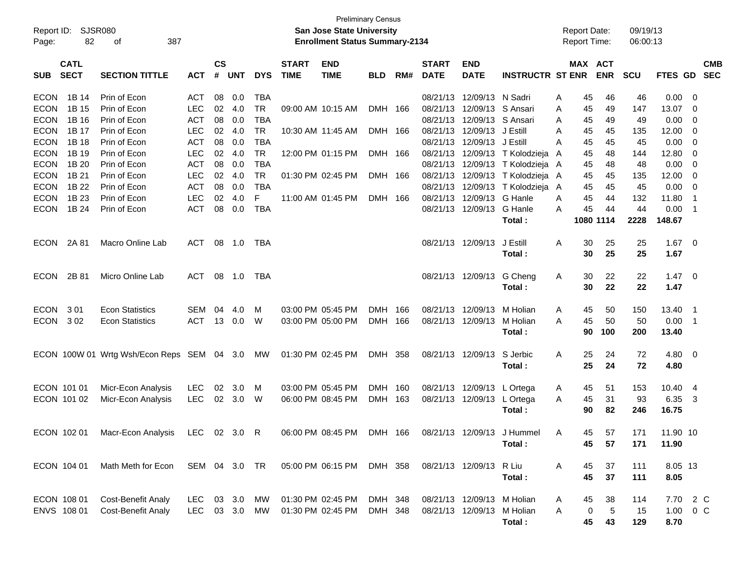Preliminary Census
San Jose State University
Enrollment Status Summary-2134

Report ID: SJSR080
Report Date: 09/19/13
Report Time: 06:00:13

| SUB | CATL SECT | SECTION TITTLE | ACT | CS # | UNT | DYS | START TIME | END TIME | BLD | RM# | START DATE | END DATE | INSTRUCTR | ST | MAX ENR | ACT ENR | SCU | FTES | GD | CMB SEC |
|---|---|---|---|---|---|---|---|---|---|---|---|---|---|---|---|---|---|---|---|---|
| ECON | 1B 14 | Prin of Econ | ACT | 08 | 0.0 | TBA | | | | | 08/21/13 | 12/09/13 | N Sadri | A | 45 | 46 | 46 | 0.00 | 0 | |
| ECON | 1B 15 | Prin of Econ | LEC | 02 | 4.0 | TR | 09:00 AM | 10:15 AM | DMH | 166 | 08/21/13 | 12/09/13 | S Ansari | A | 45 | 49 | 147 | 13.07 | 0 | |
| ECON | 1B 16 | Prin of Econ | ACT | 08 | 0.0 | TBA | | | | | 08/21/13 | 12/09/13 | S Ansari | A | 45 | 49 | 49 | 0.00 | 0 | |
| ECON | 1B 17 | Prin of Econ | LEC | 02 | 4.0 | TR | 10:30 AM | 11:45 AM | DMH | 166 | 08/21/13 | 12/09/13 | J Estill | A | 45 | 45 | 135 | 12.00 | 0 | |
| ECON | 1B 18 | Prin of Econ | ACT | 08 | 0.0 | TBA | | | | | 08/21/13 | 12/09/13 | J Estill | A | 45 | 45 | 45 | 0.00 | 0 | |
| ECON | 1B 19 | Prin of Econ | LEC | 02 | 4.0 | TR | 12:00 PM | 01:15 PM | DMH | 166 | 08/21/13 | 12/09/13 | T Kolodziejа | A | 45 | 48 | 144 | 12.80 | 0 | |
| ECON | 1B 20 | Prin of Econ | ACT | 08 | 0.0 | TBA | | | | | 08/21/13 | 12/09/13 | T Kolodziejа | A | 45 | 48 | 48 | 0.00 | 0 | |
| ECON | 1B 21 | Prin of Econ | LEC | 02 | 4.0 | TR | 01:30 PM | 02:45 PM | DMH | 166 | 08/21/13 | 12/09/13 | T Kolodziejа | A | 45 | 45 | 135 | 12.00 | 0 | |
| ECON | 1B 22 | Prin of Econ | ACT | 08 | 0.0 | TBA | | | | | 08/21/13 | 12/09/13 | T Kolodziejа | A | 45 | 45 | 45 | 0.00 | 0 | |
| ECON | 1B 23 | Prin of Econ | LEC | 02 | 4.0 | F | 11:00 AM | 01:45 PM | DMH | 166 | 08/21/13 | 12/09/13 | G Hanle | A | 45 | 44 | 132 | 11.80 | 1 | |
| ECON | 1B 24 | Prin of Econ | ACT | 08 | 0.0 | TBA | | | | | 08/21/13 | 12/09/13 | G Hanle | A | 45 | 44 | 44 | 0.00 | 1 | |
| | | | | | | | | | | | | | Total : | | 1080 | 1114 | 2228 | 148.67 | | |
| ECON | 2A 81 | Macro Online Lab | ACT | 08 | 1.0 | TBA | | | | | 08/21/13 | 12/09/13 | J Estill | A | 30 | 25 | 25 | 1.67 | 0 | |
| | | | | | | | | | | | | | Total : | | 30 | 25 | 25 | 1.67 | | |
| ECON | 2B 81 | Micro Online Lab | ACT | 08 | 1.0 | TBA | | | | | 08/21/13 | 12/09/13 | G Cheng | A | 30 | 22 | 22 | 1.47 | 0 | |
| | | | | | | | | | | | | | Total : | | 30 | 22 | 22 | 1.47 | | |
| ECON | 3 01 | Econ Statistics | SEM | 04 | 4.0 | M | 03:00 PM | 05:45 PM | DMH | 166 | 08/21/13 | 12/09/13 | M Holian | A | 45 | 50 | 150 | 13.40 | 1 | |
| ECON | 3 02 | Econ Statistics | ACT | 13 | 0.0 | W | 03:00 PM | 05:00 PM | DMH | 166 | 08/21/13 | 12/09/13 | M Holian | A | 45 | 50 | 50 | 0.00 | 1 | |
| | | | | | | | | | | | | | Total : | | 90 | 100 | 200 | 13.40 | | |
| ECON | 100W 01 | Wrtg Wsh/Econ Reps | SEM | 04 | 3.0 | MW | 01:30 PM | 02:45 PM | DMH | 358 | 08/21/13 | 12/09/13 | S Jerbic | A | 25 | 24 | 72 | 4.80 | 0 | |
| | | | | | | | | | | | | | Total : | | 25 | 24 | 72 | 4.80 | | |
| ECON | 101 01 | Micr-Econ Analysis | LEC | 02 | 3.0 | M | 03:00 PM | 05:45 PM | DMH | 160 | 08/21/13 | 12/09/13 | L Ortega | A | 45 | 51 | 153 | 10.40 | 4 | |
| ECON | 101 02 | Micr-Econ Analysis | LEC | 02 | 3.0 | W | 06:00 PM | 08:45 PM | DMH | 163 | 08/21/13 | 12/09/13 | L Ortega | A | 45 | 31 | 93 | 6.35 | 3 | |
| | | | | | | | | | | | | | Total : | | 90 | 82 | 246 | 16.75 | | |
| ECON | 102 01 | Macr-Econ Analysis | LEC | 02 | 3.0 | R | 06:00 PM | 08:45 PM | DMH | 166 | 08/21/13 | 12/09/13 | J Hummel | A | 45 | 57 | 171 | 11.90 | 10 | |
| | | | | | | | | | | | | | Total : | | 45 | 57 | 171 | 11.90 | | |
| ECON | 104 01 | Math Meth for Econ | SEM | 04 | 3.0 | TR | 05:00 PM | 06:15 PM | DMH | 358 | 08/21/13 | 12/09/13 | R Liu | A | 45 | 37 | 111 | 8.05 | 13 | |
| | | | | | | | | | | | | | Total : | | 45 | 37 | 111 | 8.05 | | |
| ECON | 108 01 | Cost-Benefit Analy | LEC | 03 | 3.0 | MW | 01:30 PM | 02:45 PM | DMH | 348 | 08/21/13 | 12/09/13 | M Holian | A | 45 | 38 | 114 | 7.70 | 2 | C |
| ENVS | 108 01 | Cost-Benefit Analy | LEC | 03 | 3.0 | MW | 01:30 PM | 02:45 PM | DMH | 348 | 08/21/13 | 12/09/13 | M Holian | A | 0 | 5 | 15 | 1.00 | 0 | C |
| | | | | | | | | | | | | | Total : | | 45 | 43 | 129 | 8.70 | | |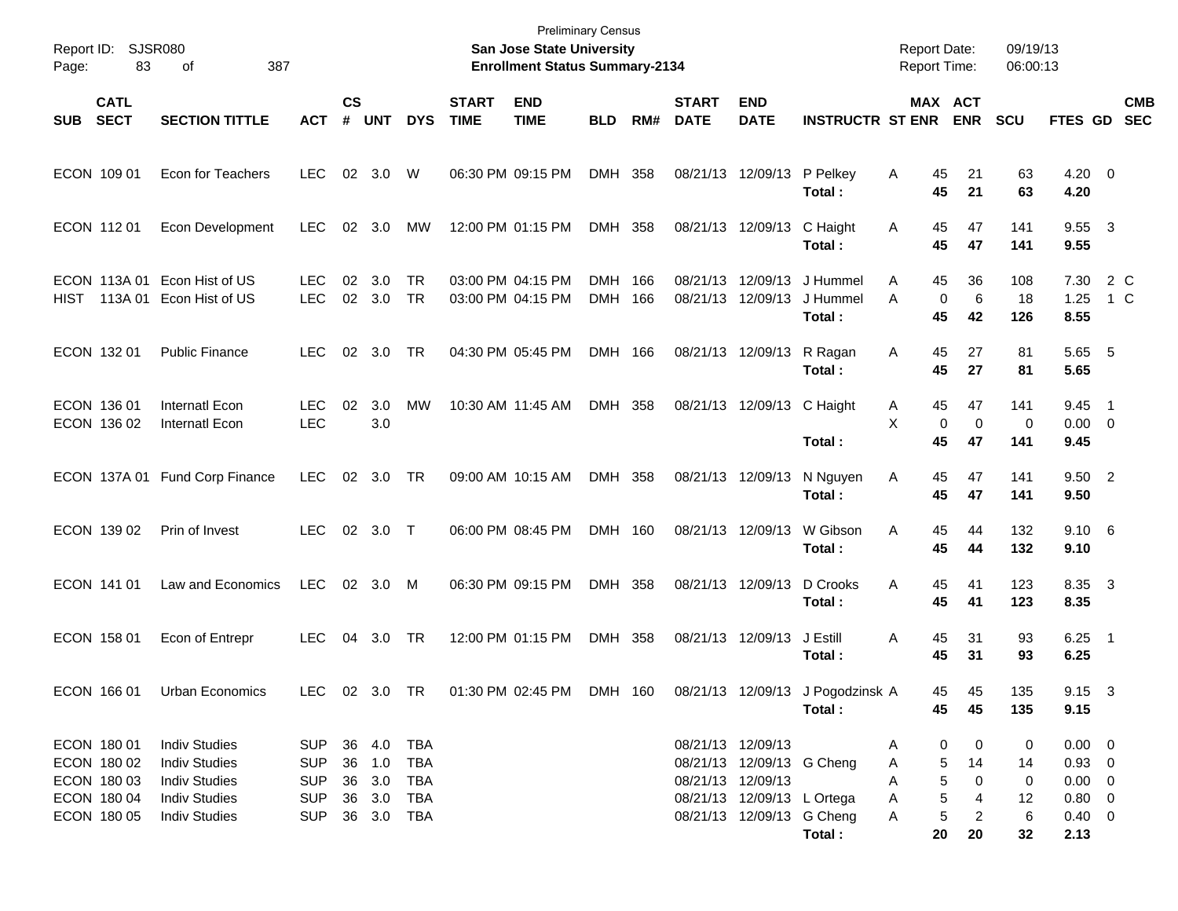Preliminary Census
**San Jose State University**
**Enrollment Status Summary-2134**

Report ID: SJSR080
Report Date: 09/19/13
Report Time: 06:00:13

| SUB | CATL SECT | SECTION TITTLE | ACT | CS # | UNT | DYS | START TIME | END TIME | BLD | RM# | START DATE | END DATE | INSTRUCTR | ST | MAX ENR | ACT ENR | SCU | FTES | GD | CMB SEC |
|---|---|---|---|---|---|---|---|---|---|---|---|---|---|---|---|---|---|---|---|---|
| ECON | 109 01 | Econ for Teachers | LEC | 02 | 3.0 | W | 06:30 PM | 09:15 PM | DMH | 358 | 08/21/13 | 12/09/13 | P Pelkey | A | 45 | 21 | 63 | 4.20 | 0 | |
| | | | | | | | | | | | | | **Total :** | | **45** | **21** | **63** | **4.20** | | |
| ECON | 112 01 | Econ Development | LEC | 02 | 3.0 | MW | 12:00 PM | 01:15 PM | DMH | 358 | 08/21/13 | 12/09/13 | C Haight | A | 45 | 47 | 141 | 9.55 | 3 | |
| | | | | | | | | | | | | | **Total :** | | **45** | **47** | **141** | **9.55** | | |
| ECON | 113A 01 | Econ Hist of US | LEC | 02 | 3.0 | TR | 03:00 PM | 04:15 PM | DMH | 166 | 08/21/13 | 12/09/13 | J Hummel | A | 45 | 36 | 108 | 7.30 | 2 | C |
| HIST | 113A 01 | Econ Hist of US | LEC | 02 | 3.0 | TR | 03:00 PM | 04:15 PM | DMH | 166 | 08/21/13 | 12/09/13 | J Hummel | A | 0 | 6 | 18 | 1.25 | 1 | C |
| | | | | | | | | | | | | | **Total :** | | **45** | **42** | **126** | **8.55** | | |
| ECON | 132 01 | Public Finance | LEC | 02 | 3.0 | TR | 04:30 PM | 05:45 PM | DMH | 166 | 08/21/13 | 12/09/13 | R Ragan | A | 45 | 27 | 81 | 5.65 | 5 | |
| | | | | | | | | | | | | | **Total :** | | **45** | **27** | **81** | **5.65** | | |
| ECON | 136 01 | Internatl Econ | LEC | 02 | 3.0 | MW | 10:30 AM | 11:45 AM | DMH | 358 | 08/21/13 | 12/09/13 | C Haight | A | 45 | 47 | 141 | 9.45 | 1 | |
| ECON | 136 02 | Internatl Econ | LEC | | 3.0 | | | | | | | | | X | 0 | 0 | 0 | 0.00 | 0 | |
| | | | | | | | | | | | | | **Total :** | | **45** | **47** | **141** | **9.45** | | |
| ECON | 137A 01 | Fund Corp Finance | LEC | 02 | 3.0 | TR | 09:00 AM | 10:15 AM | DMH | 358 | 08/21/13 | 12/09/13 | N Nguyen | A | 45 | 47 | 141 | 9.50 | 2 | |
| | | | | | | | | | | | | | **Total :** | | **45** | **47** | **141** | **9.50** | | |
| ECON | 139 02 | Prin of Invest | LEC | 02 | 3.0 | T | 06:00 PM | 08:45 PM | DMH | 160 | 08/21/13 | 12/09/13 | W Gibson | A | 45 | 44 | 132 | 9.10 | 6 | |
| | | | | | | | | | | | | | **Total :** | | **45** | **44** | **132** | **9.10** | | |
| ECON | 141 01 | Law and Economics | LEC | 02 | 3.0 | M | 06:30 PM | 09:15 PM | DMH | 358 | 08/21/13 | 12/09/13 | D Crooks | A | 45 | 41 | 123 | 8.35 | 3 | |
| | | | | | | | | | | | | | **Total :** | | **45** | **41** | **123** | **8.35** | | |
| ECON | 158 01 | Econ of Entrepr | LEC | 04 | 3.0 | TR | 12:00 PM | 01:15 PM | DMH | 358 | 08/21/13 | 12/09/13 | J Estill | A | 45 | 31 | 93 | 6.25 | 1 | |
| | | | | | | | | | | | | | **Total :** | | **45** | **31** | **93** | **6.25** | | |
| ECON | 166 01 | Urban Economics | LEC | 02 | 3.0 | TR | 01:30 PM | 02:45 PM | DMH | 160 | 08/21/13 | 12/09/13 | J Pogodzinsk | A | 45 | 45 | 135 | 9.15 | 3 | |
| | | | | | | | | | | | | | **Total :** | | **45** | **45** | **135** | **9.15** | | |
| ECON | 180 01 | Indiv Studies | SUP | 36 | 4.0 | TBA | | | | | 08/21/13 | 12/09/13 | | A | 0 | 0 | 0 | 0.00 | 0 | |
| ECON | 180 02 | Indiv Studies | SUP | 36 | 1.0 | TBA | | | | | 08/21/13 | 12/09/13 | G Cheng | A | 5 | 14 | 14 | 0.93 | 0 | |
| ECON | 180 03 | Indiv Studies | SUP | 36 | 3.0 | TBA | | | | | 08/21/13 | 12/09/13 | | A | 5 | 0 | 0 | 0.00 | 0 | |
| ECON | 180 04 | Indiv Studies | SUP | 36 | 3.0 | TBA | | | | | 08/21/13 | 12/09/13 | L Ortega | A | 5 | 4 | 12 | 0.80 | 0 | |
| ECON | 180 05 | Indiv Studies | SUP | 36 | 3.0 | TBA | | | | | 08/21/13 | 12/09/13 | G Cheng | A | 5 | 2 | 6 | 0.40 | 0 | |
| | | | | | | | | | | | | | **Total :** | | **20** | **20** | **32** | **2.13** | | |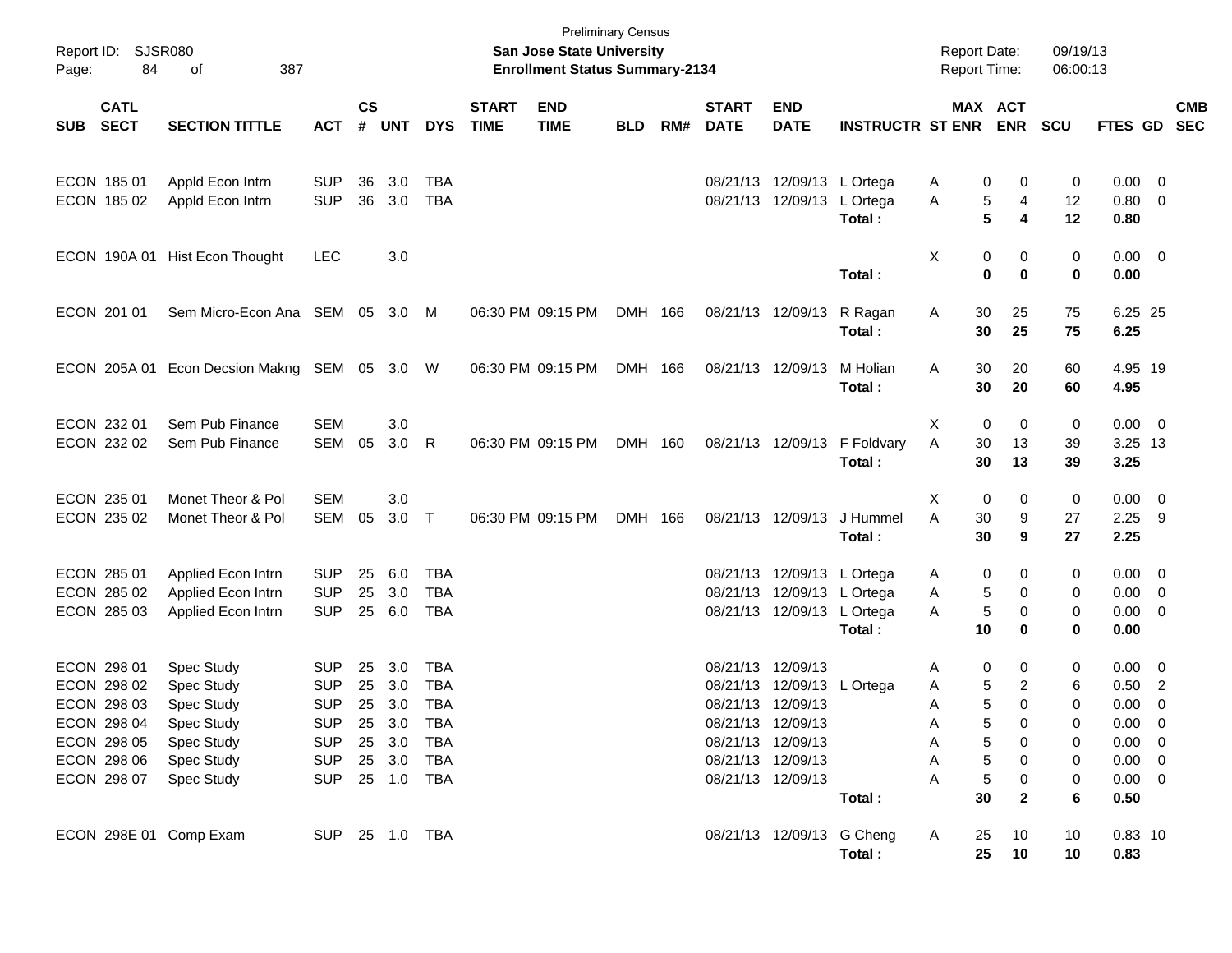Preliminary Census
**San Jose State University**
**Enrollment Status Summary-2134**

Report ID: SJSR080
Report Date: 09/19/13
Report Time: 06:00:13

| SUB | CATL SECT | SECTION TITTLE | ACT | CS # | UNT | DYS | START TIME | END TIME | BLD | RM# | START DATE | END DATE | INSTRUCTR | ST | MAX ENR | ACT ENR | SCU | FTES | GD | CMB SEC |
|---|---|---|---|---|---|---|---|---|---|---|---|---|---|---|---|---|---|---|---|---|
| ECON | 185 01 | Appld Econ Intrn | SUP | 36 | 3.0 | TBA | | | | | 08/21/13 | 12/09/13 | L Ortega | A | 0 | 0 | 0 | 0.00 | 0 | |
| ECON | 185 02 | Appld Econ Intrn | SUP | 36 | 3.0 | TBA | | | | | 08/21/13 | 12/09/13 | L Ortega | A | 5 | 4 | 12 | 0.80 | 0 | |
| | | | | | | | | | | | | | **Total :** | | **5** | **4** | **12** | **0.80** | | |
| ECON | 190A 01 | Hist Econ Thought | LEC | | 3.0 | | | | | | | | | X | 0 | 0 | 0 | 0.00 | 0 | |
| | | | | | | | | | | | | | **Total :** | | **0** | **0** | **0** | **0.00** | | |
| ECON | 201 01 | Sem Micro-Econ Ana | SEM | 05 | 3.0 | M | 06:30 PM | 09:15 PM | DMH | 166 | 08/21/13 | 12/09/13 | R Ragan | A | 30 | 25 | 75 | 6.25 | 25 | |
| | | | | | | | | | | | | | **Total :** | | **30** | **25** | **75** | **6.25** | | |
| ECON | 205A 01 | Econ Decsion Makng | SEM | 05 | 3.0 | W | 06:30 PM | 09:15 PM | DMH | 166 | 08/21/13 | 12/09/13 | M Holian | A | 30 | 20 | 60 | 4.95 | 19 | |
| | | | | | | | | | | | | | **Total :** | | **30** | **20** | **60** | **4.95** | | |
| ECON | 232 01 | Sem Pub Finance | SEM | | 3.0 | | | | | | | | | X | 0 | 0 | 0 | 0.00 | 0 | |
| ECON | 232 02 | Sem Pub Finance | SEM | 05 | 3.0 | R | 06:30 PM | 09:15 PM | DMH | 160 | 08/21/13 | 12/09/13 | F Foldvary | A | 30 | 13 | 39 | 3.25 | 13 | |
| | | | | | | | | | | | | | **Total :** | | **30** | **13** | **39** | **3.25** | | |
| ECON | 235 01 | Monet Theor & Pol | SEM | | 3.0 | | | | | | | | | X | 0 | 0 | 0 | 0.00 | 0 | |
| ECON | 235 02 | Monet Theor & Pol | SEM | 05 | 3.0 | T | 06:30 PM | 09:15 PM | DMH | 166 | 08/21/13 | 12/09/13 | J Hummel | A | 30 | 9 | 27 | 2.25 | 9 | |
| | | | | | | | | | | | | | **Total :** | | **30** | **9** | **27** | **2.25** | | |
| ECON | 285 01 | Applied Econ Intrn | SUP | 25 | 6.0 | TBA | | | | | 08/21/13 | 12/09/13 | L Ortega | A | 0 | 0 | 0 | 0.00 | 0 | |
| ECON | 285 02 | Applied Econ Intrn | SUP | 25 | 3.0 | TBA | | | | | 08/21/13 | 12/09/13 | L Ortega | A | 5 | 0 | 0 | 0.00 | 0 | |
| ECON | 285 03 | Applied Econ Intrn | SUP | 25 | 6.0 | TBA | | | | | 08/21/13 | 12/09/13 | L Ortega | A | 5 | 0 | 0 | 0.00 | 0 | |
| | | | | | | | | | | | | | **Total :** | | **10** | **0** | **0** | **0.00** | | |
| ECON | 298 01 | Spec Study | SUP | 25 | 3.0 | TBA | | | | | 08/21/13 | 12/09/13 | | A | 0 | 0 | 0 | 0.00 | 0 | |
| ECON | 298 02 | Spec Study | SUP | 25 | 3.0 | TBA | | | | | 08/21/13 | 12/09/13 | L Ortega | A | 5 | 2 | 6 | 0.50 | 2 | |
| ECON | 298 03 | Spec Study | SUP | 25 | 3.0 | TBA | | | | | 08/21/13 | 12/09/13 | | A | 5 | 0 | 0 | 0.00 | 0 | |
| ECON | 298 04 | Spec Study | SUP | 25 | 3.0 | TBA | | | | | 08/21/13 | 12/09/13 | | A | 5 | 0 | 0 | 0.00 | 0 | |
| ECON | 298 05 | Spec Study | SUP | 25 | 3.0 | TBA | | | | | 08/21/13 | 12/09/13 | | A | 5 | 0 | 0 | 0.00 | 0 | |
| ECON | 298 06 | Spec Study | SUP | 25 | 3.0 | TBA | | | | | 08/21/13 | 12/09/13 | | A | 5 | 0 | 0 | 0.00 | 0 | |
| ECON | 298 07 | Spec Study | SUP | 25 | 1.0 | TBA | | | | | 08/21/13 | 12/09/13 | | A | 5 | 0 | 0 | 0.00 | 0 | |
| | | | | | | | | | | | | | **Total :** | | **30** | **2** | **6** | **0.50** | | |
| ECON | 298E 01 | Comp Exam | SUP | 25 | 1.0 | TBA | | | | | 08/21/13 | 12/09/13 | G Cheng | A | 25 | 10 | 10 | 0.83 | 10 | |
| | | | | | | | | | | | | | **Total :** | | **25** | **10** | **10** | **0.83** | | |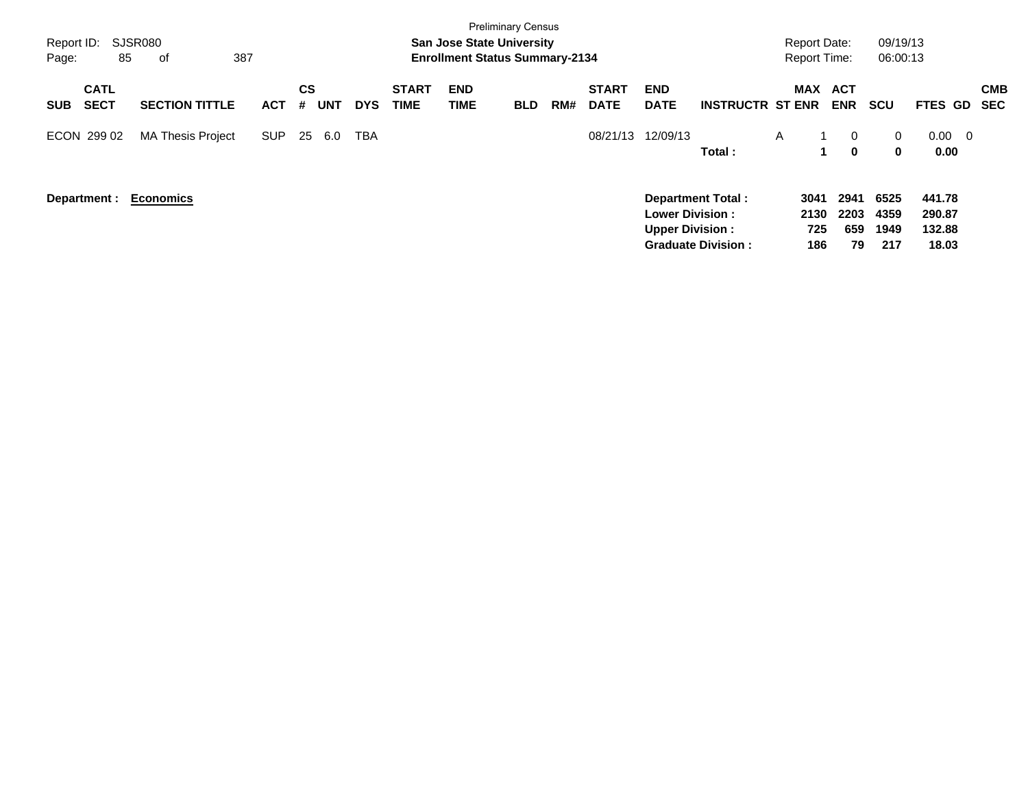Preliminary Census

**San Jose State University**

**Enrollment Status Summary-2134**

Report ID: SJSR080

Report Date: 09/19/13

Report Time: 06:00:13

| SUB | CATL SECT | SECTION TITTLE | ACT | CS # | UNT | DYS | START TIME | END TIME | BLD | RM# | START DATE | END DATE | INSTRUCTR | ST | MAX ENR | ACT ENR | SCU | FTES | GD | CMB SEC |
|---|---|---|---|---|---|---|---|---|---|---|---|---|---|---|---|---|---|---|---|---|
| ECON | 299 02 | MA Thesis Project | SUP | 25 | 6.0 | TBA | | | | | 08/21/13 | 12/09/13 | | A | 1 | 0 | 0 | 0.00 | 0 | |
| | | | | | | | | | | | | | **Total :** | | **1** | **0** | **0** | **0.00** | | |

**Department :** **Economics**

| | MAX ENR | ACT ENR | SCU | FTES |
|---|---|---|---|---|
| **Department Total :** | **3041** | **2941** | **6525** | **441.78** |
| **Lower Division :** | **2130** | **2203** | **4359** | **290.87** |
| **Upper Division :** | **725** | **659** | **1949** | **132.88** |
| **Graduate Division :** | **186** | **79** | **217** | **18.03** |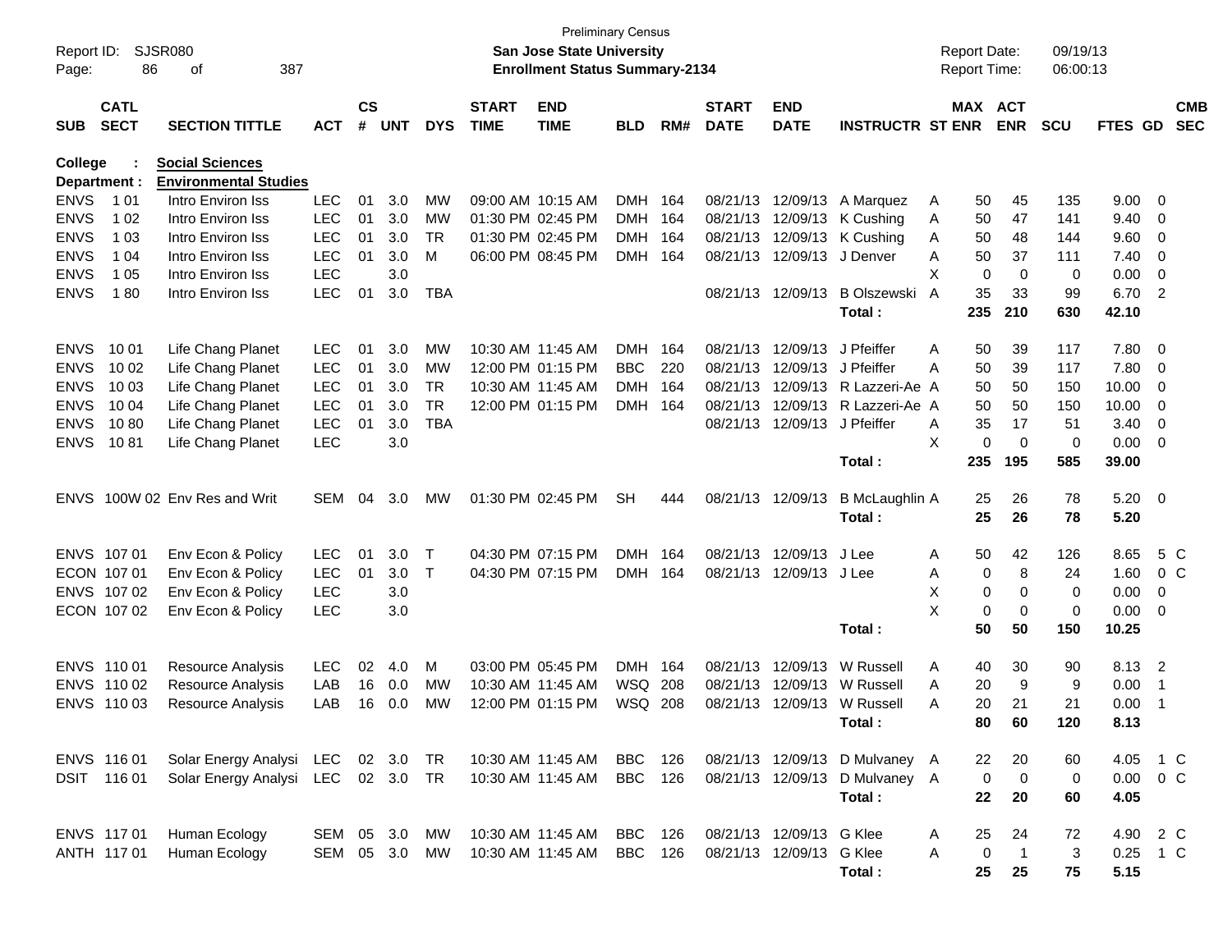Preliminary Census
**San Jose State University**
**Enrollment Status Summary-2134**

Report ID: SJSR080
Report Date: 09/19/13
Report Time: 06:00:13

**College : Social Sciences**
**Department : Environmental Studies**

| SUB | CATL SECT | SECTION TITTLE | ACT | CS # | UNT | DYS | START TIME | END TIME | BLD | RM# | START DATE | END DATE | INSTRUCTR | ST | MAX ENR | ACT ENR | SCU | FTES | GD | CMB SEC |
|---|---|---|---|---|---|---|---|---|---|---|---|---|---|---|---|---|---|---|---|---|
| ENVS | 1 01 | Intro Environ Iss | LEC | 01 | 3.0 | MW | 09:00 AM | 10:15 AM | DMH | 164 | 08/21/13 | 12/09/13 | A Marquez | A | 50 | 45 | 135 | 9.00 | 0 | |
| ENVS | 1 02 | Intro Environ Iss | LEC | 01 | 3.0 | MW | 01:30 PM | 02:45 PM | DMH | 164 | 08/21/13 | 12/09/13 | K Cushing | A | 50 | 47 | 141 | 9.40 | 0 | |
| ENVS | 1 03 | Intro Environ Iss | LEC | 01 | 3.0 | TR | 01:30 PM | 02:45 PM | DMH | 164 | 08/21/13 | 12/09/13 | K Cushing | A | 50 | 48 | 144 | 9.60 | 0 | |
| ENVS | 1 04 | Intro Environ Iss | LEC | 01 | 3.0 | M | 06:00 PM | 08:45 PM | DMH | 164 | 08/21/13 | 12/09/13 | J Denver | A | 50 | 37 | 111 | 7.40 | 0 | |
| ENVS | 1 05 | Intro Environ Iss | LEC | | 3.0 | | | | | | | | | X | 0 | 0 | 0 | 0.00 | 0 | |
| ENVS | 1 80 | Intro Environ Iss | LEC | 01 | 3.0 | TBA | | | | | 08/21/13 | 12/09/13 | B Olszewski | A | 35 | 33 | 99 | 6.70 | 2 | |
| | | | | | | | | | | | | | **Total :** | | **235** | **210** | **630** | **42.10** | | |
| ENVS | 10 01 | Life Chang Planet | LEC | 01 | 3.0 | MW | 10:30 AM | 11:45 AM | DMH | 164 | 08/21/13 | 12/09/13 | J Pfeiffer | A | 50 | 39 | 117 | 7.80 | 0 | |
| ENVS | 10 02 | Life Chang Planet | LEC | 01 | 3.0 | MW | 12:00 PM | 01:15 PM | BBC | 220 | 08/21/13 | 12/09/13 | J Pfeiffer | A | 50 | 39 | 117 | 7.80 | 0 | |
| ENVS | 10 03 | Life Chang Planet | LEC | 01 | 3.0 | TR | 10:30 AM | 11:45 AM | DMH | 164 | 08/21/13 | 12/09/13 | R Lazzeri-Ae | A | 50 | 50 | 150 | 10.00 | 0 | |
| ENVS | 10 04 | Life Chang Planet | LEC | 01 | 3.0 | TR | 12:00 PM | 01:15 PM | DMH | 164 | 08/21/13 | 12/09/13 | R Lazzeri-Ae | A | 50 | 50 | 150 | 10.00 | 0 | |
| ENVS | 10 80 | Life Chang Planet | LEC | 01 | 3.0 | TBA | | | | | 08/21/13 | 12/09/13 | J Pfeiffer | A | 35 | 17 | 51 | 3.40 | 0 | |
| ENVS | 10 81 | Life Chang Planet | LEC | | 3.0 | | | | | | | | | X | 0 | 0 | 0 | 0.00 | 0 | |
| | | | | | | | | | | | | | **Total :** | | **235** | **195** | **585** | **39.00** | | |
| ENVS | 100W 02 | Env Res and Writ | SEM | 04 | 3.0 | MW | 01:30 PM | 02:45 PM | SH | 444 | 08/21/13 | 12/09/13 | B McLaughlin | A | 25 | 26 | 78 | 5.20 | 0 | |
| | | | | | | | | | | | | | **Total :** | | **25** | **26** | **78** | **5.20** | | |
| ENVS | 107 01 | Env Econ & Policy | LEC | 01 | 3.0 | T | 04:30 PM | 07:15 PM | DMH | 164 | 08/21/13 | 12/09/13 | J Lee | A | 50 | 42 | 126 | 8.65 | 5 | C |
| ECON | 107 01 | Env Econ & Policy | LEC | 01 | 3.0 | T | 04:30 PM | 07:15 PM | DMH | 164 | 08/21/13 | 12/09/13 | J Lee | A | 0 | 8 | 24 | 1.60 | 0 | C |
| ENVS | 107 02 | Env Econ & Policy | LEC | | 3.0 | | | | | | | | | X | 0 | 0 | 0 | 0.00 | 0 | |
| ECON | 107 02 | Env Econ & Policy | LEC | | 3.0 | | | | | | | | | X | 0 | 0 | 0 | 0.00 | 0 | |
| | | | | | | | | | | | | | **Total :** | | **50** | **50** | **150** | **10.25** | | |
| ENVS | 110 01 | Resource Analysis | LEC | 02 | 4.0 | M | 03:00 PM | 05:45 PM | DMH | 164 | 08/21/13 | 12/09/13 | W Russell | A | 40 | 30 | 90 | 8.13 | 2 | |
| ENVS | 110 02 | Resource Analysis | LAB | 16 | 0.0 | MW | 10:30 AM | 11:45 AM | WSQ | 208 | 08/21/13 | 12/09/13 | W Russell | A | 20 | 9 | 9 | 0.00 | 1 | |
| ENVS | 110 03 | Resource Analysis | LAB | 16 | 0.0 | MW | 12:00 PM | 01:15 PM | WSQ | 208 | 08/21/13 | 12/09/13 | W Russell | A | 20 | 21 | 21 | 0.00 | 1 | |
| | | | | | | | | | | | | | **Total :** | | **80** | **60** | **120** | **8.13** | | |
| ENVS | 116 01 | Solar Energy Analysi | LEC | 02 | 3.0 | TR | 10:30 AM | 11:45 AM | BBC | 126 | 08/21/13 | 12/09/13 | D Mulvaney | A | 22 | 20 | 60 | 4.05 | 1 | C |
| DSIT | 116 01 | Solar Energy Analysi | LEC | 02 | 3.0 | TR | 10:30 AM | 11:45 AM | BBC | 126 | 08/21/13 | 12/09/13 | D Mulvaney | A | 0 | 0 | 0 | 0.00 | 0 | C |
| | | | | | | | | | | | | | **Total :** | | **22** | **20** | **60** | **4.05** | | |
| ENVS | 117 01 | Human Ecology | SEM | 05 | 3.0 | MW | 10:30 AM | 11:45 AM | BBC | 126 | 08/21/13 | 12/09/13 | G Klee | A | 25 | 24 | 72 | 4.90 | 2 | C |
| ANTH | 117 01 | Human Ecology | SEM | 05 | 3.0 | MW | 10:30 AM | 11:45 AM | BBC | 126 | 08/21/13 | 12/09/13 | G Klee | A | 0 | 1 | 3 | 0.25 | 1 | C |
| | | | | | | | | | | | | | **Total :** | | **25** | **25** | **75** | **5.15** | | |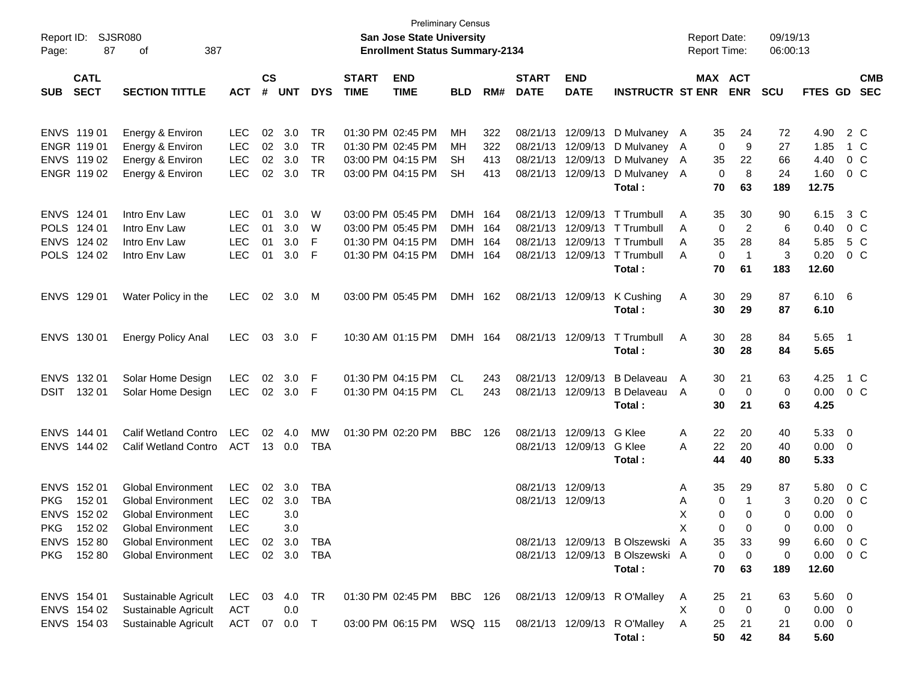Preliminary Census
San Jose State University
Enrollment Status Summary-2134

Report ID: SJSR080
Report Date: 09/19/13
Report Time: 06:00:13

| SUB | CATL SECT | SECTION TITTLE | ACT | CS # | UNT | DYS | START TIME | END TIME | BLD | RM# | START DATE | END DATE | INSTRUCTR | ST | MAX ENR | ACT ENR | SCU | FTES | GD | CMB SEC |
|---|---|---|---|---|---|---|---|---|---|---|---|---|---|---|---|---|---|---|---|---|
| ENVS | 119 01 | Energy & Environ | LEC | 02 | 3.0 | TR | 01:30 PM | 02:45 PM | MH | 322 | 08/21/13 | 12/09/13 | D Mulvaney | A | 35 | 24 | 72 | 4.90 | 2 | C |
| ENGR | 119 01 | Energy & Environ | LEC | 02 | 3.0 | TR | 01:30 PM | 02:45 PM | MH | 322 | 08/21/13 | 12/09/13 | D Mulvaney | A | 0 | 9 | 27 | 1.85 | 1 | C |
| ENVS | 119 02 | Energy & Environ | LEC | 02 | 3.0 | TR | 03:00 PM | 04:15 PM | SH | 413 | 08/21/13 | 12/09/13 | D Mulvaney | A | 35 | 22 | 66 | 4.40 | 0 | C |
| ENGR | 119 02 | Energy & Environ | LEC | 02 | 3.0 | TR | 03:00 PM | 04:15 PM | SH | 413 | 08/21/13 | 12/09/13 | D Mulvaney | A | 0 | 8 | 24 | 1.60 | 0 | C |
| | | | | | | | | | | | | | Total : | | 70 | 63 | 189 | 12.75 | | |
| ENVS | 124 01 | Intro Env Law | LEC | 01 | 3.0 | W | 03:00 PM | 05:45 PM | DMH | 164 | 08/21/13 | 12/09/13 | T Trumbull | A | 35 | 30 | 90 | 6.15 | 3 | C |
| POLS | 124 01 | Intro Env Law | LEC | 01 | 3.0 | W | 03:00 PM | 05:45 PM | DMH | 164 | 08/21/13 | 12/09/13 | T Trumbull | A | 0 | 2 | 6 | 0.40 | 0 | C |
| ENVS | 124 02 | Intro Env Law | LEC | 01 | 3.0 | F | 01:30 PM | 04:15 PM | DMH | 164 | 08/21/13 | 12/09/13 | T Trumbull | A | 35 | 28 | 84 | 5.85 | 5 | C |
| POLS | 124 02 | Intro Env Law | LEC | 01 | 3.0 | F | 01:30 PM | 04:15 PM | DMH | 164 | 08/21/13 | 12/09/13 | T Trumbull | A | 0 | 1 | 3 | 0.20 | 0 | C |
| | | | | | | | | | | | | | Total : | | 70 | 61 | 183 | 12.60 | | |
| ENVS | 129 01 | Water Policy in the | LEC | 02 | 3.0 | M | 03:00 PM | 05:45 PM | DMH | 162 | 08/21/13 | 12/09/13 | K Cushing | A | 30 | 29 | 87 | 6.10 | 6 | |
| | | | | | | | | | | | | | Total : | | 30 | 29 | 87 | 6.10 | | |
| ENVS | 130 01 | Energy Policy Anal | LEC | 03 | 3.0 | F | 10:30 AM | 01:15 PM | DMH | 164 | 08/21/13 | 12/09/13 | T Trumbull | A | 30 | 28 | 84 | 5.65 | 1 | |
| | | | | | | | | | | | | | Total : | | 30 | 28 | 84 | 5.65 | | |
| ENVS | 132 01 | Solar Home Design | LEC | 02 | 3.0 | F | 01:30 PM | 04:15 PM | CL | 243 | 08/21/13 | 12/09/13 | B Delaveau | A | 30 | 21 | 63 | 4.25 | 1 | C |
| DSIT | 132 01 | Solar Home Design | LEC | 02 | 3.0 | F | 01:30 PM | 04:15 PM | CL | 243 | 08/21/13 | 12/09/13 | B Delaveau | A | 0 | 0 | 0 | 0.00 | 0 | C |
| | | | | | | | | | | | | | Total : | | 30 | 21 | 63 | 4.25 | | |
| ENVS | 144 01 | Calif Wetland Contro | LEC | 02 | 4.0 | MW | 01:30 PM | 02:20 PM | BBC | 126 | 08/21/13 | 12/09/13 | G Klee | A | 22 | 20 | 40 | 5.33 | 0 | |
| ENVS | 144 02 | Calif Wetland Contro | ACT | 13 | 0.0 | TBA | | | | | 08/21/13 | 12/09/13 | G Klee | A | 22 | 20 | 40 | 0.00 | 0 | |
| | | | | | | | | | | | | | Total : | | 44 | 40 | 80 | 5.33 | | |
| ENVS | 152 01 | Global Environment | LEC | 02 | 3.0 | TBA | | | | | 08/21/13 | 12/09/13 | | A | 35 | 29 | 87 | 5.80 | 0 | C |
| PKG | 152 01 | Global Environment | LEC | 02 | 3.0 | TBA | | | | | 08/21/13 | 12/09/13 | | A | 0 | 1 | 3 | 0.20 | 0 | C |
| ENVS | 152 02 | Global Environment | LEC | | 3.0 | | | | | | | | | X | 0 | 0 | 0 | 0.00 | 0 | |
| PKG | 152 02 | Global Environment | LEC | | 3.0 | | | | | | | | | X | 0 | 0 | 0 | 0.00 | 0 | |
| ENVS | 152 80 | Global Environment | LEC | 02 | 3.0 | TBA | | | | | 08/21/13 | 12/09/13 | B Olszewski | A | 35 | 33 | 99 | 6.60 | 0 | C |
| PKG | 152 80 | Global Environment | LEC | 02 | 3.0 | TBA | | | | | 08/21/13 | 12/09/13 | B Olszewski | A | 0 | 0 | 0 | 0.00 | 0 | C |
| | | | | | | | | | | | | | Total : | | 70 | 63 | 189 | 12.60 | | |
| ENVS | 154 01 | Sustainable Agricult | LEC | 03 | 4.0 | TR | 01:30 PM | 02:45 PM | BBC | 126 | 08/21/13 | 12/09/13 | R O'Malley | A | 25 | 21 | 63 | 5.60 | 0 | |
| ENVS | 154 02 | Sustainable Agricult | ACT | | 0.0 | | | | | | | | | X | 0 | 0 | 0 | 0.00 | 0 | |
| ENVS | 154 03 | Sustainable Agricult | ACT | 07 | 0.0 | T | 03:00 PM | 06:15 PM | WSQ | 115 | 08/21/13 | 12/09/13 | R O'Malley | A | 25 | 21 | 21 | 0.00 | 0 | |
| | | | | | | | | | | | | | Total : | | 50 | 42 | 84 | 5.60 | | |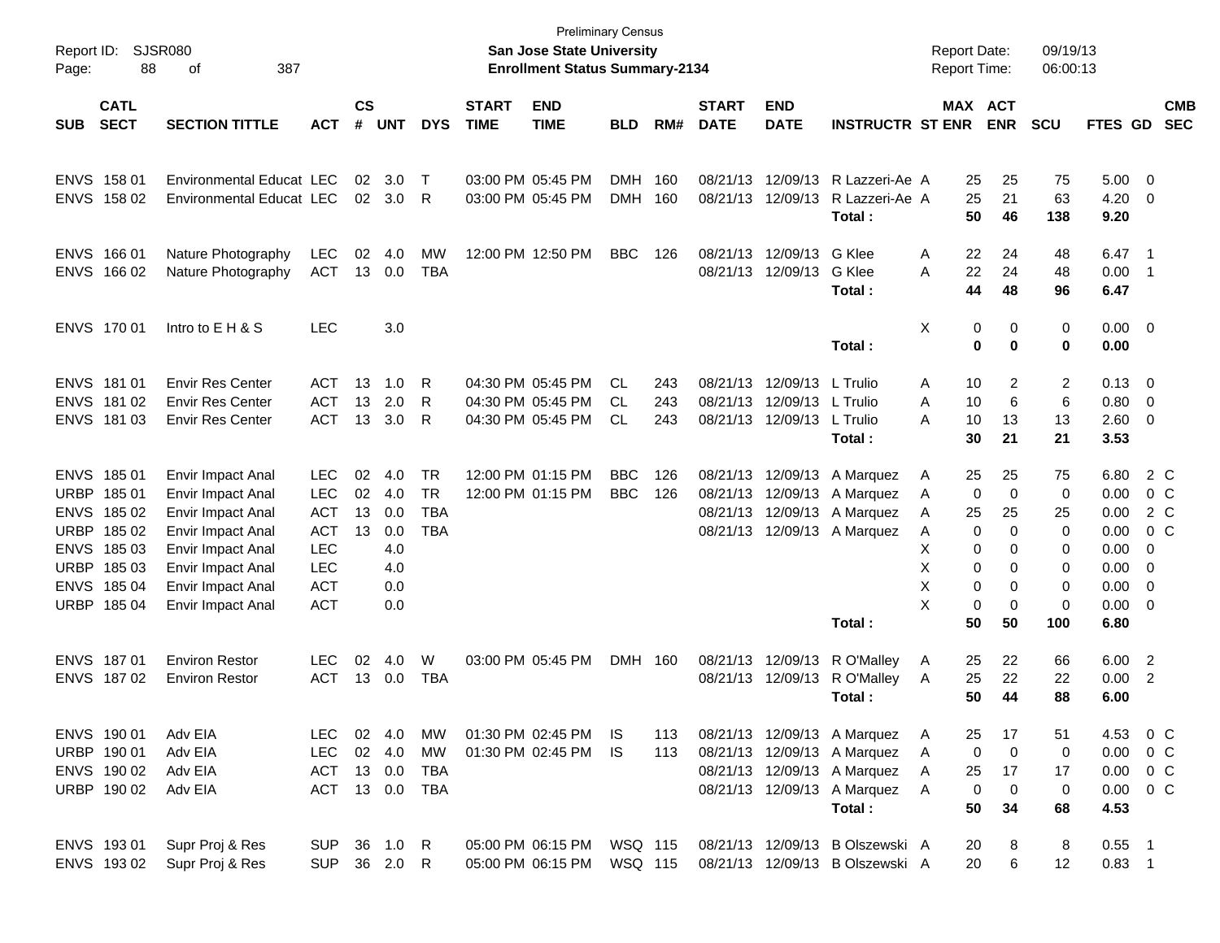Report ID: SJSR080
Page: 88 of 387

Preliminary Census
**San Jose State University**
**Enrollment Status Summary-2134**

Report Date: 09/19/13
Report Time: 06:00:13

| SUB | CATL SECT | SECTION TITTLE | ACT | CS # | UNT | DYS | START TIME | END TIME | BLD | RM# | START DATE | END DATE | INSTRUCTR | ST | MAX ENR | ACT ENR | SCU | FTES | GD | CMB SEC |
|---|---|---|---|---|---|---|---|---|---|---|---|---|---|---|---|---|---|---|---|---|
| ENVS | 158 01 | Environmental Educat | LEC | 02 | 3.0 | T | 03:00 PM | 05:45 PM | DMH | 160 | 08/21/13 | 12/09/13 | R Lazzeri-Ae | A | 25 | 25 | 75 | 5.00 | 0 | |
| ENVS | 158 02 | Environmental Educat | LEC | 02 | 3.0 | R | 03:00 PM | 05:45 PM | DMH | 160 | 08/21/13 | 12/09/13 | R Lazzeri-Ae | A | 25 | 21 | 63 | 4.20 | 0 | |
| | | | | | | | | | | | | | **Total :** | | **50** | **46** | **138** | **9.20** | | |
| ENVS | 166 01 | Nature Photography | LEC | 02 | 4.0 | MW | 12:00 PM | 12:50 PM | BBC | 126 | 08/21/13 | 12/09/13 | G Klee | A | 22 | 24 | 48 | 6.47 | 1 | |
| ENVS | 166 02 | Nature Photography | ACT | 13 | 0.0 | TBA | | | | | 08/21/13 | 12/09/13 | G Klee | A | 22 | 24 | 48 | 0.00 | 1 | |
| | | | | | | | | | | | | | **Total :** | | **44** | **48** | **96** | **6.47** | | |
| ENVS | 170 01 | Intro to E H & S | LEC | | 3.0 | | | | | | | | | X | 0 | 0 | 0 | 0.00 | 0 | |
| | | | | | | | | | | | | | **Total :** | | **0** | **0** | **0** | **0.00** | | |
| ENVS | 181 01 | Envir Res Center | ACT | 13 | 1.0 | R | 04:30 PM | 05:45 PM | CL | 243 | 08/21/13 | 12/09/13 | L Trulio | A | 10 | 2 | 2 | 0.13 | 0 | |
| ENVS | 181 02 | Envir Res Center | ACT | 13 | 2.0 | R | 04:30 PM | 05:45 PM | CL | 243 | 08/21/13 | 12/09/13 | L Trulio | A | 10 | 6 | 6 | 0.80 | 0 | |
| ENVS | 181 03 | Envir Res Center | ACT | 13 | 3.0 | R | 04:30 PM | 05:45 PM | CL | 243 | 08/21/13 | 12/09/13 | L Trulio | A | 10 | 13 | 13 | 2.60 | 0 | |
| | | | | | | | | | | | | | **Total :** | | **30** | **21** | **21** | **3.53** | | |
| ENVS | 185 01 | Envir Impact Anal | LEC | 02 | 4.0 | TR | 12:00 PM | 01:15 PM | BBC | 126 | 08/21/13 | 12/09/13 | A Marquez | A | 25 | 25 | 75 | 6.80 | 2 | C |
| URBP | 185 01 | Envir Impact Anal | LEC | 02 | 4.0 | TR | 12:00 PM | 01:15 PM | BBC | 126 | 08/21/13 | 12/09/13 | A Marquez | A | 0 | 0 | 0 | 0.00 | 0 | C |
| ENVS | 185 02 | Envir Impact Anal | ACT | 13 | 0.0 | TBA | | | | | 08/21/13 | 12/09/13 | A Marquez | A | 25 | 25 | 25 | 0.00 | 2 | C |
| URBP | 185 02 | Envir Impact Anal | ACT | 13 | 0.0 | TBA | | | | | 08/21/13 | 12/09/13 | A Marquez | A | 0 | 0 | 0 | 0.00 | 0 | C |
| ENVS | 185 03 | Envir Impact Anal | LEC | | 4.0 | | | | | | | | | X | 0 | 0 | 0 | 0.00 | 0 | |
| URBP | 185 03 | Envir Impact Anal | LEC | | 4.0 | | | | | | | | | X | 0 | 0 | 0 | 0.00 | 0 | |
| ENVS | 185 04 | Envir Impact Anal | ACT | | 0.0 | | | | | | | | | X | 0 | 0 | 0 | 0.00 | 0 | |
| URBP | 185 04 | Envir Impact Anal | ACT | | 0.0 | | | | | | | | | X | 0 | 0 | 0 | 0.00 | 0 | |
| | | | | | | | | | | | | | **Total :** | | **50** | **50** | **100** | **6.80** | | |
| ENVS | 187 01 | Environ Restor | LEC | 02 | 4.0 | W | 03:00 PM | 05:45 PM | DMH | 160 | 08/21/13 | 12/09/13 | R O'Malley | A | 25 | 22 | 66 | 6.00 | 2 | |
| ENVS | 187 02 | Environ Restor | ACT | 13 | 0.0 | TBA | | | | | 08/21/13 | 12/09/13 | R O'Malley | A | 25 | 22 | 22 | 0.00 | 2 | |
| | | | | | | | | | | | | | **Total :** | | **50** | **44** | **88** | **6.00** | | |
| ENVS | 190 01 | Adv EIA | LEC | 02 | 4.0 | MW | 01:30 PM | 02:45 PM | IS | 113 | 08/21/13 | 12/09/13 | A Marquez | A | 25 | 17 | 51 | 4.53 | 0 | C |
| URBP | 190 01 | Adv EIA | LEC | 02 | 4.0 | MW | 01:30 PM | 02:45 PM | IS | 113 | 08/21/13 | 12/09/13 | A Marquez | A | 0 | 0 | 0 | 0.00 | 0 | C |
| ENVS | 190 02 | Adv EIA | ACT | 13 | 0.0 | TBA | | | | | 08/21/13 | 12/09/13 | A Marquez | A | 25 | 17 | 17 | 0.00 | 0 | C |
| URBP | 190 02 | Adv EIA | ACT | 13 | 0.0 | TBA | | | | | 08/21/13 | 12/09/13 | A Marquez | A | 0 | 0 | 0 | 0.00 | 0 | C |
| | | | | | | | | | | | | | **Total :** | | **50** | **34** | **68** | **4.53** | | |
| ENVS | 193 01 | Supr Proj & Res | SUP | 36 | 1.0 | R | 05:00 PM | 06:15 PM | WSQ | 115 | 08/21/13 | 12/09/13 | B Olszewski | A | 20 | 8 | 8 | 0.55 | 1 | |
| ENVS | 193 02 | Supr Proj & Res | SUP | 36 | 2.0 | R | 05:00 PM | 06:15 PM | WSQ | 115 | 08/21/13 | 12/09/13 | B Olszewski | A | 20 | 6 | 12 | 0.83 | 1 | |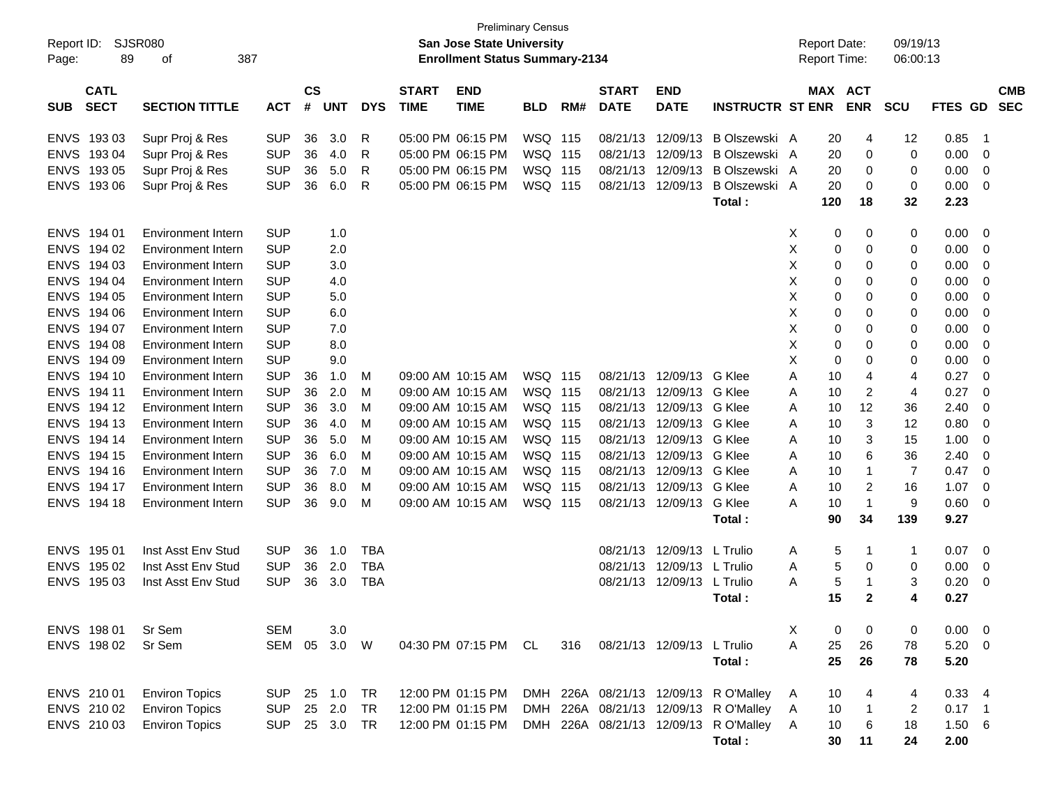Preliminary Census

**San Jose State University**
**Enrollment Status Summary-2134**

Report ID: SJSR080
Report Date: 09/19/13
Report Time: 06:00:13

| SUB | CATL SECT | SECTION TITTLE | ACT | CS # | UNT | DYS | START TIME | END TIME | BLD | RM# | START DATE | END DATE | INSTRUCTR | ST | MAX ENR | ACT ENR | SCU | FTES | GD | CMB SEC |
|---|---|---|---|---|---|---|---|---|---|---|---|---|---|---|---|---|---|---|---|---|
| ENVS | 193 03 | Supr Proj & Res | SUP | 36 | 3.0 | R | 05:00 PM | 06:15 PM | WSQ | 115 | 08/21/13 | 12/09/13 | B Olszewski | A | 20 | 4 | 12 | 0.85 | 1 | |
| ENVS | 193 04 | Supr Proj & Res | SUP | 36 | 4.0 | R | 05:00 PM | 06:15 PM | WSQ | 115 | 08/21/13 | 12/09/13 | B Olszewski | A | 20 | 0 | 0 | 0.00 | 0 | |
| ENVS | 193 05 | Supr Proj & Res | SUP | 36 | 5.0 | R | 05:00 PM | 06:15 PM | WSQ | 115 | 08/21/13 | 12/09/13 | B Olszewski | A | 20 | 0 | 0 | 0.00 | 0 | |
| ENVS | 193 06 | Supr Proj & Res | SUP | 36 | 6.0 | R | 05:00 PM | 06:15 PM | WSQ | 115 | 08/21/13 | 12/09/13 | B Olszewski | A | 20 | 0 | 0 | 0.00 | 0 | |
| | | | | | | | | | | | | | **Total :** | | **120** | **18** | **32** | **2.23** | | |
| ENVS | 194 01 | Environment Intern | SUP | | 1.0 | | | | | | | | | X | 0 | 0 | 0 | 0.00 | 0 | |
| ENVS | 194 02 | Environment Intern | SUP | | 2.0 | | | | | | | | | X | 0 | 0 | 0 | 0.00 | 0 | |
| ENVS | 194 03 | Environment Intern | SUP | | 3.0 | | | | | | | | | X | 0 | 0 | 0 | 0.00 | 0 | |
| ENVS | 194 04 | Environment Intern | SUP | | 4.0 | | | | | | | | | X | 0 | 0 | 0 | 0.00 | 0 | |
| ENVS | 194 05 | Environment Intern | SUP | | 5.0 | | | | | | | | | X | 0 | 0 | 0 | 0.00 | 0 | |
| ENVS | 194 06 | Environment Intern | SUP | | 6.0 | | | | | | | | | X | 0 | 0 | 0 | 0.00 | 0 | |
| ENVS | 194 07 | Environment Intern | SUP | | 7.0 | | | | | | | | | X | 0 | 0 | 0 | 0.00 | 0 | |
| ENVS | 194 08 | Environment Intern | SUP | | 8.0 | | | | | | | | | X | 0 | 0 | 0 | 0.00 | 0 | |
| ENVS | 194 09 | Environment Intern | SUP | | 9.0 | | | | | | | | | X | 0 | 0 | 0 | 0.00 | 0 | |
| ENVS | 194 10 | Environment Intern | SUP | 36 | 1.0 | M | 09:00 AM | 10:15 AM | WSQ | 115 | 08/21/13 | 12/09/13 | G Klee | A | 10 | 4 | 4 | 0.27 | 0 | |
| ENVS | 194 11 | Environment Intern | SUP | 36 | 2.0 | M | 09:00 AM | 10:15 AM | WSQ | 115 | 08/21/13 | 12/09/13 | G Klee | A | 10 | 2 | 4 | 0.27 | 0 | |
| ENVS | 194 12 | Environment Intern | SUP | 36 | 3.0 | M | 09:00 AM | 10:15 AM | WSQ | 115 | 08/21/13 | 12/09/13 | G Klee | A | 10 | 12 | 36 | 2.40 | 0 | |
| ENVS | 194 13 | Environment Intern | SUP | 36 | 4.0 | M | 09:00 AM | 10:15 AM | WSQ | 115 | 08/21/13 | 12/09/13 | G Klee | A | 10 | 3 | 12 | 0.80 | 0 | |
| ENVS | 194 14 | Environment Intern | SUP | 36 | 5.0 | M | 09:00 AM | 10:15 AM | WSQ | 115 | 08/21/13 | 12/09/13 | G Klee | A | 10 | 3 | 15 | 1.00 | 0 | |
| ENVS | 194 15 | Environment Intern | SUP | 36 | 6.0 | M | 09:00 AM | 10:15 AM | WSQ | 115 | 08/21/13 | 12/09/13 | G Klee | A | 10 | 6 | 36 | 2.40 | 0 | |
| ENVS | 194 16 | Environment Intern | SUP | 36 | 7.0 | M | 09:00 AM | 10:15 AM | WSQ | 115 | 08/21/13 | 12/09/13 | G Klee | A | 10 | 1 | 7 | 0.47 | 0 | |
| ENVS | 194 17 | Environment Intern | SUP | 36 | 8.0 | M | 09:00 AM | 10:15 AM | WSQ | 115 | 08/21/13 | 12/09/13 | G Klee | A | 10 | 2 | 16 | 1.07 | 0 | |
| ENVS | 194 18 | Environment Intern | SUP | 36 | 9.0 | M | 09:00 AM | 10:15 AM | WSQ | 115 | 08/21/13 | 12/09/13 | G Klee | A | 10 | 1 | 9 | 0.60 | 0 | |
| | | | | | | | | | | | | | **Total :** | | **90** | **34** | **139** | **9.27** | | |
| ENVS | 195 01 | Inst Asst Env Stud | SUP | 36 | 1.0 | TBA | | | | | 08/21/13 | 12/09/13 | L Trulio | A | 5 | 1 | 1 | 0.07 | 0 | |
| ENVS | 195 02 | Inst Asst Env Stud | SUP | 36 | 2.0 | TBA | | | | | 08/21/13 | 12/09/13 | L Trulio | A | 5 | 0 | 0 | 0.00 | 0 | |
| ENVS | 195 03 | Inst Asst Env Stud | SUP | 36 | 3.0 | TBA | | | | | 08/21/13 | 12/09/13 | L Trulio | A | 5 | 1 | 3 | 0.20 | 0 | |
| | | | | | | | | | | | | | **Total :** | | **15** | **2** | **4** | **0.27** | | |
| ENVS | 198 01 | Sr Sem | SEM | | 3.0 | | | | | | | | | X | 0 | 0 | 0 | 0.00 | 0 | |
| ENVS | 198 02 | Sr Sem | SEM | 05 | 3.0 | W | 04:30 PM | 07:15 PM | CL | 316 | 08/21/13 | 12/09/13 | L Trulio | A | 25 | 26 | 78 | 5.20 | 0 | |
| | | | | | | | | | | | | | **Total :** | | **25** | **26** | **78** | **5.20** | | |
| ENVS | 210 01 | Environ Topics | SUP | 25 | 1.0 | TR | 12:00 PM | 01:15 PM | DMH | 226A | 08/21/13 | 12/09/13 | R O'Malley | A | 10 | 4 | 4 | 0.33 | 4 | |
| ENVS | 210 02 | Environ Topics | SUP | 25 | 2.0 | TR | 12:00 PM | 01:15 PM | DMH | 226A | 08/21/13 | 12/09/13 | R O'Malley | A | 10 | 1 | 2 | 0.17 | 1 | |
| ENVS | 210 03 | Environ Topics | SUP | 25 | 3.0 | TR | 12:00 PM | 01:15 PM | DMH | 226A | 08/21/13 | 12/09/13 | R O'Malley | A | 10 | 6 | 18 | 1.50 | 6 | |
| | | | | | | | | | | | | | **Total :** | | **30** | **11** | **24** | **2.00** | | |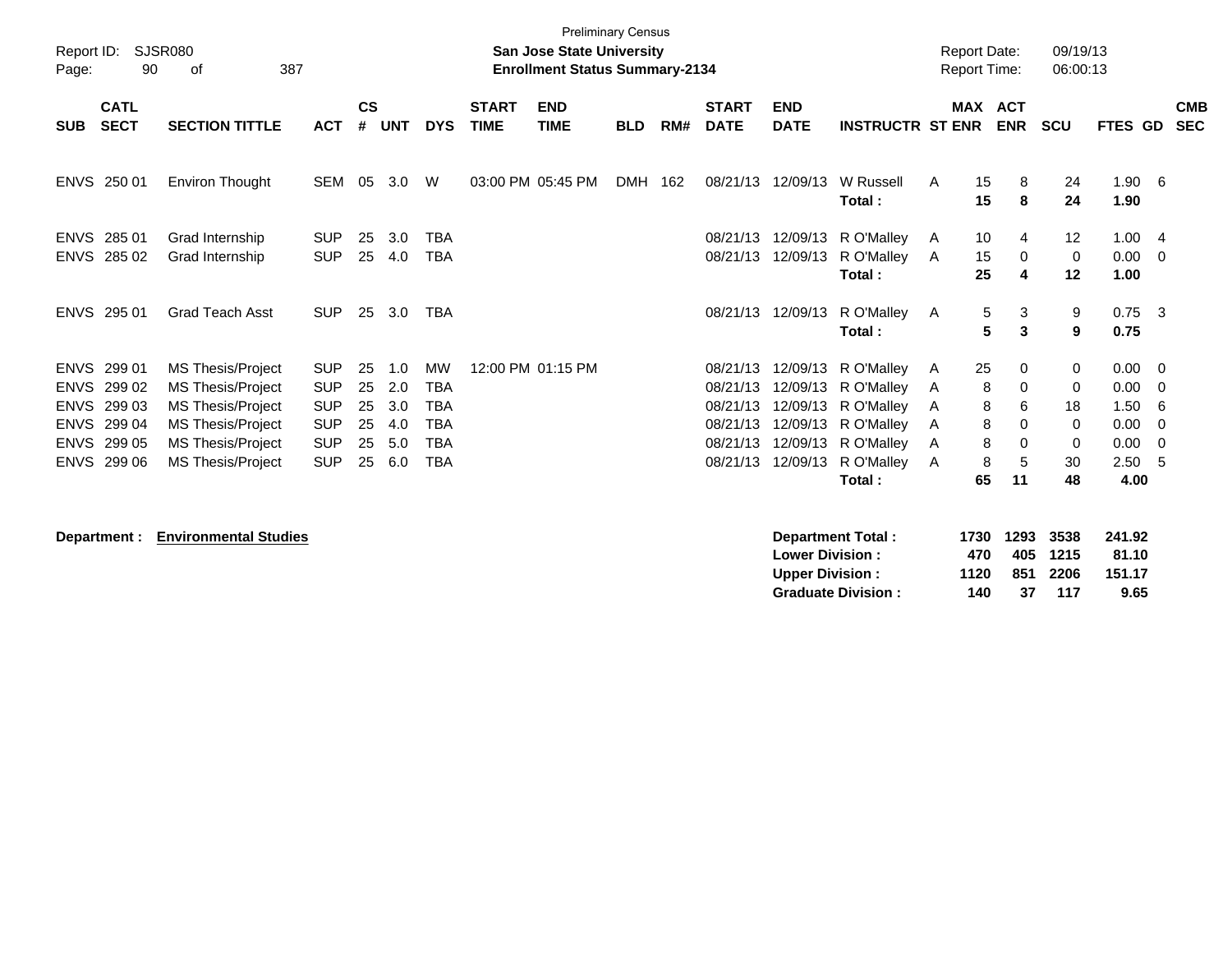Preliminary Census

**San Jose State University**

**Enrollment Status Summary-2134**

Report ID: SJSR080

Report Date: 09/19/13
Report Time: 06:00:13

| SUB | CATL SECT | SECTION TITTLE | ACT | CS # | UNT | DYS | START TIME | END TIME | BLD | RM# | START DATE | END DATE | INSTRUCTR | ST | MAX ENR | ACT ENR | SCU | FTES | GD | CMB SEC |
|---|---|---|---|---|---|---|---|---|---|---|---|---|---|---|---|---|---|---|---|---|
| ENVS | 250 01 | Environ Thought | SEM | 05 | 3.0 | W | 03:00 PM | 05:45 PM | DMH | 162 | 08/21/13 | 12/09/13 | W Russell | A | 15 | 8 | 24 | 1.90 | 6 | |
| | | | | | | | | | | | | | **Total :** | | **15** | **8** | **24** | **1.90** | | |
| ENVS | 285 01 | Grad Internship | SUP | 25 | 3.0 | TBA | | | | | 08/21/13 | 12/09/13 | R O'Malley | A | 10 | 4 | 12 | 1.00 | 4 | |
| ENVS | 285 02 | Grad Internship | SUP | 25 | 4.0 | TBA | | | | | 08/21/13 | 12/09/13 | R O'Malley | A | 15 | 0 | 0 | 0.00 | 0 | |
| | | | | | | | | | | | | | **Total :** | | **25** | **4** | **12** | **1.00** | | |
| ENVS | 295 01 | Grad Teach Asst | SUP | 25 | 3.0 | TBA | | | | | 08/21/13 | 12/09/13 | R O'Malley | A | 5 | 3 | 9 | 0.75 | 3 | |
| | | | | | | | | | | | | | **Total :** | | **5** | **3** | **9** | **0.75** | | |
| ENVS | 299 01 | MS Thesis/Project | SUP | 25 | 1.0 | MW | 12:00 PM | 01:15 PM | | | 08/21/13 | 12/09/13 | R O'Malley | A | 25 | 0 | 0 | 0.00 | 0 | |
| ENVS | 299 02 | MS Thesis/Project | SUP | 25 | 2.0 | TBA | | | | | 08/21/13 | 12/09/13 | R O'Malley | A | 8 | 0 | 0 | 0.00 | 0 | |
| ENVS | 299 03 | MS Thesis/Project | SUP | 25 | 3.0 | TBA | | | | | 08/21/13 | 12/09/13 | R O'Malley | A | 8 | 6 | 18 | 1.50 | 6 | |
| ENVS | 299 04 | MS Thesis/Project | SUP | 25 | 4.0 | TBA | | | | | 08/21/13 | 12/09/13 | R O'Malley | A | 8 | 0 | 0 | 0.00 | 0 | |
| ENVS | 299 05 | MS Thesis/Project | SUP | 25 | 5.0 | TBA | | | | | 08/21/13 | 12/09/13 | R O'Malley | A | 8 | 0 | 0 | 0.00 | 0 | |
| ENVS | 299 06 | MS Thesis/Project | SUP | 25 | 6.0 | TBA | | | | | 08/21/13 | 12/09/13 | R O'Malley | A | 8 | 5 | 30 | 2.50 | 5 | |
| | | | | | | | | | | | | | **Total :** | | **65** | **11** | **48** | **4.00** | | |

**Department : Environmental Studies**

| | MAX ENR | ACT ENR | SCU | FTES |
|---|---|---|---|---|
| **Department Total :** | **1730** | **1293** | **3538** | **241.92** |
| **Lower Division :** | **470** | **405** | **1215** | **81.10** |
| **Upper Division :** | **1120** | **851** | **2206** | **151.17** |
| **Graduate Division :** | **140** | **37** | **117** | **9.65** |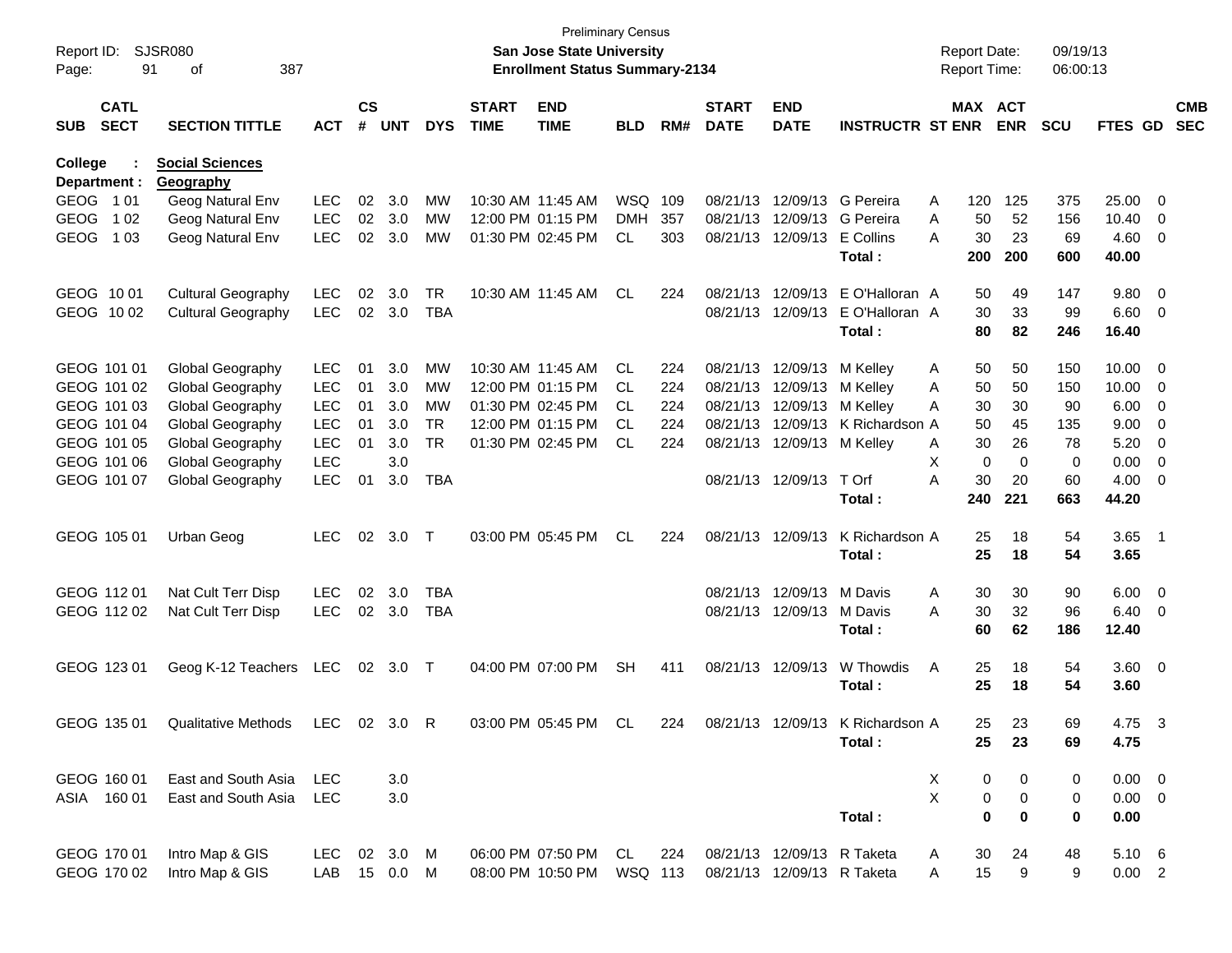Preliminary Census

Report ID: SJSR080

**San Jose State University**

**Enrollment Status Summary-2134**

Report Date: 09/19/13

Report Time: 06:00:13

**College : Social Sciences**

**Department : Geography**

| SUB | CATL SECT | SECTION TITTLE | ACT | CS # | UNT | DYS | START TIME | END TIME | BLD | RM# | START DATE | END DATE | INSTRUCTR | ST | MAX ENR | ACT ENR | SCU | FTES | GD | CMB SEC |
|---|---|---|---|---|---|---|---|---|---|---|---|---|---|---|---|---|---|---|---|---|
| GEOG | 1 01 | Geog Natural Env | LEC | 02 | 3.0 | MW | 10:30 AM | 11:45 AM | WSQ | 109 | 08/21/13 | 12/09/13 | G Pereira | A | 120 | 125 | 375 | 25.00 | 0 | |
| GEOG | 1 02 | Geog Natural Env | LEC | 02 | 3.0 | MW | 12:00 PM | 01:15 PM | DMH | 357 | 08/21/13 | 12/09/13 | G Pereira | A | 50 | 52 | 156 | 10.40 | 0 | |
| GEOG | 1 03 | Geog Natural Env | LEC | 02 | 3.0 | MW | 01:30 PM | 02:45 PM | CL | 303 | 08/21/13 | 12/09/13 | E Collins | A | 30 | 23 | 69 | 4.60 | 0 | |
| | | | | | | | | | | | | | **Total :** | | **200** | **200** | **600** | **40.00** | | |
| GEOG | 10 01 | Cultural Geography | LEC | 02 | 3.0 | TR | 10:30 AM | 11:45 AM | CL | 224 | 08/21/13 | 12/09/13 | E O'Halloran | A | 50 | 49 | 147 | 9.80 | 0 | |
| GEOG | 10 02 | Cultural Geography | LEC | 02 | 3.0 | TBA | | | | | 08/21/13 | 12/09/13 | E O'Halloran | A | 30 | 33 | 99 | 6.60 | 0 | |
| | | | | | | | | | | | | | **Total :** | | **80** | **82** | **246** | **16.40** | | |
| GEOG | 101 01 | Global Geography | LEC | 01 | 3.0 | MW | 10:30 AM | 11:45 AM | CL | 224 | 08/21/13 | 12/09/13 | M Kelley | A | 50 | 50 | 150 | 10.00 | 0 | |
| GEOG | 101 02 | Global Geography | LEC | 01 | 3.0 | MW | 12:00 PM | 01:15 PM | CL | 224 | 08/21/13 | 12/09/13 | M Kelley | A | 50 | 50 | 150 | 10.00 | 0 | |
| GEOG | 101 03 | Global Geography | LEC | 01 | 3.0 | MW | 01:30 PM | 02:45 PM | CL | 224 | 08/21/13 | 12/09/13 | M Kelley | A | 30 | 30 | 90 | 6.00 | 0 | |
| GEOG | 101 04 | Global Geography | LEC | 01 | 3.0 | TR | 12:00 PM | 01:15 PM | CL | 224 | 08/21/13 | 12/09/13 | K Richardson | A | 50 | 45 | 135 | 9.00 | 0 | |
| GEOG | 101 05 | Global Geography | LEC | 01 | 3.0 | TR | 01:30 PM | 02:45 PM | CL | 224 | 08/21/13 | 12/09/13 | M Kelley | A | 30 | 26 | 78 | 5.20 | 0 | |
| GEOG | 101 06 | Global Geography | LEC | | 3.0 | | | | | | | | | X | 0 | 0 | 0 | 0.00 | 0 | |
| GEOG | 101 07 | Global Geography | LEC | 01 | 3.0 | TBA | | | | | 08/21/13 | 12/09/13 | T Orf | A | 30 | 20 | 60 | 4.00 | 0 | |
| | | | | | | | | | | | | | **Total :** | | **240** | **221** | **663** | **44.20** | | |
| GEOG | 105 01 | Urban Geog | LEC | 02 | 3.0 | T | 03:00 PM | 05:45 PM | CL | 224 | 08/21/13 | 12/09/13 | K Richardson | A | 25 | 18 | 54 | 3.65 | 1 | |
| | | | | | | | | | | | | | **Total :** | | **25** | **18** | **54** | **3.65** | | |
| GEOG | 112 01 | Nat Cult Terr Disp | LEC | 02 | 3.0 | TBA | | | | | 08/21/13 | 12/09/13 | M Davis | A | 30 | 30 | 90 | 6.00 | 0 | |
| GEOG | 112 02 | Nat Cult Terr Disp | LEC | 02 | 3.0 | TBA | | | | | 08/21/13 | 12/09/13 | M Davis | A | 30 | 32 | 96 | 6.40 | 0 | |
| | | | | | | | | | | | | | **Total :** | | **60** | **62** | **186** | **12.40** | | |
| GEOG | 123 01 | Geog K-12 Teachers | LEC | 02 | 3.0 | T | 04:00 PM | 07:00 PM | SH | 411 | 08/21/13 | 12/09/13 | W Thowdis | A | 25 | 18 | 54 | 3.60 | 0 | |
| | | | | | | | | | | | | | **Total :** | | **25** | **18** | **54** | **3.60** | | |
| GEOG | 135 01 | Qualitative Methods | LEC | 02 | 3.0 | R | 03:00 PM | 05:45 PM | CL | 224 | 08/21/13 | 12/09/13 | K Richardson | A | 25 | 23 | 69 | 4.75 | 3 | |
| | | | | | | | | | | | | | **Total :** | | **25** | **23** | **69** | **4.75** | | |
| GEOG | 160 01 | East and South Asia | LEC | | 3.0 | | | | | | | | | X | 0 | 0 | 0 | 0.00 | 0 | |
| ASIA | 160 01 | East and South Asia | LEC | | 3.0 | | | | | | | | | X | 0 | 0 | 0 | 0.00 | 0 | |
| | | | | | | | | | | | | | **Total :** | | **0** | **0** | **0** | **0.00** | | |
| GEOG | 170 01 | Intro Map & GIS | LEC | 02 | 3.0 | M | 06:00 PM | 07:50 PM | CL | 224 | 08/21/13 | 12/09/13 | R Taketa | A | 30 | 24 | 48 | 5.10 | 6 | |
| GEOG | 170 02 | Intro Map & GIS | LAB | 15 | 0.0 | M | 08:00 PM | 10:50 PM | WSQ | 113 | 08/21/13 | 12/09/13 | R Taketa | A | 15 | 9 | 9 | 0.00 | 2 | |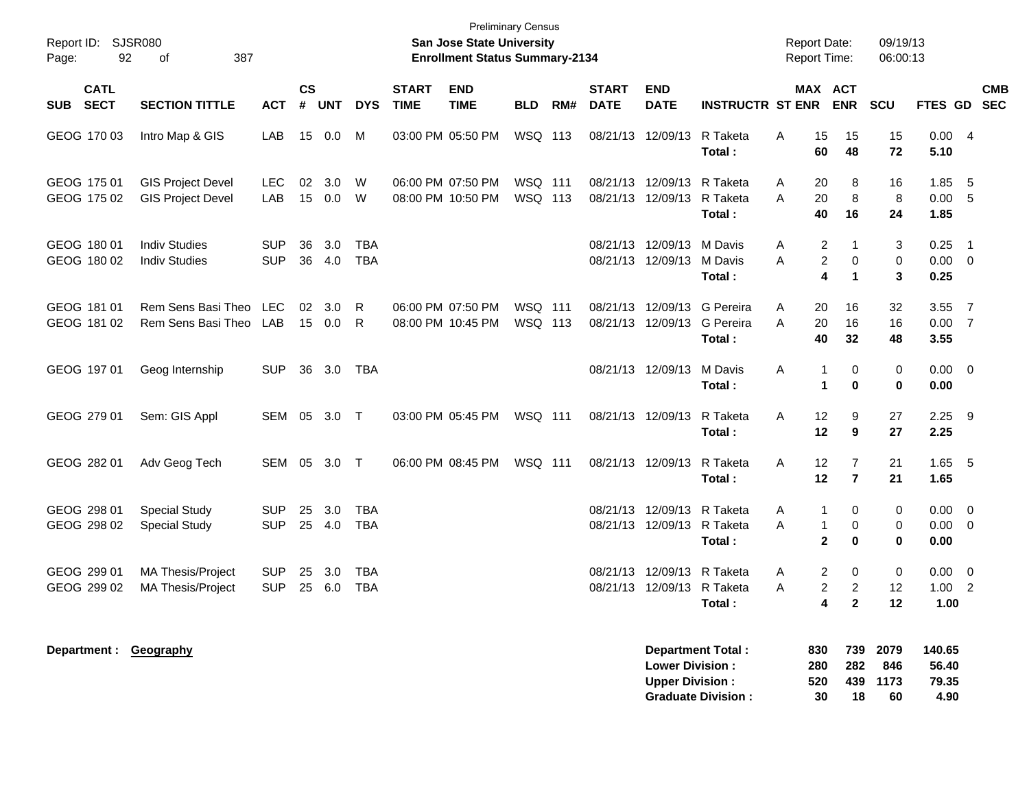Preliminary Census

**San Jose State University**

**Enrollment Status Summary-2134**

Report ID: SJSR080

Report Date: 09/19/13
Report Time: 06:00:13

| SUB | CATL SECT | SECTION TITTLE | ACT | CS # | UNT | DYS | START TIME | END TIME | BLD | RM# | START DATE | END DATE | INSTRUCTR | ST | MAX ENR | ACT ENR | SCU | FTES | GD | CMB SEC |
|---|---|---|---|---|---|---|---|---|---|---|---|---|---|---|---|---|---|---|---|---|
| GEOG | 170 03 | Intro Map & GIS | LAB | 15 | 0.0 | M | 03:00 PM | 05:50 PM | WSQ | 113 | 08/21/13 | 12/09/13 | R Taketa | A | 15 | 15 | 15 | 0.00 | 4 | |
| | | | | | | | | | | | | | **Total :** | | **60** | **48** | **72** | **5.10** | | |
| GEOG | 175 01 | GIS Project Devel | LEC | 02 | 3.0 | W | 06:00 PM | 07:50 PM | WSQ | 111 | 08/21/13 | 12/09/13 | R Taketa | A | 20 | 8 | 16 | 1.85 | 5 | |
| GEOG | 175 02 | GIS Project Devel | LAB | 15 | 0.0 | W | 08:00 PM | 10:50 PM | WSQ | 113 | 08/21/13 | 12/09/13 | R Taketa | A | 20 | 8 | 8 | 0.00 | 5 | |
| | | | | | | | | | | | | | **Total :** | | **40** | **16** | **24** | **1.85** | | |
| GEOG | 180 01 | Indiv Studies | SUP | 36 | 3.0 | TBA | | | | | 08/21/13 | 12/09/13 | M Davis | A | 2 | 1 | 3 | 0.25 | 1 | |
| GEOG | 180 02 | Indiv Studies | SUP | 36 | 4.0 | TBA | | | | | 08/21/13 | 12/09/13 | M Davis | A | 2 | 0 | 0 | 0.00 | 0 | |
| | | | | | | | | | | | | | **Total :** | | **4** | **1** | **3** | **0.25** | | |
| GEOG | 181 01 | Rem Sens Basi Theo | LEC | 02 | 3.0 | R | 06:00 PM | 07:50 PM | WSQ | 111 | 08/21/13 | 12/09/13 | G Pereira | A | 20 | 16 | 32 | 3.55 | 7 | |
| GEOG | 181 02 | Rem Sens Basi Theo | LAB | 15 | 0.0 | R | 08:00 PM | 10:45 PM | WSQ | 113 | 08/21/13 | 12/09/13 | G Pereira | A | 20 | 16 | 16 | 0.00 | 7 | |
| | | | | | | | | | | | | | **Total :** | | **40** | **32** | **48** | **3.55** | | |
| GEOG | 197 01 | Geog Internship | SUP | 36 | 3.0 | TBA | | | | | 08/21/13 | 12/09/13 | M Davis | A | 1 | 0 | 0 | 0.00 | 0 | |
| | | | | | | | | | | | | | **Total :** | | **1** | **0** | **0** | **0.00** | | |
| GEOG | 279 01 | Sem: GIS Appl | SEM | 05 | 3.0 | T | 03:00 PM | 05:45 PM | WSQ | 111 | 08/21/13 | 12/09/13 | R Taketa | A | 12 | 9 | 27 | 2.25 | 9 | |
| | | | | | | | | | | | | | **Total :** | | **12** | **9** | **27** | **2.25** | | |
| GEOG | 282 01 | Adv Geog Tech | SEM | 05 | 3.0 | T | 06:00 PM | 08:45 PM | WSQ | 111 | 08/21/13 | 12/09/13 | R Taketa | A | 12 | 7 | 21 | 1.65 | 5 | |
| | | | | | | | | | | | | | **Total :** | | **12** | **7** | **21** | **1.65** | | |
| GEOG | 298 01 | Special Study | SUP | 25 | 3.0 | TBA | | | | | 08/21/13 | 12/09/13 | R Taketa | A | 1 | 0 | 0 | 0.00 | 0 | |
| GEOG | 298 02 | Special Study | SUP | 25 | 4.0 | TBA | | | | | 08/21/13 | 12/09/13 | R Taketa | A | 1 | 0 | 0 | 0.00 | 0 | |
| | | | | | | | | | | | | | **Total :** | | **2** | **0** | **0** | **0.00** | | |
| GEOG | 299 01 | MA Thesis/Project | SUP | 25 | 3.0 | TBA | | | | | 08/21/13 | 12/09/13 | R Taketa | A | 2 | 0 | 0 | 0.00 | 0 | |
| GEOG | 299 02 | MA Thesis/Project | SUP | 25 | 6.0 | TBA | | | | | 08/21/13 | 12/09/13 | R Taketa | A | 2 | 2 | 12 | 1.00 | 2 | |
| | | | | | | | | | | | | | **Total :** | | **4** | **2** | **12** | **1.00** | | |

**Department : Geography**

| | MAX ENR | ACT ENR | SCU | FTES |
|---|---|---|---|---|
| **Department Total :** | **830** | **739** | **2079** | **140.65** |
| **Lower Division :** | **280** | **282** | **846** | **56.40** |
| **Upper Division :** | **520** | **439** | **1173** | **79.35** |
| **Graduate Division :** | **30** | **18** | **60** | **4.90** |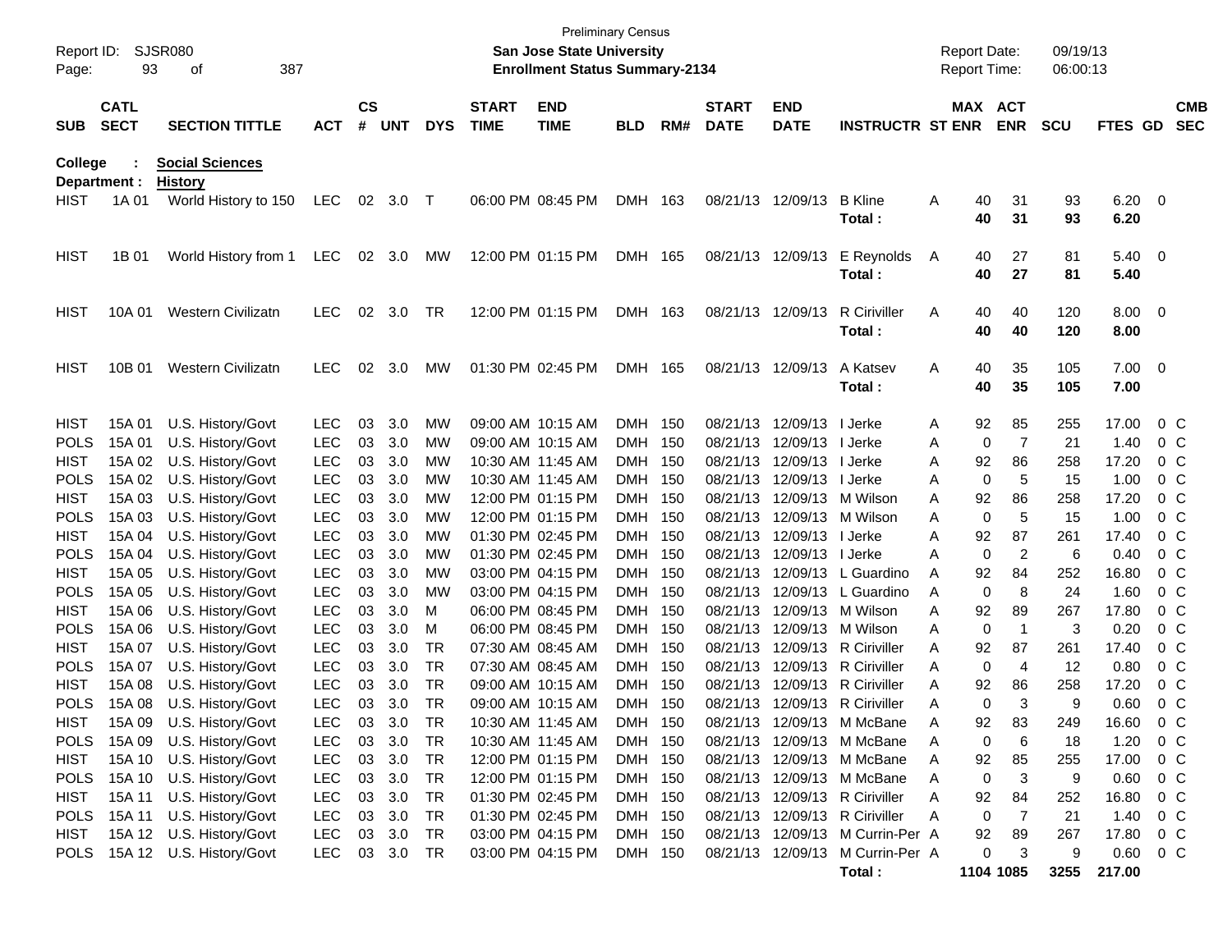Preliminary Census

**San Jose State University**

**Enrollment Status Summary-2134**

Report ID: SJSR080
Report Date: 09/19/13
Report Time: 06:00:13

**College : Social Sciences**
**Department : History**

| SUB | CATL SECT | SECTION TITTLE | ACT | CS # | UNT | DYS | START TIME | END TIME | BLD | RM# | START DATE | END DATE | INSTRUCTR | ST | MAX ENR | ACT ENR | SCU | FTES | GD | CMB SEC |
|---|---|---|---|---|---|---|---|---|---|---|---|---|---|---|---|---|---|---|---|---|
| HIST | 1A 01 | World History to 150 | LEC | 02 | 3.0 | T | 06:00 PM | 08:45 PM | DMH | 163 | 08/21/13 | 12/09/13 | B Kline | A | 40 | 31 | 93 | 6.20 | 0 | |
| | | | | | | | | | | | | | **Total :** | | **40** | **31** | **93** | **6.20** | | |
| HIST | 1B 01 | World History from 1 | LEC | 02 | 3.0 | MW | 12:00 PM | 01:15 PM | DMH | 165 | 08/21/13 | 12/09/13 | E Reynolds | A | 40 | 27 | 81 | 5.40 | 0 | |
| | | | | | | | | | | | | | **Total :** | | **40** | **27** | **81** | **5.40** | | |
| HIST | 10A 01 | Western Civilizatn | LEC | 02 | 3.0 | TR | 12:00 PM | 01:15 PM | DMH | 163 | 08/21/13 | 12/09/13 | R Ciriviller | A | 40 | 40 | 120 | 8.00 | 0 | |
| | | | | | | | | | | | | | **Total :** | | **40** | **40** | **120** | **8.00** | | |
| HIST | 10B 01 | Western Civilizatn | LEC | 02 | 3.0 | MW | 01:30 PM | 02:45 PM | DMH | 165 | 08/21/13 | 12/09/13 | A Katsev | A | 40 | 35 | 105 | 7.00 | 0 | |
| | | | | | | | | | | | | | **Total :** | | **40** | **35** | **105** | **7.00** | | |
| HIST | 15A 01 | U.S. History/Govt | LEC | 03 | 3.0 | MW | 09:00 AM | 10:15 AM | DMH | 150 | 08/21/13 | 12/09/13 | I Jerke | A | 92 | 85 | 255 | 17.00 | 0 | C |
| POLS | 15A 01 | U.S. History/Govt | LEC | 03 | 3.0 | MW | 09:00 AM | 10:15 AM | DMH | 150 | 08/21/13 | 12/09/13 | I Jerke | A | 0 | 7 | 21 | 1.40 | 0 | C |
| HIST | 15A 02 | U.S. History/Govt | LEC | 03 | 3.0 | MW | 10:30 AM | 11:45 AM | DMH | 150 | 08/21/13 | 12/09/13 | I Jerke | A | 92 | 86 | 258 | 17.20 | 0 | C |
| POLS | 15A 02 | U.S. History/Govt | LEC | 03 | 3.0 | MW | 10:30 AM | 11:45 AM | DMH | 150 | 08/21/13 | 12/09/13 | I Jerke | A | 0 | 5 | 15 | 1.00 | 0 | C |
| HIST | 15A 03 | U.S. History/Govt | LEC | 03 | 3.0 | MW | 12:00 PM | 01:15 PM | DMH | 150 | 08/21/13 | 12/09/13 | M Wilson | A | 92 | 86 | 258 | 17.20 | 0 | C |
| POLS | 15A 03 | U.S. History/Govt | LEC | 03 | 3.0 | MW | 12:00 PM | 01:15 PM | DMH | 150 | 08/21/13 | 12/09/13 | M Wilson | A | 0 | 5 | 15 | 1.00 | 0 | C |
| HIST | 15A 04 | U.S. History/Govt | LEC | 03 | 3.0 | MW | 01:30 PM | 02:45 PM | DMH | 150 | 08/21/13 | 12/09/13 | I Jerke | A | 92 | 87 | 261 | 17.40 | 0 | C |
| POLS | 15A 04 | U.S. History/Govt | LEC | 03 | 3.0 | MW | 01:30 PM | 02:45 PM | DMH | 150 | 08/21/13 | 12/09/13 | I Jerke | A | 0 | 2 | 6 | 0.40 | 0 | C |
| HIST | 15A 05 | U.S. History/Govt | LEC | 03 | 3.0 | MW | 03:00 PM | 04:15 PM | DMH | 150 | 08/21/13 | 12/09/13 | L Guardino | A | 92 | 84 | 252 | 16.80 | 0 | C |
| POLS | 15A 05 | U.S. History/Govt | LEC | 03 | 3.0 | MW | 03:00 PM | 04:15 PM | DMH | 150 | 08/21/13 | 12/09/13 | L Guardino | A | 0 | 8 | 24 | 1.60 | 0 | C |
| HIST | 15A 06 | U.S. History/Govt | LEC | 03 | 3.0 | M | 06:00 PM | 08:45 PM | DMH | 150 | 08/21/13 | 12/09/13 | M Wilson | A | 92 | 89 | 267 | 17.80 | 0 | C |
| POLS | 15A 06 | U.S. History/Govt | LEC | 03 | 3.0 | M | 06:00 PM | 08:45 PM | DMH | 150 | 08/21/13 | 12/09/13 | M Wilson | A | 0 | 1 | 3 | 0.20 | 0 | C |
| HIST | 15A 07 | U.S. History/Govt | LEC | 03 | 3.0 | TR | 07:30 AM | 08:45 AM | DMH | 150 | 08/21/13 | 12/09/13 | R Ciriviller | A | 92 | 87 | 261 | 17.40 | 0 | C |
| POLS | 15A 07 | U.S. History/Govt | LEC | 03 | 3.0 | TR | 07:30 AM | 08:45 AM | DMH | 150 | 08/21/13 | 12/09/13 | R Ciriviller | A | 0 | 4 | 12 | 0.80 | 0 | C |
| HIST | 15A 08 | U.S. History/Govt | LEC | 03 | 3.0 | TR | 09:00 AM | 10:15 AM | DMH | 150 | 08/21/13 | 12/09/13 | R Ciriviller | A | 92 | 86 | 258 | 17.20 | 0 | C |
| POLS | 15A 08 | U.S. History/Govt | LEC | 03 | 3.0 | TR | 09:00 AM | 10:15 AM | DMH | 150 | 08/21/13 | 12/09/13 | R Ciriviller | A | 0 | 3 | 9 | 0.60 | 0 | C |
| HIST | 15A 09 | U.S. History/Govt | LEC | 03 | 3.0 | TR | 10:30 AM | 11:45 AM | DMH | 150 | 08/21/13 | 12/09/13 | M McBane | A | 92 | 83 | 249 | 16.60 | 0 | C |
| POLS | 15A 09 | U.S. History/Govt | LEC | 03 | 3.0 | TR | 10:30 AM | 11:45 AM | DMH | 150 | 08/21/13 | 12/09/13 | M McBane | A | 0 | 6 | 18 | 1.20 | 0 | C |
| HIST | 15A 10 | U.S. History/Govt | LEC | 03 | 3.0 | TR | 12:00 PM | 01:15 PM | DMH | 150 | 08/21/13 | 12/09/13 | M McBane | A | 92 | 85 | 255 | 17.00 | 0 | C |
| POLS | 15A 10 | U.S. History/Govt | LEC | 03 | 3.0 | TR | 12:00 PM | 01:15 PM | DMH | 150 | 08/21/13 | 12/09/13 | M McBane | A | 0 | 3 | 9 | 0.60 | 0 | C |
| HIST | 15A 11 | U.S. History/Govt | LEC | 03 | 3.0 | TR | 01:30 PM | 02:45 PM | DMH | 150 | 08/21/13 | 12/09/13 | R Ciriviller | A | 92 | 84 | 252 | 16.80 | 0 | C |
| POLS | 15A 11 | U.S. History/Govt | LEC | 03 | 3.0 | TR | 01:30 PM | 02:45 PM | DMH | 150 | 08/21/13 | 12/09/13 | R Ciriviller | A | 0 | 7 | 21 | 1.40 | 0 | C |
| HIST | 15A 12 | U.S. History/Govt | LEC | 03 | 3.0 | TR | 03:00 PM | 04:15 PM | DMH | 150 | 08/21/13 | 12/09/13 | M Currin-Per | A | 92 | 89 | 267 | 17.80 | 0 | C |
| POLS | 15A 12 | U.S. History/Govt | LEC | 03 | 3.0 | TR | 03:00 PM | 04:15 PM | DMH | 150 | 08/21/13 | 12/09/13 | M Currin-Per | A | 0 | 3 | 9 | 0.60 | 0 | C |
| | | | | | | | | | | | | | **Total :** | | **1104** | **1085** | **3255** | **217.00** | | |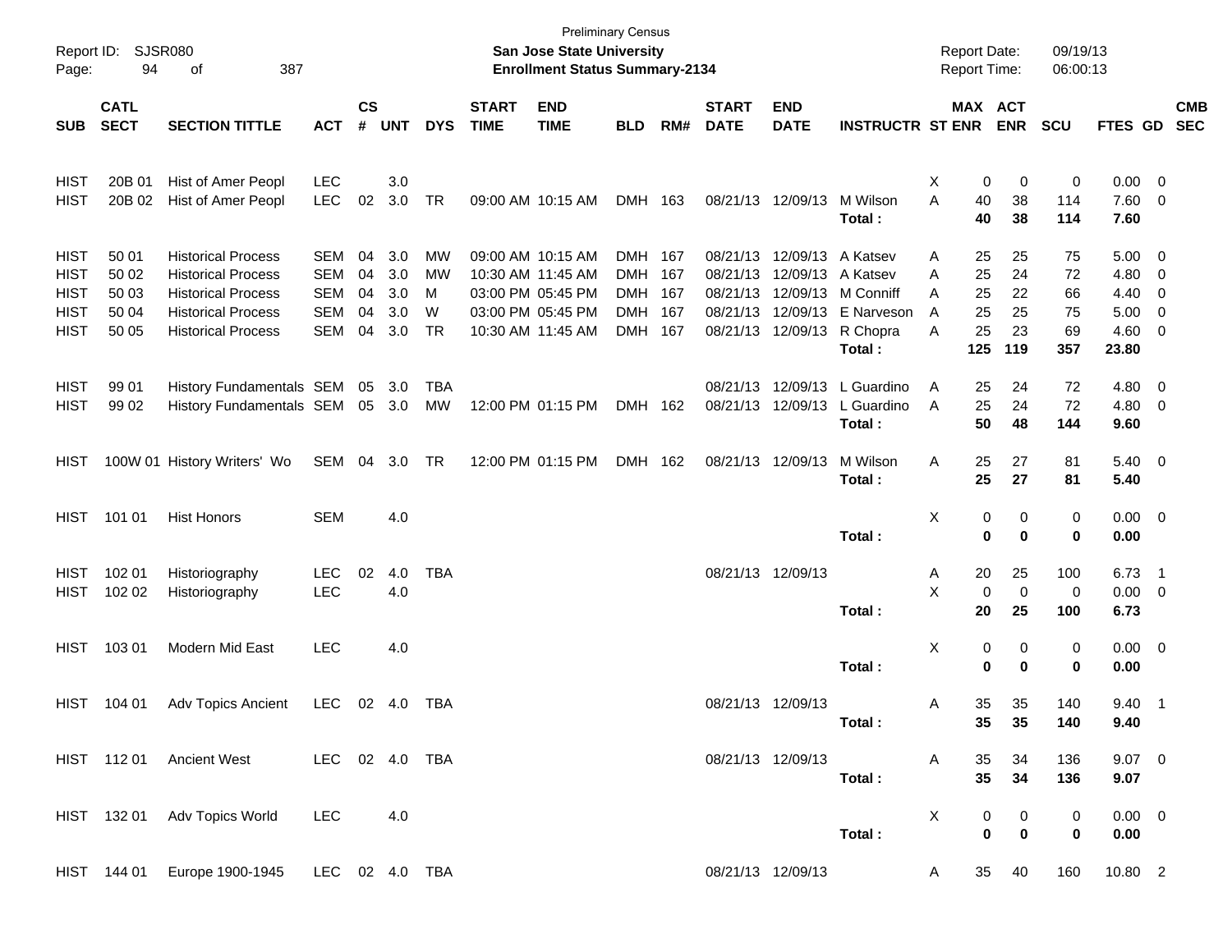Preliminary Census

**San Jose State University**

**Enrollment Status Summary-2134**

Report ID: SJSR080
Report Date: 09/19/13
Report Time: 06:00:13

| SUB | CATL SECT | SECTION TITTLE | ACT | CS # | UNT | DYS | START TIME | END TIME | BLD | RM# | START DATE | END DATE | INSTRUCTR | ST | MAX ENR | ACT ENR | SCU | FTES | GD | CMB SEC |
|---|---|---|---|---|---|---|---|---|---|---|---|---|---|---|---|---|---|---|---|---|
| HIST | 20B 01 | Hist of Amer Peopl | LEC | | 3.0 | | | | | | | | | X | 0 | 0 | 0 | 0.00 | 0 | |
| HIST | 20B 02 | Hist of Amer Peopl | LEC | 02 | 3.0 | TR | 09:00 AM | 10:15 AM | DMH | 163 | 08/21/13 | 12/09/13 | M Wilson | A | 40 | 38 | 114 | 7.60 | 0 | |
| | | | | | | | | | | | | | **Total :** | | **40** | **38** | **114** | **7.60** | | |
| HIST | 50 01 | Historical Process | SEM | 04 | 3.0 | MW | 09:00 AM | 10:15 AM | DMH | 167 | 08/21/13 | 12/09/13 | A Katsev | A | 25 | 25 | 75 | 5.00 | 0 | |
| HIST | 50 02 | Historical Process | SEM | 04 | 3.0 | MW | 10:30 AM | 11:45 AM | DMH | 167 | 08/21/13 | 12/09/13 | A Katsev | A | 25 | 24 | 72 | 4.80 | 0 | |
| HIST | 50 03 | Historical Process | SEM | 04 | 3.0 | M | 03:00 PM | 05:45 PM | DMH | 167 | 08/21/13 | 12/09/13 | M Conniff | A | 25 | 22 | 66 | 4.40 | 0 | |
| HIST | 50 04 | Historical Process | SEM | 04 | 3.0 | W | 03:00 PM | 05:45 PM | DMH | 167 | 08/21/13 | 12/09/13 | E Narveson | A | 25 | 25 | 75 | 5.00 | 0 | |
| HIST | 50 05 | Historical Process | SEM | 04 | 3.0 | TR | 10:30 AM | 11:45 AM | DMH | 167 | 08/21/13 | 12/09/13 | R Chopra | A | 25 | 23 | 69 | 4.60 | 0 | |
| | | | | | | | | | | | | | **Total :** | | **125** | **119** | **357** | **23.80** | | |
| HIST | 99 01 | History Fundamentals | SEM | 05 | 3.0 | TBA | | | | | 08/21/13 | 12/09/13 | L Guardino | A | 25 | 24 | 72 | 4.80 | 0 | |
| HIST | 99 02 | History Fundamentals | SEM | 05 | 3.0 | MW | 12:00 PM | 01:15 PM | DMH | 162 | 08/21/13 | 12/09/13 | L Guardino | A | 25 | 24 | 72 | 4.80 | 0 | |
| | | | | | | | | | | | | | **Total :** | | **50** | **48** | **144** | **9.60** | | |
| HIST | 100W 01 | History Writers' Wo | SEM | 04 | 3.0 | TR | 12:00 PM | 01:15 PM | DMH | 162 | 08/21/13 | 12/09/13 | M Wilson | A | 25 | 27 | 81 | 5.40 | 0 | |
| | | | | | | | | | | | | | **Total :** | | **25** | **27** | **81** | **5.40** | | |
| HIST | 101 01 | Hist Honors | SEM | | 4.0 | | | | | | | | | X | 0 | 0 | 0 | 0.00 | 0 | |
| | | | | | | | | | | | | | **Total :** | | **0** | **0** | **0** | **0.00** | | |
| HIST | 102 01 | Historiography | LEC | 02 | 4.0 | TBA | | | | | 08/21/13 | 12/09/13 | | A | 20 | 25 | 100 | 6.73 | 1 | |
| HIST | 102 02 | Historiography | LEC | | 4.0 | | | | | | | | | X | 0 | 0 | 0 | 0.00 | 0 | |
| | | | | | | | | | | | | | **Total :** | | **20** | **25** | **100** | **6.73** | | |
| HIST | 103 01 | Modern Mid East | LEC | | 4.0 | | | | | | | | | X | 0 | 0 | 0 | 0.00 | 0 | |
| | | | | | | | | | | | | | **Total :** | | **0** | **0** | **0** | **0.00** | | |
| HIST | 104 01 | Adv Topics Ancient | LEC | 02 | 4.0 | TBA | | | | | 08/21/13 | 12/09/13 | | A | 35 | 35 | 140 | 9.40 | 1 | |
| | | | | | | | | | | | | | **Total :** | | **35** | **35** | **140** | **9.40** | | |
| HIST | 112 01 | Ancient West | LEC | 02 | 4.0 | TBA | | | | | 08/21/13 | 12/09/13 | | A | 35 | 34 | 136 | 9.07 | 0 | |
| | | | | | | | | | | | | | **Total :** | | **35** | **34** | **136** | **9.07** | | |
| HIST | 132 01 | Adv Topics World | LEC | | 4.0 | | | | | | | | | X | 0 | 0 | 0 | 0.00 | 0 | |
| | | | | | | | | | | | | | **Total :** | | **0** | **0** | **0** | **0.00** | | |
| HIST | 144 01 | Europe 1900-1945 | LEC | 02 | 4.0 | TBA | | | | | 08/21/13 | 12/09/13 | | A | 35 | 40 | 160 | 10.80 | 2 | |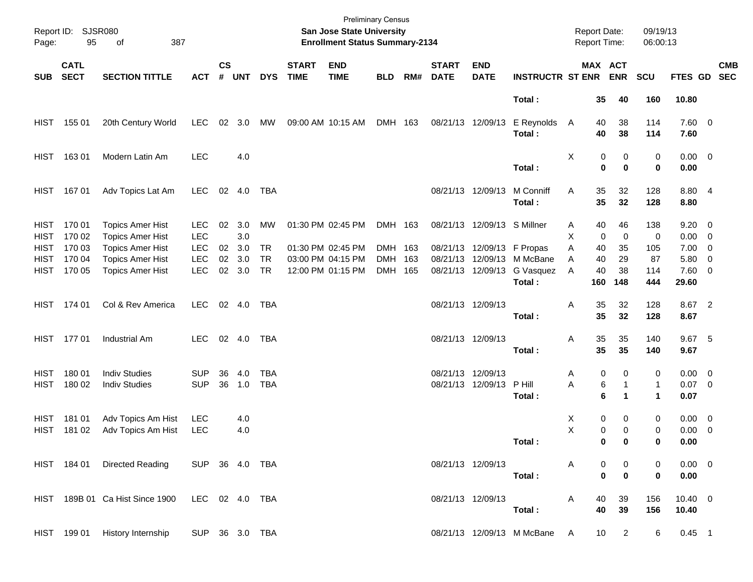Preliminary Census

Report ID: SJSR080 | San Jose State University | Report Date: 09/19/13
Page: 95 of 387 | Enrollment Status Summary-2134 | Report Time: 06:00:13

| SUB | CATL SECT | SECTION TITTLE | ACT | CS # | UNT | DYS | START TIME | END TIME | BLD | RM# | START DATE | END DATE | INSTRUCTR | ST | MAX ENR | ACT ENR | SCU | FTES | GD | CMB SEC |
|---|---|---|---|---|---|---|---|---|---|---|---|---|---|---|---|---|---|---|---|---|
| | | | | | | | | | | | | | **Total :** | | **35** | **40** | **160** | **10.80** | | |
| HIST | 155 01 | 20th Century World | LEC | 02 | 3.0 | MW | 09:00 AM | 10:15 AM | DMH | 163 | 08/21/13 | 12/09/13 | E Reynolds | A | 40 | 38 | 114 | 7.60 | 0 | |
| | | | | | | | | | | | | | **Total :** | | **40** | **38** | **114** | **7.60** | | |
| HIST | 163 01 | Modern Latin Am | LEC | | 4.0 | | | | | | | | | X | 0 | 0 | 0 | 0.00 | 0 | |
| | | | | | | | | | | | | | **Total :** | | **0** | **0** | **0** | **0.00** | | |
| HIST | 167 01 | Adv Topics Lat Am | LEC | 02 | 4.0 | TBA | | | | | 08/21/13 | 12/09/13 | M Conniff | A | 35 | 32 | 128 | 8.80 | 4 | |
| | | | | | | | | | | | | | **Total :** | | **35** | **32** | **128** | **8.80** | | |
| HIST | 170 01 | Topics Amer Hist | LEC | 02 | 3.0 | MW | 01:30 PM | 02:45 PM | DMH | 163 | 08/21/13 | 12/09/13 | S Millner | A | 40 | 46 | 138 | 9.20 | 0 | |
| HIST | 170 02 | Topics Amer Hist | LEC | | 3.0 | | | | | | | | | X | 0 | 0 | 0 | 0.00 | 0 | |
| HIST | 170 03 | Topics Amer Hist | LEC | 02 | 3.0 | TR | 01:30 PM | 02:45 PM | DMH | 163 | 08/21/13 | 12/09/13 | F Propas | A | 40 | 35 | 105 | 7.00 | 0 | |
| HIST | 170 04 | Topics Amer Hist | LEC | 02 | 3.0 | TR | 03:00 PM | 04:15 PM | DMH | 163 | 08/21/13 | 12/09/13 | M McBane | A | 40 | 29 | 87 | 5.80 | 0 | |
| HIST | 170 05 | Topics Amer Hist | LEC | 02 | 3.0 | TR | 12:00 PM | 01:15 PM | DMH | 165 | 08/21/13 | 12/09/13 | G Vasquez | A | 40 | 38 | 114 | 7.60 | 0 | |
| | | | | | | | | | | | | | **Total :** | | **160** | **148** | **444** | **29.60** | | |
| HIST | 174 01 | Col & Rev America | LEC | 02 | 4.0 | TBA | | | | | 08/21/13 | 12/09/13 | | A | 35 | 32 | 128 | 8.67 | 2 | |
| | | | | | | | | | | | | | **Total :** | | **35** | **32** | **128** | **8.67** | | |
| HIST | 177 01 | Industrial Am | LEC | 02 | 4.0 | TBA | | | | | 08/21/13 | 12/09/13 | | A | 35 | 35 | 140 | 9.67 | 5 | |
| | | | | | | | | | | | | | **Total :** | | **35** | **35** | **140** | **9.67** | | |
| HIST | 180 01 | Indiv Studies | SUP | 36 | 4.0 | TBA | | | | | 08/21/13 | 12/09/13 | | A | 0 | 0 | 0 | 0.00 | 0 | |
| HIST | 180 02 | Indiv Studies | SUP | 36 | 1.0 | TBA | | | | | 08/21/13 | 12/09/13 | P Hill | A | 6 | 1 | 1 | 0.07 | 0 | |
| | | | | | | | | | | | | | **Total :** | | **6** | **1** | **1** | **0.07** | | |
| HIST | 181 01 | Adv Topics Am Hist | LEC | | 4.0 | | | | | | | | | X | 0 | 0 | 0 | 0.00 | 0 | |
| HIST | 181 02 | Adv Topics Am Hist | LEC | | 4.0 | | | | | | | | | X | 0 | 0 | 0 | 0.00 | 0 | |
| | | | | | | | | | | | | | **Total :** | | **0** | **0** | **0** | **0.00** | | |
| HIST | 184 01 | Directed Reading | SUP | 36 | 4.0 | TBA | | | | | 08/21/13 | 12/09/13 | | A | 0 | 0 | 0 | 0.00 | 0 | |
| | | | | | | | | | | | | | **Total :** | | **0** | **0** | **0** | **0.00** | | |
| HIST | 189B 01 | Ca Hist Since 1900 | LEC | 02 | 4.0 | TBA | | | | | 08/21/13 | 12/09/13 | | A | 40 | 39 | 156 | 10.40 | 0 | |
| | | | | | | | | | | | | | **Total :** | | **40** | **39** | **156** | **10.40** | | |
| HIST | 199 01 | History Internship | SUP | 36 | 3.0 | TBA | | | | | 08/21/13 | 12/09/13 | M McBane | A | 10 | 2 | 6 | 0.45 | 1 | |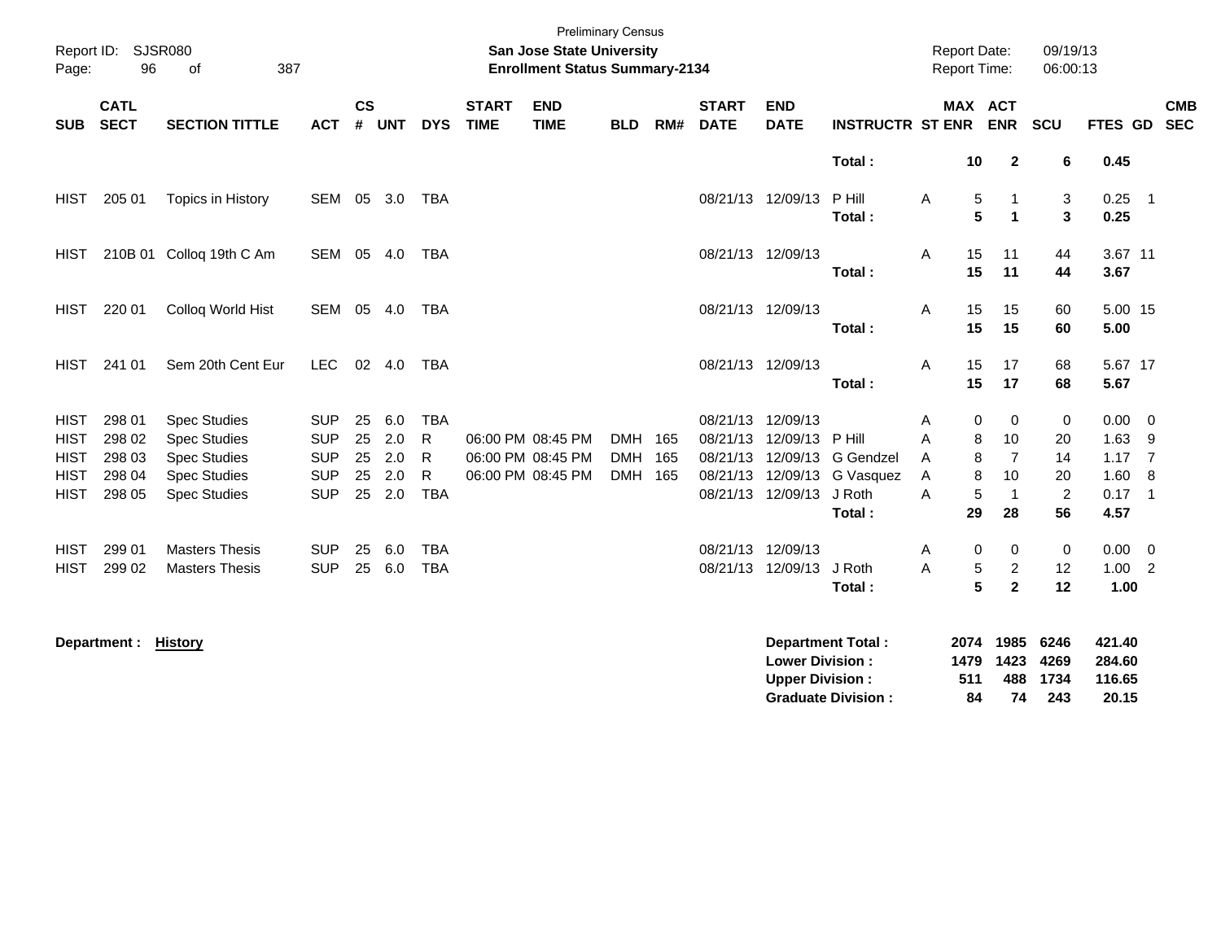Preliminary Census
**San Jose State University**
**Enrollment Status Summary-2134**

Report ID: SJSR080
Report Date: 09/19/13
Report Time: 06:00:13

| SUB | CATL SECT | SECTION TITTLE | ACT | CS # | UNT | DYS | START TIME | END TIME | BLD | RM# | START DATE | END DATE | INSTRUCTR | ST | MAX ENR | ACT ENR | SCU | FTES | GD | CMB SEC |
|---|---|---|---|---|---|---|---|---|---|---|---|---|---|---|---|---|---|---|---|---|
| | | | | | | | | | | | | | **Total :** | | **10** | **2** | **6** | **0.45** | | |
| HIST | 205 01 | Topics in History | SEM | 05 | 3.0 | TBA | | | | | 08/21/13 | 12/09/13 | P Hill | A | 5 | 1 | 3 | 0.25 | 1 | |
| | | | | | | | | | | | | | **Total :** | | **5** | **1** | **3** | **0.25** | | |
| HIST | 210B 01 | Colloq 19th C Am | SEM | 05 | 4.0 | TBA | | | | | 08/21/13 | 12/09/13 | | A | 15 | 11 | 44 | 3.67 | 11 | |
| | | | | | | | | | | | | | **Total :** | | **15** | **11** | **44** | **3.67** | | |
| HIST | 220 01 | Colloq World Hist | SEM | 05 | 4.0 | TBA | | | | | 08/21/13 | 12/09/13 | | A | 15 | 15 | 60 | 5.00 | 15 | |
| | | | | | | | | | | | | | **Total :** | | **15** | **15** | **60** | **5.00** | | |
| HIST | 241 01 | Sem 20th Cent Eur | LEC | 02 | 4.0 | TBA | | | | | 08/21/13 | 12/09/13 | | A | 15 | 17 | 68 | 5.67 | 17 | |
| | | | | | | | | | | | | | **Total :** | | **15** | **17** | **68** | **5.67** | | |
| HIST | 298 01 | Spec Studies | SUP | 25 | 6.0 | TBA | | | | | 08/21/13 | 12/09/13 | | A | 0 | 0 | 0 | 0.00 | 0 | |
| HIST | 298 02 | Spec Studies | SUP | 25 | 2.0 | R | 06:00 PM | 08:45 PM | DMH | 165 | 08/21/13 | 12/09/13 | P Hill | A | 8 | 10 | 20 | 1.63 | 9 | |
| HIST | 298 03 | Spec Studies | SUP | 25 | 2.0 | R | 06:00 PM | 08:45 PM | DMH | 165 | 08/21/13 | 12/09/13 | G Gendzel | A | 8 | 7 | 14 | 1.17 | 7 | |
| HIST | 298 04 | Spec Studies | SUP | 25 | 2.0 | R | 06:00 PM | 08:45 PM | DMH | 165 | 08/21/13 | 12/09/13 | G Vasquez | A | 8 | 10 | 20 | 1.60 | 8 | |
| HIST | 298 05 | Spec Studies | SUP | 25 | 2.0 | TBA | | | | | 08/21/13 | 12/09/13 | J Roth | A | 5 | 1 | 2 | 0.17 | 1 | |
| | | | | | | | | | | | | | **Total :** | | **29** | **28** | **56** | **4.57** | | |
| HIST | 299 01 | Masters Thesis | SUP | 25 | 6.0 | TBA | | | | | 08/21/13 | 12/09/13 | | A | 0 | 0 | 0 | 0.00 | 0 | |
| HIST | 299 02 | Masters Thesis | SUP | 25 | 6.0 | TBA | | | | | 08/21/13 | 12/09/13 | J Roth | A | 5 | 2 | 12 | 1.00 | 2 | |
| | | | | | | | | | | | | | **Total :** | | **5** | **2** | **12** | **1.00** | | |

**Department : History**

| | MAX ENR | ACT ENR | SCU | FTES |
|---|---|---|---|---|
| **Department Total :** | **2074** | **1985** | **6246** | **421.40** |
| **Lower Division :** | **1479** | **1423** | **4269** | **284.60** |
| **Upper Division :** | **511** | **488** | **1734** | **116.65** |
| **Graduate Division :** | **84** | **74** | **243** | **20.15** |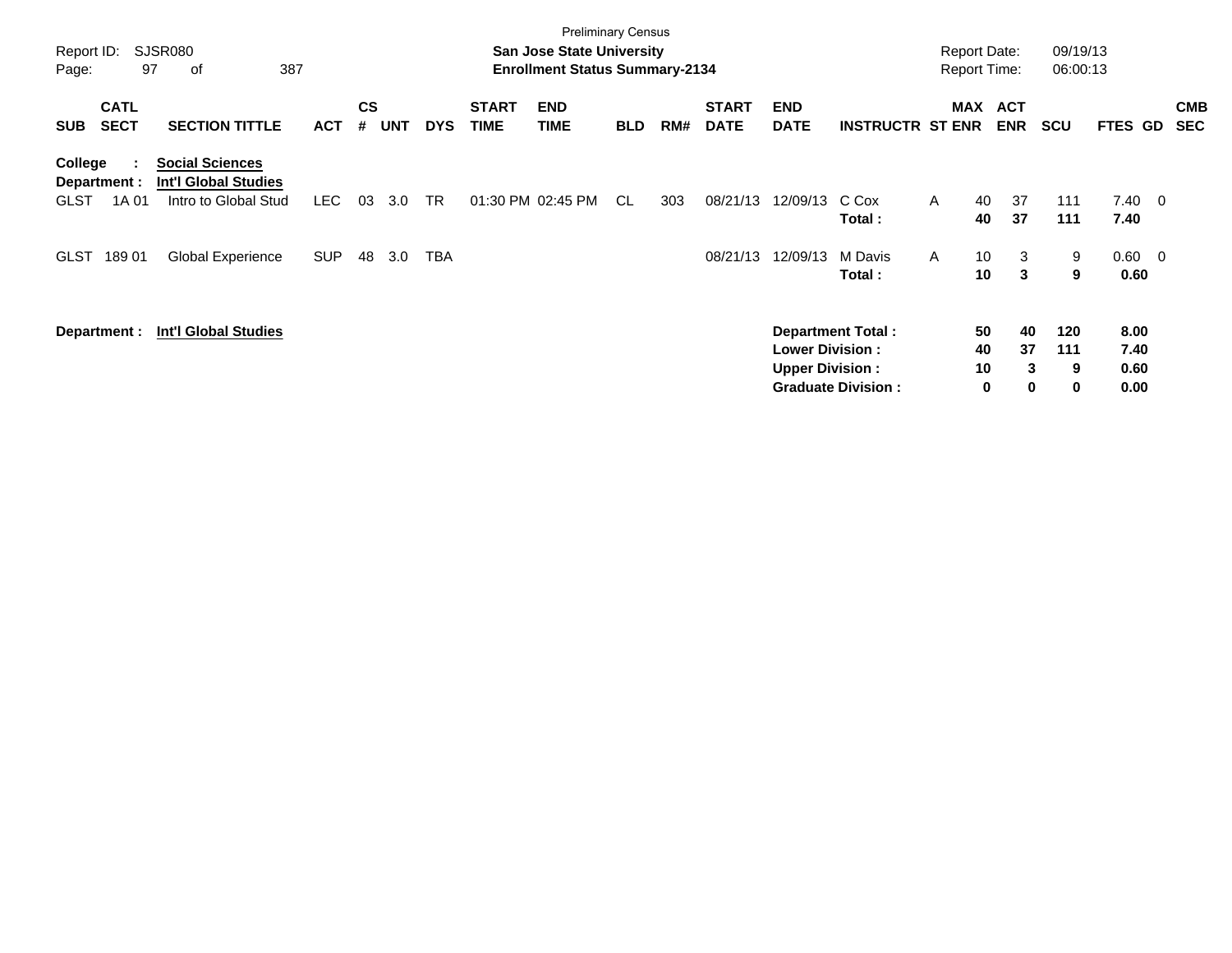Preliminary Census

**San Jose State University**
**Enrollment Status Summary-2134**

Report ID: SJSR080
Report Date: 09/19/13
Report Time: 06:00:13

| SUB | CATL SECT | SECTION TITTLE | ACT | CS # | UNT | DYS | START TIME | END TIME | BLD | RM# | START DATE | END DATE | INSTRUCTR | ST | MAX ENR | ACT ENR | SCU | FTES | GD | CMB SEC |
|---|---|---|---|---|---|---|---|---|---|---|---|---|---|---|---|---|---|---|---|---|
| **College :** | | **Social Sciences** | | | | | | | | | | | | | | | | | | |
| **Department :** | | **Int'l Global Studies** | | | | | | | | | | | | | | | | | | |
| GLST | 1A 01 | Intro to Global Stud | LEC | 03 | 3.0 | TR | 01:30 PM | 02:45 PM | CL | 303 | 08/21/13 | 12/09/13 | C Cox | A | 40 | 37 | 111 | 7.40 | 0 | |
| | | | | | | | | | | | | | **Total :** | | **40** | **37** | **111** | **7.40** | | |
| GLST | 189 01 | Global Experience | SUP | 48 | 3.0 | TBA | | | | | 08/21/13 | 12/09/13 | M Davis | A | 10 | 3 | 9 | 0.60 | 0 | |
| | | | | | | | | | | | | | **Total :** | | **10** | **3** | **9** | **0.60** | | |
| **Department :** | | **Int'l Global Studies** | | | | | | | | | | | **Department Total :** | | **50** | **40** | **120** | **8.00** | | |
| | | | | | | | | | | | | | **Lower Division :** | | **40** | **37** | **111** | **7.40** | | |
| | | | | | | | | | | | | | **Upper Division :** | | **10** | **3** | **9** | **0.60** | | |
| | | | | | | | | | | | | | **Graduate Division :** | | **0** | **0** | **0** | **0.00** | | |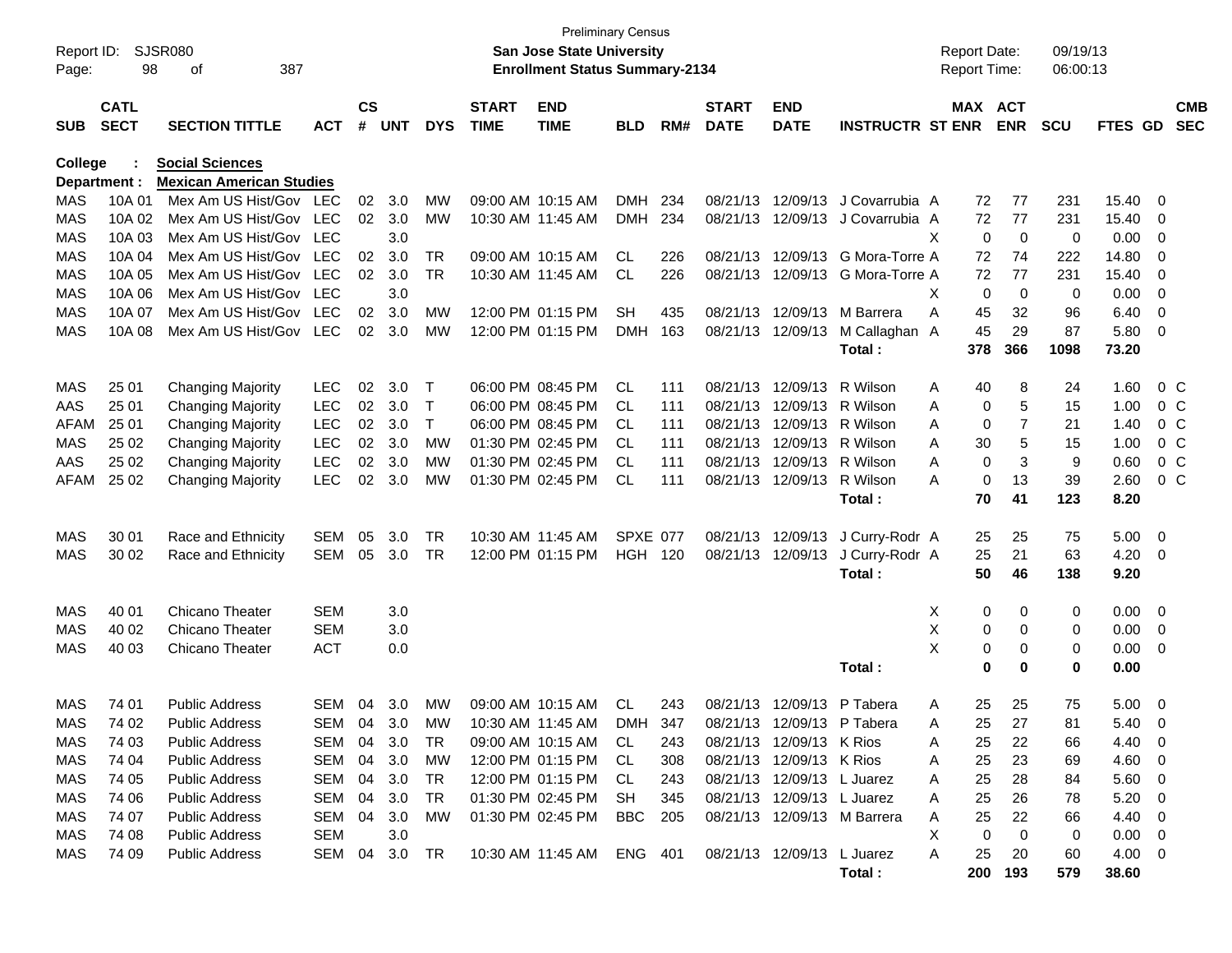Preliminary Census

Report ID: SJSR080 **San Jose State University** Report Date: 09/19/13
Page: 98 of 387 **Enrollment Status Summary-2134** Report Time: 06:00:13

**College : Social Sciences**
**Department : Mexican American Studies**

| SUB | CATL SECT | SECTION TITTLE | ACT | CS # | UNT | DYS | START TIME | END TIME | BLD | RM# | START DATE | END DATE | INSTRUCTR | ST | MAX ENR | ACT ENR | SCU | FTES | GD | CMB SEC |
|---|---|---|---|---|---|---|---|---|---|---|---|---|---|---|---|---|---|---|---|---|
| MAS | 10A 01 | Mex Am US Hist/Gov | LEC | 02 | 3.0 | MW | 09:00 AM | 10:15 AM | DMH | 234 | 08/21/13 | 12/09/13 | J Covarrubia | A | 72 | 77 | 231 | 15.40 | 0 | |
| MAS | 10A 02 | Mex Am US Hist/Gov | LEC | 02 | 3.0 | MW | 10:30 AM | 11:45 AM | DMH | 234 | 08/21/13 | 12/09/13 | J Covarrubia | A | 72 | 77 | 231 | 15.40 | 0 | |
| MAS | 10A 03 | Mex Am US Hist/Gov | LEC | | 3.0 | | | | | | | | | X | 0 | 0 | 0 | 0.00 | 0 | |
| MAS | 10A 04 | Mex Am US Hist/Gov | LEC | 02 | 3.0 | TR | 09:00 AM | 10:15 AM | CL | 226 | 08/21/13 | 12/09/13 | G Mora-Torre | A | 72 | 74 | 222 | 14.80 | 0 | |
| MAS | 10A 05 | Mex Am US Hist/Gov | LEC | 02 | 3.0 | TR | 10:30 AM | 11:45 AM | CL | 226 | 08/21/13 | 12/09/13 | G Mora-Torre | A | 72 | 77 | 231 | 15.40 | 0 | |
| MAS | 10A 06 | Mex Am US Hist/Gov | LEC | | 3.0 | | | | | | | | | X | 0 | 0 | 0 | 0.00 | 0 | |
| MAS | 10A 07 | Mex Am US Hist/Gov | LEC | 02 | 3.0 | MW | 12:00 PM | 01:15 PM | SH | 435 | 08/21/13 | 12/09/13 | M Barrera | A | 45 | 32 | 96 | 6.40 | 0 | |
| MAS | 10A 08 | Mex Am US Hist/Gov | LEC | 02 | 3.0 | MW | 12:00 PM | 01:15 PM | DMH | 163 | 08/21/13 | 12/09/13 | M Callaghan | A | 45 | 29 | 87 | 5.80 | 0 | |
| | | | | | | | | | | | | | **Total :** | | **378** | **366** | **1098** | **73.20** | | |
| MAS | 25 01 | Changing Majority | LEC | 02 | 3.0 | T | 06:00 PM | 08:45 PM | CL | 111 | 08/21/13 | 12/09/13 | R Wilson | A | 40 | 8 | 24 | 1.60 | 0 | C |
| AAS | 25 01 | Changing Majority | LEC | 02 | 3.0 | T | 06:00 PM | 08:45 PM | CL | 111 | 08/21/13 | 12/09/13 | R Wilson | A | 0 | 5 | 15 | 1.00 | 0 | C |
| AFAM | 25 01 | Changing Majority | LEC | 02 | 3.0 | T | 06:00 PM | 08:45 PM | CL | 111 | 08/21/13 | 12/09/13 | R Wilson | A | 0 | 7 | 21 | 1.40 | 0 | C |
| MAS | 25 02 | Changing Majority | LEC | 02 | 3.0 | MW | 01:30 PM | 02:45 PM | CL | 111 | 08/21/13 | 12/09/13 | R Wilson | A | 30 | 5 | 15 | 1.00 | 0 | C |
| AAS | 25 02 | Changing Majority | LEC | 02 | 3.0 | MW | 01:30 PM | 02:45 PM | CL | 111 | 08/21/13 | 12/09/13 | R Wilson | A | 0 | 3 | 9 | 0.60 | 0 | C |
| AFAM | 25 02 | Changing Majority | LEC | 02 | 3.0 | MW | 01:30 PM | 02:45 PM | CL | 111 | 08/21/13 | 12/09/13 | R Wilson | A | 0 | 13 | 39 | 2.60 | 0 | C |
| | | | | | | | | | | | | | **Total :** | | **70** | **41** | **123** | **8.20** | | |
| MAS | 30 01 | Race and Ethnicity | SEM | 05 | 3.0 | TR | 10:30 AM | 11:45 AM | SPXE | 077 | 08/21/13 | 12/09/13 | J Curry-Rodr | A | 25 | 25 | 75 | 5.00 | 0 | |
| MAS | 30 02 | Race and Ethnicity | SEM | 05 | 3.0 | TR | 12:00 PM | 01:15 PM | HGH | 120 | 08/21/13 | 12/09/13 | J Curry-Rodr | A | 25 | 21 | 63 | 4.20 | 0 | |
| | | | | | | | | | | | | | **Total :** | | **50** | **46** | **138** | **9.20** | | |
| MAS | 40 01 | Chicano Theater | SEM | | 3.0 | | | | | | | | | X | 0 | 0 | 0 | 0.00 | 0 | |
| MAS | 40 02 | Chicano Theater | SEM | | 3.0 | | | | | | | | | X | 0 | 0 | 0 | 0.00 | 0 | |
| MAS | 40 03 | Chicano Theater | ACT | | 0.0 | | | | | | | | | X | 0 | 0 | 0 | 0.00 | 0 | |
| | | | | | | | | | | | | | **Total :** | | **0** | **0** | **0** | **0.00** | | |
| MAS | 74 01 | Public Address | SEM | 04 | 3.0 | MW | 09:00 AM | 10:15 AM | CL | 243 | 08/21/13 | 12/09/13 | P Tabera | A | 25 | 25 | 75 | 5.00 | 0 | |
| MAS | 74 02 | Public Address | SEM | 04 | 3.0 | MW | 10:30 AM | 11:45 AM | DMH | 347 | 08/21/13 | 12/09/13 | P Tabera | A | 25 | 27 | 81 | 5.40 | 0 | |
| MAS | 74 03 | Public Address | SEM | 04 | 3.0 | TR | 09:00 AM | 10:15 AM | CL | 243 | 08/21/13 | 12/09/13 | K Rios | A | 25 | 22 | 66 | 4.40 | 0 | |
| MAS | 74 04 | Public Address | SEM | 04 | 3.0 | MW | 12:00 PM | 01:15 PM | CL | 308 | 08/21/13 | 12/09/13 | K Rios | A | 25 | 23 | 69 | 4.60 | 0 | |
| MAS | 74 05 | Public Address | SEM | 04 | 3.0 | TR | 12:00 PM | 01:15 PM | CL | 243 | 08/21/13 | 12/09/13 | L Juarez | A | 25 | 28 | 84 | 5.60 | 0 | |
| MAS | 74 06 | Public Address | SEM | 04 | 3.0 | TR | 01:30 PM | 02:45 PM | SH | 345 | 08/21/13 | 12/09/13 | L Juarez | A | 25 | 26 | 78 | 5.20 | 0 | |
| MAS | 74 07 | Public Address | SEM | 04 | 3.0 | MW | 01:30 PM | 02:45 PM | BBC | 205 | 08/21/13 | 12/09/13 | M Barrera | A | 25 | 22 | 66 | 4.40 | 0 | |
| MAS | 74 08 | Public Address | SEM | | 3.0 | | | | | | | | | X | 0 | 0 | 0 | 0.00 | 0 | |
| MAS | 74 09 | Public Address | SEM | 04 | 3.0 | TR | 10:30 AM | 11:45 AM | ENG | 401 | 08/21/13 | 12/09/13 | L Juarez | A | 25 | 20 | 60 | 4.00 | 0 | |
| | | | | | | | | | | | | | **Total :** | | **200** | **193** | **579** | **38.60** | | |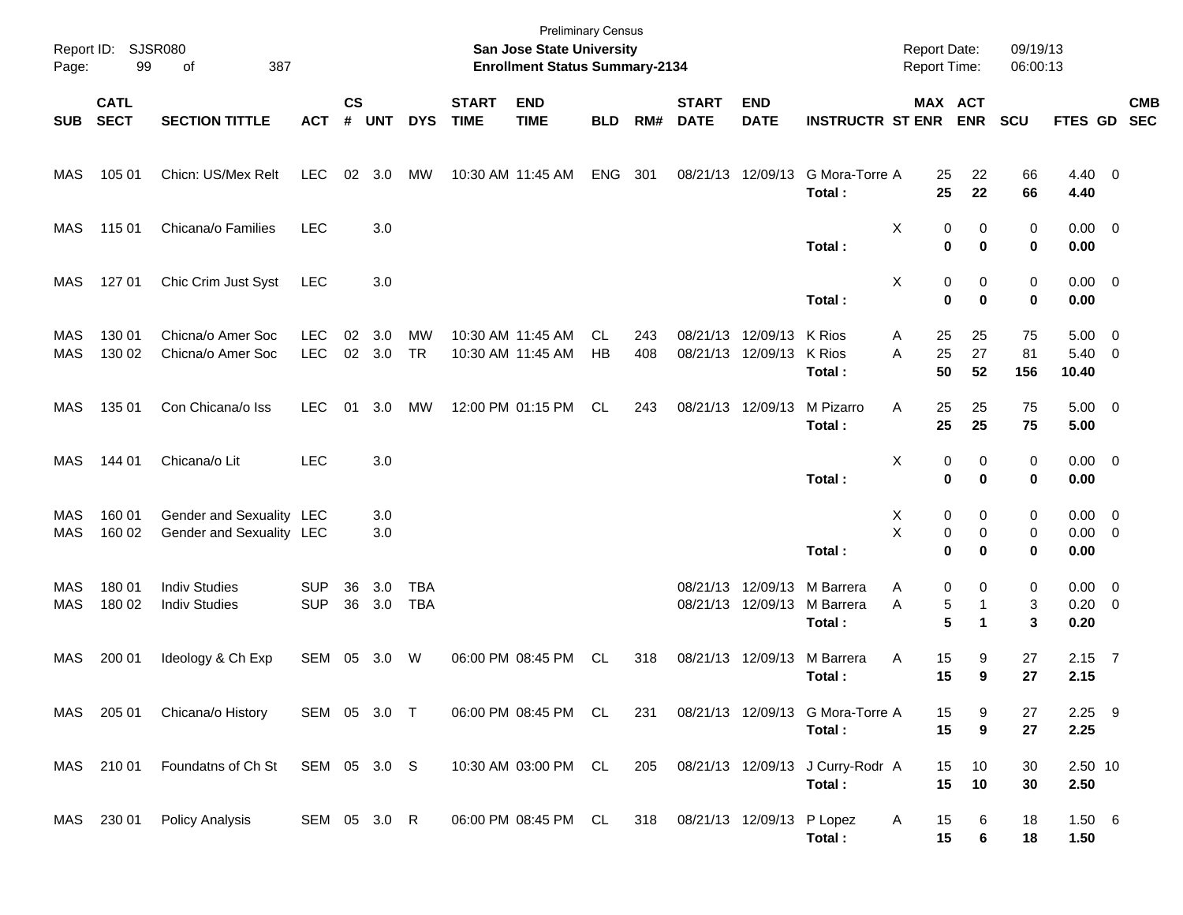Preliminary Census
**San Jose State University**
**Enrollment Status Summary-2134**

Report ID: SJSR080
Report Date: 09/19/13
Report Time: 06:00:13

| SUB | CATL SECT | SECTION TITTLE | ACT | CS # | UNT | DYS | START TIME | END TIME | BLD | RM# | START DATE | END DATE | INSTRUCTR | ST | MAX ENR | ACT ENR | SCU | FTES | GD | CMB SEC |
|---|---|---|---|---|---|---|---|---|---|---|---|---|---|---|---|---|---|---|---|---|
| MAS | 105 01 | Chicn: US/Mex Relt | LEC | 02 | 3.0 | MW | 10:30 AM | 11:45 AM | ENG | 301 | 08/21/13 | 12/09/13 | G Mora-Torre | A | 25 | 22 | 66 | 4.40 | 0 | |
| | | | | | | | | | | | | | **Total :** | | **25** | **22** | **66** | **4.40** | | |
| MAS | 115 01 | Chicana/o Families | LEC | | 3.0 | | | | | | | | | X | 0 | 0 | 0 | 0.00 | 0 | |
| | | | | | | | | | | | | | **Total :** | | **0** | **0** | **0** | **0.00** | | |
| MAS | 127 01 | Chic Crim Just Syst | LEC | | 3.0 | | | | | | | | | X | 0 | 0 | 0 | 0.00 | 0 | |
| | | | | | | | | | | | | | **Total :** | | **0** | **0** | **0** | **0.00** | | |
| MAS | 130 01 | Chicna/o Amer Soc | LEC | 02 | 3.0 | MW | 10:30 AM | 11:45 AM | CL | 243 | 08/21/13 | 12/09/13 | K Rios | A | 25 | 25 | 75 | 5.00 | 0 | |
| MAS | 130 02 | Chicna/o Amer Soc | LEC | 02 | 3.0 | TR | 10:30 AM | 11:45 AM | HB | 408 | 08/21/13 | 12/09/13 | K Rios | A | 25 | 27 | 81 | 5.40 | 0 | |
| | | | | | | | | | | | | | **Total :** | | **50** | **52** | **156** | **10.40** | | |
| MAS | 135 01 | Con Chicana/o Iss | LEC | 01 | 3.0 | MW | 12:00 PM | 01:15 PM | CL | 243 | 08/21/13 | 12/09/13 | M Pizarro | A | 25 | 25 | 75 | 5.00 | 0 | |
| | | | | | | | | | | | | | **Total :** | | **25** | **25** | **75** | **5.00** | | |
| MAS | 144 01 | Chicana/o Lit | LEC | | 3.0 | | | | | | | | | X | 0 | 0 | 0 | 0.00 | 0 | |
| | | | | | | | | | | | | | **Total :** | | **0** | **0** | **0** | **0.00** | | |
| MAS | 160 01 | Gender and Sexuality | LEC | | 3.0 | | | | | | | | | X | 0 | 0 | 0 | 0.00 | 0 | |
| MAS | 160 02 | Gender and Sexuality | LEC | | 3.0 | | | | | | | | | X | 0 | 0 | 0 | 0.00 | 0 | |
| | | | | | | | | | | | | | **Total :** | | **0** | **0** | **0** | **0.00** | | |
| MAS | 180 01 | Indiv Studies | SUP | 36 | 3.0 | TBA | | | | | 08/21/13 | 12/09/13 | M Barrera | A | 0 | 0 | 0 | 0.00 | 0 | |
| MAS | 180 02 | Indiv Studies | SUP | 36 | 3.0 | TBA | | | | | 08/21/13 | 12/09/13 | M Barrera | A | 5 | 1 | 3 | 0.20 | 0 | |
| | | | | | | | | | | | | | **Total :** | | **5** | **1** | **3** | **0.20** | | |
| MAS | 200 01 | Ideology & Ch Exp | SEM | 05 | 3.0 | W | 06:00 PM | 08:45 PM | CL | 318 | 08/21/13 | 12/09/13 | M Barrera | A | 15 | 9 | 27 | 2.15 | 7 | |
| | | | | | | | | | | | | | **Total :** | | **15** | **9** | **27** | **2.15** | | |
| MAS | 205 01 | Chicana/o History | SEM | 05 | 3.0 | T | 06:00 PM | 08:45 PM | CL | 231 | 08/21/13 | 12/09/13 | G Mora-Torre | A | 15 | 9 | 27 | 2.25 | 9 | |
| | | | | | | | | | | | | | **Total :** | | **15** | **9** | **27** | **2.25** | | |
| MAS | 210 01 | Foundatns of Ch St | SEM | 05 | 3.0 | S | 10:30 AM | 03:00 PM | CL | 205 | 08/21/13 | 12/09/13 | J Curry-Rodr | A | 15 | 10 | 30 | 2.50 | 10 | |
| | | | | | | | | | | | | | **Total :** | | **15** | **10** | **30** | **2.50** | | |
| MAS | 230 01 | Policy Analysis | SEM | 05 | 3.0 | R | 06:00 PM | 08:45 PM | CL | 318 | 08/21/13 | 12/09/13 | P Lopez | A | 15 | 6 | 18 | 1.50 | 6 | |
| | | | | | | | | | | | | | **Total :** | | **15** | **6** | **18** | **1.50** | | |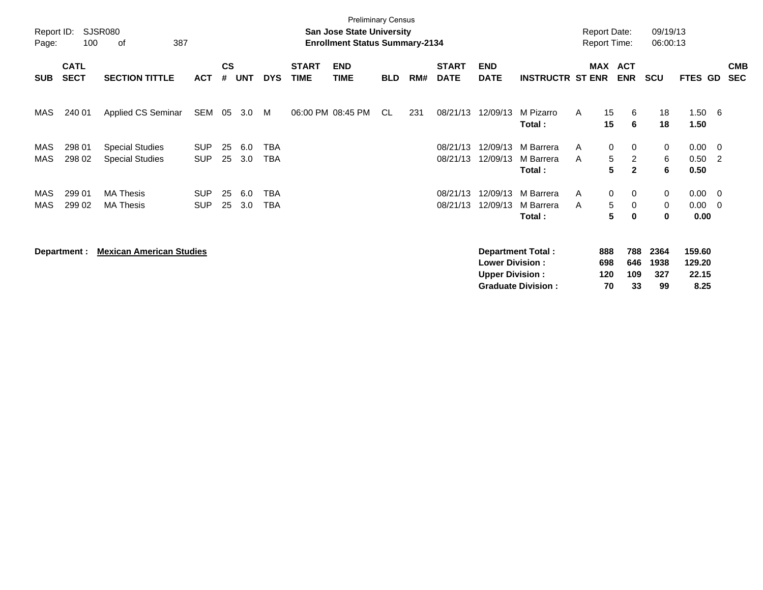Preliminary Census

**San Jose State University**

**Enrollment Status Summary-2134**

Report ID: SJSR080

Report Date: 09/19/13

Report Time: 06:00:13

| SUB | CATL SECT | SECTION TITTLE | ACT | CS # | UNT | DYS | START TIME | END TIME | BLD | RM# | START DATE | END DATE | INSTRUCTR | ST | MAX ENR | ACT ENR | SCU | FTES | GD | CMB SEC |
|---|---|---|---|---|---|---|---|---|---|---|---|---|---|---|---|---|---|---|---|---|
| MAS | 240 01 | Applied CS Seminar | SEM | 05 | 3.0 | M | 06:00 PM | 08:45 PM | CL | 231 | 08/21/13 | 12/09/13 | M Pizarro | A | 15 | 6 | 18 | 1.50 | 6 | |
| | | | | | | | | | | | | | **Total :** | | **15** | **6** | **18** | **1.50** | | |
| MAS | 298 01 | Special Studies | SUP | 25 | 6.0 | TBA | | | | | 08/21/13 | 12/09/13 | M Barrera | A | 0 | 0 | 0 | 0.00 | 0 | |
| MAS | 298 02 | Special Studies | SUP | 25 | 3.0 | TBA | | | | | 08/21/13 | 12/09/13 | M Barrera | A | 5 | 2 | 6 | 0.50 | 2 | |
| | | | | | | | | | | | | | **Total :** | | **5** | **2** | **6** | **0.50** | | |
| MAS | 299 01 | MA Thesis | SUP | 25 | 6.0 | TBA | | | | | 08/21/13 | 12/09/13 | M Barrera | A | 0 | 0 | 0 | 0.00 | 0 | |
| MAS | 299 02 | MA Thesis | SUP | 25 | 3.0 | TBA | | | | | 08/21/13 | 12/09/13 | M Barrera | A | 5 | 0 | 0 | 0.00 | 0 | |
| | | | | | | | | | | | | | **Total :** | | **5** | **0** | **0** | **0.00** | | |

**Department : Mexican American Studies**

| | MAX ENR | ACT ENR | SCU | FTES |
|---|---|---|---|---|
| **Department Total :** | **888** | **788** | **2364** | **159.60** |
| **Lower Division :** | **698** | **646** | **1938** | **129.20** |
| **Upper Division :** | **120** | **109** | **327** | **22.15** |
| **Graduate Division :** | **70** | **33** | **99** | **8.25** |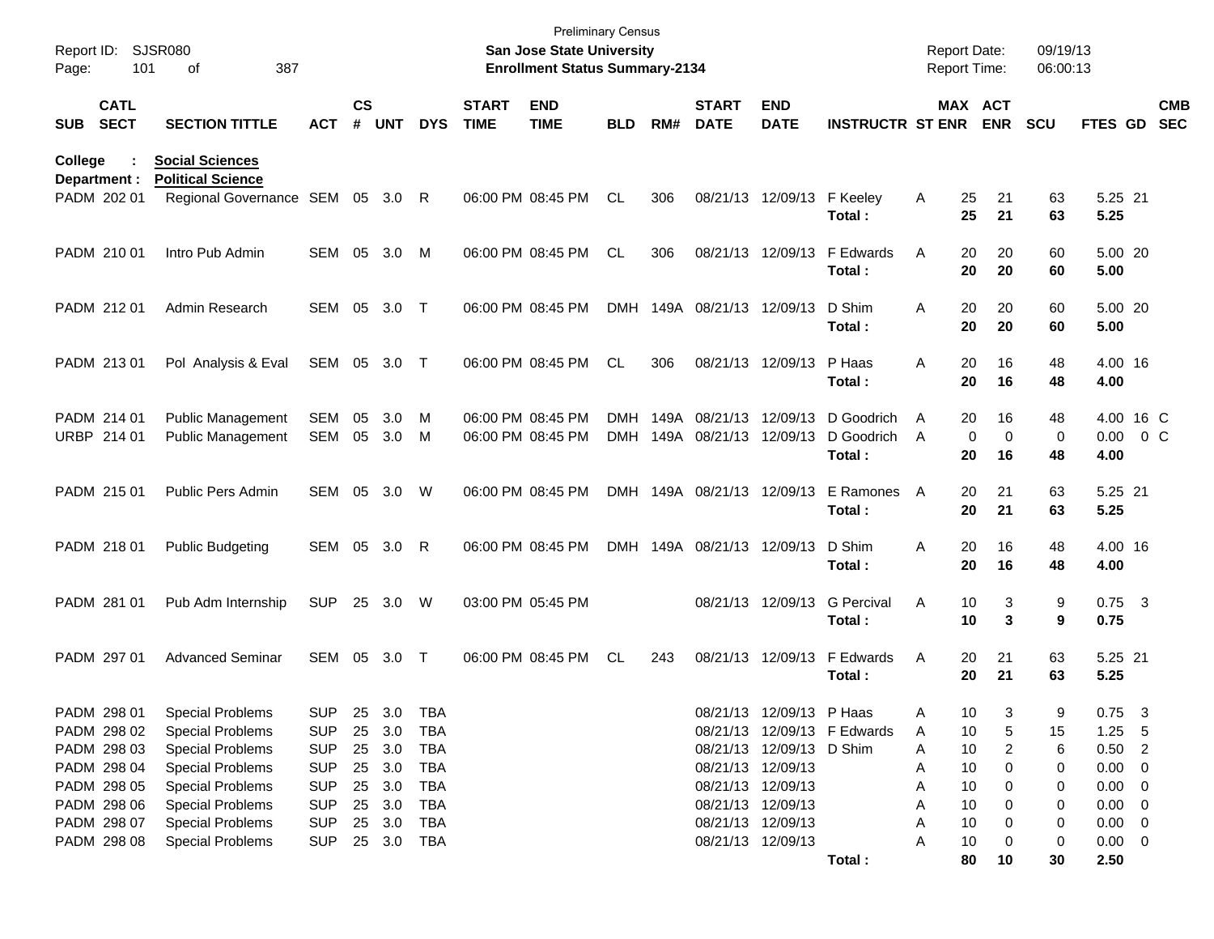Preliminary Census

**San Jose State University**

**Enrollment Status Summary-2134**

Report ID: SJSR080
Report Date: 09/19/13
Report Time: 06:00:13

**College : Social Sciences**
**Department : Political Science**

| SUB | CATL SECT | SECTION TITTLE | ACT | CS # | UNT | DYS | START TIME | END TIME | BLD | RM# | START DATE | END DATE | INSTRUCTR | ST | MAX ENR | ACT ENR | SCU | FTES | GD | CMB SEC |
|---|---|---|---|---|---|---|---|---|---|---|---|---|---|---|---|---|---|---|---|---|
| PADM | 202 01 | Regional Governance | SEM | 05 | 3.0 | R | 06:00 PM | 08:45 PM | CL | 306 | 08/21/13 | 12/09/13 | F Keeley | A | 25 | 21 | 63 | 5.25 | 21 | |
| | | | | | | | | | | | | | **Total :** | | **25** | **21** | **63** | **5.25** | | |
| PADM | 210 01 | Intro Pub Admin | SEM | 05 | 3.0 | M | 06:00 PM | 08:45 PM | CL | 306 | 08/21/13 | 12/09/13 | F Edwards | A | 20 | 20 | 60 | 5.00 | 20 | |
| | | | | | | | | | | | | | **Total :** | | **20** | **20** | **60** | **5.00** | | |
| PADM | 212 01 | Admin Research | SEM | 05 | 3.0 | T | 06:00 PM | 08:45 PM | DMH | 149A | 08/21/13 | 12/09/13 | D Shim | A | 20 | 20 | 60 | 5.00 | 20 | |
| | | | | | | | | | | | | | **Total :** | | **20** | **20** | **60** | **5.00** | | |
| PADM | 213 01 | Pol Analysis & Eval | SEM | 05 | 3.0 | T | 06:00 PM | 08:45 PM | CL | 306 | 08/21/13 | 12/09/13 | P Haas | A | 20 | 16 | 48 | 4.00 | 16 | |
| | | | | | | | | | | | | | **Total :** | | **20** | **16** | **48** | **4.00** | | |
| PADM | 214 01 | Public Management | SEM | 05 | 3.0 | M | 06:00 PM | 08:45 PM | DMH | 149A | 08/21/13 | 12/09/13 | D Goodrich | A | 20 | 16 | 48 | 4.00 | 16 | C |
| URBP | 214 01 | Public Management | SEM | 05 | 3.0 | M | 06:00 PM | 08:45 PM | DMH | 149A | 08/21/13 | 12/09/13 | D Goodrich | A | 0 | 0 | 0 | 0.00 | 0 | C |
| | | | | | | | | | | | | | **Total :** | | **20** | **16** | **48** | **4.00** | | |
| PADM | 215 01 | Public Pers Admin | SEM | 05 | 3.0 | W | 06:00 PM | 08:45 PM | DMH | 149A | 08/21/13 | 12/09/13 | E Ramones | A | 20 | 21 | 63 | 5.25 | 21 | |
| | | | | | | | | | | | | | **Total :** | | **20** | **21** | **63** | **5.25** | | |
| PADM | 218 01 | Public Budgeting | SEM | 05 | 3.0 | R | 06:00 PM | 08:45 PM | DMH | 149A | 08/21/13 | 12/09/13 | D Shim | A | 20 | 16 | 48 | 4.00 | 16 | |
| | | | | | | | | | | | | | **Total :** | | **20** | **16** | **48** | **4.00** | | |
| PADM | 281 01 | Pub Adm Internship | SUP | 25 | 3.0 | W | 03:00 PM | 05:45 PM | | | 08/21/13 | 12/09/13 | G Percival | A | 10 | 3 | 9 | 0.75 | 3 | |
| | | | | | | | | | | | | | **Total :** | | **10** | **3** | **9** | **0.75** | | |
| PADM | 297 01 | Advanced Seminar | SEM | 05 | 3.0 | T | 06:00 PM | 08:45 PM | CL | 243 | 08/21/13 | 12/09/13 | F Edwards | A | 20 | 21 | 63 | 5.25 | 21 | |
| | | | | | | | | | | | | | **Total :** | | **20** | **21** | **63** | **5.25** | | |
| PADM | 298 01 | Special Problems | SUP | 25 | 3.0 | TBA | | | | | 08/21/13 | 12/09/13 | P Haas | A | 10 | 3 | 9 | 0.75 | 3 | |
| PADM | 298 02 | Special Problems | SUP | 25 | 3.0 | TBA | | | | | 08/21/13 | 12/09/13 | F Edwards | A | 10 | 5 | 15 | 1.25 | 5 | |
| PADM | 298 03 | Special Problems | SUP | 25 | 3.0 | TBA | | | | | 08/21/13 | 12/09/13 | D Shim | A | 10 | 2 | 6 | 0.50 | 2 | |
| PADM | 298 04 | Special Problems | SUP | 25 | 3.0 | TBA | | | | | 08/21/13 | 12/09/13 | | A | 10 | 0 | 0 | 0.00 | 0 | |
| PADM | 298 05 | Special Problems | SUP | 25 | 3.0 | TBA | | | | | 08/21/13 | 12/09/13 | | A | 10 | 0 | 0 | 0.00 | 0 | |
| PADM | 298 06 | Special Problems | SUP | 25 | 3.0 | TBA | | | | | 08/21/13 | 12/09/13 | | A | 10 | 0 | 0 | 0.00 | 0 | |
| PADM | 298 07 | Special Problems | SUP | 25 | 3.0 | TBA | | | | | 08/21/13 | 12/09/13 | | A | 10 | 0 | 0 | 0.00 | 0 | |
| PADM | 298 08 | Special Problems | SUP | 25 | 3.0 | TBA | | | | | 08/21/13 | 12/09/13 | | A | 10 | 0 | 0 | 0.00 | 0 | |
| | | | | | | | | | | | | | **Total :** | | **80** | **10** | **30** | **2.50** | | |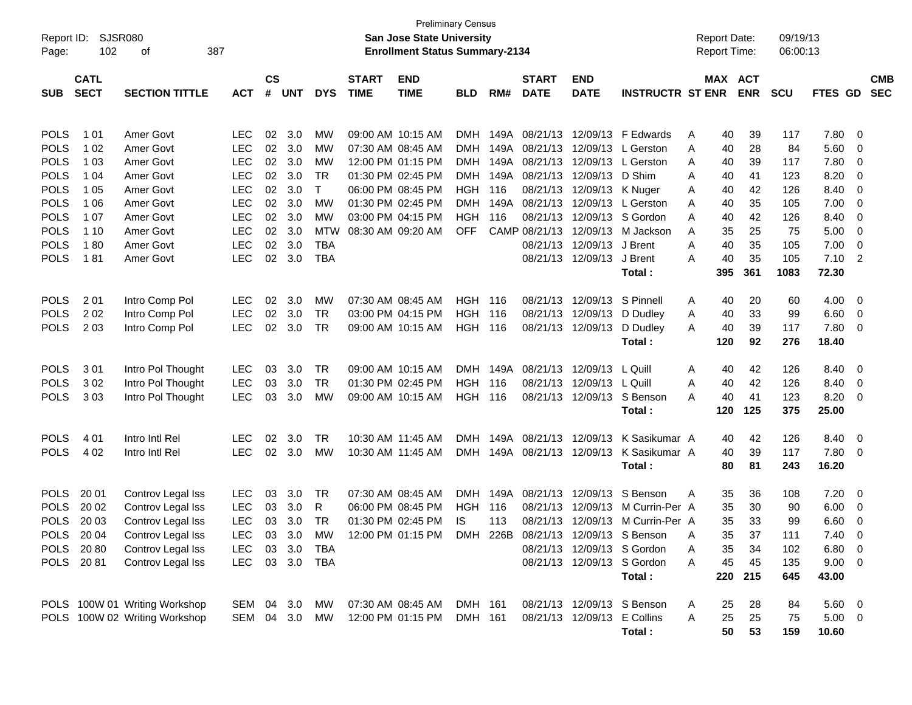Preliminary Census

**San Jose State University**

**Enrollment Status Summary-2134**

Report ID: SJSR080 | Report Date: 09/19/13 | Report Time: 06:00:13

| SUB | CATL SECT | SECTION TITTLE | ACT | CS # | UNT | DYS | START TIME | END TIME | BLD | RM# | START DATE | END DATE | INSTRUCTR | ST | MAX ENR | ACT ENR | SCU | FTES | GD | CMB SEC |
|---|---|---|---|---|---|---|---|---|---|---|---|---|---|---|---|---|---|---|---|---|
| POLS | 1 01 | Amer Govt | LEC | 02 | 3.0 | MW | 09:00 AM | 10:15 AM | DMH | 149A | 08/21/13 | 12/09/13 | F Edwards | A | 40 | 39 | 117 | 7.80 | 0 | |
| POLS | 1 02 | Amer Govt | LEC | 02 | 3.0 | MW | 07:30 AM | 08:45 AM | DMH | 149A | 08/21/13 | 12/09/13 | L Gerston | A | 40 | 28 | 84 | 5.60 | 0 | |
| POLS | 1 03 | Amer Govt | LEC | 02 | 3.0 | MW | 12:00 PM | 01:15 PM | DMH | 149A | 08/21/13 | 12/09/13 | L Gerston | A | 40 | 39 | 117 | 7.80 | 0 | |
| POLS | 1 04 | Amer Govt | LEC | 02 | 3.0 | TR | 01:30 PM | 02:45 PM | DMH | 149A | 08/21/13 | 12/09/13 | D Shim | A | 40 | 41 | 123 | 8.20 | 0 | |
| POLS | 1 05 | Amer Govt | LEC | 02 | 3.0 | T | 06:00 PM | 08:45 PM | HGH | 116 | 08/21/13 | 12/09/13 | K Nuger | A | 40 | 42 | 126 | 8.40 | 0 | |
| POLS | 1 06 | Amer Govt | LEC | 02 | 3.0 | MW | 01:30 PM | 02:45 PM | DMH | 149A | 08/21/13 | 12/09/13 | L Gerston | A | 40 | 35 | 105 | 7.00 | 0 | |
| POLS | 1 07 | Amer Govt | LEC | 02 | 3.0 | MW | 03:00 PM | 04:15 PM | HGH | 116 | 08/21/13 | 12/09/13 | S Gordon | A | 40 | 42 | 126 | 8.40 | 0 | |
| POLS | 1 10 | Amer Govt | LEC | 02 | 3.0 | MTW | 08:30 AM | 09:20 AM | OFF | CAMP | 08/21/13 | 12/09/13 | M Jackson | A | 35 | 25 | 75 | 5.00 | 0 | |
| POLS | 1 80 | Amer Govt | LEC | 02 | 3.0 | TBA | | | | | 08/21/13 | 12/09/13 | J Brent | A | 40 | 35 | 105 | 7.00 | 0 | |
| POLS | 1 81 | Amer Govt | LEC | 02 | 3.0 | TBA | | | | | 08/21/13 | 12/09/13 | J Brent | A | 40 | 35 | 105 | 7.10 | 2 | |
| | | | | | | | | | | | | | Total : | | 395 | 361 | 1083 | 72.30 | | |
| POLS | 2 01 | Intro Comp Pol | LEC | 02 | 3.0 | MW | 07:30 AM | 08:45 AM | HGH | 116 | 08/21/13 | 12/09/13 | S Pinnell | A | 40 | 20 | 60 | 4.00 | 0 | |
| POLS | 2 02 | Intro Comp Pol | LEC | 02 | 3.0 | TR | 03:00 PM | 04:15 PM | HGH | 116 | 08/21/13 | 12/09/13 | D Dudley | A | 40 | 33 | 99 | 6.60 | 0 | |
| POLS | 2 03 | Intro Comp Pol | LEC | 02 | 3.0 | TR | 09:00 AM | 10:15 AM | HGH | 116 | 08/21/13 | 12/09/13 | D Dudley | A | 40 | 39 | 117 | 7.80 | 0 | |
| | | | | | | | | | | | | | Total : | | 120 | 92 | 276 | 18.40 | | |
| POLS | 3 01 | Intro Pol Thought | LEC | 03 | 3.0 | TR | 09:00 AM | 10:15 AM | DMH | 149A | 08/21/13 | 12/09/13 | L Quill | A | 40 | 42 | 126 | 8.40 | 0 | |
| POLS | 3 02 | Intro Pol Thought | LEC | 03 | 3.0 | TR | 01:30 PM | 02:45 PM | HGH | 116 | 08/21/13 | 12/09/13 | L Quill | A | 40 | 42 | 126 | 8.40 | 0 | |
| POLS | 3 03 | Intro Pol Thought | LEC | 03 | 3.0 | MW | 09:00 AM | 10:15 AM | HGH | 116 | 08/21/13 | 12/09/13 | S Benson | A | 40 | 41 | 123 | 8.20 | 0 | |
| | | | | | | | | | | | | | Total : | | 120 | 125 | 375 | 25.00 | | |
| POLS | 4 01 | Intro Intl Rel | LEC | 02 | 3.0 | TR | 10:30 AM | 11:45 AM | DMH | 149A | 08/21/13 | 12/09/13 | K Sasikumar | A | 40 | 42 | 126 | 8.40 | 0 | |
| POLS | 4 02 | Intro Intl Rel | LEC | 02 | 3.0 | MW | 10:30 AM | 11:45 AM | DMH | 149A | 08/21/13 | 12/09/13 | K Sasikumar | A | 40 | 39 | 117 | 7.80 | 0 | |
| | | | | | | | | | | | | | Total : | | 80 | 81 | 243 | 16.20 | | |
| POLS | 20 01 | Controv Legal Iss | LEC | 03 | 3.0 | TR | 07:30 AM | 08:45 AM | DMH | 149A | 08/21/13 | 12/09/13 | S Benson | A | 35 | 36 | 108 | 7.20 | 0 | |
| POLS | 20 02 | Controv Legal Iss | LEC | 03 | 3.0 | R | 06:00 PM | 08:45 PM | HGH | 116 | 08/21/13 | 12/09/13 | M Currin-Per | A | 35 | 30 | 90 | 6.00 | 0 | |
| POLS | 20 03 | Controv Legal Iss | LEC | 03 | 3.0 | TR | 01:30 PM | 02:45 PM | IS | 113 | 08/21/13 | 12/09/13 | M Currin-Per | A | 35 | 33 | 99 | 6.60 | 0 | |
| POLS | 20 04 | Controv Legal Iss | LEC | 03 | 3.0 | MW | 12:00 PM | 01:15 PM | DMH | 226B | 08/21/13 | 12/09/13 | S Benson | A | 35 | 37 | 111 | 7.40 | 0 | |
| POLS | 20 80 | Controv Legal Iss | LEC | 03 | 3.0 | TBA | | | | | 08/21/13 | 12/09/13 | S Gordon | A | 35 | 34 | 102 | 6.80 | 0 | |
| POLS | 20 81 | Controv Legal Iss | LEC | 03 | 3.0 | TBA | | | | | 08/21/13 | 12/09/13 | S Gordon | A | 45 | 45 | 135 | 9.00 | 0 | |
| | | | | | | | | | | | | | Total : | | 220 | 215 | 645 | 43.00 | | |
| POLS | 100W 01 | Writing Workshop | SEM | 04 | 3.0 | MW | 07:30 AM | 08:45 AM | DMH | 161 | 08/21/13 | 12/09/13 | S Benson | A | 25 | 28 | 84 | 5.60 | 0 | |
| POLS | 100W 02 | Writing Workshop | SEM | 04 | 3.0 | MW | 12:00 PM | 01:15 PM | DMH | 161 | 08/21/13 | 12/09/13 | E Collins | A | 25 | 25 | 75 | 5.00 | 0 | |
| | | | | | | | | | | | | | Total : | | 50 | 53 | 159 | 10.60 | | |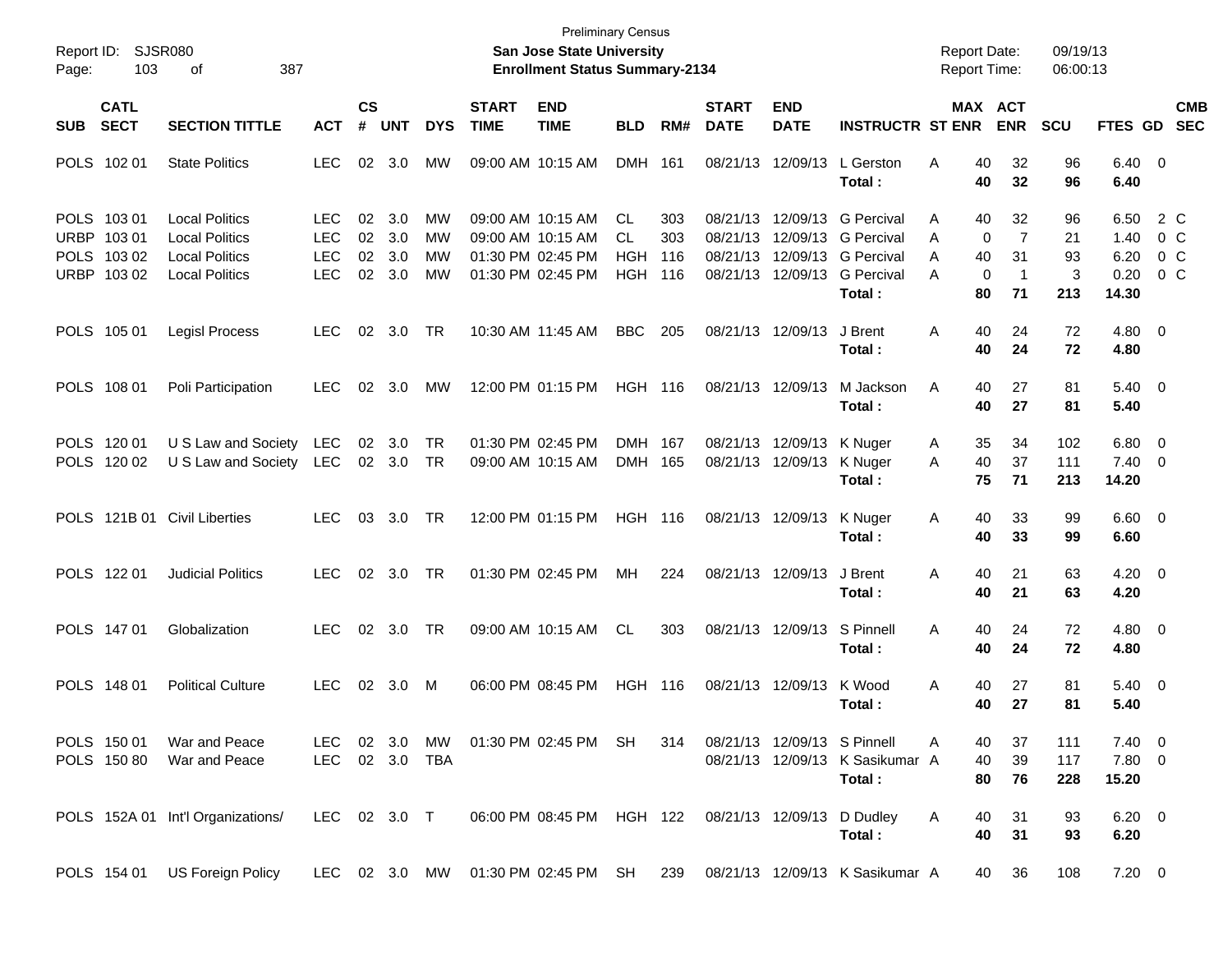Preliminary Census

**San Jose State University**

**Enrollment Status Summary-2134**

Report ID: SJSR080
Page: 103 of 387

Report Date: 09/19/13
Report Time: 06:00:13

| SUB | CATL SECT | SECTION TITTLE | ACT | CS # | UNT | DYS | START TIME | END TIME | BLD | RM# | START DATE | END DATE | INSTRUCTR | ST | MAX ENR | ACT ENR | SCU | FTES | GD | CMB SEC |
|---|---|---|---|---|---|---|---|---|---|---|---|---|---|---|---|---|---|---|---|---|
| POLS | 102 01 | State Politics | LEC | 02 | 3.0 | MW | 09:00 AM | 10:15 AM | DMH | 161 | 08/21/13 | 12/09/13 | L Gerston | A | 40 | 32 | 96 | 6.40 | 0 | |
| | | | | | | | | | | | | | **Total :** | | **40** | **32** | **96** | **6.40** | | |
| POLS | 103 01 | Local Politics | LEC | 02 | 3.0 | MW | 09:00 AM | 10:15 AM | CL | 303 | 08/21/13 | 12/09/13 | G Percival | A | 40 | 32 | 96 | 6.50 | 2 | C |
| URBP | 103 01 | Local Politics | LEC | 02 | 3.0 | MW | 09:00 AM | 10:15 AM | CL | 303 | 08/21/13 | 12/09/13 | G Percival | A | 0 | 7 | 21 | 1.40 | 0 | C |
| POLS | 103 02 | Local Politics | LEC | 02 | 3.0 | MW | 01:30 PM | 02:45 PM | HGH | 116 | 08/21/13 | 12/09/13 | G Percival | A | 40 | 31 | 93 | 6.20 | 0 | C |
| URBP | 103 02 | Local Politics | LEC | 02 | 3.0 | MW | 01:30 PM | 02:45 PM | HGH | 116 | 08/21/13 | 12/09/13 | G Percival | A | 0 | 1 | 3 | 0.20 | 0 | C |
| | | | | | | | | | | | | | **Total :** | | **80** | **71** | **213** | **14.30** | | |
| POLS | 105 01 | Legisl Process | LEC | 02 | 3.0 | TR | 10:30 AM | 11:45 AM | BBC | 205 | 08/21/13 | 12/09/13 | J Brent | A | 40 | 24 | 72 | 4.80 | 0 | |
| | | | | | | | | | | | | | **Total :** | | **40** | **24** | **72** | **4.80** | | |
| POLS | 108 01 | Poli Participation | LEC | 02 | 3.0 | MW | 12:00 PM | 01:15 PM | HGH | 116 | 08/21/13 | 12/09/13 | M Jackson | A | 40 | 27 | 81 | 5.40 | 0 | |
| | | | | | | | | | | | | | **Total :** | | **40** | **27** | **81** | **5.40** | | |
| POLS | 120 01 | U S Law and Society | LEC | 02 | 3.0 | TR | 01:30 PM | 02:45 PM | DMH | 167 | 08/21/13 | 12/09/13 | K Nuger | A | 35 | 34 | 102 | 6.80 | 0 | |
| POLS | 120 02 | U S Law and Society | LEC | 02 | 3.0 | TR | 09:00 AM | 10:15 AM | DMH | 165 | 08/21/13 | 12/09/13 | K Nuger | A | 40 | 37 | 111 | 7.40 | 0 | |
| | | | | | | | | | | | | | **Total :** | | **75** | **71** | **213** | **14.20** | | |
| POLS | 121B 01 | Civil Liberties | LEC | 03 | 3.0 | TR | 12:00 PM | 01:15 PM | HGH | 116 | 08/21/13 | 12/09/13 | K Nuger | A | 40 | 33 | 99 | 6.60 | 0 | |
| | | | | | | | | | | | | | **Total :** | | **40** | **33** | **99** | **6.60** | | |
| POLS | 122 01 | Judicial Politics | LEC | 02 | 3.0 | TR | 01:30 PM | 02:45 PM | MH | 224 | 08/21/13 | 12/09/13 | J Brent | A | 40 | 21 | 63 | 4.20 | 0 | |
| | | | | | | | | | | | | | **Total :** | | **40** | **21** | **63** | **4.20** | | |
| POLS | 147 01 | Globalization | LEC | 02 | 3.0 | TR | 09:00 AM | 10:15 AM | CL | 303 | 08/21/13 | 12/09/13 | S Pinnell | A | 40 | 24 | 72 | 4.80 | 0 | |
| | | | | | | | | | | | | | **Total :** | | **40** | **24** | **72** | **4.80** | | |
| POLS | 148 01 | Political Culture | LEC | 02 | 3.0 | M | 06:00 PM | 08:45 PM | HGH | 116 | 08/21/13 | 12/09/13 | K Wood | A | 40 | 27 | 81 | 5.40 | 0 | |
| | | | | | | | | | | | | | **Total :** | | **40** | **27** | **81** | **5.40** | | |
| POLS | 150 01 | War and Peace | LEC | 02 | 3.0 | MW | 01:30 PM | 02:45 PM | SH | 314 | 08/21/13 | 12/09/13 | S Pinnell | A | 40 | 37 | 111 | 7.40 | 0 | |
| POLS | 150 80 | War and Peace | LEC | 02 | 3.0 | TBA | | | | | 08/21/13 | 12/09/13 | K Sasikumar | A | 40 | 39 | 117 | 7.80 | 0 | |
| | | | | | | | | | | | | | **Total :** | | **80** | **76** | **228** | **15.20** | | |
| POLS | 152A 01 | Int'l Organizations/ | LEC | 02 | 3.0 | T | 06:00 PM | 08:45 PM | HGH | 122 | 08/21/13 | 12/09/13 | D Dudley | A | 40 | 31 | 93 | 6.20 | 0 | |
| | | | | | | | | | | | | | **Total :** | | **40** | **31** | **93** | **6.20** | | |
| POLS | 154 01 | US Foreign Policy | LEC | 02 | 3.0 | MW | 01:30 PM | 02:45 PM | SH | 239 | 08/21/13 | 12/09/13 | K Sasikumar | A | 40 | 36 | 108 | 7.20 | 0 | |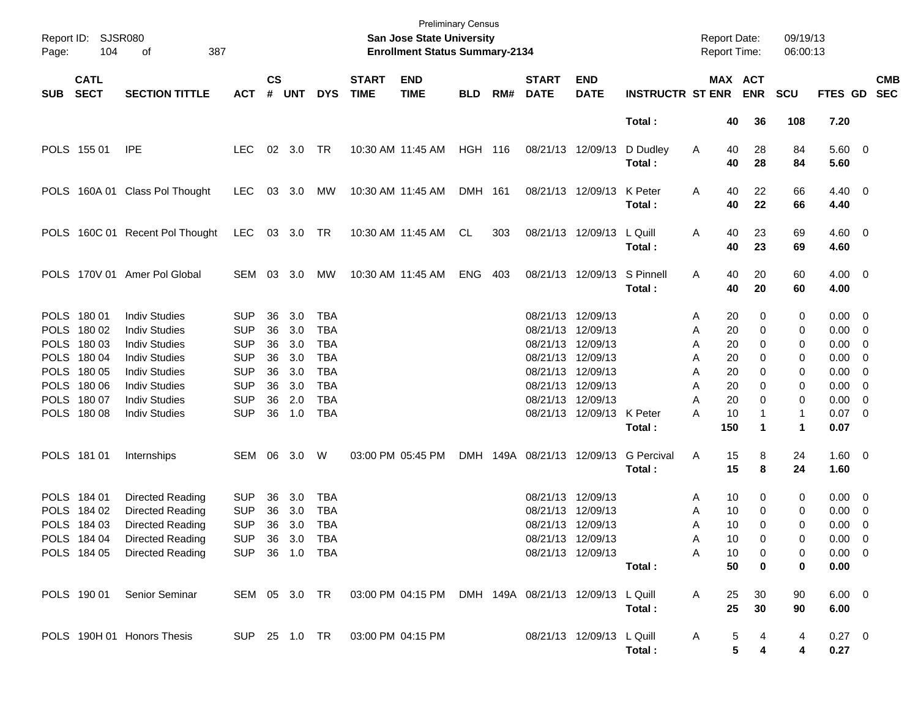Preliminary Census
**San Jose State University**
**Enrollment Status Summary-2134**

Report ID: SJSR080
Report Date: 09/19/13
Report Time: 06:00:13

| SUB | CATL SECT | SECTION TITTLE | ACT | CS # | UNT | DYS | START TIME | END TIME | BLD | RM# | START DATE | END DATE | INSTRUCTR | ST | MAX ENR | ACT ENR | SCU | FTES | GD | CMB SEC |
|---|---|---|---|---|---|---|---|---|---|---|---|---|---|---|---|---|---|---|---|---|
| | | | | | | | | | | | | | **Total :** | | **40** | **36** | **108** | **7.20** | | |
| POLS | 155 01 | IPE | LEC | 02 | 3.0 | TR | 10:30 AM | 11:45 AM | HGH | 116 | 08/21/13 | 12/09/13 | D Dudley | A | 40 | 28 | 84 | 5.60 | 0 | |
| | | | | | | | | | | | | | **Total :** | | **40** | **28** | **84** | **5.60** | | |
| POLS | 160A 01 | Class Pol Thought | LEC | 03 | 3.0 | MW | 10:30 AM | 11:45 AM | DMH | 161 | 08/21/13 | 12/09/13 | K Peter | A | 40 | 22 | 66 | 4.40 | 0 | |
| | | | | | | | | | | | | | **Total :** | | **40** | **22** | **66** | **4.40** | | |
| POLS | 160C 01 | Recent Pol Thought | LEC | 03 | 3.0 | TR | 10:30 AM | 11:45 AM | CL | 303 | 08/21/13 | 12/09/13 | L Quill | A | 40 | 23 | 69 | 4.60 | 0 | |
| | | | | | | | | | | | | | **Total :** | | **40** | **23** | **69** | **4.60** | | |
| POLS | 170V 01 | Amer Pol Global | SEM | 03 | 3.0 | MW | 10:30 AM | 11:45 AM | ENG | 403 | 08/21/13 | 12/09/13 | S Pinnell | A | 40 | 20 | 60 | 4.00 | 0 | |
| | | | | | | | | | | | | | **Total :** | | **40** | **20** | **60** | **4.00** | | |
| POLS | 180 01 | Indiv Studies | SUP | 36 | 3.0 | TBA | | | | | 08/21/13 | 12/09/13 | | A | 20 | 0 | 0 | 0.00 | 0 | |
| POLS | 180 02 | Indiv Studies | SUP | 36 | 3.0 | TBA | | | | | 08/21/13 | 12/09/13 | | A | 20 | 0 | 0 | 0.00 | 0 | |
| POLS | 180 03 | Indiv Studies | SUP | 36 | 3.0 | TBA | | | | | 08/21/13 | 12/09/13 | | A | 20 | 0 | 0 | 0.00 | 0 | |
| POLS | 180 04 | Indiv Studies | SUP | 36 | 3.0 | TBA | | | | | 08/21/13 | 12/09/13 | | A | 20 | 0 | 0 | 0.00 | 0 | |
| POLS | 180 05 | Indiv Studies | SUP | 36 | 3.0 | TBA | | | | | 08/21/13 | 12/09/13 | | A | 20 | 0 | 0 | 0.00 | 0 | |
| POLS | 180 06 | Indiv Studies | SUP | 36 | 3.0 | TBA | | | | | 08/21/13 | 12/09/13 | | A | 20 | 0 | 0 | 0.00 | 0 | |
| POLS | 180 07 | Indiv Studies | SUP | 36 | 2.0 | TBA | | | | | 08/21/13 | 12/09/13 | | A | 20 | 0 | 0 | 0.00 | 0 | |
| POLS | 180 08 | Indiv Studies | SUP | 36 | 1.0 | TBA | | | | | 08/21/13 | 12/09/13 | K Peter | A | 10 | 1 | 1 | 0.07 | 0 | |
| | | | | | | | | | | | | | **Total :** | | **150** | **1** | **1** | **0.07** | | |
| POLS | 181 01 | Internships | SEM | 06 | 3.0 | W | 03:00 PM | 05:45 PM | DMH | 149A | 08/21/13 | 12/09/13 | G Percival | A | 15 | 8 | 24 | 1.60 | 0 | |
| | | | | | | | | | | | | | **Total :** | | **15** | **8** | **24** | **1.60** | | |
| POLS | 184 01 | Directed Reading | SUP | 36 | 3.0 | TBA | | | | | 08/21/13 | 12/09/13 | | A | 10 | 0 | 0 | 0.00 | 0 | |
| POLS | 184 02 | Directed Reading | SUP | 36 | 3.0 | TBA | | | | | 08/21/13 | 12/09/13 | | A | 10 | 0 | 0 | 0.00 | 0 | |
| POLS | 184 03 | Directed Reading | SUP | 36 | 3.0 | TBA | | | | | 08/21/13 | 12/09/13 | | A | 10 | 0 | 0 | 0.00 | 0 | |
| POLS | 184 04 | Directed Reading | SUP | 36 | 3.0 | TBA | | | | | 08/21/13 | 12/09/13 | | A | 10 | 0 | 0 | 0.00 | 0 | |
| POLS | 184 05 | Directed Reading | SUP | 36 | 1.0 | TBA | | | | | 08/21/13 | 12/09/13 | | A | 10 | 0 | 0 | 0.00 | 0 | |
| | | | | | | | | | | | | | **Total :** | | **50** | **0** | **0** | **0.00** | | |
| POLS | 190 01 | Senior Seminar | SEM | 05 | 3.0 | TR | 03:00 PM | 04:15 PM | DMH | 149A | 08/21/13 | 12/09/13 | L Quill | A | 25 | 30 | 90 | 6.00 | 0 | |
| | | | | | | | | | | | | | **Total :** | | **25** | **30** | **90** | **6.00** | | |
| POLS | 190H 01 | Honors Thesis | SUP | 25 | 1.0 | TR | 03:00 PM | 04:15 PM | | | 08/21/13 | 12/09/13 | L Quill | A | 5 | 4 | 4 | 0.27 | 0 | |
| | | | | | | | | | | | | | **Total :** | | **5** | **4** | **4** | **0.27** | | |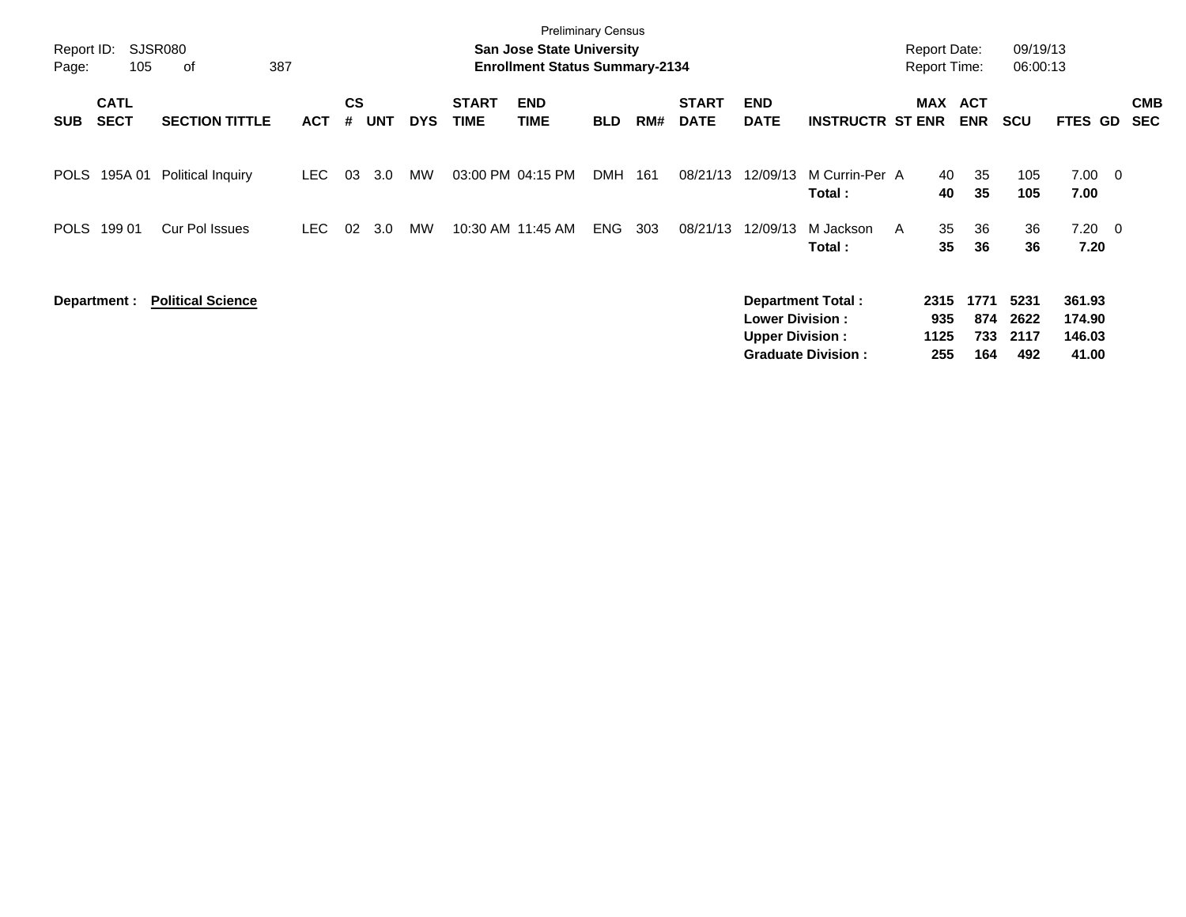Preliminary Census

**San Jose State University**

**Enrollment Status Summary-2134**

Report ID: SJSR080 Report Date: 09/19/13
Page: 105 of 387 Report Time: 06:00:13

| SUB | CATL SECT | SECTION TITTLE | ACT | CS # | UNT | DYS | START TIME | END TIME | BLD | RM# | START DATE | END DATE | INSTRUCTR | ST | MAX ENR | ACT ENR | SCU | FTES | GD | CMB SEC |
|---|---|---|---|---|---|---|---|---|---|---|---|---|---|---|---|---|---|---|---|---|
| POLS | 195A 01 | Political Inquiry | LEC | 03 | 3.0 | MW | 03:00 PM | 04:15 PM | DMH | 161 | 08/21/13 | 12/09/13 | M Currin-Per | A | 40 | 35 | 105 | 7.00 | 0 | |
| | | | | | | | | | | | | | **Total :** | | **40** | **35** | **105** | **7.00** | | |
| POLS | 199 01 | Cur Pol Issues | LEC | 02 | 3.0 | MW | 10:30 AM | 11:45 AM | ENG | 303 | 08/21/13 | 12/09/13 | M Jackson | A | 35 | 36 | 36 | 7.20 | 0 | |
| | | | | | | | | | | | | | **Total :** | | **35** | **36** | **36** | **7.20** | | |

**Department :** **Political Science**

| | MAX ENR | ACT ENR | SCU | FTES |
|---|---|---|---|---|
| **Department Total :** | **2315** | **1771** | **5231** | **361.93** |
| **Lower Division :** | **935** | **874** | **2622** | **174.90** |
| **Upper Division :** | **1125** | **733** | **2117** | **146.03** |
| **Graduate Division :** | **255** | **164** | **492** | **41.00** |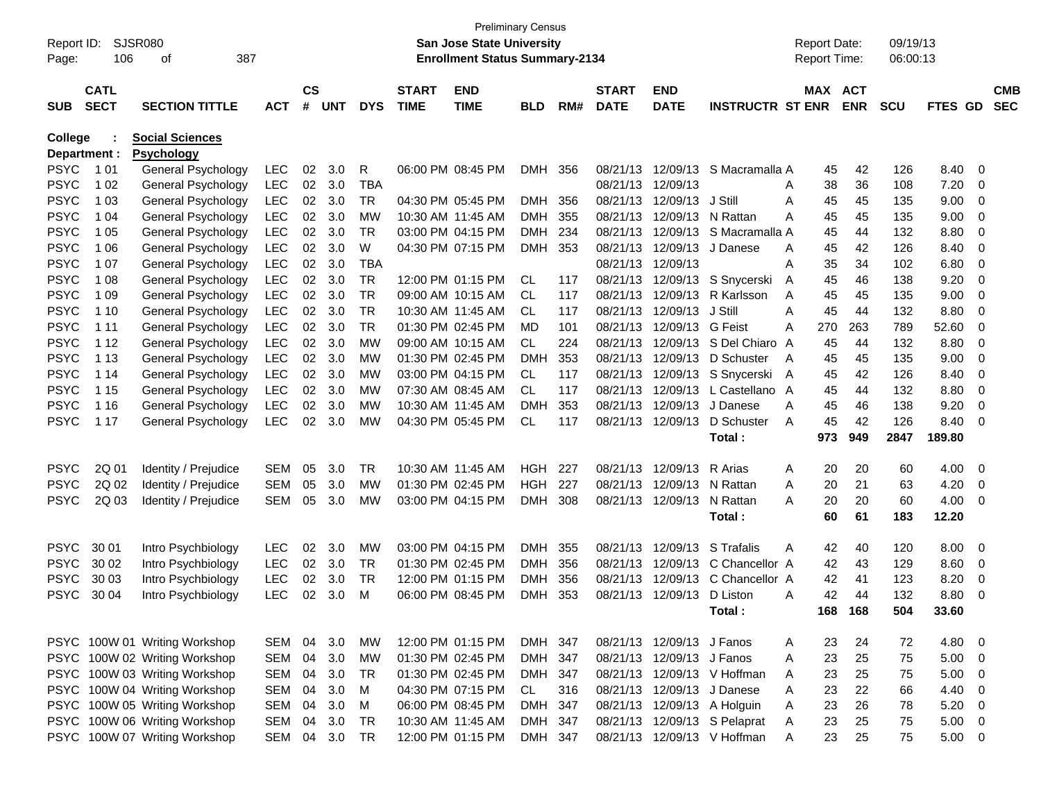Preliminary Census

Report ID: SJSR080 — **San Jose State University** — Report Date: 09/19/13

**Enrollment Status Summary-2134** — Report Time: 06:00:13

**College : Social Sciences**

**Department : Psychology**

| SUB | CATL SECT | SECTION TITTLE | ACT | CS # | UNT | DYS | START TIME | END TIME | BLD | RM# | START DATE | END DATE | INSTRUCTR | ST | MAX ENR | ACT ENR | SCU | FTES | GD | CMB SEC |
|---|---|---|---|---|---|---|---|---|---|---|---|---|---|---|---|---|---|---|---|---|
| PSYC | 1 01 | General Psychology | LEC | 02 | 3.0 | R | 06:00 PM | 08:45 PM | DMH | 356 | 08/21/13 | 12/09/13 | S Macramalla | A | 45 | 42 | 126 | 8.40 | 0 | |
| PSYC | 1 02 | General Psychology | LEC | 02 | 3.0 | TBA | | | | | 08/21/13 | 12/09/13 | | A | 38 | 36 | 108 | 7.20 | 0 | |
| PSYC | 1 03 | General Psychology | LEC | 02 | 3.0 | TR | 04:30 PM | 05:45 PM | DMH | 356 | 08/21/13 | 12/09/13 | J Still | A | 45 | 45 | 135 | 9.00 | 0 | |
| PSYC | 1 04 | General Psychology | LEC | 02 | 3.0 | MW | 10:30 AM | 11:45 AM | DMH | 355 | 08/21/13 | 12/09/13 | N Rattan | A | 45 | 45 | 135 | 9.00 | 0 | |
| PSYC | 1 05 | General Psychology | LEC | 02 | 3.0 | TR | 03:00 PM | 04:15 PM | DMH | 234 | 08/21/13 | 12/09/13 | S Macramalla | A | 45 | 44 | 132 | 8.80 | 0 | |
| PSYC | 1 06 | General Psychology | LEC | 02 | 3.0 | W | 04:30 PM | 07:15 PM | DMH | 353 | 08/21/13 | 12/09/13 | J Danese | A | 45 | 42 | 126 | 8.40 | 0 | |
| PSYC | 1 07 | General Psychology | LEC | 02 | 3.0 | TBA | | | | | 08/21/13 | 12/09/13 | | A | 35 | 34 | 102 | 6.80 | 0 | |
| PSYC | 1 08 | General Psychology | LEC | 02 | 3.0 | TR | 12:00 PM | 01:15 PM | CL | 117 | 08/21/13 | 12/09/13 | S Snycerski | A | 45 | 46 | 138 | 9.20 | 0 | |
| PSYC | 1 09 | General Psychology | LEC | 02 | 3.0 | TR | 09:00 AM | 10:15 AM | CL | 117 | 08/21/13 | 12/09/13 | R Karlsson | A | 45 | 45 | 135 | 9.00 | 0 | |
| PSYC | 1 10 | General Psychology | LEC | 02 | 3.0 | TR | 10:30 AM | 11:45 AM | CL | 117 | 08/21/13 | 12/09/13 | J Still | A | 45 | 44 | 132 | 8.80 | 0 | |
| PSYC | 1 11 | General Psychology | LEC | 02 | 3.0 | TR | 01:30 PM | 02:45 PM | MD | 101 | 08/21/13 | 12/09/13 | G Feist | A | 270 | 263 | 789 | 52.60 | 0 | |
| PSYC | 1 12 | General Psychology | LEC | 02 | 3.0 | MW | 09:00 AM | 10:15 AM | CL | 224 | 08/21/13 | 12/09/13 | S Del Chiaro | A | 45 | 44 | 132 | 8.80 | 0 | |
| PSYC | 1 13 | General Psychology | LEC | 02 | 3.0 | MW | 01:30 PM | 02:45 PM | DMH | 353 | 08/21/13 | 12/09/13 | D Schuster | A | 45 | 45 | 135 | 9.00 | 0 | |
| PSYC | 1 14 | General Psychology | LEC | 02 | 3.0 | MW | 03:00 PM | 04:15 PM | CL | 117 | 08/21/13 | 12/09/13 | S Snycerski | A | 45 | 42 | 126 | 8.40 | 0 | |
| PSYC | 1 15 | General Psychology | LEC | 02 | 3.0 | MW | 07:30 AM | 08:45 AM | CL | 117 | 08/21/13 | 12/09/13 | L Castellano | A | 45 | 44 | 132 | 8.80 | 0 | |
| PSYC | 1 16 | General Psychology | LEC | 02 | 3.0 | MW | 10:30 AM | 11:45 AM | DMH | 353 | 08/21/13 | 12/09/13 | J Danese | A | 45 | 46 | 138 | 9.20 | 0 | |
| PSYC | 1 17 | General Psychology | LEC | 02 | 3.0 | MW | 04:30 PM | 05:45 PM | CL | 117 | 08/21/13 | 12/09/13 | D Schuster | A | 45 | 42 | 126 | 8.40 | 0 | |
| | | | | | | | | | | | | | **Total :** | | **973** | **949** | **2847** | **189.80** | | |
| PSYC | 2Q 01 | Identity / Prejudice | SEM | 05 | 3.0 | TR | 10:30 AM | 11:45 AM | HGH | 227 | 08/21/13 | 12/09/13 | R Arias | A | 20 | 20 | 60 | 4.00 | 0 | |
| PSYC | 2Q 02 | Identity / Prejudice | SEM | 05 | 3.0 | MW | 01:30 PM | 02:45 PM | HGH | 227 | 08/21/13 | 12/09/13 | N Rattan | A | 20 | 21 | 63 | 4.20 | 0 | |
| PSYC | 2Q 03 | Identity / Prejudice | SEM | 05 | 3.0 | MW | 03:00 PM | 04:15 PM | DMH | 308 | 08/21/13 | 12/09/13 | N Rattan | A | 20 | 20 | 60 | 4.00 | 0 | |
| | | | | | | | | | | | | | **Total :** | | **60** | **61** | **183** | **12.20** | | |
| PSYC | 30 01 | Intro Psychbiology | LEC | 02 | 3.0 | MW | 03:00 PM | 04:15 PM | DMH | 355 | 08/21/13 | 12/09/13 | S Trafalis | A | 42 | 40 | 120 | 8.00 | 0 | |
| PSYC | 30 02 | Intro Psychbiology | LEC | 02 | 3.0 | TR | 01:30 PM | 02:45 PM | DMH | 356 | 08/21/13 | 12/09/13 | C Chancellor | A | 42 | 43 | 129 | 8.60 | 0 | |
| PSYC | 30 03 | Intro Psychbiology | LEC | 02 | 3.0 | TR | 12:00 PM | 01:15 PM | DMH | 356 | 08/21/13 | 12/09/13 | C Chancellor | A | 42 | 41 | 123 | 8.20 | 0 | |
| PSYC | 30 04 | Intro Psychbiology | LEC | 02 | 3.0 | M | 06:00 PM | 08:45 PM | DMH | 353 | 08/21/13 | 12/09/13 | D Liston | A | 42 | 44 | 132 | 8.80 | 0 | |
| | | | | | | | | | | | | | **Total :** | | **168** | **168** | **504** | **33.60** | | |
| PSYC | 100W 01 | Writing Workshop | SEM | 04 | 3.0 | MW | 12:00 PM | 01:15 PM | DMH | 347 | 08/21/13 | 12/09/13 | J Fanos | A | 23 | 24 | 72 | 4.80 | 0 | |
| PSYC | 100W 02 | Writing Workshop | SEM | 04 | 3.0 | MW | 01:30 PM | 02:45 PM | DMH | 347 | 08/21/13 | 12/09/13 | J Fanos | A | 23 | 25 | 75 | 5.00 | 0 | |
| PSYC | 100W 03 | Writing Workshop | SEM | 04 | 3.0 | TR | 01:30 PM | 02:45 PM | DMH | 347 | 08/21/13 | 12/09/13 | V Hoffman | A | 23 | 25 | 75 | 5.00 | 0 | |
| PSYC | 100W 04 | Writing Workshop | SEM | 04 | 3.0 | M | 04:30 PM | 07:15 PM | CL | 316 | 08/21/13 | 12/09/13 | J Danese | A | 23 | 22 | 66 | 4.40 | 0 | |
| PSYC | 100W 05 | Writing Workshop | SEM | 04 | 3.0 | M | 06:00 PM | 08:45 PM | DMH | 347 | 08/21/13 | 12/09/13 | A Holguin | A | 23 | 26 | 78 | 5.20 | 0 | |
| PSYC | 100W 06 | Writing Workshop | SEM | 04 | 3.0 | TR | 10:30 AM | 11:45 AM | DMH | 347 | 08/21/13 | 12/09/13 | S Pelaprat | A | 23 | 25 | 75 | 5.00 | 0 | |
| PSYC | 100W 07 | Writing Workshop | SEM | 04 | 3.0 | TR | 12:00 PM | 01:15 PM | DMH | 347 | 08/21/13 | 12/09/13 | V Hoffman | A | 23 | 25 | 75 | 5.00 | 0 | |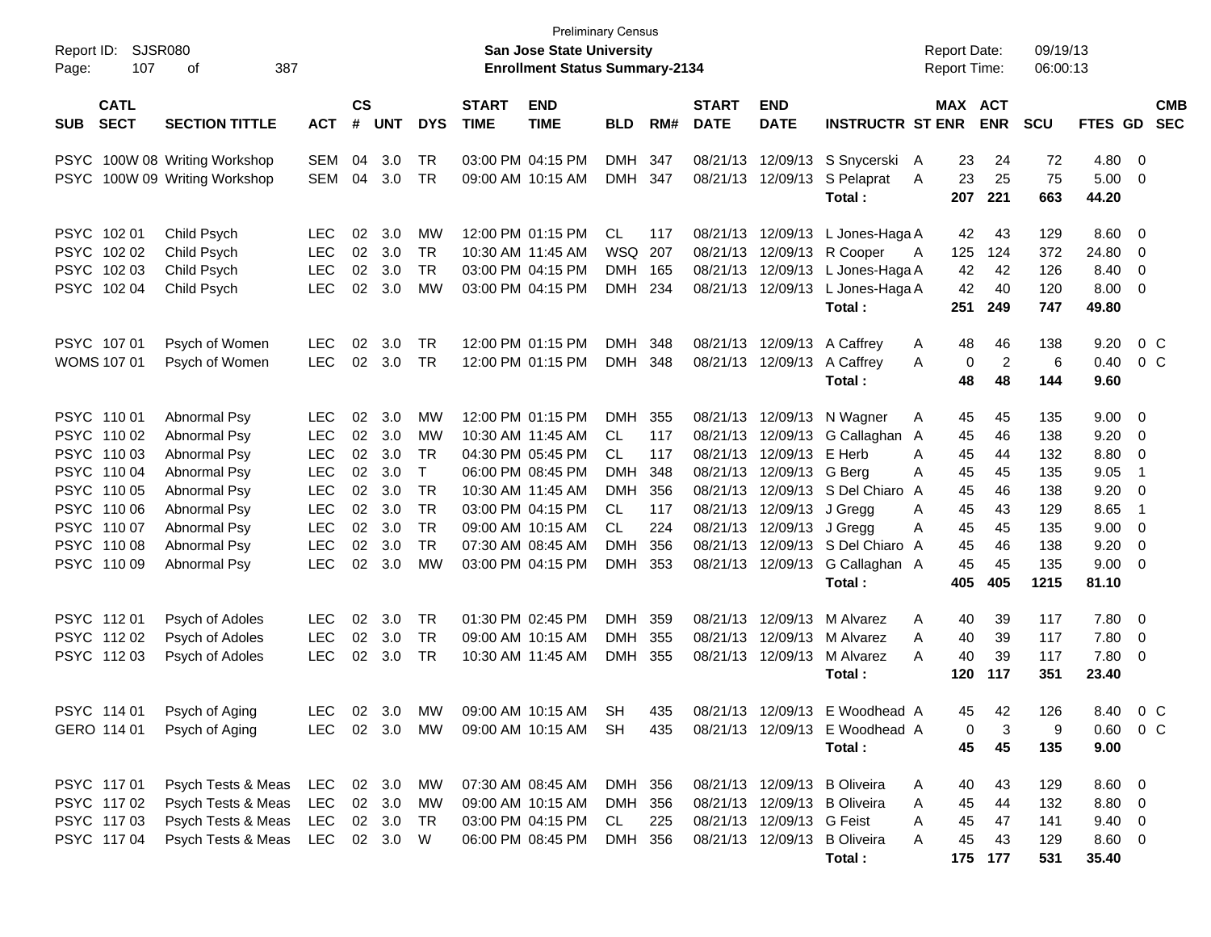Preliminary Census

**San Jose State University**

**Enrollment Status Summary-2134**

Report ID: SJSR080 | Report Date: 09/19/13 | Report Time: 06:00:13

| SUB | CATL SECT | SECTION TITTLE | ACT | CS # | UNT | DYS | START TIME | END TIME | BLD | RM# | START DATE | END DATE | INSTRUCTR | ST | MAX ENR | ACT ENR | SCU | FTES | GD | CMB SEC |
|---|---|---|---|---|---|---|---|---|---|---|---|---|---|---|---|---|---|---|---|---|
| PSYC | 100W 08 | Writing Workshop | SEM | 04 | 3.0 | TR | 03:00 PM | 04:15 PM | DMH | 347 | 08/21/13 | 12/09/13 | S Snycerski | A | 23 | 24 | 72 | 4.80 | 0 | |
| PSYC | 100W 09 | Writing Workshop | SEM | 04 | 3.0 | TR | 09:00 AM | 10:15 AM | DMH | 347 | 08/21/13 | 12/09/13 | S Pelaprat | A | 23 | 25 | 75 | 5.00 | 0 | |
| | | | | | | | | | | | | | **Total :** | | **207** | **221** | **663** | **44.20** | | |
| PSYC | 102 01 | Child Psych | LEC | 02 | 3.0 | MW | 12:00 PM | 01:15 PM | CL | 117 | 08/21/13 | 12/09/13 | L Jones-Haga | A | 42 | 43 | 129 | 8.60 | 0 | |
| PSYC | 102 02 | Child Psych | LEC | 02 | 3.0 | TR | 10:30 AM | 11:45 AM | WSQ | 207 | 08/21/13 | 12/09/13 | R Cooper | A | 125 | 124 | 372 | 24.80 | 0 | |
| PSYC | 102 03 | Child Psych | LEC | 02 | 3.0 | TR | 03:00 PM | 04:15 PM | DMH | 165 | 08/21/13 | 12/09/13 | L Jones-Haga | A | 42 | 42 | 126 | 8.40 | 0 | |
| PSYC | 102 04 | Child Psych | LEC | 02 | 3.0 | MW | 03:00 PM | 04:15 PM | DMH | 234 | 08/21/13 | 12/09/13 | L Jones-Haga | A | 42 | 40 | 120 | 8.00 | 0 | |
| | | | | | | | | | | | | | **Total :** | | **251** | **249** | **747** | **49.80** | | |
| PSYC | 107 01 | Psych of Women | LEC | 02 | 3.0 | TR | 12:00 PM | 01:15 PM | DMH | 348 | 08/21/13 | 12/09/13 | A Caffrey | A | 48 | 46 | 138 | 9.20 | 0 | C |
| WOMS | 107 01 | Psych of Women | LEC | 02 | 3.0 | TR | 12:00 PM | 01:15 PM | DMH | 348 | 08/21/13 | 12/09/13 | A Caffrey | A | 0 | 2 | 6 | 0.40 | 0 | C |
| | | | | | | | | | | | | | **Total :** | | **48** | **48** | **144** | **9.60** | | |
| PSYC | 110 01 | Abnormal Psy | LEC | 02 | 3.0 | MW | 12:00 PM | 01:15 PM | DMH | 355 | 08/21/13 | 12/09/13 | N Wagner | A | 45 | 45 | 135 | 9.00 | 0 | |
| PSYC | 110 02 | Abnormal Psy | LEC | 02 | 3.0 | MW | 10:30 AM | 11:45 AM | CL | 117 | 08/21/13 | 12/09/13 | G Callaghan | A | 45 | 46 | 138 | 9.20 | 0 | |
| PSYC | 110 03 | Abnormal Psy | LEC | 02 | 3.0 | TR | 04:30 PM | 05:45 PM | CL | 117 | 08/21/13 | 12/09/13 | E Herb | A | 45 | 44 | 132 | 8.80 | 0 | |
| PSYC | 110 04 | Abnormal Psy | LEC | 02 | 3.0 | T | 06:00 PM | 08:45 PM | DMH | 348 | 08/21/13 | 12/09/13 | G Berg | A | 45 | 45 | 135 | 9.05 | 1 | |
| PSYC | 110 05 | Abnormal Psy | LEC | 02 | 3.0 | TR | 10:30 AM | 11:45 AM | DMH | 356 | 08/21/13 | 12/09/13 | S Del Chiaro | A | 45 | 46 | 138 | 9.20 | 0 | |
| PSYC | 110 06 | Abnormal Psy | LEC | 02 | 3.0 | TR | 03:00 PM | 04:15 PM | CL | 117 | 08/21/13 | 12/09/13 | J Gregg | A | 45 | 43 | 129 | 8.65 | 1 | |
| PSYC | 110 07 | Abnormal Psy | LEC | 02 | 3.0 | TR | 09:00 AM | 10:15 AM | CL | 224 | 08/21/13 | 12/09/13 | J Gregg | A | 45 | 45 | 135 | 9.00 | 0 | |
| PSYC | 110 08 | Abnormal Psy | LEC | 02 | 3.0 | TR | 07:30 AM | 08:45 AM | DMH | 356 | 08/21/13 | 12/09/13 | S Del Chiaro | A | 45 | 46 | 138 | 9.20 | 0 | |
| PSYC | 110 09 | Abnormal Psy | LEC | 02 | 3.0 | MW | 03:00 PM | 04:15 PM | DMH | 353 | 08/21/13 | 12/09/13 | G Callaghan | A | 45 | 45 | 135 | 9.00 | 0 | |
| | | | | | | | | | | | | | **Total :** | | **405** | **405** | **1215** | **81.10** | | |
| PSYC | 112 01 | Psych of Adoles | LEC | 02 | 3.0 | TR | 01:30 PM | 02:45 PM | DMH | 359 | 08/21/13 | 12/09/13 | M Alvarez | A | 40 | 39 | 117 | 7.80 | 0 | |
| PSYC | 112 02 | Psych of Adoles | LEC | 02 | 3.0 | TR | 09:00 AM | 10:15 AM | DMH | 355 | 08/21/13 | 12/09/13 | M Alvarez | A | 40 | 39 | 117 | 7.80 | 0 | |
| PSYC | 112 03 | Psych of Adoles | LEC | 02 | 3.0 | TR | 10:30 AM | 11:45 AM | DMH | 355 | 08/21/13 | 12/09/13 | M Alvarez | A | 40 | 39 | 117 | 7.80 | 0 | |
| | | | | | | | | | | | | | **Total :** | | **120** | **117** | **351** | **23.40** | | |
| PSYC | 114 01 | Psych of Aging | LEC | 02 | 3.0 | MW | 09:00 AM | 10:15 AM | SH | 435 | 08/21/13 | 12/09/13 | E Woodhead | A | 45 | 42 | 126 | 8.40 | 0 | C |
| GERO | 114 01 | Psych of Aging | LEC | 02 | 3.0 | MW | 09:00 AM | 10:15 AM | SH | 435 | 08/21/13 | 12/09/13 | E Woodhead | A | 0 | 3 | 9 | 0.60 | 0 | C |
| | | | | | | | | | | | | | **Total :** | | **45** | **45** | **135** | **9.00** | | |
| PSYC | 117 01 | Psych Tests & Meas | LEC | 02 | 3.0 | MW | 07:30 AM | 08:45 AM | DMH | 356 | 08/21/13 | 12/09/13 | B Oliveira | A | 40 | 43 | 129 | 8.60 | 0 | |
| PSYC | 117 02 | Psych Tests & Meas | LEC | 02 | 3.0 | MW | 09:00 AM | 10:15 AM | DMH | 356 | 08/21/13 | 12/09/13 | B Oliveira | A | 45 | 44 | 132 | 8.80 | 0 | |
| PSYC | 117 03 | Psych Tests & Meas | LEC | 02 | 3.0 | TR | 03:00 PM | 04:15 PM | CL | 225 | 08/21/13 | 12/09/13 | G Feist | A | 45 | 47 | 141 | 9.40 | 0 | |
| PSYC | 117 04 | Psych Tests & Meas | LEC | 02 | 3.0 | W | 06:00 PM | 08:45 PM | DMH | 356 | 08/21/13 | 12/09/13 | B Oliveira | A | 45 | 43 | 129 | 8.60 | 0 | |
| | | | | | | | | | | | | | **Total :** | | **175** | **177** | **531** | **35.40** | | |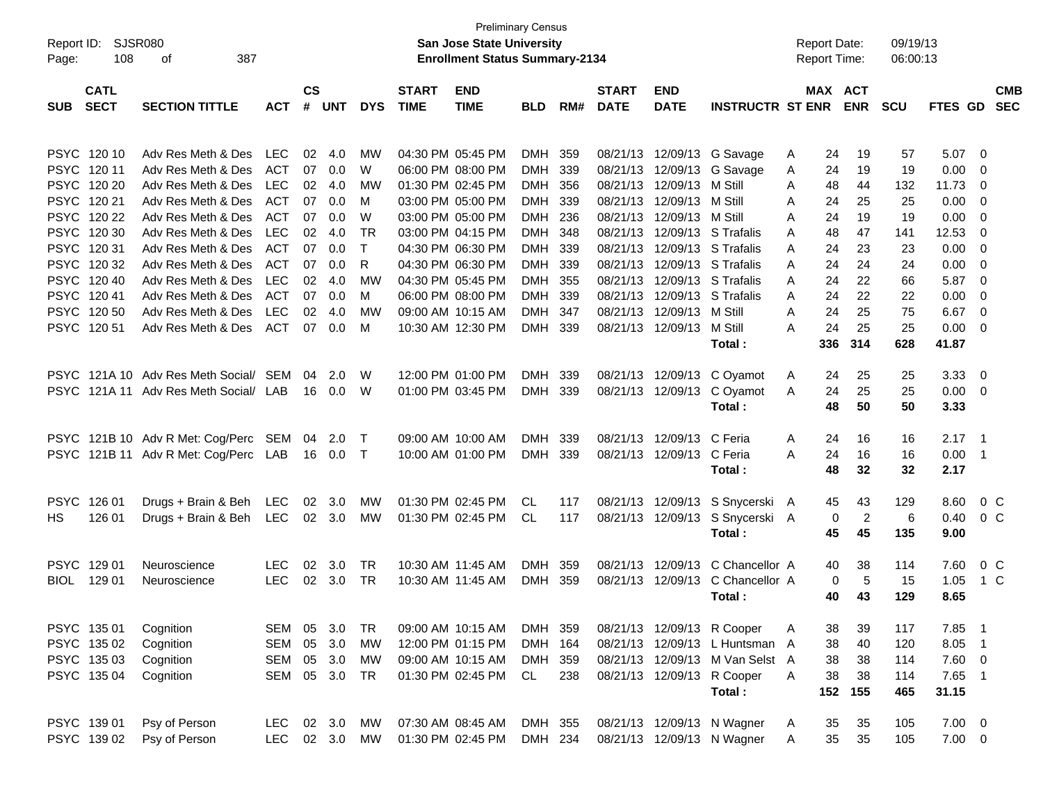Preliminary Census

Report ID: SJSR080 **San Jose State University** Report Date: 09/19/13
Page: 108 of 387 **Enrollment Status Summary-2134** Report Time: 06:00:13

| SUB | CATL SECT | SECTION TITTLE | ACT | CS # | UNT | DYS | START TIME | END TIME | BLD | RM# | START DATE | END DATE | INSTRUCTR | ST | MAX ENR | ACT ENR | SCU | FTES | GD | CMB SEC |
|---|---|---|---|---|---|---|---|---|---|---|---|---|---|---|---|---|---|---|---|---|
| PSYC | 120 10 | Adv Res Meth & Des | LEC | 02 | 4.0 | MW | 04:30 PM | 05:45 PM | DMH | 359 | 08/21/13 | 12/09/13 | G Savage | A | 24 | 19 | 57 | 5.07 | 0 | |
| PSYC | 120 11 | Adv Res Meth & Des | ACT | 07 | 0.0 | W | 06:00 PM | 08:00 PM | DMH | 339 | 08/21/13 | 12/09/13 | G Savage | A | 24 | 19 | 19 | 0.00 | 0 | |
| PSYC | 120 20 | Adv Res Meth & Des | LEC | 02 | 4.0 | MW | 01:30 PM | 02:45 PM | DMH | 356 | 08/21/13 | 12/09/13 | M Still | A | 48 | 44 | 132 | 11.73 | 0 | |
| PSYC | 120 21 | Adv Res Meth & Des | ACT | 07 | 0.0 | M | 03:00 PM | 05:00 PM | DMH | 339 | 08/21/13 | 12/09/13 | M Still | A | 24 | 25 | 25 | 0.00 | 0 | |
| PSYC | 120 22 | Adv Res Meth & Des | ACT | 07 | 0.0 | W | 03:00 PM | 05:00 PM | DMH | 236 | 08/21/13 | 12/09/13 | M Still | A | 24 | 19 | 19 | 0.00 | 0 | |
| PSYC | 120 30 | Adv Res Meth & Des | LEC | 02 | 4.0 | TR | 03:00 PM | 04:15 PM | DMH | 348 | 08/21/13 | 12/09/13 | S Trafalis | A | 48 | 47 | 141 | 12.53 | 0 | |
| PSYC | 120 31 | Adv Res Meth & Des | ACT | 07 | 0.0 | T | 04:30 PM | 06:30 PM | DMH | 339 | 08/21/13 | 12/09/13 | S Trafalis | A | 24 | 23 | 23 | 0.00 | 0 | |
| PSYC | 120 32 | Adv Res Meth & Des | ACT | 07 | 0.0 | R | 04:30 PM | 06:30 PM | DMH | 339 | 08/21/13 | 12/09/13 | S Trafalis | A | 24 | 24 | 24 | 0.00 | 0 | |
| PSYC | 120 40 | Adv Res Meth & Des | LEC | 02 | 4.0 | MW | 04:30 PM | 05:45 PM | DMH | 355 | 08/21/13 | 12/09/13 | S Trafalis | A | 24 | 22 | 66 | 5.87 | 0 | |
| PSYC | 120 41 | Adv Res Meth & Des | ACT | 07 | 0.0 | M | 06:00 PM | 08:00 PM | DMH | 339 | 08/21/13 | 12/09/13 | S Trafalis | A | 24 | 22 | 22 | 0.00 | 0 | |
| PSYC | 120 50 | Adv Res Meth & Des | LEC | 02 | 4.0 | MW | 09:00 AM | 10:15 AM | DMH | 347 | 08/21/13 | 12/09/13 | M Still | A | 24 | 25 | 75 | 6.67 | 0 | |
| PSYC | 120 51 | Adv Res Meth & Des | ACT | 07 | 0.0 | M | 10:30 AM | 12:30 PM | DMH | 339 | 08/21/13 | 12/09/13 | M Still | A | 24 | 25 | 25 | 0.00 | 0 | |
| | | | | | | | | | | | | | **Total :** | | **336** | **314** | **628** | **41.87** | | |
| PSYC | 121A 10 | Adv Res Meth Social/ | SEM | 04 | 2.0 | W | 12:00 PM | 01:00 PM | DMH | 339 | 08/21/13 | 12/09/13 | C Oyamot | A | 24 | 25 | 25 | 3.33 | 0 | |
| PSYC | 121A 11 | Adv Res Meth Social/ | LAB | 16 | 0.0 | W | 01:00 PM | 03:45 PM | DMH | 339 | 08/21/13 | 12/09/13 | C Oyamot | A | 24 | 25 | 25 | 0.00 | 0 | |
| | | | | | | | | | | | | | **Total :** | | **48** | **50** | **50** | **3.33** | | |
| PSYC | 121B 10 | Adv R Met: Cog/Perc | SEM | 04 | 2.0 | T | 09:00 AM | 10:00 AM | DMH | 339 | 08/21/13 | 12/09/13 | C Feria | A | 24 | 16 | 16 | 2.17 | 1 | |
| PSYC | 121B 11 | Adv R Met: Cog/Perc | LAB | 16 | 0.0 | T | 10:00 AM | 01:00 PM | DMH | 339 | 08/21/13 | 12/09/13 | C Feria | A | 24 | 16 | 16 | 0.00 | 1 | |
| | | | | | | | | | | | | | **Total :** | | **48** | **32** | **32** | **2.17** | | |
| PSYC | 126 01 | Drugs + Brain & Beh | LEC | 02 | 3.0 | MW | 01:30 PM | 02:45 PM | CL | 117 | 08/21/13 | 12/09/13 | S Snycerski | A | 45 | 43 | 129 | 8.60 | 0 | C |
| HS | 126 01 | Drugs + Brain & Beh | LEC | 02 | 3.0 | MW | 01:30 PM | 02:45 PM | CL | 117 | 08/21/13 | 12/09/13 | S Snycerski | A | 0 | 2 | 6 | 0.40 | 0 | C |
| | | | | | | | | | | | | | **Total :** | | **45** | **45** | **135** | **9.00** | | |
| PSYC | 129 01 | Neuroscience | LEC | 02 | 3.0 | TR | 10:30 AM | 11:45 AM | DMH | 359 | 08/21/13 | 12/09/13 | C Chancellor | A | 40 | 38 | 114 | 7.60 | 0 | C |
| BIOL | 129 01 | Neuroscience | LEC | 02 | 3.0 | TR | 10:30 AM | 11:45 AM | DMH | 359 | 08/21/13 | 12/09/13 | C Chancellor | A | 0 | 5 | 15 | 1.05 | 1 | C |
| | | | | | | | | | | | | | **Total :** | | **40** | **43** | **129** | **8.65** | | |
| PSYC | 135 01 | Cognition | SEM | 05 | 3.0 | TR | 09:00 AM | 10:15 AM | DMH | 359 | 08/21/13 | 12/09/13 | R Cooper | A | 38 | 39 | 117 | 7.85 | 1 | |
| PSYC | 135 02 | Cognition | SEM | 05 | 3.0 | MW | 12:00 PM | 01:15 PM | DMH | 164 | 08/21/13 | 12/09/13 | L Huntsman | A | 38 | 40 | 120 | 8.05 | 1 | |
| PSYC | 135 03 | Cognition | SEM | 05 | 3.0 | MW | 09:00 AM | 10:15 AM | DMH | 359 | 08/21/13 | 12/09/13 | M Van Selst | A | 38 | 38 | 114 | 7.60 | 0 | |
| PSYC | 135 04 | Cognition | SEM | 05 | 3.0 | TR | 01:30 PM | 02:45 PM | CL | 238 | 08/21/13 | 12/09/13 | R Cooper | A | 38 | 38 | 114 | 7.65 | 1 | |
| | | | | | | | | | | | | | **Total :** | | **152** | **155** | **465** | **31.15** | | |
| PSYC | 139 01 | Psy of Person | LEC | 02 | 3.0 | MW | 07:30 AM | 08:45 AM | DMH | 355 | 08/21/13 | 12/09/13 | N Wagner | A | 35 | 35 | 105 | 7.00 | 0 | |
| PSYC | 139 02 | Psy of Person | LEC | 02 | 3.0 | MW | 01:30 PM | 02:45 PM | DMH | 234 | 08/21/13 | 12/09/13 | N Wagner | A | 35 | 35 | 105 | 7.00 | 0 | |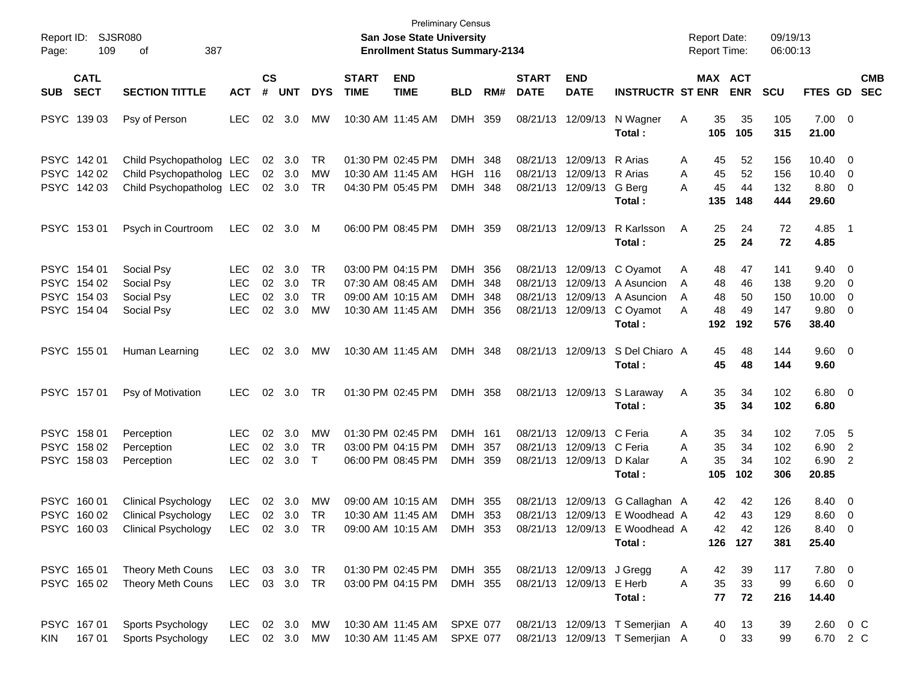Preliminary Census
**San Jose State University**
**Enrollment Status Summary-2134**

Report ID: SJSR080
Report Date: 09/19/13
Report Time: 06:00:13

| SUB | CATL SECT | SECTION TITTLE | ACT | CS # | UNT | DYS | START TIME | END TIME | BLD | RM# | START DATE | END DATE | INSTRUCTR | ST | MAX ENR | ACT ENR | SCU | FTES | GD | CMB SEC |
|---|---|---|---|---|---|---|---|---|---|---|---|---|---|---|---|---|---|---|---|---|
| PSYC | 139 03 | Psy of Person | LEC | 02 | 3.0 | MW | 10:30 AM | 11:45 AM | DMH | 359 | 08/21/13 | 12/09/13 | N Wagner | A | 35 | 35 | 105 | 7.00 | 0 | |
| | | | | | | | | | | | | | **Total :** | | **105** | **105** | **315** | **21.00** | | |
| PSYC | 142 01 | Child Psychopatholog | LEC | 02 | 3.0 | TR | 01:30 PM | 02:45 PM | DMH | 348 | 08/21/13 | 12/09/13 | R Arias | A | 45 | 52 | 156 | 10.40 | 0 | |
| PSYC | 142 02 | Child Psychopatholog | LEC | 02 | 3.0 | MW | 10:30 AM | 11:45 AM | HGH | 116 | 08/21/13 | 12/09/13 | R Arias | A | 45 | 52 | 156 | 10.40 | 0 | |
| PSYC | 142 03 | Child Psychopatholog | LEC | 02 | 3.0 | TR | 04:30 PM | 05:45 PM | DMH | 348 | 08/21/13 | 12/09/13 | G Berg | A | 45 | 44 | 132 | 8.80 | 0 | |
| | | | | | | | | | | | | | **Total :** | | **135** | **148** | **444** | **29.60** | | |
| PSYC | 153 01 | Psych in Courtroom | LEC | 02 | 3.0 | M | 06:00 PM | 08:45 PM | DMH | 359 | 08/21/13 | 12/09/13 | R Karlsson | A | 25 | 24 | 72 | 4.85 | 1 | |
| | | | | | | | | | | | | | **Total :** | | **25** | **24** | **72** | **4.85** | | |
| PSYC | 154 01 | Social Psy | LEC | 02 | 3.0 | TR | 03:00 PM | 04:15 PM | DMH | 356 | 08/21/13 | 12/09/13 | C Oyamot | A | 48 | 47 | 141 | 9.40 | 0 | |
| PSYC | 154 02 | Social Psy | LEC | 02 | 3.0 | TR | 07:30 AM | 08:45 AM | DMH | 348 | 08/21/13 | 12/09/13 | A Asuncion | A | 48 | 46 | 138 | 9.20 | 0 | |
| PSYC | 154 03 | Social Psy | LEC | 02 | 3.0 | TR | 09:00 AM | 10:15 AM | DMH | 348 | 08/21/13 | 12/09/13 | A Asuncion | A | 48 | 50 | 150 | 10.00 | 0 | |
| PSYC | 154 04 | Social Psy | LEC | 02 | 3.0 | MW | 10:30 AM | 11:45 AM | DMH | 356 | 08/21/13 | 12/09/13 | C Oyamot | A | 48 | 49 | 147 | 9.80 | 0 | |
| | | | | | | | | | | | | | **Total :** | | **192** | **192** | **576** | **38.40** | | |
| PSYC | 155 01 | Human Learning | LEC | 02 | 3.0 | MW | 10:30 AM | 11:45 AM | DMH | 348 | 08/21/13 | 12/09/13 | S Del Chiaro | A | 45 | 48 | 144 | 9.60 | 0 | |
| | | | | | | | | | | | | | **Total :** | | **45** | **48** | **144** | **9.60** | | |
| PSYC | 157 01 | Psy of Motivation | LEC | 02 | 3.0 | TR | 01:30 PM | 02:45 PM | DMH | 358 | 08/21/13 | 12/09/13 | S Laraway | A | 35 | 34 | 102 | 6.80 | 0 | |
| | | | | | | | | | | | | | **Total :** | | **35** | **34** | **102** | **6.80** | | |
| PSYC | 158 01 | Perception | LEC | 02 | 3.0 | MW | 01:30 PM | 02:45 PM | DMH | 161 | 08/21/13 | 12/09/13 | C Feria | A | 35 | 34 | 102 | 7.05 | 5 | |
| PSYC | 158 02 | Perception | LEC | 02 | 3.0 | TR | 03:00 PM | 04:15 PM | DMH | 357 | 08/21/13 | 12/09/13 | C Feria | A | 35 | 34 | 102 | 6.90 | 2 | |
| PSYC | 158 03 | Perception | LEC | 02 | 3.0 | T | 06:00 PM | 08:45 PM | DMH | 359 | 08/21/13 | 12/09/13 | D Kalar | A | 35 | 34 | 102 | 6.90 | 2 | |
| | | | | | | | | | | | | | **Total :** | | **105** | **102** | **306** | **20.85** | | |
| PSYC | 160 01 | Clinical Psychology | LEC | 02 | 3.0 | MW | 09:00 AM | 10:15 AM | DMH | 355 | 08/21/13 | 12/09/13 | G Callaghan | A | 42 | 42 | 126 | 8.40 | 0 | |
| PSYC | 160 02 | Clinical Psychology | LEC | 02 | 3.0 | TR | 10:30 AM | 11:45 AM | DMH | 353 | 08/21/13 | 12/09/13 | E Woodhead | A | 42 | 43 | 129 | 8.60 | 0 | |
| PSYC | 160 03 | Clinical Psychology | LEC | 02 | 3.0 | TR | 09:00 AM | 10:15 AM | DMH | 353 | 08/21/13 | 12/09/13 | E Woodhead | A | 42 | 42 | 126 | 8.40 | 0 | |
| | | | | | | | | | | | | | **Total :** | | **126** | **127** | **381** | **25.40** | | |
| PSYC | 165 01 | Theory Meth Couns | LEC | 03 | 3.0 | TR | 01:30 PM | 02:45 PM | DMH | 355 | 08/21/13 | 12/09/13 | J Gregg | A | 42 | 39 | 117 | 7.80 | 0 | |
| PSYC | 165 02 | Theory Meth Couns | LEC | 03 | 3.0 | TR | 03:00 PM | 04:15 PM | DMH | 355 | 08/21/13 | 12/09/13 | E Herb | A | 35 | 33 | 99 | 6.60 | 0 | |
| | | | | | | | | | | | | | **Total :** | | **77** | **72** | **216** | **14.40** | | |
| PSYC | 167 01 | Sports Psychology | LEC | 02 | 3.0 | MW | 10:30 AM | 11:45 AM | SPXE | 077 | 08/21/13 | 12/09/13 | T Semerjian | A | 40 | 13 | 39 | 2.60 | 0 | C |
| KIN | 167 01 | Sports Psychology | LEC | 02 | 3.0 | MW | 10:30 AM | 11:45 AM | SPXE | 077 | 08/21/13 | 12/09/13 | T Semerjian | A | 0 | 33 | 99 | 6.70 | 2 | C |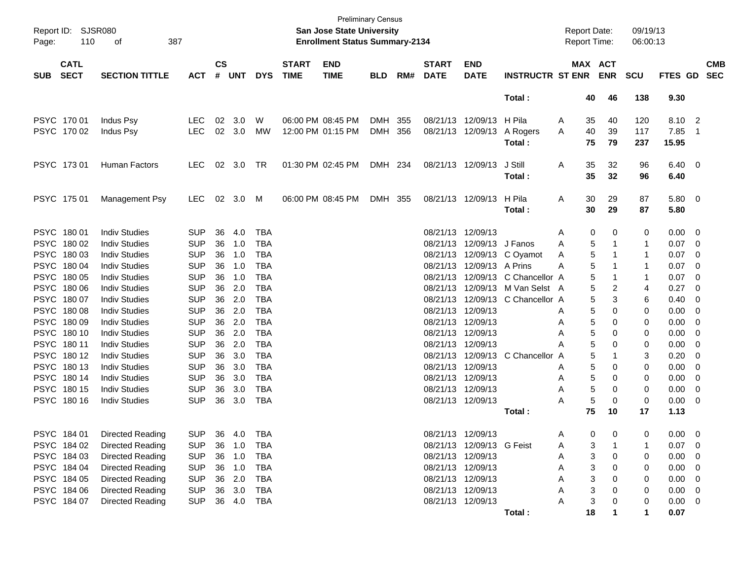Preliminary Census

**San Jose State University**

**Enrollment Status Summary-2134**

Report ID: SJSR080
Report Date: 09/19/13
Report Time: 06:00:13

| SUB | CATL SECT | SECTION TITTLE | ACT | CS # | UNT | DYS | START TIME | END TIME | BLD | RM# | START DATE | END DATE | INSTRUCTR | ST | MAX ENR | ACT ENR | SCU | FTES | GD | CMB SEC |
|---|---|---|---|---|---|---|---|---|---|---|---|---|---|---|---|---|---|---|---|---|
| | | | | | | | | | | | | | **Total :** | | **40** | **46** | **138** | **9.30** | | |
| PSYC | 170 01 | Indus Psy | LEC | 02 | 3.0 | W | 06:00 PM | 08:45 PM | DMH | 355 | 08/21/13 | 12/09/13 | H Pila | A | 35 | 40 | 120 | 8.10 | 2 | |
| PSYC | 170 02 | Indus Psy | LEC | 02 | 3.0 | MW | 12:00 PM | 01:15 PM | DMH | 356 | 08/21/13 | 12/09/13 | A Rogers | A | 40 | 39 | 117 | 7.85 | 1 | |
| | | | | | | | | | | | | | **Total :** | | **75** | **79** | **237** | **15.95** | | |
| PSYC | 173 01 | Human Factors | LEC | 02 | 3.0 | TR | 01:30 PM | 02:45 PM | DMH | 234 | 08/21/13 | 12/09/13 | J Still | A | 35 | 32 | 96 | 6.40 | 0 | |
| | | | | | | | | | | | | | **Total :** | | **35** | **32** | **96** | **6.40** | | |
| PSYC | 175 01 | Management Psy | LEC | 02 | 3.0 | M | 06:00 PM | 08:45 PM | DMH | 355 | 08/21/13 | 12/09/13 | H Pila | A | 30 | 29 | 87 | 5.80 | 0 | |
| | | | | | | | | | | | | | **Total :** | | **30** | **29** | **87** | **5.80** | | |
| PSYC | 180 01 | Indiv Studies | SUP | 36 | 4.0 | TBA | | | | | 08/21/13 | 12/09/13 | | A | 0 | 0 | 0 | 0.00 | 0 | |
| PSYC | 180 02 | Indiv Studies | SUP | 36 | 1.0 | TBA | | | | | 08/21/13 | 12/09/13 | J Fanos | A | 5 | 1 | 1 | 0.07 | 0 | |
| PSYC | 180 03 | Indiv Studies | SUP | 36 | 1.0 | TBA | | | | | 08/21/13 | 12/09/13 | C Oyamot | A | 5 | 1 | 1 | 0.07 | 0 | |
| PSYC | 180 04 | Indiv Studies | SUP | 36 | 1.0 | TBA | | | | | 08/21/13 | 12/09/13 | A Prins | A | 5 | 1 | 1 | 0.07 | 0 | |
| PSYC | 180 05 | Indiv Studies | SUP | 36 | 1.0 | TBA | | | | | 08/21/13 | 12/09/13 | C Chancellor | A | 5 | 1 | 1 | 0.07 | 0 | |
| PSYC | 180 06 | Indiv Studies | SUP | 36 | 2.0 | TBA | | | | | 08/21/13 | 12/09/13 | M Van Selst | A | 5 | 2 | 4 | 0.27 | 0 | |
| PSYC | 180 07 | Indiv Studies | SUP | 36 | 2.0 | TBA | | | | | 08/21/13 | 12/09/13 | C Chancellor | A | 5 | 3 | 6 | 0.40 | 0 | |
| PSYC | 180 08 | Indiv Studies | SUP | 36 | 2.0 | TBA | | | | | 08/21/13 | 12/09/13 | | A | 5 | 0 | 0 | 0.00 | 0 | |
| PSYC | 180 09 | Indiv Studies | SUP | 36 | 2.0 | TBA | | | | | 08/21/13 | 12/09/13 | | A | 5 | 0 | 0 | 0.00 | 0 | |
| PSYC | 180 10 | Indiv Studies | SUP | 36 | 2.0 | TBA | | | | | 08/21/13 | 12/09/13 | | A | 5 | 0 | 0 | 0.00 | 0 | |
| PSYC | 180 11 | Indiv Studies | SUP | 36 | 2.0 | TBA | | | | | 08/21/13 | 12/09/13 | | A | 5 | 0 | 0 | 0.00 | 0 | |
| PSYC | 180 12 | Indiv Studies | SUP | 36 | 3.0 | TBA | | | | | 08/21/13 | 12/09/13 | C Chancellor | A | 5 | 1 | 3 | 0.20 | 0 | |
| PSYC | 180 13 | Indiv Studies | SUP | 36 | 3.0 | TBA | | | | | 08/21/13 | 12/09/13 | | A | 5 | 0 | 0 | 0.00 | 0 | |
| PSYC | 180 14 | Indiv Studies | SUP | 36 | 3.0 | TBA | | | | | 08/21/13 | 12/09/13 | | A | 5 | 0 | 0 | 0.00 | 0 | |
| PSYC | 180 15 | Indiv Studies | SUP | 36 | 3.0 | TBA | | | | | 08/21/13 | 12/09/13 | | A | 5 | 0 | 0 | 0.00 | 0 | |
| PSYC | 180 16 | Indiv Studies | SUP | 36 | 3.0 | TBA | | | | | 08/21/13 | 12/09/13 | | A | 5 | 0 | 0 | 0.00 | 0 | |
| | | | | | | | | | | | | | **Total :** | | **75** | **10** | **17** | **1.13** | | |
| PSYC | 184 01 | Directed Reading | SUP | 36 | 4.0 | TBA | | | | | 08/21/13 | 12/09/13 | | A | 0 | 0 | 0 | 0.00 | 0 | |
| PSYC | 184 02 | Directed Reading | SUP | 36 | 1.0 | TBA | | | | | 08/21/13 | 12/09/13 | G Feist | A | 3 | 1 | 1 | 0.07 | 0 | |
| PSYC | 184 03 | Directed Reading | SUP | 36 | 1.0 | TBA | | | | | 08/21/13 | 12/09/13 | | A | 3 | 0 | 0 | 0.00 | 0 | |
| PSYC | 184 04 | Directed Reading | SUP | 36 | 1.0 | TBA | | | | | 08/21/13 | 12/09/13 | | A | 3 | 0 | 0 | 0.00 | 0 | |
| PSYC | 184 05 | Directed Reading | SUP | 36 | 2.0 | TBA | | | | | 08/21/13 | 12/09/13 | | A | 3 | 0 | 0 | 0.00 | 0 | |
| PSYC | 184 06 | Directed Reading | SUP | 36 | 3.0 | TBA | | | | | 08/21/13 | 12/09/13 | | A | 3 | 0 | 0 | 0.00 | 0 | |
| PSYC | 184 07 | Directed Reading | SUP | 36 | 4.0 | TBA | | | | | 08/21/13 | 12/09/13 | | A | 3 | 0 | 0 | 0.00 | 0 | |
| | | | | | | | | | | | | | **Total :** | | **18** | **1** | **1** | **0.07** | | |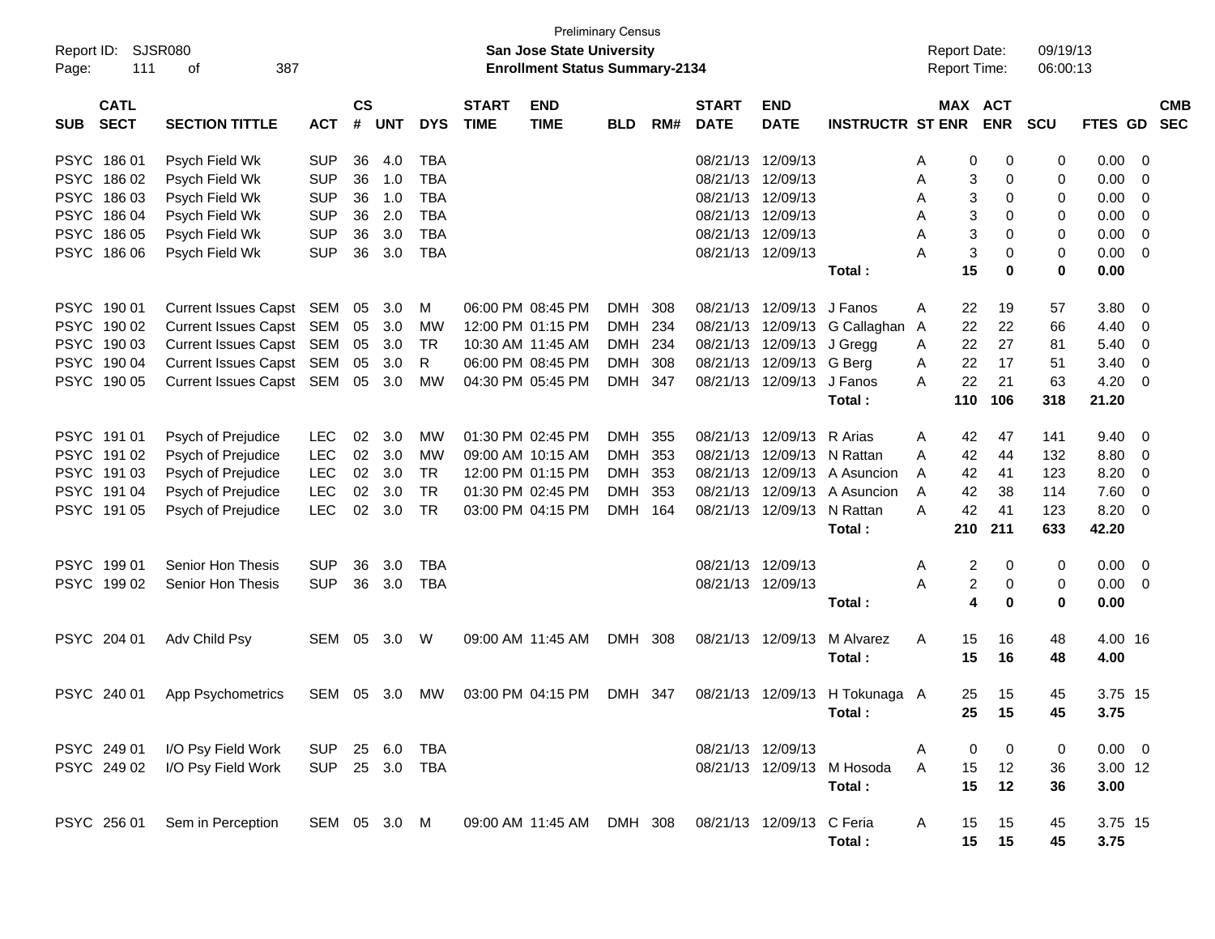Preliminary Census

**San Jose State University**

**Enrollment Status Summary-2134**

Report ID: SJSR080

Report Date: 09/19/13

Report Time: 06:00:13

| SUB | CATL SECT | SECTION TITTLE | ACT | CS # | UNT | DYS | START TIME | END TIME | BLD | RM# | START DATE | END DATE | INSTRUCTR | ST | MAX ENR | ACT ENR | SCU | FTES | GD | CMB SEC |
|---|---|---|---|---|---|---|---|---|---|---|---|---|---|---|---|---|---|---|---|---|
| PSYC | 186 01 | Psych Field Wk | SUP | 36 | 4.0 | TBA | | | | | 08/21/13 | 12/09/13 | | A | 0 | 0 | 0 | 0.00 | 0 | |
| PSYC | 186 02 | Psych Field Wk | SUP | 36 | 1.0 | TBA | | | | | 08/21/13 | 12/09/13 | | A | 3 | 0 | 0 | 0.00 | 0 | |
| PSYC | 186 03 | Psych Field Wk | SUP | 36 | 1.0 | TBA | | | | | 08/21/13 | 12/09/13 | | A | 3 | 0 | 0 | 0.00 | 0 | |
| PSYC | 186 04 | Psych Field Wk | SUP | 36 | 2.0 | TBA | | | | | 08/21/13 | 12/09/13 | | A | 3 | 0 | 0 | 0.00 | 0 | |
| PSYC | 186 05 | Psych Field Wk | SUP | 36 | 3.0 | TBA | | | | | 08/21/13 | 12/09/13 | | A | 3 | 0 | 0 | 0.00 | 0 | |
| PSYC | 186 06 | Psych Field Wk | SUP | 36 | 3.0 | TBA | | | | | 08/21/13 | 12/09/13 | | A | 3 | 0 | 0 | 0.00 | 0 | |
| | | | | | | | | | | | | | **Total :** | | **15** | **0** | **0** | **0.00** | | |
| PSYC | 190 01 | Current Issues Capst | SEM | 05 | 3.0 | M | 06:00 PM | 08:45 PM | DMH | 308 | 08/21/13 | 12/09/13 | J Fanos | A | 22 | 19 | 57 | 3.80 | 0 | |
| PSYC | 190 02 | Current Issues Capst | SEM | 05 | 3.0 | MW | 12:00 PM | 01:15 PM | DMH | 234 | 08/21/13 | 12/09/13 | G Callaghan | A | 22 | 22 | 66 | 4.40 | 0 | |
| PSYC | 190 03 | Current Issues Capst | SEM | 05 | 3.0 | TR | 10:30 AM | 11:45 AM | DMH | 234 | 08/21/13 | 12/09/13 | J Gregg | A | 22 | 27 | 81 | 5.40 | 0 | |
| PSYC | 190 04 | Current Issues Capst | SEM | 05 | 3.0 | R | 06:00 PM | 08:45 PM | DMH | 308 | 08/21/13 | 12/09/13 | G Berg | A | 22 | 17 | 51 | 3.40 | 0 | |
| PSYC | 190 05 | Current Issues Capst | SEM | 05 | 3.0 | MW | 04:30 PM | 05:45 PM | DMH | 347 | 08/21/13 | 12/09/13 | J Fanos | A | 22 | 21 | 63 | 4.20 | 0 | |
| | | | | | | | | | | | | | **Total :** | | **110** | **106** | **318** | **21.20** | | |
| PSYC | 191 01 | Psych of Prejudice | LEC | 02 | 3.0 | MW | 01:30 PM | 02:45 PM | DMH | 355 | 08/21/13 | 12/09/13 | R Arias | A | 42 | 47 | 141 | 9.40 | 0 | |
| PSYC | 191 02 | Psych of Prejudice | LEC | 02 | 3.0 | MW | 09:00 AM | 10:15 AM | DMH | 353 | 08/21/13 | 12/09/13 | N Rattan | A | 42 | 44 | 132 | 8.80 | 0 | |
| PSYC | 191 03 | Psych of Prejudice | LEC | 02 | 3.0 | TR | 12:00 PM | 01:15 PM | DMH | 353 | 08/21/13 | 12/09/13 | A Asuncion | A | 42 | 41 | 123 | 8.20 | 0 | |
| PSYC | 191 04 | Psych of Prejudice | LEC | 02 | 3.0 | TR | 01:30 PM | 02:45 PM | DMH | 353 | 08/21/13 | 12/09/13 | A Asuncion | A | 42 | 38 | 114 | 7.60 | 0 | |
| PSYC | 191 05 | Psych of Prejudice | LEC | 02 | 3.0 | TR | 03:00 PM | 04:15 PM | DMH | 164 | 08/21/13 | 12/09/13 | N Rattan | A | 42 | 41 | 123 | 8.20 | 0 | |
| | | | | | | | | | | | | | **Total :** | | **210** | **211** | **633** | **42.20** | | |
| PSYC | 199 01 | Senior Hon Thesis | SUP | 36 | 3.0 | TBA | | | | | 08/21/13 | 12/09/13 | | A | 2 | 0 | 0 | 0.00 | 0 | |
| PSYC | 199 02 | Senior Hon Thesis | SUP | 36 | 3.0 | TBA | | | | | 08/21/13 | 12/09/13 | | A | 2 | 0 | 0 | 0.00 | 0 | |
| | | | | | | | | | | | | | **Total :** | | **4** | **0** | **0** | **0.00** | | |
| PSYC | 204 01 | Adv Child Psy | SEM | 05 | 3.0 | W | 09:00 AM | 11:45 AM | DMH | 308 | 08/21/13 | 12/09/13 | M Alvarez | A | 15 | 16 | 48 | 4.00 | 16 | |
| | | | | | | | | | | | | | **Total :** | | **15** | **16** | **48** | **4.00** | | |
| PSYC | 240 01 | App Psychometrics | SEM | 05 | 3.0 | MW | 03:00 PM | 04:15 PM | DMH | 347 | 08/21/13 | 12/09/13 | H Tokunaga | A | 25 | 15 | 45 | 3.75 | 15 | |
| | | | | | | | | | | | | | **Total :** | | **25** | **15** | **45** | **3.75** | | |
| PSYC | 249 01 | I/O Psy Field Work | SUP | 25 | 6.0 | TBA | | | | | 08/21/13 | 12/09/13 | | A | 0 | 0 | 0 | 0.00 | 0 | |
| PSYC | 249 02 | I/O Psy Field Work | SUP | 25 | 3.0 | TBA | | | | | 08/21/13 | 12/09/13 | M Hosoda | A | 15 | 12 | 36 | 3.00 | 12 | |
| | | | | | | | | | | | | | **Total :** | | **15** | **12** | **36** | **3.00** | | |
| PSYC | 256 01 | Sem in Perception | SEM | 05 | 3.0 | M | 09:00 AM | 11:45 AM | DMH | 308 | 08/21/13 | 12/09/13 | C Feria | A | 15 | 15 | 45 | 3.75 | 15 | |
| | | | | | | | | | | | | | **Total :** | | **15** | **15** | **45** | **3.75** | | |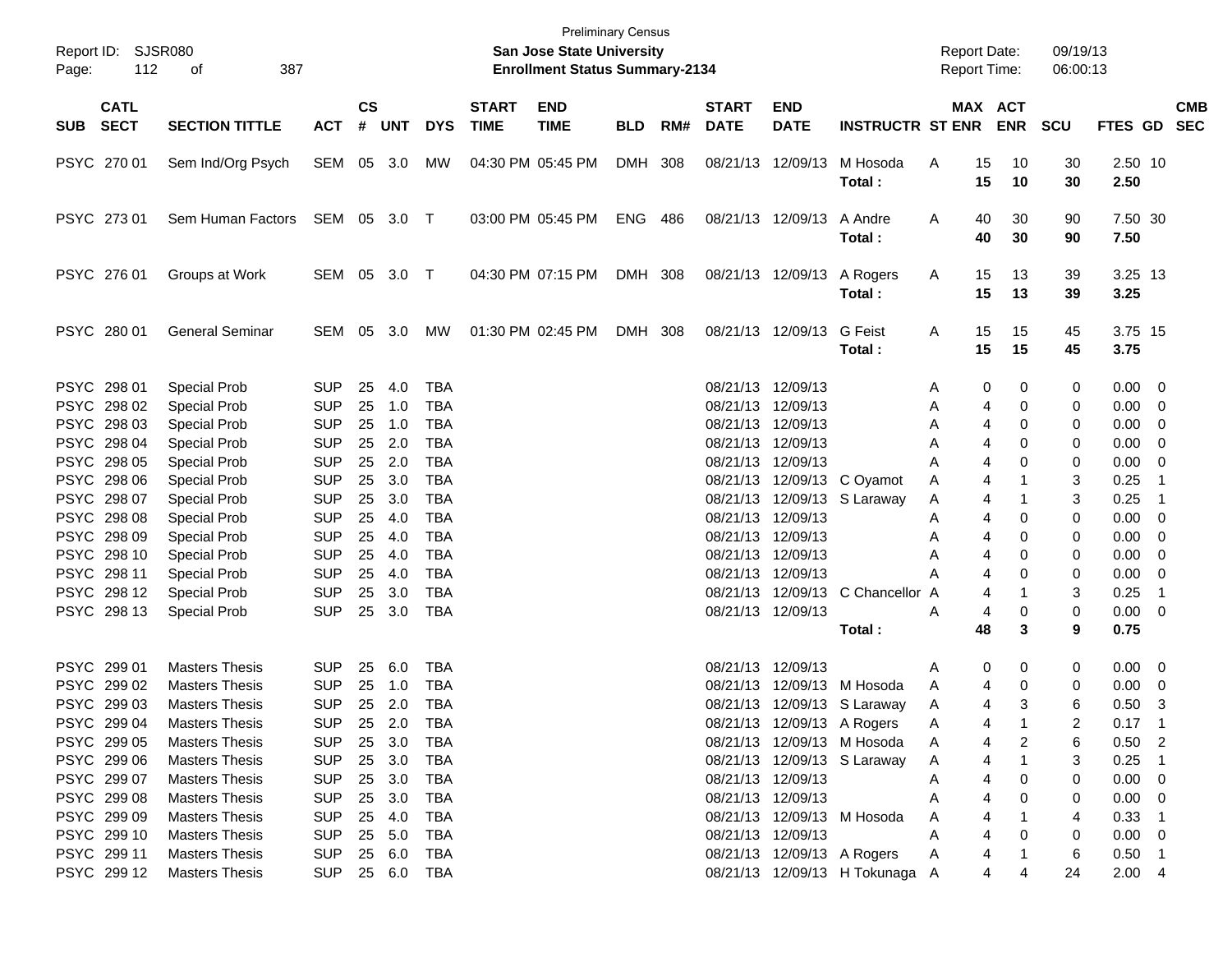Preliminary Census

**San Jose State University**

**Enrollment Status Summary-2134**

Report ID: SJSR080 | Report Date: 09/19/13 | Report Time: 06:00:13

| SUB | CATL SECT | SECTION TITTLE | ACT | CS # | UNT | DYS | START TIME | END TIME | BLD | RM# | START DATE | END DATE | INSTRUCTR | ST | MAX ENR | ACT ENR | SCU | FTES | GD | CMB SEC |
|---|---|---|---|---|---|---|---|---|---|---|---|---|---|---|---|---|---|---|---|---|
| PSYC | 270 01 | Sem Ind/Org Psych | SEM | 05 | 3.0 | MW | 04:30 PM | 05:45 PM | DMH | 308 | 08/21/13 | 12/09/13 | M Hosoda | A | 15 | 10 | 30 | 2.50 | 10 | |
| | | | | | | | | | | | | | **Total :** | | **15** | **10** | **30** | **2.50** | | |
| PSYC | 273 01 | Sem Human Factors | SEM | 05 | 3.0 | T | 03:00 PM | 05:45 PM | ENG | 486 | 08/21/13 | 12/09/13 | A Andre | A | 40 | 30 | 90 | 7.50 | 30 | |
| | | | | | | | | | | | | | **Total :** | | **40** | **30** | **90** | **7.50** | | |
| PSYC | 276 01 | Groups at Work | SEM | 05 | 3.0 | T | 04:30 PM | 07:15 PM | DMH | 308 | 08/21/13 | 12/09/13 | A Rogers | A | 15 | 13 | 39 | 3.25 | 13 | |
| | | | | | | | | | | | | | **Total :** | | **15** | **13** | **39** | **3.25** | | |
| PSYC | 280 01 | General Seminar | SEM | 05 | 3.0 | MW | 01:30 PM | 02:45 PM | DMH | 308 | 08/21/13 | 12/09/13 | G Feist | A | 15 | 15 | 45 | 3.75 | 15 | |
| | | | | | | | | | | | | | **Total :** | | **15** | **15** | **45** | **3.75** | | |
| PSYC | 298 01 | Special Prob | SUP | 25 | 4.0 | TBA | | | | | 08/21/13 | 12/09/13 | | A | 0 | 0 | 0 | 0.00 | 0 | |
| PSYC | 298 02 | Special Prob | SUP | 25 | 1.0 | TBA | | | | | 08/21/13 | 12/09/13 | | A | 4 | 0 | 0 | 0.00 | 0 | |
| PSYC | 298 03 | Special Prob | SUP | 25 | 1.0 | TBA | | | | | 08/21/13 | 12/09/13 | | A | 4 | 0 | 0 | 0.00 | 0 | |
| PSYC | 298 04 | Special Prob | SUP | 25 | 2.0 | TBA | | | | | 08/21/13 | 12/09/13 | | A | 4 | 0 | 0 | 0.00 | 0 | |
| PSYC | 298 05 | Special Prob | SUP | 25 | 2.0 | TBA | | | | | 08/21/13 | 12/09/13 | | A | 4 | 0 | 0 | 0.00 | 0 | |
| PSYC | 298 06 | Special Prob | SUP | 25 | 3.0 | TBA | | | | | 08/21/13 | 12/09/13 | C Oyamot | A | 4 | 1 | 3 | 0.25 | 1 | |
| PSYC | 298 07 | Special Prob | SUP | 25 | 3.0 | TBA | | | | | 08/21/13 | 12/09/13 | S Laraway | A | 4 | 1 | 3 | 0.25 | 1 | |
| PSYC | 298 08 | Special Prob | SUP | 25 | 4.0 | TBA | | | | | 08/21/13 | 12/09/13 | | A | 4 | 0 | 0 | 0.00 | 0 | |
| PSYC | 298 09 | Special Prob | SUP | 25 | 4.0 | TBA | | | | | 08/21/13 | 12/09/13 | | A | 4 | 0 | 0 | 0.00 | 0 | |
| PSYC | 298 10 | Special Prob | SUP | 25 | 4.0 | TBA | | | | | 08/21/13 | 12/09/13 | | A | 4 | 0 | 0 | 0.00 | 0 | |
| PSYC | 298 11 | Special Prob | SUP | 25 | 4.0 | TBA | | | | | 08/21/13 | 12/09/13 | | A | 4 | 0 | 0 | 0.00 | 0 | |
| PSYC | 298 12 | Special Prob | SUP | 25 | 3.0 | TBA | | | | | 08/21/13 | 12/09/13 | C Chancellor | A | 4 | 1 | 3 | 0.25 | 1 | |
| PSYC | 298 13 | Special Prob | SUP | 25 | 3.0 | TBA | | | | | 08/21/13 | 12/09/13 | | A | 4 | 0 | 0 | 0.00 | 0 | |
| | | | | | | | | | | | | | **Total :** | | **48** | **3** | **9** | **0.75** | | |
| PSYC | 299 01 | Masters Thesis | SUP | 25 | 6.0 | TBA | | | | | 08/21/13 | 12/09/13 | | A | 0 | 0 | 0 | 0.00 | 0 | |
| PSYC | 299 02 | Masters Thesis | SUP | 25 | 1.0 | TBA | | | | | 08/21/13 | 12/09/13 | M Hosoda | A | 4 | 0 | 0 | 0.00 | 0 | |
| PSYC | 299 03 | Masters Thesis | SUP | 25 | 2.0 | TBA | | | | | 08/21/13 | 12/09/13 | S Laraway | A | 4 | 3 | 6 | 0.50 | 3 | |
| PSYC | 299 04 | Masters Thesis | SUP | 25 | 2.0 | TBA | | | | | 08/21/13 | 12/09/13 | A Rogers | A | 4 | 1 | 2 | 0.17 | 1 | |
| PSYC | 299 05 | Masters Thesis | SUP | 25 | 3.0 | TBA | | | | | 08/21/13 | 12/09/13 | M Hosoda | A | 4 | 2 | 6 | 0.50 | 2 | |
| PSYC | 299 06 | Masters Thesis | SUP | 25 | 3.0 | TBA | | | | | 08/21/13 | 12/09/13 | S Laraway | A | 4 | 1 | 3 | 0.25 | 1 | |
| PSYC | 299 07 | Masters Thesis | SUP | 25 | 3.0 | TBA | | | | | 08/21/13 | 12/09/13 | | A | 4 | 0 | 0 | 0.00 | 0 | |
| PSYC | 299 08 | Masters Thesis | SUP | 25 | 3.0 | TBA | | | | | 08/21/13 | 12/09/13 | | A | 4 | 0 | 0 | 0.00 | 0 | |
| PSYC | 299 09 | Masters Thesis | SUP | 25 | 4.0 | TBA | | | | | 08/21/13 | 12/09/13 | M Hosoda | A | 4 | 1 | 4 | 0.33 | 1 | |
| PSYC | 299 10 | Masters Thesis | SUP | 25 | 5.0 | TBA | | | | | 08/21/13 | 12/09/13 | | A | 4 | 0 | 0 | 0.00 | 0 | |
| PSYC | 299 11 | Masters Thesis | SUP | 25 | 6.0 | TBA | | | | | 08/21/13 | 12/09/13 | A Rogers | A | 4 | 1 | 6 | 0.50 | 1 | |
| PSYC | 299 12 | Masters Thesis | SUP | 25 | 6.0 | TBA | | | | | 08/21/13 | 12/09/13 | H Tokunaga | A | 4 | 4 | 24 | 2.00 | 4 | |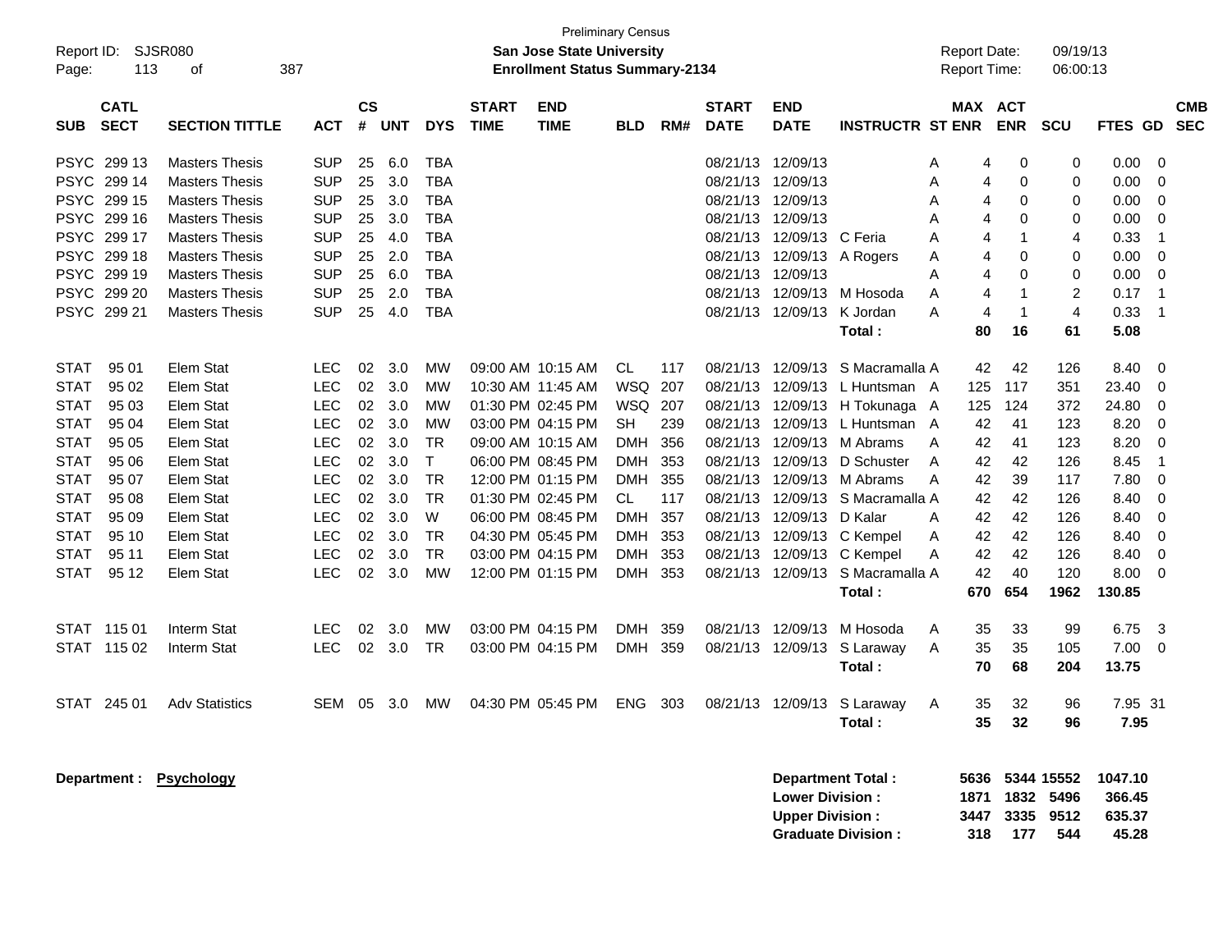Preliminary Census

Report ID: SJSR080

**San Jose State University**

**Enrollment Status Summary-2134**

Report Date: 09/19/13

Report Time: 06:00:13

| SUB | CATL SECT | SECTION TITTLE | ACT | CS # | UNT | DYS | START TIME | END TIME | BLD | RM# | START DATE | END DATE | INSTRUCTR | ST | MAX ENR | ACT ENR | SCU | FTES | GD | CMB SEC |
|---|---|---|---|---|---|---|---|---|---|---|---|---|---|---|---|---|---|---|---|---|
| PSYC | 299 13 | Masters Thesis | SUP | 25 | 6.0 | TBA | | | | | 08/21/13 | 12/09/13 | | A | 4 | 0 | 0 | 0.00 | 0 | |
| PSYC | 299 14 | Masters Thesis | SUP | 25 | 3.0 | TBA | | | | | 08/21/13 | 12/09/13 | | A | 4 | 0 | 0 | 0.00 | 0 | |
| PSYC | 299 15 | Masters Thesis | SUP | 25 | 3.0 | TBA | | | | | 08/21/13 | 12/09/13 | | A | 4 | 0 | 0 | 0.00 | 0 | |
| PSYC | 299 16 | Masters Thesis | SUP | 25 | 3.0 | TBA | | | | | 08/21/13 | 12/09/13 | | A | 4 | 0 | 0 | 0.00 | 0 | |
| PSYC | 299 17 | Masters Thesis | SUP | 25 | 4.0 | TBA | | | | | 08/21/13 | 12/09/13 | C Feria | A | 4 | 1 | 4 | 0.33 | 1 | |
| PSYC | 299 18 | Masters Thesis | SUP | 25 | 2.0 | TBA | | | | | 08/21/13 | 12/09/13 | A Rogers | A | 4 | 0 | 0 | 0.00 | 0 | |
| PSYC | 299 19 | Masters Thesis | SUP | 25 | 6.0 | TBA | | | | | 08/21/13 | 12/09/13 | | A | 4 | 0 | 0 | 0.00 | 0 | |
| PSYC | 299 20 | Masters Thesis | SUP | 25 | 2.0 | TBA | | | | | 08/21/13 | 12/09/13 | M Hosoda | A | 4 | 1 | 2 | 0.17 | 1 | |
| PSYC | 299 21 | Masters Thesis | SUP | 25 | 4.0 | TBA | | | | | 08/21/13 | 12/09/13 | K Jordan | A | 4 | 1 | 4 | 0.33 | 1 | |
| | | | | | | | | | | | | | **Total :** | | **80** | **16** | **61** | **5.08** | | |
| STAT | 95 01 | Elem Stat | LEC | 02 | 3.0 | MW | 09:00 AM | 10:15 AM | CL | 117 | 08/21/13 | 12/09/13 | S Macramalla | A | 42 | 42 | 126 | 8.40 | 0 | |
| STAT | 95 02 | Elem Stat | LEC | 02 | 3.0 | MW | 10:30 AM | 11:45 AM | WSQ | 207 | 08/21/13 | 12/09/13 | L Huntsman | A | 125 | 117 | 351 | 23.40 | 0 | |
| STAT | 95 03 | Elem Stat | LEC | 02 | 3.0 | MW | 01:30 PM | 02:45 PM | WSQ | 207 | 08/21/13 | 12/09/13 | H Tokunaga | A | 125 | 124 | 372 | 24.80 | 0 | |
| STAT | 95 04 | Elem Stat | LEC | 02 | 3.0 | MW | 03:00 PM | 04:15 PM | SH | 239 | 08/21/13 | 12/09/13 | L Huntsman | A | 42 | 41 | 123 | 8.20 | 0 | |
| STAT | 95 05 | Elem Stat | LEC | 02 | 3.0 | TR | 09:00 AM | 10:15 AM | DMH | 356 | 08/21/13 | 12/09/13 | M Abrams | A | 42 | 41 | 123 | 8.20 | 0 | |
| STAT | 95 06 | Elem Stat | LEC | 02 | 3.0 | T | 06:00 PM | 08:45 PM | DMH | 353 | 08/21/13 | 12/09/13 | D Schuster | A | 42 | 42 | 126 | 8.45 | 1 | |
| STAT | 95 07 | Elem Stat | LEC | 02 | 3.0 | TR | 12:00 PM | 01:15 PM | DMH | 355 | 08/21/13 | 12/09/13 | M Abrams | A | 42 | 39 | 117 | 7.80 | 0 | |
| STAT | 95 08 | Elem Stat | LEC | 02 | 3.0 | TR | 01:30 PM | 02:45 PM | CL | 117 | 08/21/13 | 12/09/13 | S Macramalla | A | 42 | 42 | 126 | 8.40 | 0 | |
| STAT | 95 09 | Elem Stat | LEC | 02 | 3.0 | W | 06:00 PM | 08:45 PM | DMH | 357 | 08/21/13 | 12/09/13 | D Kalar | A | 42 | 42 | 126 | 8.40 | 0 | |
| STAT | 95 10 | Elem Stat | LEC | 02 | 3.0 | TR | 04:30 PM | 05:45 PM | DMH | 353 | 08/21/13 | 12/09/13 | C Kempel | A | 42 | 42 | 126 | 8.40 | 0 | |
| STAT | 95 11 | Elem Stat | LEC | 02 | 3.0 | TR | 03:00 PM | 04:15 PM | DMH | 353 | 08/21/13 | 12/09/13 | C Kempel | A | 42 | 42 | 126 | 8.40 | 0 | |
| STAT | 95 12 | Elem Stat | LEC | 02 | 3.0 | MW | 12:00 PM | 01:15 PM | DMH | 353 | 08/21/13 | 12/09/13 | S Macramalla | A | 42 | 40 | 120 | 8.00 | 0 | |
| | | | | | | | | | | | | | **Total :** | | **670** | **654** | **1962** | **130.85** | | |
| STAT | 115 01 | Interm Stat | LEC | 02 | 3.0 | MW | 03:00 PM | 04:15 PM | DMH | 359 | 08/21/13 | 12/09/13 | M Hosoda | A | 35 | 33 | 99 | 6.75 | 3 | |
| STAT | 115 02 | Interm Stat | LEC | 02 | 3.0 | TR | 03:00 PM | 04:15 PM | DMH | 359 | 08/21/13 | 12/09/13 | S Laraway | A | 35 | 35 | 105 | 7.00 | 0 | |
| | | | | | | | | | | | | | **Total :** | | **70** | **68** | **204** | **13.75** | | |
| STAT | 245 01 | Adv Statistics | SEM | 05 | 3.0 | MW | 04:30 PM | 05:45 PM | ENG | 303 | 08/21/13 | 12/09/13 | S Laraway | A | 35 | 32 | 96 | 7.95 | 31 | |
| | | | | | | | | | | | | | **Total :** | | **35** | **32** | **96** | **7.95** | | |

**Department : Psychology**

| | MAX ENR | ACT ENR | SCU | FTES |
|---|---|---|---|---|
| **Department Total :** | **5636** | **5344** | **15552** | **1047.10** |
| **Lower Division :** | **1871** | **1832** | **5496** | **366.45** |
| **Upper Division :** | **3447** | **3335** | **9512** | **635.37** |
| **Graduate Division :** | **318** | **177** | **544** | **45.28** |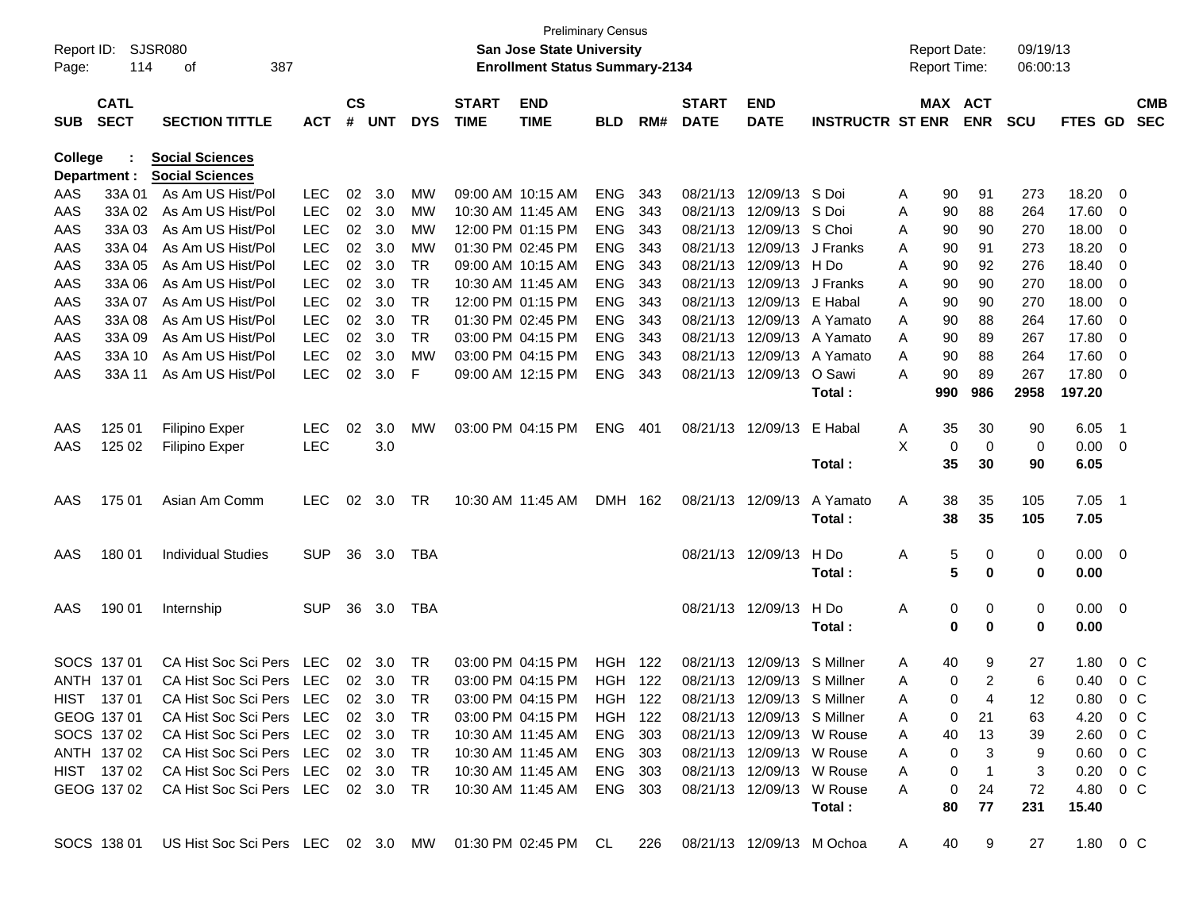Preliminary Census

Report ID: SJSR080
**San Jose State University**
**Enrollment Status Summary-2134**

Report Date: 09/19/13
Report Time: 06:00:13

**College : Social Sciences**
**Department : Social Sciences**

| SUB | CATL SECT | SECTION TITTLE | ACT | CS # | UNT | DYS | START TIME | END TIME | BLD | RM# | START DATE | END DATE | INSTRUCTR | ST | MAX ENR | ACT ENR | SCU | FTES | GD | CMB SEC |
|---|---|---|---|---|---|---|---|---|---|---|---|---|---|---|---|---|---|---|---|---|
| AAS | 33A 01 | As Am US Hist/Pol | LEC | 02 | 3.0 | MW | 09:00 AM | 10:15 AM | ENG | 343 | 08/21/13 | 12/09/13 | S Doi | A | 90 | 91 | 273 | 18.20 | 0 | |
| AAS | 33A 02 | As Am US Hist/Pol | LEC | 02 | 3.0 | MW | 10:30 AM | 11:45 AM | ENG | 343 | 08/21/13 | 12/09/13 | S Doi | A | 90 | 88 | 264 | 17.60 | 0 | |
| AAS | 33A 03 | As Am US Hist/Pol | LEC | 02 | 3.0 | MW | 12:00 PM | 01:15 PM | ENG | 343 | 08/21/13 | 12/09/13 | S Choi | A | 90 | 90 | 270 | 18.00 | 0 | |
| AAS | 33A 04 | As Am US Hist/Pol | LEC | 02 | 3.0 | MW | 01:30 PM | 02:45 PM | ENG | 343 | 08/21/13 | 12/09/13 | J Franks | A | 90 | 91 | 273 | 18.20 | 0 | |
| AAS | 33A 05 | As Am US Hist/Pol | LEC | 02 | 3.0 | TR | 09:00 AM | 10:15 AM | ENG | 343 | 08/21/13 | 12/09/13 | H Do | A | 90 | 92 | 276 | 18.40 | 0 | |
| AAS | 33A 06 | As Am US Hist/Pol | LEC | 02 | 3.0 | TR | 10:30 AM | 11:45 AM | ENG | 343 | 08/21/13 | 12/09/13 | J Franks | A | 90 | 90 | 270 | 18.00 | 0 | |
| AAS | 33A 07 | As Am US Hist/Pol | LEC | 02 | 3.0 | TR | 12:00 PM | 01:15 PM | ENG | 343 | 08/21/13 | 12/09/13 | E Habal | A | 90 | 90 | 270 | 18.00 | 0 | |
| AAS | 33A 08 | As Am US Hist/Pol | LEC | 02 | 3.0 | TR | 01:30 PM | 02:45 PM | ENG | 343 | 08/21/13 | 12/09/13 | A Yamato | A | 90 | 88 | 264 | 17.60 | 0 | |
| AAS | 33A 09 | As Am US Hist/Pol | LEC | 02 | 3.0 | TR | 03:00 PM | 04:15 PM | ENG | 343 | 08/21/13 | 12/09/13 | A Yamato | A | 90 | 89 | 267 | 17.80 | 0 | |
| AAS | 33A 10 | As Am US Hist/Pol | LEC | 02 | 3.0 | MW | 03:00 PM | 04:15 PM | ENG | 343 | 08/21/13 | 12/09/13 | A Yamato | A | 90 | 88 | 264 | 17.60 | 0 | |
| AAS | 33A 11 | As Am US Hist/Pol | LEC | 02 | 3.0 | F | 09:00 AM | 12:15 PM | ENG | 343 | 08/21/13 | 12/09/13 | O Sawi | A | 90 | 89 | 267 | 17.80 | 0 | |
| | | | | | | | | | | | | | Total : | | **990** | **986** | **2958** | **197.20** | | |
| AAS | 125 01 | Filipino Exper | LEC | 02 | 3.0 | MW | 03:00 PM | 04:15 PM | ENG | 401 | 08/21/13 | 12/09/13 | E Habal | A | 35 | 30 | 90 | 6.05 | 1 | |
| AAS | 125 02 | Filipino Exper | LEC | | 3.0 | | | | | | | | | X | 0 | 0 | 0 | 0.00 | 0 | |
| | | | | | | | | | | | | | Total : | | **35** | **30** | **90** | **6.05** | | |
| AAS | 175 01 | Asian Am Comm | LEC | 02 | 3.0 | TR | 10:30 AM | 11:45 AM | DMH | 162 | 08/21/13 | 12/09/13 | A Yamato | A | 38 | 35 | 105 | 7.05 | 1 | |
| | | | | | | | | | | | | | Total : | | **38** | **35** | **105** | **7.05** | | |
| AAS | 180 01 | Individual Studies | SUP | 36 | 3.0 | TBA | | | | | 08/21/13 | 12/09/13 | H Do | A | 5 | 0 | 0 | 0.00 | 0 | |
| | | | | | | | | | | | | | Total : | | **5** | **0** | **0** | **0.00** | | |
| AAS | 190 01 | Internship | SUP | 36 | 3.0 | TBA | | | | | 08/21/13 | 12/09/13 | H Do | A | 0 | 0 | 0 | 0.00 | 0 | |
| | | | | | | | | | | | | | Total : | | **0** | **0** | **0** | **0.00** | | |
| SOCS | 137 01 | CA Hist Soc Sci Pers | LEC | 02 | 3.0 | TR | 03:00 PM | 04:15 PM | HGH | 122 | 08/21/13 | 12/09/13 | S Millner | A | 40 | 9 | 27 | 1.80 | 0 | C |
| ANTH | 137 01 | CA Hist Soc Sci Pers | LEC | 02 | 3.0 | TR | 03:00 PM | 04:15 PM | HGH | 122 | 08/21/13 | 12/09/13 | S Millner | A | 0 | 2 | 6 | 0.40 | 0 | C |
| HIST | 137 01 | CA Hist Soc Sci Pers | LEC | 02 | 3.0 | TR | 03:00 PM | 04:15 PM | HGH | 122 | 08/21/13 | 12/09/13 | S Millner | A | 0 | 4 | 12 | 0.80 | 0 | C |
| GEOG | 137 01 | CA Hist Soc Sci Pers | LEC | 02 | 3.0 | TR | 03:00 PM | 04:15 PM | HGH | 122 | 08/21/13 | 12/09/13 | S Millner | A | 0 | 21 | 63 | 4.20 | 0 | C |
| SOCS | 137 02 | CA Hist Soc Sci Pers | LEC | 02 | 3.0 | TR | 10:30 AM | 11:45 AM | ENG | 303 | 08/21/13 | 12/09/13 | W Rouse | A | 40 | 13 | 39 | 2.60 | 0 | C |
| ANTH | 137 02 | CA Hist Soc Sci Pers | LEC | 02 | 3.0 | TR | 10:30 AM | 11:45 AM | ENG | 303 | 08/21/13 | 12/09/13 | W Rouse | A | 0 | 3 | 9 | 0.60 | 0 | C |
| HIST | 137 02 | CA Hist Soc Sci Pers | LEC | 02 | 3.0 | TR | 10:30 AM | 11:45 AM | ENG | 303 | 08/21/13 | 12/09/13 | W Rouse | A | 0 | 1 | 3 | 0.20 | 0 | C |
| GEOG | 137 02 | CA Hist Soc Sci Pers | LEC | 02 | 3.0 | TR | 10:30 AM | 11:45 AM | ENG | 303 | 08/21/13 | 12/09/13 | W Rouse | A | 0 | 24 | 72 | 4.80 | 0 | C |
| | | | | | | | | | | | | | Total : | | **80** | **77** | **231** | **15.40** | | |
| SOCS | 138 01 | US Hist Soc Sci Pers | LEC | 02 | 3.0 | MW | 01:30 PM | 02:45 PM | CL | 226 | 08/21/13 | 12/09/13 | M Ochoa | A | 40 | 9 | 27 | 1.80 | 0 | C |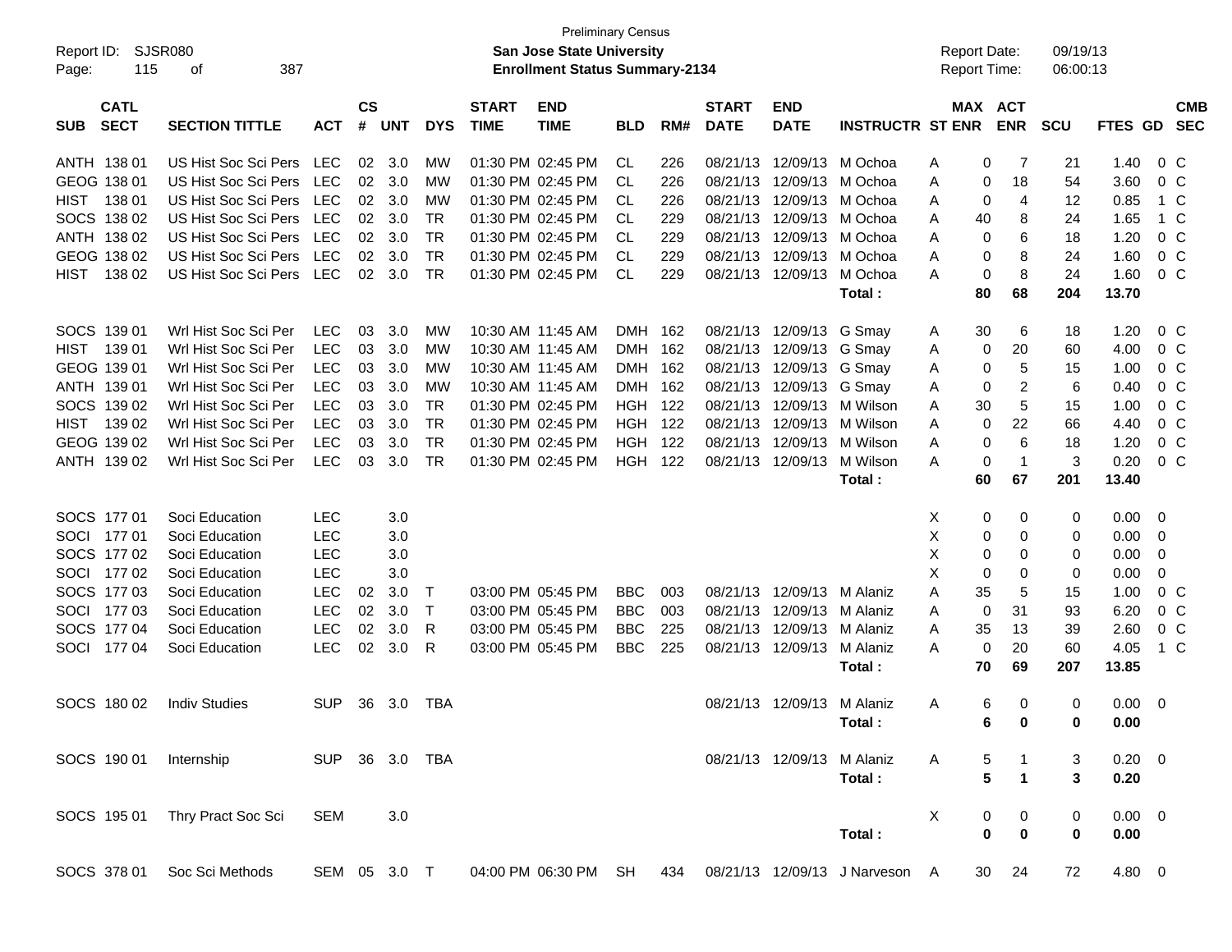Preliminary Census

Report ID: SJSR080

**San Jose State University**

**Enrollment Status Summary-2134**

Report Date: 09/19/13

Report Time: 06:00:13

| SUB | CATL SECT | SECTION TITTLE | ACT | CS # | UNT | DYS | START TIME | END TIME | BLD | RM# | START DATE | END DATE | INSTRUCTR | ST | MAX ENR | ACT ENR | SCU | FTES | GD | CMB SEC |
|---|---|---|---|---|---|---|---|---|---|---|---|---|---|---|---|---|---|---|---|---|
| ANTH | 138 01 | US Hist Soc Sci Pers | LEC | 02 | 3.0 | MW | 01:30 PM | 02:45 PM | CL | 226 | 08/21/13 | 12/09/13 | M Ochoa | A | 0 | 7 | 21 | 1.40 | 0 | C |
| GEOG | 138 01 | US Hist Soc Sci Pers | LEC | 02 | 3.0 | MW | 01:30 PM | 02:45 PM | CL | 226 | 08/21/13 | 12/09/13 | M Ochoa | A | 0 | 18 | 54 | 3.60 | 0 | C |
| HIST | 138 01 | US Hist Soc Sci Pers | LEC | 02 | 3.0 | MW | 01:30 PM | 02:45 PM | CL | 226 | 08/21/13 | 12/09/13 | M Ochoa | A | 0 | 4 | 12 | 0.85 | 1 | C |
| SOCS | 138 02 | US Hist Soc Sci Pers | LEC | 02 | 3.0 | TR | 01:30 PM | 02:45 PM | CL | 229 | 08/21/13 | 12/09/13 | M Ochoa | A | 40 | 8 | 24 | 1.65 | 1 | C |
| ANTH | 138 02 | US Hist Soc Sci Pers | LEC | 02 | 3.0 | TR | 01:30 PM | 02:45 PM | CL | 229 | 08/21/13 | 12/09/13 | M Ochoa | A | 0 | 6 | 18 | 1.20 | 0 | C |
| GEOG | 138 02 | US Hist Soc Sci Pers | LEC | 02 | 3.0 | TR | 01:30 PM | 02:45 PM | CL | 229 | 08/21/13 | 12/09/13 | M Ochoa | A | 0 | 8 | 24 | 1.60 | 0 | C |
| HIST | 138 02 | US Hist Soc Sci Pers | LEC | 02 | 3.0 | TR | 01:30 PM | 02:45 PM | CL | 229 | 08/21/13 | 12/09/13 | M Ochoa | A | 0 | 8 | 24 | 1.60 | 0 | C |
| | | | | | | | | | | | | | **Total :** | | **80** | **68** | **204** | **13.70** | | |
| SOCS | 139 01 | Wrl Hist Soc Sci Per | LEC | 03 | 3.0 | MW | 10:30 AM | 11:45 AM | DMH | 162 | 08/21/13 | 12/09/13 | G Smay | A | 30 | 6 | 18 | 1.20 | 0 | C |
| HIST | 139 01 | Wrl Hist Soc Sci Per | LEC | 03 | 3.0 | MW | 10:30 AM | 11:45 AM | DMH | 162 | 08/21/13 | 12/09/13 | G Smay | A | 0 | 20 | 60 | 4.00 | 0 | C |
| GEOG | 139 01 | Wrl Hist Soc Sci Per | LEC | 03 | 3.0 | MW | 10:30 AM | 11:45 AM | DMH | 162 | 08/21/13 | 12/09/13 | G Smay | A | 0 | 5 | 15 | 1.00 | 0 | C |
| ANTH | 139 01 | Wrl Hist Soc Sci Per | LEC | 03 | 3.0 | MW | 10:30 AM | 11:45 AM | DMH | 162 | 08/21/13 | 12/09/13 | G Smay | A | 0 | 2 | 6 | 0.40 | 0 | C |
| SOCS | 139 02 | Wrl Hist Soc Sci Per | LEC | 03 | 3.0 | TR | 01:30 PM | 02:45 PM | HGH | 122 | 08/21/13 | 12/09/13 | M Wilson | A | 30 | 5 | 15 | 1.00 | 0 | C |
| HIST | 139 02 | Wrl Hist Soc Sci Per | LEC | 03 | 3.0 | TR | 01:30 PM | 02:45 PM | HGH | 122 | 08/21/13 | 12/09/13 | M Wilson | A | 0 | 22 | 66 | 4.40 | 0 | C |
| GEOG | 139 02 | Wrl Hist Soc Sci Per | LEC | 03 | 3.0 | TR | 01:30 PM | 02:45 PM | HGH | 122 | 08/21/13 | 12/09/13 | M Wilson | A | 0 | 6 | 18 | 1.20 | 0 | C |
| ANTH | 139 02 | Wrl Hist Soc Sci Per | LEC | 03 | 3.0 | TR | 01:30 PM | 02:45 PM | HGH | 122 | 08/21/13 | 12/09/13 | M Wilson | A | 0 | 1 | 3 | 0.20 | 0 | C |
| | | | | | | | | | | | | | **Total :** | | **60** | **67** | **201** | **13.40** | | |
| SOCS | 177 01 | Soci Education | LEC | | 3.0 | | | | | | | | | X | 0 | 0 | 0 | 0.00 | 0 | |
| SOCI | 177 01 | Soci Education | LEC | | 3.0 | | | | | | | | | X | 0 | 0 | 0 | 0.00 | 0 | |
| SOCS | 177 02 | Soci Education | LEC | | 3.0 | | | | | | | | | X | 0 | 0 | 0 | 0.00 | 0 | |
| SOCI | 177 02 | Soci Education | LEC | | 3.0 | | | | | | | | | X | 0 | 0 | 0 | 0.00 | 0 | |
| SOCS | 177 03 | Soci Education | LEC | 02 | 3.0 | T | 03:00 PM | 05:45 PM | BBC | 003 | 08/21/13 | 12/09/13 | M Alaniz | A | 35 | 5 | 15 | 1.00 | 0 | C |
| SOCI | 177 03 | Soci Education | LEC | 02 | 3.0 | T | 03:00 PM | 05:45 PM | BBC | 003 | 08/21/13 | 12/09/13 | M Alaniz | A | 0 | 31 | 93 | 6.20 | 0 | C |
| SOCS | 177 04 | Soci Education | LEC | 02 | 3.0 | R | 03:00 PM | 05:45 PM | BBC | 225 | 08/21/13 | 12/09/13 | M Alaniz | A | 35 | 13 | 39 | 2.60 | 0 | C |
| SOCI | 177 04 | Soci Education | LEC | 02 | 3.0 | R | 03:00 PM | 05:45 PM | BBC | 225 | 08/21/13 | 12/09/13 | M Alaniz | A | 0 | 20 | 60 | 4.05 | 1 | C |
| | | | | | | | | | | | | | **Total :** | | **70** | **69** | **207** | **13.85** | | |
| SOCS | 180 02 | Indiv Studies | SUP | 36 | 3.0 | TBA | | | | | 08/21/13 | 12/09/13 | M Alaniz | A | 6 | 0 | 0 | 0.00 | 0 | |
| | | | | | | | | | | | | | **Total :** | | **6** | **0** | **0** | **0.00** | | |
| SOCS | 190 01 | Internship | SUP | 36 | 3.0 | TBA | | | | | 08/21/13 | 12/09/13 | M Alaniz | A | 5 | 1 | 3 | 0.20 | 0 | |
| | | | | | | | | | | | | | **Total :** | | **5** | **1** | **3** | **0.20** | | |
| SOCS | 195 01 | Thry Pract Soc Sci | SEM | | 3.0 | | | | | | | | | X | 0 | 0 | 0 | 0.00 | 0 | |
| | | | | | | | | | | | | | **Total :** | | **0** | **0** | **0** | **0.00** | | |
| SOCS | 378 01 | Soc Sci Methods | SEM | 05 | 3.0 | T | 04:00 PM | 06:30 PM | SH | 434 | 08/21/13 | 12/09/13 | J Narveson | A | 30 | 24 | 72 | 4.80 | 0 | |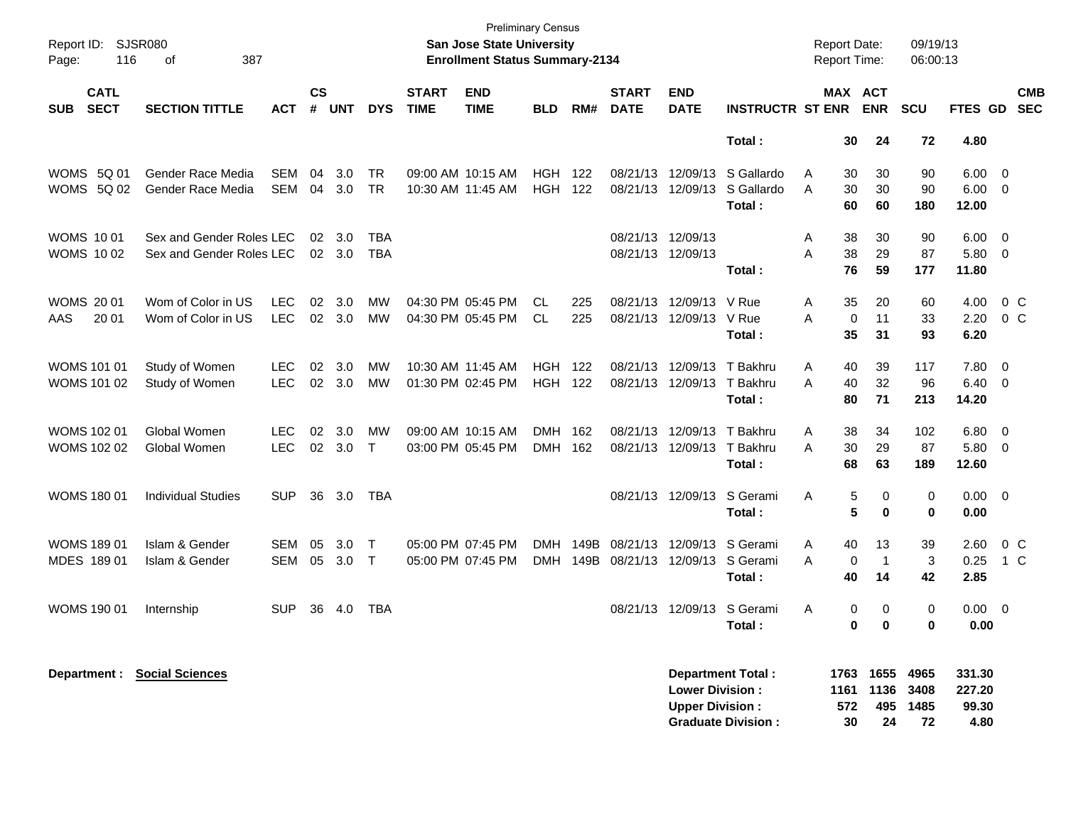Preliminary Census

**San Jose State University**

**Enrollment Status Summary-2134**

Report ID: SJSR080

Report Date: 09/19/13

Report Time: 06:00:13

| SUB | CATL SECT | SECTION TITTLE | ACT | CS # | UNT | DYS | START TIME | END TIME | BLD | RM# | START DATE | END DATE | INSTRUCTR | ST | MAX ENR | ACT ENR | SCU | FTES | GD | CMB SEC |
|---|---|---|---|---|---|---|---|---|---|---|---|---|---|---|---|---|---|---|---|---|
| | | | | | | | | | | | | | **Total :** | | **30** | **24** | **72** | **4.80** | | |
| WOMS | 5Q 01 | Gender Race Media | SEM | 04 | 3.0 | TR | 09:00 AM | 10:15 AM | HGH | 122 | 08/21/13 | 12/09/13 | S Gallardo | A | 30 | 30 | 90 | 6.00 | 0 | |
| WOMS | 5Q 02 | Gender Race Media | SEM | 04 | 3.0 | TR | 10:30 AM | 11:45 AM | HGH | 122 | 08/21/13 | 12/09/13 | S Gallardo | A | 30 | 30 | 90 | 6.00 | 0 | |
| | | | | | | | | | | | | | **Total :** | | **60** | **60** | **180** | **12.00** | | |
| WOMS | 10 01 | Sex and Gender Roles | LEC | 02 | 3.0 | TBA | | | | | 08/21/13 | 12/09/13 | | A | 38 | 30 | 90 | 6.00 | 0 | |
| WOMS | 10 02 | Sex and Gender Roles | LEC | 02 | 3.0 | TBA | | | | | 08/21/13 | 12/09/13 | | A | 38 | 29 | 87 | 5.80 | 0 | |
| | | | | | | | | | | | | | **Total :** | | **76** | **59** | **177** | **11.80** | | |
| WOMS | 20 01 | Wom of Color in US | LEC | 02 | 3.0 | MW | 04:30 PM | 05:45 PM | CL | 225 | 08/21/13 | 12/09/13 | V Rue | A | 35 | 20 | 60 | 4.00 | 0 | C |
| AAS | 20 01 | Wom of Color in US | LEC | 02 | 3.0 | MW | 04:30 PM | 05:45 PM | CL | 225 | 08/21/13 | 12/09/13 | V Rue | A | 0 | 11 | 33 | 2.20 | 0 | C |
| | | | | | | | | | | | | | **Total :** | | **35** | **31** | **93** | **6.20** | | |
| WOMS | 101 01 | Study of Women | LEC | 02 | 3.0 | MW | 10:30 AM | 11:45 AM | HGH | 122 | 08/21/13 | 12/09/13 | T Bakhru | A | 40 | 39 | 117 | 7.80 | 0 | |
| WOMS | 101 02 | Study of Women | LEC | 02 | 3.0 | MW | 01:30 PM | 02:45 PM | HGH | 122 | 08/21/13 | 12/09/13 | T Bakhru | A | 40 | 32 | 96 | 6.40 | 0 | |
| | | | | | | | | | | | | | **Total :** | | **80** | **71** | **213** | **14.20** | | |
| WOMS | 102 01 | Global Women | LEC | 02 | 3.0 | MW | 09:00 AM | 10:15 AM | DMH | 162 | 08/21/13 | 12/09/13 | T Bakhru | A | 38 | 34 | 102 | 6.80 | 0 | |
| WOMS | 102 02 | Global Women | LEC | 02 | 3.0 | T | 03:00 PM | 05:45 PM | DMH | 162 | 08/21/13 | 12/09/13 | T Bakhru | A | 30 | 29 | 87 | 5.80 | 0 | |
| | | | | | | | | | | | | | **Total :** | | **68** | **63** | **189** | **12.60** | | |
| WOMS | 180 01 | Individual Studies | SUP | 36 | 3.0 | TBA | | | | | 08/21/13 | 12/09/13 | S Gerami | A | 5 | 0 | 0 | 0.00 | 0 | |
| | | | | | | | | | | | | | **Total :** | | **5** | **0** | **0** | **0.00** | | |
| WOMS | 189 01 | Islam & Gender | SEM | 05 | 3.0 | T | 05:00 PM | 07:45 PM | DMH | 149B | 08/21/13 | 12/09/13 | S Gerami | A | 40 | 13 | 39 | 2.60 | 0 | C |
| MDES | 189 01 | Islam & Gender | SEM | 05 | 3.0 | T | 05:00 PM | 07:45 PM | DMH | 149B | 08/21/13 | 12/09/13 | S Gerami | A | 0 | 1 | 3 | 0.25 | 1 | C |
| | | | | | | | | | | | | | **Total :** | | **40** | **14** | **42** | **2.85** | | |
| WOMS | 190 01 | Internship | SUP | 36 | 4.0 | TBA | | | | | 08/21/13 | 12/09/13 | S Gerami | A | 0 | 0 | 0 | 0.00 | 0 | |
| | | | | | | | | | | | | | **Total :** | | **0** | **0** | **0** | **0.00** | | |

**Department : Social Sciences**

| | MAX ENR | ACT ENR | SCU | FTES |
|---|---|---|---|---|
| **Department Total :** | **1763** | **1655** | **4965** | **331.30** |
| **Lower Division :** | **1161** | **1136** | **3408** | **227.20** |
| **Upper Division :** | **572** | **495** | **1485** | **99.30** |
| **Graduate Division :** | **30** | **24** | **72** | **4.80** |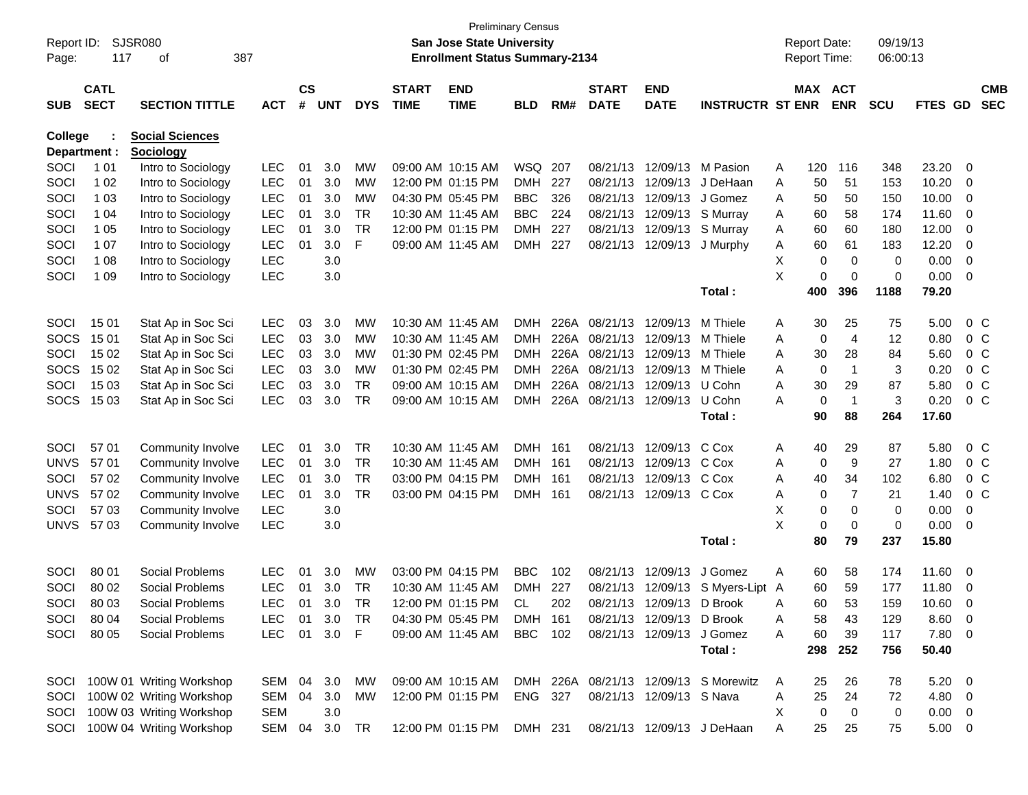Preliminary Census

Report ID: SJSR080
**San Jose State University**
**Enrollment Status Summary-2134**

Report Date: 09/19/13
Report Time: 06:00:13

**College : Social Sciences**
**Department : Sociology**

| SUB | CATL SECT | SECTION TITTLE | ACT | CS # | UNT | DYS | START TIME | END TIME | BLD | RM# | START DATE | END DATE | INSTRUCTR | ST | MAX ENR | ACT ENR | SCU | FTES | GD | CMB SEC |
|---|---|---|---|---|---|---|---|---|---|---|---|---|---|---|---|---|---|---|---|---|
| SOCI | 1 01 | Intro to Sociology | LEC | 01 | 3.0 | MW | 09:00 AM | 10:15 AM | WSQ | 207 | 08/21/13 | 12/09/13 | M Pasion | A | 120 | 116 | 348 | 23.20 | 0 | |
| SOCI | 1 02 | Intro to Sociology | LEC | 01 | 3.0 | MW | 12:00 PM | 01:15 PM | DMH | 227 | 08/21/13 | 12/09/13 | J DeHaan | A | 50 | 51 | 153 | 10.20 | 0 | |
| SOCI | 1 03 | Intro to Sociology | LEC | 01 | 3.0 | MW | 04:30 PM | 05:45 PM | BBC | 326 | 08/21/13 | 12/09/13 | J Gomez | A | 50 | 50 | 150 | 10.00 | 0 | |
| SOCI | 1 04 | Intro to Sociology | LEC | 01 | 3.0 | TR | 10:30 AM | 11:45 AM | BBC | 224 | 08/21/13 | 12/09/13 | S Murray | A | 60 | 58 | 174 | 11.60 | 0 | |
| SOCI | 1 05 | Intro to Sociology | LEC | 01 | 3.0 | TR | 12:00 PM | 01:15 PM | DMH | 227 | 08/21/13 | 12/09/13 | S Murray | A | 60 | 60 | 180 | 12.00 | 0 | |
| SOCI | 1 07 | Intro to Sociology | LEC | 01 | 3.0 | F | 09:00 AM | 11:45 AM | DMH | 227 | 08/21/13 | 12/09/13 | J Murphy | A | 60 | 61 | 183 | 12.20 | 0 | |
| SOCI | 1 08 | Intro to Sociology | LEC | | 3.0 | | | | | | | | | X | 0 | 0 | 0 | 0.00 | 0 | |
| SOCI | 1 09 | Intro to Sociology | LEC | | 3.0 | | | | | | | | | X | 0 | 0 | 0 | 0.00 | 0 | |
| | | | | | | | | | | | | | **Total :** | | **400** | **396** | **1188** | **79.20** | | |
| SOCI | 15 01 | Stat Ap in Soc Sci | LEC | 03 | 3.0 | MW | 10:30 AM | 11:45 AM | DMH | 226A | 08/21/13 | 12/09/13 | M Thiele | A | 30 | 25 | 75 | 5.00 | 0 | C |
| SOCS | 15 01 | Stat Ap in Soc Sci | LEC | 03 | 3.0 | MW | 10:30 AM | 11:45 AM | DMH | 226A | 08/21/13 | 12/09/13 | M Thiele | A | 0 | 4 | 12 | 0.80 | 0 | C |
| SOCI | 15 02 | Stat Ap in Soc Sci | LEC | 03 | 3.0 | MW | 01:30 PM | 02:45 PM | DMH | 226A | 08/21/13 | 12/09/13 | M Thiele | A | 30 | 28 | 84 | 5.60 | 0 | C |
| SOCS | 15 02 | Stat Ap in Soc Sci | LEC | 03 | 3.0 | MW | 01:30 PM | 02:45 PM | DMH | 226A | 08/21/13 | 12/09/13 | M Thiele | A | 0 | 1 | 3 | 0.20 | 0 | C |
| SOCI | 15 03 | Stat Ap in Soc Sci | LEC | 03 | 3.0 | TR | 09:00 AM | 10:15 AM | DMH | 226A | 08/21/13 | 12/09/13 | U Cohn | A | 30 | 29 | 87 | 5.80 | 0 | C |
| SOCS | 15 03 | Stat Ap in Soc Sci | LEC | 03 | 3.0 | TR | 09:00 AM | 10:15 AM | DMH | 226A | 08/21/13 | 12/09/13 | U Cohn | A | 0 | 1 | 3 | 0.20 | 0 | C |
| | | | | | | | | | | | | | **Total :** | | **90** | **88** | **264** | **17.60** | | |
| SOCI | 57 01 | Community Involve | LEC | 01 | 3.0 | TR | 10:30 AM | 11:45 AM | DMH | 161 | 08/21/13 | 12/09/13 | C Cox | A | 40 | 29 | 87 | 5.80 | 0 | C |
| UNVS | 57 01 | Community Involve | LEC | 01 | 3.0 | TR | 10:30 AM | 11:45 AM | DMH | 161 | 08/21/13 | 12/09/13 | C Cox | A | 0 | 9 | 27 | 1.80 | 0 | C |
| SOCI | 57 02 | Community Involve | LEC | 01 | 3.0 | TR | 03:00 PM | 04:15 PM | DMH | 161 | 08/21/13 | 12/09/13 | C Cox | A | 40 | 34 | 102 | 6.80 | 0 | C |
| UNVS | 57 02 | Community Involve | LEC | 01 | 3.0 | TR | 03:00 PM | 04:15 PM | DMH | 161 | 08/21/13 | 12/09/13 | C Cox | A | 0 | 7 | 21 | 1.40 | 0 | C |
| SOCI | 57 03 | Community Involve | LEC | | 3.0 | | | | | | | | | X | 0 | 0 | 0 | 0.00 | 0 | |
| UNVS | 57 03 | Community Involve | LEC | | 3.0 | | | | | | | | | X | 0 | 0 | 0 | 0.00 | 0 | |
| | | | | | | | | | | | | | **Total :** | | **80** | **79** | **237** | **15.80** | | |
| SOCI | 80 01 | Social Problems | LEC | 01 | 3.0 | MW | 03:00 PM | 04:15 PM | BBC | 102 | 08/21/13 | 12/09/13 | J Gomez | A | 60 | 58 | 174 | 11.60 | 0 | |
| SOCI | 80 02 | Social Problems | LEC | 01 | 3.0 | TR | 10:30 AM | 11:45 AM | DMH | 227 | 08/21/13 | 12/09/13 | S Myers-Lipt | A | 60 | 59 | 177 | 11.80 | 0 | |
| SOCI | 80 03 | Social Problems | LEC | 01 | 3.0 | TR | 12:00 PM | 01:15 PM | CL | 202 | 08/21/13 | 12/09/13 | D Brook | A | 60 | 53 | 159 | 10.60 | 0 | |
| SOCI | 80 04 | Social Problems | LEC | 01 | 3.0 | TR | 04:30 PM | 05:45 PM | DMH | 161 | 08/21/13 | 12/09/13 | D Brook | A | 58 | 43 | 129 | 8.60 | 0 | |
| SOCI | 80 05 | Social Problems | LEC | 01 | 3.0 | F | 09:00 AM | 11:45 AM | BBC | 102 | 08/21/13 | 12/09/13 | J Gomez | A | 60 | 39 | 117 | 7.80 | 0 | |
| | | | | | | | | | | | | | **Total :** | | **298** | **252** | **756** | **50.40** | | |
| SOCI | 100W 01 | Writing Workshop | SEM | 04 | 3.0 | MW | 09:00 AM | 10:15 AM | DMH | 226A | 08/21/13 | 12/09/13 | S Morewitz | A | 25 | 26 | 78 | 5.20 | 0 | |
| SOCI | 100W 02 | Writing Workshop | SEM | 04 | 3.0 | MW | 12:00 PM | 01:15 PM | ENG | 327 | 08/21/13 | 12/09/13 | S Nava | A | 25 | 24 | 72 | 4.80 | 0 | |
| SOCI | 100W 03 | Writing Workshop | SEM | | 3.0 | | | | | | | | | X | 0 | 0 | 0 | 0.00 | 0 | |
| SOCI | 100W 04 | Writing Workshop | SEM | 04 | 3.0 | TR | 12:00 PM | 01:15 PM | DMH | 231 | 08/21/13 | 12/09/13 | J DeHaan | A | 25 | 25 | 75 | 5.00 | 0 | |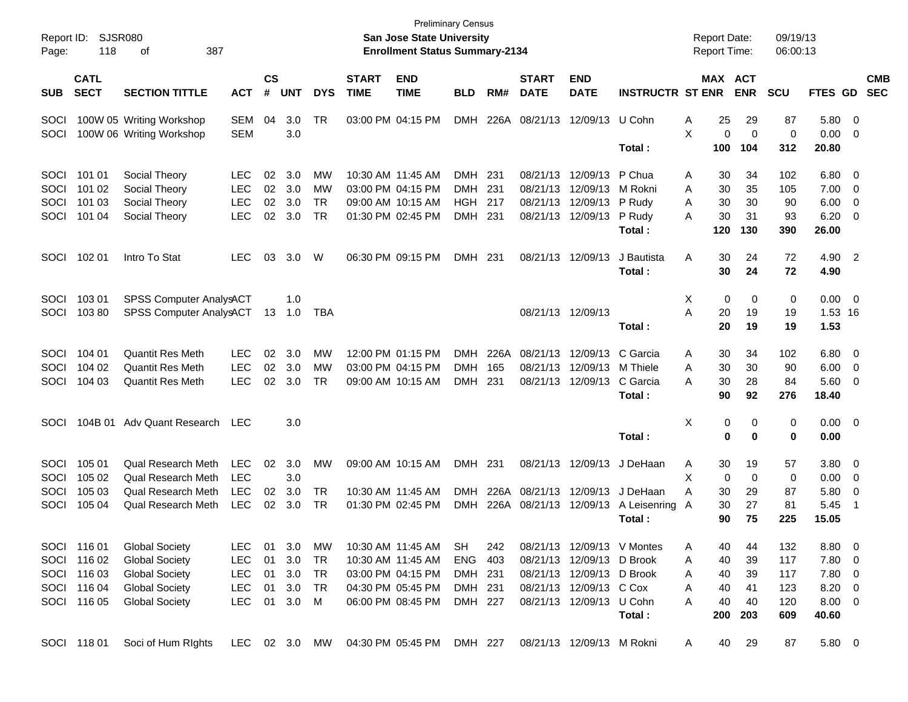Preliminary Census

**San Jose State University**

**Enrollment Status Summary-2134**

Report ID: SJSR080
Report Date: 09/19/13
Report Time: 06:00:13

| SUB | CATL SECT | SECTION TITTLE | ACT | CS # | UNT | DYS | START TIME | END TIME | BLD | RM# | START DATE | END DATE | INSTRUCTR | ST | MAX ENR | ACT ENR | SCU | FTES | GD | CMB SEC |
|---|---|---|---|---|---|---|---|---|---|---|---|---|---|---|---|---|---|---|---|---|
| SOCI | 100W 05 | Writing Workshop | SEM | 04 | 3.0 | TR | 03:00 PM | 04:15 PM | DMH | 226A | 08/21/13 | 12/09/13 | U Cohn | A | 25 | 29 | 87 | 5.80 | 0 | |
| SOCI | 100W 06 | Writing Workshop | SEM | | 3.0 | | | | | | | | | X | 0 | 0 | 0 | 0.00 | 0 | |
| | | | | | | | | | | | | | **Total :** | | **100** | **104** | **312** | **20.80** | | |
| SOCI | 101 01 | Social Theory | LEC | 02 | 3.0 | MW | 10:30 AM | 11:45 AM | DMH | 231 | 08/21/13 | 12/09/13 | P Chua | A | 30 | 34 | 102 | 6.80 | 0 | |
| SOCI | 101 02 | Social Theory | LEC | 02 | 3.0 | MW | 03:00 PM | 04:15 PM | DMH | 231 | 08/21/13 | 12/09/13 | M Rokni | A | 30 | 35 | 105 | 7.00 | 0 | |
| SOCI | 101 03 | Social Theory | LEC | 02 | 3.0 | TR | 09:00 AM | 10:15 AM | HGH | 217 | 08/21/13 | 12/09/13 | P Rudy | A | 30 | 30 | 90 | 6.00 | 0 | |
| SOCI | 101 04 | Social Theory | LEC | 02 | 3.0 | TR | 01:30 PM | 02:45 PM | DMH | 231 | 08/21/13 | 12/09/13 | P Rudy | A | 30 | 31 | 93 | 6.20 | 0 | |
| | | | | | | | | | | | | | **Total :** | | **120** | **130** | **390** | **26.00** | | |
| SOCI | 102 01 | Intro To Stat | LEC | 03 | 3.0 | W | 06:30 PM | 09:15 PM | DMH | 231 | 08/21/13 | 12/09/13 | J Bautista | A | 30 | 24 | 72 | 4.90 | 2 | |
| | | | | | | | | | | | | | **Total :** | | **30** | **24** | **72** | **4.90** | | |
| SOCI | 103 01 | SPSS Computer Analys | ACT | | 1.0 | | | | | | | | | X | 0 | 0 | 0 | 0.00 | 0 | |
| SOCI | 103 80 | SPSS Computer Analys | ACT | 13 | 1.0 | TBA | | | | | 08/21/13 | 12/09/13 | | A | 20 | 19 | 19 | 1.53 | 16 | |
| | | | | | | | | | | | | | **Total :** | | **20** | **19** | **19** | **1.53** | | |
| SOCI | 104 01 | Quantit Res Meth | LEC | 02 | 3.0 | MW | 12:00 PM | 01:15 PM | DMH | 226A | 08/21/13 | 12/09/13 | C Garcia | A | 30 | 34 | 102 | 6.80 | 0 | |
| SOCI | 104 02 | Quantit Res Meth | LEC | 02 | 3.0 | MW | 03:00 PM | 04:15 PM | DMH | 165 | 08/21/13 | 12/09/13 | M Thiele | A | 30 | 30 | 90 | 6.00 | 0 | |
| SOCI | 104 03 | Quantit Res Meth | LEC | 02 | 3.0 | TR | 09:00 AM | 10:15 AM | DMH | 231 | 08/21/13 | 12/09/13 | C Garcia | A | 30 | 28 | 84 | 5.60 | 0 | |
| | | | | | | | | | | | | | **Total :** | | **90** | **92** | **276** | **18.40** | | |
| SOCI | 104B 01 | Adv Quant Research | LEC | | 3.0 | | | | | | | | | X | 0 | 0 | 0 | 0.00 | 0 | |
| | | | | | | | | | | | | | **Total :** | | **0** | **0** | **0** | **0.00** | | |
| SOCI | 105 01 | Qual Research Meth | LEC | 02 | 3.0 | MW | 09:00 AM | 10:15 AM | DMH | 231 | 08/21/13 | 12/09/13 | J DeHaan | A | 30 | 19 | 57 | 3.80 | 0 | |
| SOCI | 105 02 | Qual Research Meth | LEC | | 3.0 | | | | | | | | | X | 0 | 0 | 0 | 0.00 | 0 | |
| SOCI | 105 03 | Qual Research Meth | LEC | 02 | 3.0 | TR | 10:30 AM | 11:45 AM | DMH | 226A | 08/21/13 | 12/09/13 | J DeHaan | A | 30 | 29 | 87 | 5.80 | 0 | |
| SOCI | 105 04 | Qual Research Meth | LEC | 02 | 3.0 | TR | 01:30 PM | 02:45 PM | DMH | 226A | 08/21/13 | 12/09/13 | A Leisenring | A | 30 | 27 | 81 | 5.45 | 1 | |
| | | | | | | | | | | | | | **Total :** | | **90** | **75** | **225** | **15.05** | | |
| SOCI | 116 01 | Global Society | LEC | 01 | 3.0 | MW | 10:30 AM | 11:45 AM | SH | 242 | 08/21/13 | 12/09/13 | V Montes | A | 40 | 44 | 132 | 8.80 | 0 | |
| SOCI | 116 02 | Global Society | LEC | 01 | 3.0 | TR | 10:30 AM | 11:45 AM | ENG | 403 | 08/21/13 | 12/09/13 | D Brook | A | 40 | 39 | 117 | 7.80 | 0 | |
| SOCI | 116 03 | Global Society | LEC | 01 | 3.0 | TR | 03:00 PM | 04:15 PM | DMH | 231 | 08/21/13 | 12/09/13 | D Brook | A | 40 | 39 | 117 | 7.80 | 0 | |
| SOCI | 116 04 | Global Society | LEC | 01 | 3.0 | TR | 04:30 PM | 05:45 PM | DMH | 231 | 08/21/13 | 12/09/13 | C Cox | A | 40 | 41 | 123 | 8.20 | 0 | |
| SOCI | 116 05 | Global Society | LEC | 01 | 3.0 | M | 06:00 PM | 08:45 PM | DMH | 227 | 08/21/13 | 12/09/13 | U Cohn | A | 40 | 40 | 120 | 8.00 | 0 | |
| | | | | | | | | | | | | | **Total :** | | **200** | **203** | **609** | **40.60** | | |
| SOCI | 118 01 | Soci of Hum RIghts | LEC | 02 | 3.0 | MW | 04:30 PM | 05:45 PM | DMH | 227 | 08/21/13 | 12/09/13 | M Rokni | A | 40 | 29 | 87 | 5.80 | 0 | |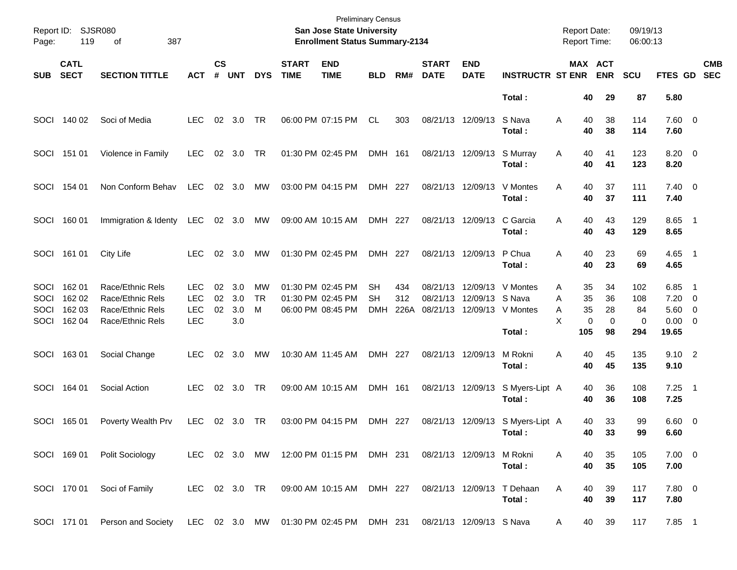Preliminary Census
**San Jose State University**
**Enrollment Status Summary-2134**

Report ID: SJSR080
Report Date: 09/19/13
Report Time: 06:00:13

| SUB | CATL SECT | SECTION TITTLE | ACT | CS # | UNT | DYS | START TIME | END TIME | BLD | RM# | START DATE | END DATE | INSTRUCTR | ST | MAX ENR | ACT ENR | SCU | FTES | GD | CMB SEC |
|---|---|---|---|---|---|---|---|---|---|---|---|---|---|---|---|---|---|---|---|---|
| | | | | | | | | | | | | | **Total :** | | **40** | **29** | **87** | **5.80** | | |
| SOCI | 140 02 | Soci of Media | LEC | 02 | 3.0 | TR | 06:00 PM | 07:15 PM | CL | 303 | 08/21/13 | 12/09/13 | S Nava | A | 40 | 38 | 114 | 7.60 | 0 | |
| | | | | | | | | | | | | | **Total :** | | **40** | **38** | **114** | **7.60** | | |
| SOCI | 151 01 | Violence in Family | LEC | 02 | 3.0 | TR | 01:30 PM | 02:45 PM | DMH | 161 | 08/21/13 | 12/09/13 | S Murray | A | 40 | 41 | 123 | 8.20 | 0 | |
| | | | | | | | | | | | | | **Total :** | | **40** | **41** | **123** | **8.20** | | |
| SOCI | 154 01 | Non Conform Behav | LEC | 02 | 3.0 | MW | 03:00 PM | 04:15 PM | DMH | 227 | 08/21/13 | 12/09/13 | V Montes | A | 40 | 37 | 111 | 7.40 | 0 | |
| | | | | | | | | | | | | | **Total :** | | **40** | **37** | **111** | **7.40** | | |
| SOCI | 160 01 | Immigration & Identy | LEC | 02 | 3.0 | MW | 09:00 AM | 10:15 AM | DMH | 227 | 08/21/13 | 12/09/13 | C Garcia | A | 40 | 43 | 129 | 8.65 | 1 | |
| | | | | | | | | | | | | | **Total :** | | **40** | **43** | **129** | **8.65** | | |
| SOCI | 161 01 | City Life | LEC | 02 | 3.0 | MW | 01:30 PM | 02:45 PM | DMH | 227 | 08/21/13 | 12/09/13 | P Chua | A | 40 | 23 | 69 | 4.65 | 1 | |
| | | | | | | | | | | | | | **Total :** | | **40** | **23** | **69** | **4.65** | | |
| SOCI | 162 01 | Race/Ethnic Rels | LEC | 02 | 3.0 | MW | 01:30 PM | 02:45 PM | SH | 434 | 08/21/13 | 12/09/13 | V Montes | A | 35 | 34 | 102 | 6.85 | 1 | |
| SOCI | 162 02 | Race/Ethnic Rels | LEC | 02 | 3.0 | TR | 01:30 PM | 02:45 PM | SH | 312 | 08/21/13 | 12/09/13 | S Nava | A | 35 | 36 | 108 | 7.20 | 0 | |
| SOCI | 162 03 | Race/Ethnic Rels | LEC | 02 | 3.0 | M | 06:00 PM | 08:45 PM | DMH | 226A | 08/21/13 | 12/09/13 | V Montes | A | 35 | 28 | 84 | 5.60 | 0 | |
| SOCI | 162 04 | Race/Ethnic Rels | LEC | | 3.0 | | | | | | | | | X | 0 | 0 | 0 | 0.00 | 0 | |
| | | | | | | | | | | | | | **Total :** | | **105** | **98** | **294** | **19.65** | | |
| SOCI | 163 01 | Social Change | LEC | 02 | 3.0 | MW | 10:30 AM | 11:45 AM | DMH | 227 | 08/21/13 | 12/09/13 | M Rokni | A | 40 | 45 | 135 | 9.10 | 2 | |
| | | | | | | | | | | | | | **Total :** | | **40** | **45** | **135** | **9.10** | | |
| SOCI | 164 01 | Social Action | LEC | 02 | 3.0 | TR | 09:00 AM | 10:15 AM | DMH | 161 | 08/21/13 | 12/09/13 | S Myers-Lipt | A | 40 | 36 | 108 | 7.25 | 1 | |
| | | | | | | | | | | | | | **Total :** | | **40** | **36** | **108** | **7.25** | | |
| SOCI | 165 01 | Poverty Wealth Prv | LEC | 02 | 3.0 | TR | 03:00 PM | 04:15 PM | DMH | 227 | 08/21/13 | 12/09/13 | S Myers-Lipt | A | 40 | 33 | 99 | 6.60 | 0 | |
| | | | | | | | | | | | | | **Total :** | | **40** | **33** | **99** | **6.60** | | |
| SOCI | 169 01 | Polit Sociology | LEC | 02 | 3.0 | MW | 12:00 PM | 01:15 PM | DMH | 231 | 08/21/13 | 12/09/13 | M Rokni | A | 40 | 35 | 105 | 7.00 | 0 | |
| | | | | | | | | | | | | | **Total :** | | **40** | **35** | **105** | **7.00** | | |
| SOCI | 170 01 | Soci of Family | LEC | 02 | 3.0 | TR | 09:00 AM | 10:15 AM | DMH | 227 | 08/21/13 | 12/09/13 | T Dehaan | A | 40 | 39 | 117 | 7.80 | 0 | |
| | | | | | | | | | | | | | **Total :** | | **40** | **39** | **117** | **7.80** | | |
| SOCI | 171 01 | Person and Society | LEC | 02 | 3.0 | MW | 01:30 PM | 02:45 PM | DMH | 231 | 08/21/13 | 12/09/13 | S Nava | A | 40 | 39 | 117 | 7.85 | 1 | |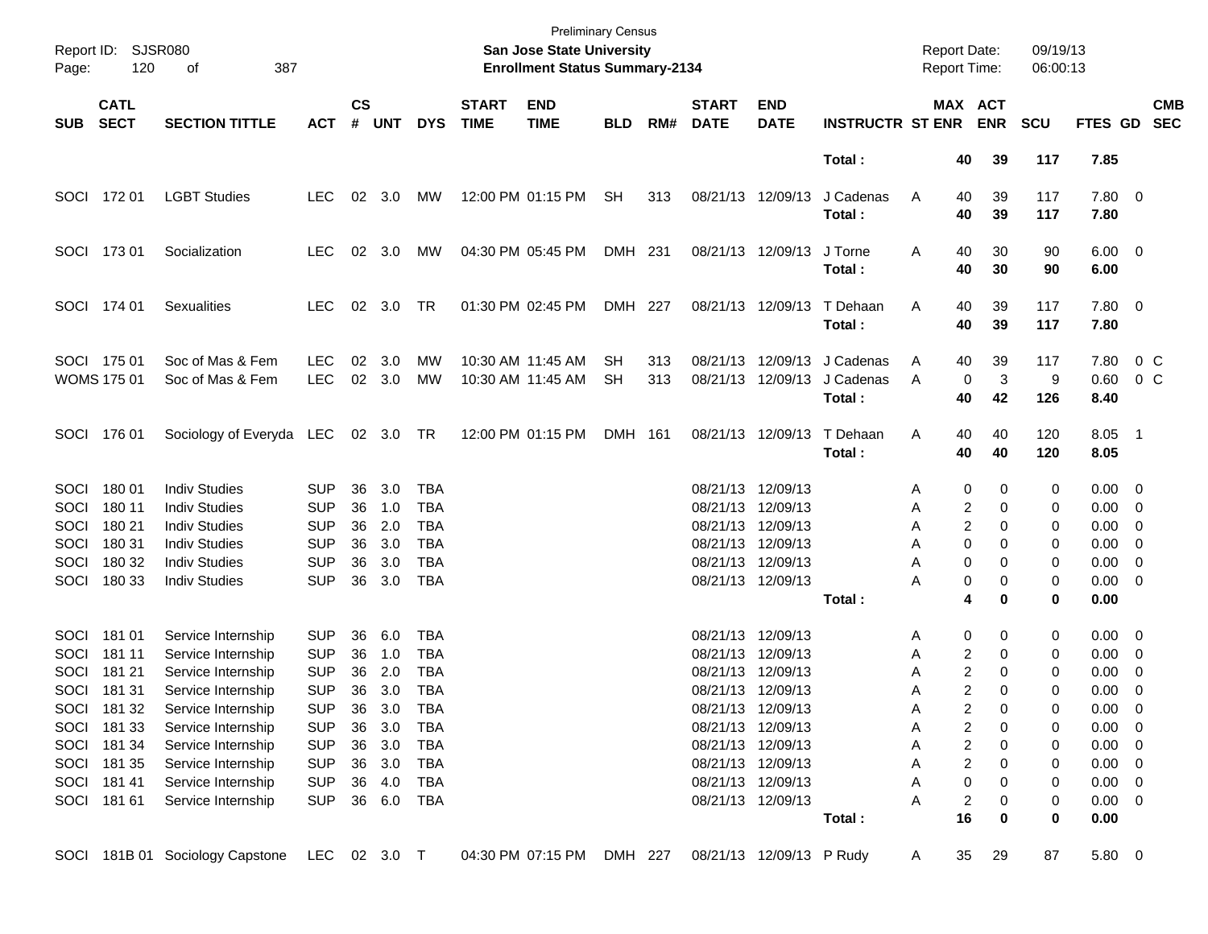Preliminary Census

Report ID: SJSR080 **San Jose State University** Report Date: 09/19/13
Page: 120 of 387 **Enrollment Status Summary-2134** Report Time: 06:00:13

| SUB | CATL SECT | SECTION TITTLE | ACT | CS # | UNT | DYS | START TIME | END TIME | BLD | RM# | START DATE | END DATE | INSTRUCTR | ST | MAX ENR | ACT ENR | SCU | FTES | GD | CMB SEC |
|---|---|---|---|---|---|---|---|---|---|---|---|---|---|---|---|---|---|---|---|---|
| | | | | | | | | | | | | | Total : | | **40** | **39** | **117** | **7.85** | | |
| SOCI | 172 01 | LGBT Studies | LEC | 02 | 3.0 | MW | 12:00 PM | 01:15 PM | SH | 313 | 08/21/13 | 12/09/13 | J Cadenas | A | 40 | 39 | 117 | 7.80 | 0 | |
| | | | | | | | | | | | | | Total : | | **40** | **39** | **117** | **7.80** | | |
| SOCI | 173 01 | Socialization | LEC | 02 | 3.0 | MW | 04:30 PM | 05:45 PM | DMH | 231 | 08/21/13 | 12/09/13 | J Torne | A | 40 | 30 | 90 | 6.00 | 0 | |
| | | | | | | | | | | | | | Total : | | **40** | **30** | **90** | **6.00** | | |
| SOCI | 174 01 | Sexualities | LEC | 02 | 3.0 | TR | 01:30 PM | 02:45 PM | DMH | 227 | 08/21/13 | 12/09/13 | T Dehaan | A | 40 | 39 | 117 | 7.80 | 0 | |
| | | | | | | | | | | | | | Total : | | **40** | **39** | **117** | **7.80** | | |
| SOCI | 175 01 | Soc of Mas & Fem | LEC | 02 | 3.0 | MW | 10:30 AM | 11:45 AM | SH | 313 | 08/21/13 | 12/09/13 | J Cadenas | A | 40 | 39 | 117 | 7.80 | 0 | C |
| WOMS | 175 01 | Soc of Mas & Fem | LEC | 02 | 3.0 | MW | 10:30 AM | 11:45 AM | SH | 313 | 08/21/13 | 12/09/13 | J Cadenas | A | 0 | 3 | 9 | 0.60 | 0 | C |
| | | | | | | | | | | | | | Total : | | **40** | **42** | **126** | **8.40** | | |
| SOCI | 176 01 | Sociology of Everyda | LEC | 02 | 3.0 | TR | 12:00 PM | 01:15 PM | DMH | 161 | 08/21/13 | 12/09/13 | T Dehaan | A | 40 | 40 | 120 | 8.05 | 1 | |
| | | | | | | | | | | | | | Total : | | **40** | **40** | **120** | **8.05** | | |
| SOCI | 180 01 | Indiv Studies | SUP | 36 | 3.0 | TBA | | | | | 08/21/13 | 12/09/13 | | A | 0 | 0 | 0 | 0.00 | 0 | |
| SOCI | 180 11 | Indiv Studies | SUP | 36 | 1.0 | TBA | | | | | 08/21/13 | 12/09/13 | | A | 2 | 0 | 0 | 0.00 | 0 | |
| SOCI | 180 21 | Indiv Studies | SUP | 36 | 2.0 | TBA | | | | | 08/21/13 | 12/09/13 | | A | 2 | 0 | 0 | 0.00 | 0 | |
| SOCI | 180 31 | Indiv Studies | SUP | 36 | 3.0 | TBA | | | | | 08/21/13 | 12/09/13 | | A | 0 | 0 | 0 | 0.00 | 0 | |
| SOCI | 180 32 | Indiv Studies | SUP | 36 | 3.0 | TBA | | | | | 08/21/13 | 12/09/13 | | A | 0 | 0 | 0 | 0.00 | 0 | |
| SOCI | 180 33 | Indiv Studies | SUP | 36 | 3.0 | TBA | | | | | 08/21/13 | 12/09/13 | | A | 0 | 0 | 0 | 0.00 | 0 | |
| | | | | | | | | | | | | | Total : | | **4** | **0** | **0** | **0.00** | | |
| SOCI | 181 01 | Service Internship | SUP | 36 | 6.0 | TBA | | | | | 08/21/13 | 12/09/13 | | A | 0 | 0 | 0 | 0.00 | 0 | |
| SOCI | 181 11 | Service Internship | SUP | 36 | 1.0 | TBA | | | | | 08/21/13 | 12/09/13 | | A | 2 | 0 | 0 | 0.00 | 0 | |
| SOCI | 181 21 | Service Internship | SUP | 36 | 2.0 | TBA | | | | | 08/21/13 | 12/09/13 | | A | 2 | 0 | 0 | 0.00 | 0 | |
| SOCI | 181 31 | Service Internship | SUP | 36 | 3.0 | TBA | | | | | 08/21/13 | 12/09/13 | | A | 2 | 0 | 0 | 0.00 | 0 | |
| SOCI | 181 32 | Service Internship | SUP | 36 | 3.0 | TBA | | | | | 08/21/13 | 12/09/13 | | A | 2 | 0 | 0 | 0.00 | 0 | |
| SOCI | 181 33 | Service Internship | SUP | 36 | 3.0 | TBA | | | | | 08/21/13 | 12/09/13 | | A | 2 | 0 | 0 | 0.00 | 0 | |
| SOCI | 181 34 | Service Internship | SUP | 36 | 3.0 | TBA | | | | | 08/21/13 | 12/09/13 | | A | 2 | 0 | 0 | 0.00 | 0 | |
| SOCI | 181 35 | Service Internship | SUP | 36 | 3.0 | TBA | | | | | 08/21/13 | 12/09/13 | | A | 2 | 0 | 0 | 0.00 | 0 | |
| SOCI | 181 41 | Service Internship | SUP | 36 | 4.0 | TBA | | | | | 08/21/13 | 12/09/13 | | A | 0 | 0 | 0 | 0.00 | 0 | |
| SOCI | 181 61 | Service Internship | SUP | 36 | 6.0 | TBA | | | | | 08/21/13 | 12/09/13 | | A | 2 | 0 | 0 | 0.00 | 0 | |
| | | | | | | | | | | | | | Total : | | **16** | **0** | **0** | **0.00** | | |
| SOCI | 181B 01 | Sociology Capstone | LEC | 02 | 3.0 | T | 04:30 PM | 07:15 PM | DMH | 227 | 08/21/13 | 12/09/13 | P Rudy | A | 35 | 29 | 87 | 5.80 | 0 | |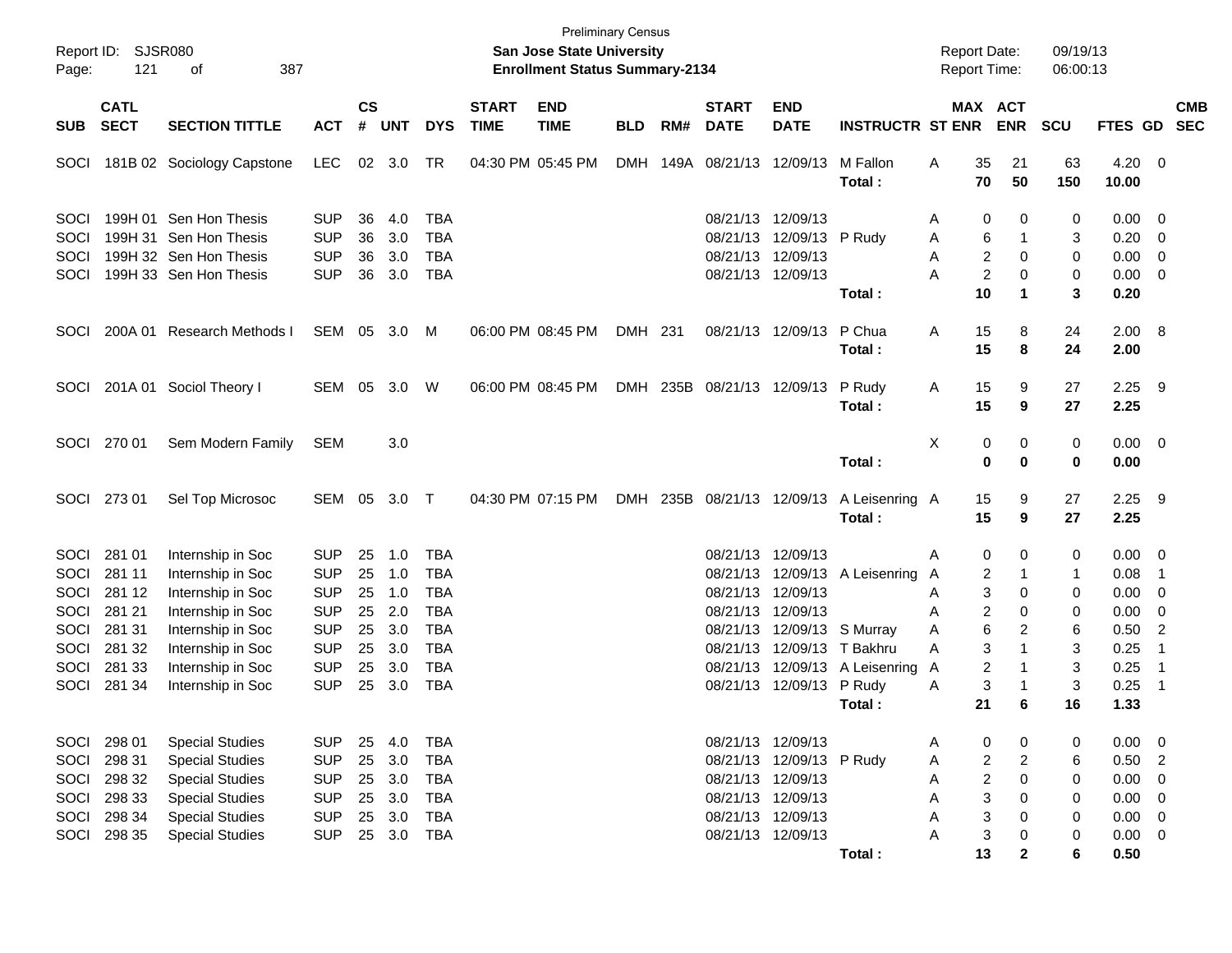Preliminary Census

Report ID: SJSR080 **San Jose State University** Report Date: 09/19/13

**Enrollment Status Summary-2134** Report Time: 06:00:13

| SUB | CATL SECT | SECTION TITTLE | ACT | CS # | UNT | DYS | START TIME | END TIME | BLD | RM# | START DATE | END DATE | INSTRUCTR | ST | MAX ENR | ACT ENR | SCU | FTES | GD | CMB SEC |
|---|---|---|---|---|---|---|---|---|---|---|---|---|---|---|---|---|---|---|---|---|
| SOCI | 181B 02 | Sociology Capstone | LEC | 02 | 3.0 | TR | 04:30 PM | 05:45 PM | DMH | 149A | 08/21/13 | 12/09/13 | M Fallon | A | 35 | 21 | 63 | 4.20 | 0 | |
| | | | | | | | | | | | | | **Total :** | | **70** | **50** | **150** | **10.00** | | |
| SOCI | 199H 01 | Sen Hon Thesis | SUP | 36 | 4.0 | TBA | | | | | 08/21/13 | 12/09/13 | | A | 0 | 0 | 0 | 0.00 | 0 | |
| SOCI | 199H 31 | Sen Hon Thesis | SUP | 36 | 3.0 | TBA | | | | | 08/21/13 | 12/09/13 | P Rudy | A | 6 | 1 | 3 | 0.20 | 0 | |
| SOCI | 199H 32 | Sen Hon Thesis | SUP | 36 | 3.0 | TBA | | | | | 08/21/13 | 12/09/13 | | A | 2 | 0 | 0 | 0.00 | 0 | |
| SOCI | 199H 33 | Sen Hon Thesis | SUP | 36 | 3.0 | TBA | | | | | 08/21/13 | 12/09/13 | | A | 2 | 0 | 0 | 0.00 | 0 | |
| | | | | | | | | | | | | | **Total :** | | **10** | **1** | **3** | **0.20** | | |
| SOCI | 200A 01 | Research Methods I | SEM | 05 | 3.0 | M | 06:00 PM | 08:45 PM | DMH | 231 | 08/21/13 | 12/09/13 | P Chua | A | 15 | 8 | 24 | 2.00 | 8 | |
| | | | | | | | | | | | | | **Total :** | | **15** | **8** | **24** | **2.00** | | |
| SOCI | 201A 01 | Sociol Theory I | SEM | 05 | 3.0 | W | 06:00 PM | 08:45 PM | DMH | 235B | 08/21/13 | 12/09/13 | P Rudy | A | 15 | 9 | 27 | 2.25 | 9 | |
| | | | | | | | | | | | | | **Total :** | | **15** | **9** | **27** | **2.25** | | |
| SOCI | 270 01 | Sem Modern Family | SEM | | 3.0 | | | | | | | | | X | 0 | 0 | 0 | 0.00 | 0 | |
| | | | | | | | | | | | | | **Total :** | | **0** | **0** | **0** | **0.00** | | |
| SOCI | 273 01 | Sel Top Microsoc | SEM | 05 | 3.0 | T | 04:30 PM | 07:15 PM | DMH | 235B | 08/21/13 | 12/09/13 | A Leisenring | A | 15 | 9 | 27 | 2.25 | 9 | |
| | | | | | | | | | | | | | **Total :** | | **15** | **9** | **27** | **2.25** | | |
| SOCI | 281 01 | Internship in Soc | SUP | 25 | 1.0 | TBA | | | | | 08/21/13 | 12/09/13 | | A | 0 | 0 | 0 | 0.00 | 0 | |
| SOCI | 281 11 | Internship in Soc | SUP | 25 | 1.0 | TBA | | | | | 08/21/13 | 12/09/13 | A Leisenring | A | 2 | 1 | 1 | 0.08 | 1 | |
| SOCI | 281 12 | Internship in Soc | SUP | 25 | 1.0 | TBA | | | | | 08/21/13 | 12/09/13 | | A | 3 | 0 | 0 | 0.00 | 0 | |
| SOCI | 281 21 | Internship in Soc | SUP | 25 | 2.0 | TBA | | | | | 08/21/13 | 12/09/13 | | A | 2 | 0 | 0 | 0.00 | 0 | |
| SOCI | 281 31 | Internship in Soc | SUP | 25 | 3.0 | TBA | | | | | 08/21/13 | 12/09/13 | S Murray | A | 6 | 2 | 6 | 0.50 | 2 | |
| SOCI | 281 32 | Internship in Soc | SUP | 25 | 3.0 | TBA | | | | | 08/21/13 | 12/09/13 | T Bakhru | A | 3 | 1 | 3 | 0.25 | 1 | |
| SOCI | 281 33 | Internship in Soc | SUP | 25 | 3.0 | TBA | | | | | 08/21/13 | 12/09/13 | A Leisenring | A | 2 | 1 | 3 | 0.25 | 1 | |
| SOCI | 281 34 | Internship in Soc | SUP | 25 | 3.0 | TBA | | | | | 08/21/13 | 12/09/13 | P Rudy | A | 3 | 1 | 3 | 0.25 | 1 | |
| | | | | | | | | | | | | | **Total :** | | **21** | **6** | **16** | **1.33** | | |
| SOCI | 298 01 | Special Studies | SUP | 25 | 4.0 | TBA | | | | | 08/21/13 | 12/09/13 | | A | 0 | 0 | 0 | 0.00 | 0 | |
| SOCI | 298 31 | Special Studies | SUP | 25 | 3.0 | TBA | | | | | 08/21/13 | 12/09/13 | P Rudy | A | 2 | 2 | 6 | 0.50 | 2 | |
| SOCI | 298 32 | Special Studies | SUP | 25 | 3.0 | TBA | | | | | 08/21/13 | 12/09/13 | | A | 2 | 0 | 0 | 0.00 | 0 | |
| SOCI | 298 33 | Special Studies | SUP | 25 | 3.0 | TBA | | | | | 08/21/13 | 12/09/13 | | A | 3 | 0 | 0 | 0.00 | 0 | |
| SOCI | 298 34 | Special Studies | SUP | 25 | 3.0 | TBA | | | | | 08/21/13 | 12/09/13 | | A | 3 | 0 | 0 | 0.00 | 0 | |
| SOCI | 298 35 | Special Studies | SUP | 25 | 3.0 | TBA | | | | | 08/21/13 | 12/09/13 | | A | 3 | 0 | 0 | 0.00 | 0 | |
| | | | | | | | | | | | | | **Total :** | | **13** | **2** | **6** | **0.50** | | |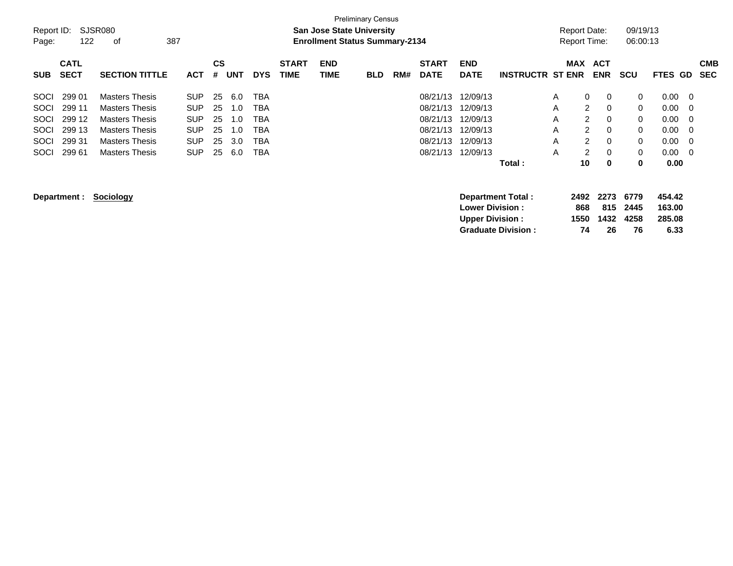Preliminary Census

Report ID: SJSR080 | **San Jose State University** | Report Date: 09/19/13
Page: 122 of 387 | **Enrollment Status Summary-2134** | Report Time: 06:00:13

| SUB | CATL SECT | SECTION TITTLE | ACT | CS # | UNT | DYS | START TIME | END TIME | BLD | RM# | START DATE | END DATE | INSTRUCTR | ST | MAX ENR | ACT ENR | SCU | FTES | GD | CMB SEC |
|---|---|---|---|---|---|---|---|---|---|---|---|---|---|---|---|---|---|---|---|---|
| SOCI | 299 01 | Masters Thesis | SUP | 25 | 6.0 | TBA | | | | | 08/21/13 | 12/09/13 | | A | 0 | 0 | 0 | 0.00 | 0 | |
| SOCI | 299 11 | Masters Thesis | SUP | 25 | 1.0 | TBA | | | | | 08/21/13 | 12/09/13 | | A | 2 | 0 | 0 | 0.00 | 0 | |
| SOCI | 299 12 | Masters Thesis | SUP | 25 | 1.0 | TBA | | | | | 08/21/13 | 12/09/13 | | A | 2 | 0 | 0 | 0.00 | 0 | |
| SOCI | 299 13 | Masters Thesis | SUP | 25 | 1.0 | TBA | | | | | 08/21/13 | 12/09/13 | | A | 2 | 0 | 0 | 0.00 | 0 | |
| SOCI | 299 31 | Masters Thesis | SUP | 25 | 3.0 | TBA | | | | | 08/21/13 | 12/09/13 | | A | 2 | 0 | 0 | 0.00 | 0 | |
| SOCI | 299 61 | Masters Thesis | SUP | 25 | 6.0 | TBA | | | | | 08/21/13 | 12/09/13 | | A | 2 | 0 | 0 | 0.00 | 0 | |
| | | | | | | | | | | | | | **Total :** | | **10** | **0** | **0** | **0.00** | | |

**Department : Sociology**

| | MAX ENR | ACT ENR | SCU | FTES |
|---|---|---|---|---|
| **Department Total :** | **2492** | **2273** | **6779** | **454.42** |
| **Lower Division :** | **868** | **815** | **2445** | **163.00** |
| **Upper Division :** | **1550** | **1432** | **4258** | **285.08** |
| **Graduate Division :** | **74** | **26** | **76** | **6.33** |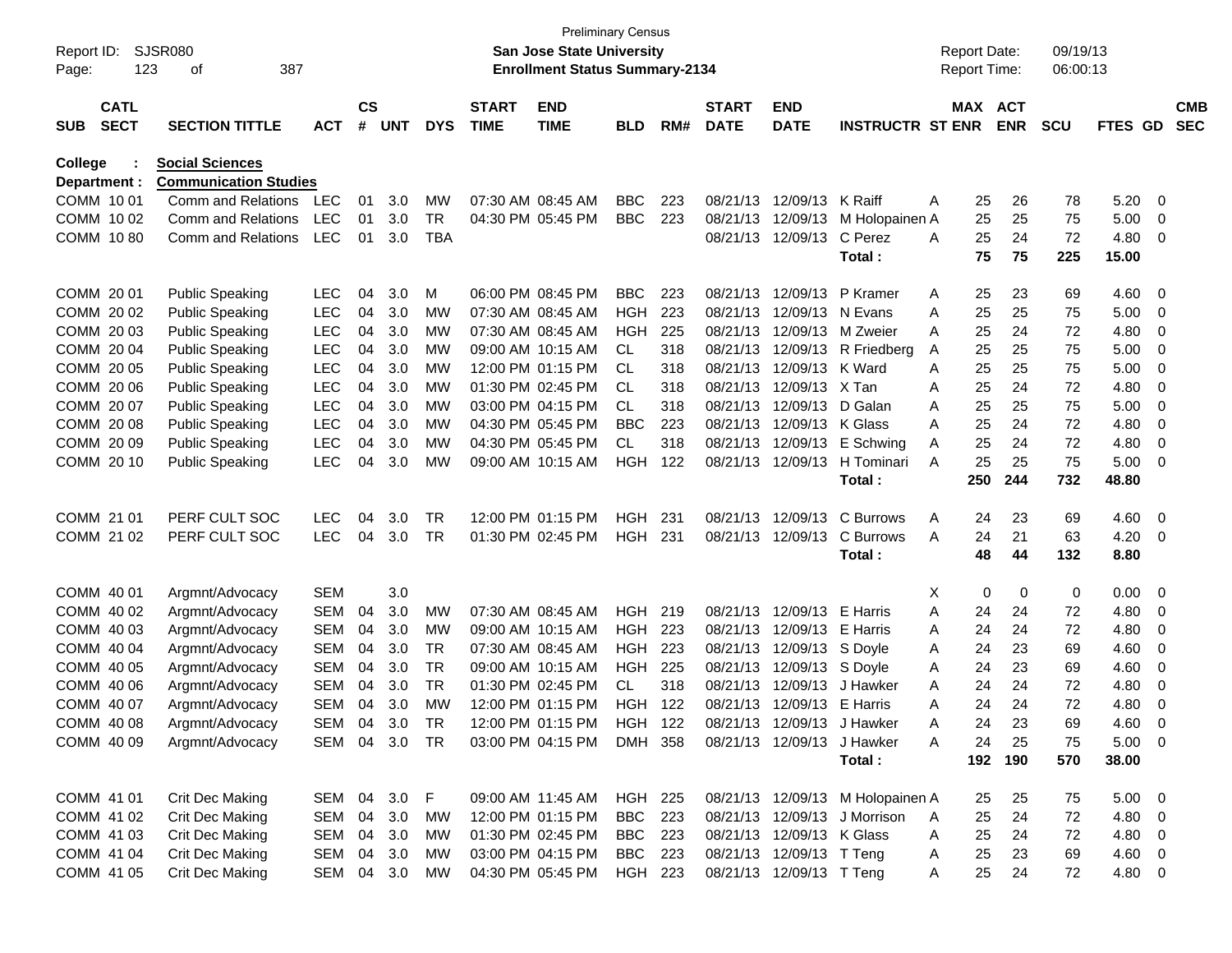Preliminary Census

Report ID: SJSR080 | San Jose State University | Report Date: 09/19/13
Enrollment Status Summary-2134 | Report Time: 06:00:13

**College : Social Sciences**
**Department : Communication Studies**

| SUB | CATL SECT | SECTION TITTLE | ACT | CS # | UNT | DYS | START TIME | END TIME | BLD | RM# | START DATE | END DATE | INSTRUCTR | ST | MAX ENR | ACT ENR | SCU | FTES | GD | CMB SEC |
|---|---|---|---|---|---|---|---|---|---|---|---|---|---|---|---|---|---|---|---|---|
| COMM | 10 01 | Comm and Relations | LEC | 01 | 3.0 | MW | 07:30 AM | 08:45 AM | BBC | 223 | 08/21/13 | 12/09/13 | K Raiff | A | 25 | 26 | 78 | 5.20 | 0 | |
| COMM | 10 02 | Comm and Relations | LEC | 01 | 3.0 | TR | 04:30 PM | 05:45 PM | BBC | 223 | 08/21/13 | 12/09/13 | M Holopainen | A | 25 | 25 | 75 | 5.00 | 0 | |
| COMM | 10 80 | Comm and Relations | LEC | 01 | 3.0 | TBA | | | | | 08/21/13 | 12/09/13 | C Perez | A | 25 | 24 | 72 | 4.80 | 0 | |
| | | | | | | | | | | | | | **Total :** | | **75** | **75** | **225** | **15.00** | | |
| COMM | 20 01 | Public Speaking | LEC | 04 | 3.0 | M | 06:00 PM | 08:45 PM | BBC | 223 | 08/21/13 | 12/09/13 | P Kramer | A | 25 | 23 | 69 | 4.60 | 0 | |
| COMM | 20 02 | Public Speaking | LEC | 04 | 3.0 | MW | 07:30 AM | 08:45 AM | HGH | 223 | 08/21/13 | 12/09/13 | N Evans | A | 25 | 25 | 75 | 5.00 | 0 | |
| COMM | 20 03 | Public Speaking | LEC | 04 | 3.0 | MW | 07:30 AM | 08:45 AM | HGH | 225 | 08/21/13 | 12/09/13 | M Zweier | A | 25 | 24 | 72 | 4.80 | 0 | |
| COMM | 20 04 | Public Speaking | LEC | 04 | 3.0 | MW | 09:00 AM | 10:15 AM | CL | 318 | 08/21/13 | 12/09/13 | R Friedberg | A | 25 | 25 | 75 | 5.00 | 0 | |
| COMM | 20 05 | Public Speaking | LEC | 04 | 3.0 | MW | 12:00 PM | 01:15 PM | CL | 318 | 08/21/13 | 12/09/13 | K Ward | A | 25 | 25 | 75 | 5.00 | 0 | |
| COMM | 20 06 | Public Speaking | LEC | 04 | 3.0 | MW | 01:30 PM | 02:45 PM | CL | 318 | 08/21/13 | 12/09/13 | X Tan | A | 25 | 24 | 72 | 4.80 | 0 | |
| COMM | 20 07 | Public Speaking | LEC | 04 | 3.0 | MW | 03:00 PM | 04:15 PM | CL | 318 | 08/21/13 | 12/09/13 | D Galan | A | 25 | 25 | 75 | 5.00 | 0 | |
| COMM | 20 08 | Public Speaking | LEC | 04 | 3.0 | MW | 04:30 PM | 05:45 PM | BBC | 223 | 08/21/13 | 12/09/13 | K Glass | A | 25 | 24 | 72 | 4.80 | 0 | |
| COMM | 20 09 | Public Speaking | LEC | 04 | 3.0 | MW | 04:30 PM | 05:45 PM | CL | 318 | 08/21/13 | 12/09/13 | E Schwing | A | 25 | 24 | 72 | 4.80 | 0 | |
| COMM | 20 10 | Public Speaking | LEC | 04 | 3.0 | MW | 09:00 AM | 10:15 AM | HGH | 122 | 08/21/13 | 12/09/13 | H Tominari | A | 25 | 25 | 75 | 5.00 | 0 | |
| | | | | | | | | | | | | | **Total :** | | **250** | **244** | **732** | **48.80** | | |
| COMM | 21 01 | PERF CULT SOC | LEC | 04 | 3.0 | TR | 12:00 PM | 01:15 PM | HGH | 231 | 08/21/13 | 12/09/13 | C Burrows | A | 24 | 23 | 69 | 4.60 | 0 | |
| COMM | 21 02 | PERF CULT SOC | LEC | 04 | 3.0 | TR | 01:30 PM | 02:45 PM | HGH | 231 | 08/21/13 | 12/09/13 | C Burrows | A | 24 | 21 | 63 | 4.20 | 0 | |
| | | | | | | | | | | | | | **Total :** | | **48** | **44** | **132** | **8.80** | | |
| COMM | 40 01 | Argmnt/Advocacy | SEM | | 3.0 | | | | | | | | | X | 0 | 0 | 0 | 0.00 | 0 | |
| COMM | 40 02 | Argmnt/Advocacy | SEM | 04 | 3.0 | MW | 07:30 AM | 08:45 AM | HGH | 219 | 08/21/13 | 12/09/13 | E Harris | A | 24 | 24 | 72 | 4.80 | 0 | |
| COMM | 40 03 | Argmnt/Advocacy | SEM | 04 | 3.0 | MW | 09:00 AM | 10:15 AM | HGH | 223 | 08/21/13 | 12/09/13 | E Harris | A | 24 | 24 | 72 | 4.80 | 0 | |
| COMM | 40 04 | Argmnt/Advocacy | SEM | 04 | 3.0 | TR | 07:30 AM | 08:45 AM | HGH | 223 | 08/21/13 | 12/09/13 | S Doyle | A | 24 | 23 | 69 | 4.60 | 0 | |
| COMM | 40 05 | Argmnt/Advocacy | SEM | 04 | 3.0 | TR | 09:00 AM | 10:15 AM | HGH | 225 | 08/21/13 | 12/09/13 | S Doyle | A | 24 | 23 | 69 | 4.60 | 0 | |
| COMM | 40 06 | Argmnt/Advocacy | SEM | 04 | 3.0 | TR | 01:30 PM | 02:45 PM | CL | 318 | 08/21/13 | 12/09/13 | J Hawker | A | 24 | 24 | 72 | 4.80 | 0 | |
| COMM | 40 07 | Argmnt/Advocacy | SEM | 04 | 3.0 | MW | 12:00 PM | 01:15 PM | HGH | 122 | 08/21/13 | 12/09/13 | E Harris | A | 24 | 24 | 72 | 4.80 | 0 | |
| COMM | 40 08 | Argmnt/Advocacy | SEM | 04 | 3.0 | TR | 12:00 PM | 01:15 PM | HGH | 122 | 08/21/13 | 12/09/13 | J Hawker | A | 24 | 23 | 69 | 4.60 | 0 | |
| COMM | 40 09 | Argmnt/Advocacy | SEM | 04 | 3.0 | TR | 03:00 PM | 04:15 PM | DMH | 358 | 08/21/13 | 12/09/13 | J Hawker | A | 24 | 25 | 75 | 5.00 | 0 | |
| | | | | | | | | | | | | | **Total :** | | **192** | **190** | **570** | **38.00** | | |
| COMM | 41 01 | Crit Dec Making | SEM | 04 | 3.0 | F | 09:00 AM | 11:45 AM | HGH | 225 | 08/21/13 | 12/09/13 | M Holopainen | A | 25 | 25 | 75 | 5.00 | 0 | |
| COMM | 41 02 | Crit Dec Making | SEM | 04 | 3.0 | MW | 12:00 PM | 01:15 PM | BBC | 223 | 08/21/13 | 12/09/13 | J Morrison | A | 25 | 24 | 72 | 4.80 | 0 | |
| COMM | 41 03 | Crit Dec Making | SEM | 04 | 3.0 | MW | 01:30 PM | 02:45 PM | BBC | 223 | 08/21/13 | 12/09/13 | K Glass | A | 25 | 24 | 72 | 4.80 | 0 | |
| COMM | 41 04 | Crit Dec Making | SEM | 04 | 3.0 | MW | 03:00 PM | 04:15 PM | BBC | 223 | 08/21/13 | 12/09/13 | T Teng | A | 25 | 23 | 69 | 4.60 | 0 | |
| COMM | 41 05 | Crit Dec Making | SEM | 04 | 3.0 | MW | 04:30 PM | 05:45 PM | HGH | 223 | 08/21/13 | 12/09/13 | T Teng | A | 25 | 24 | 72 | 4.80 | 0 | |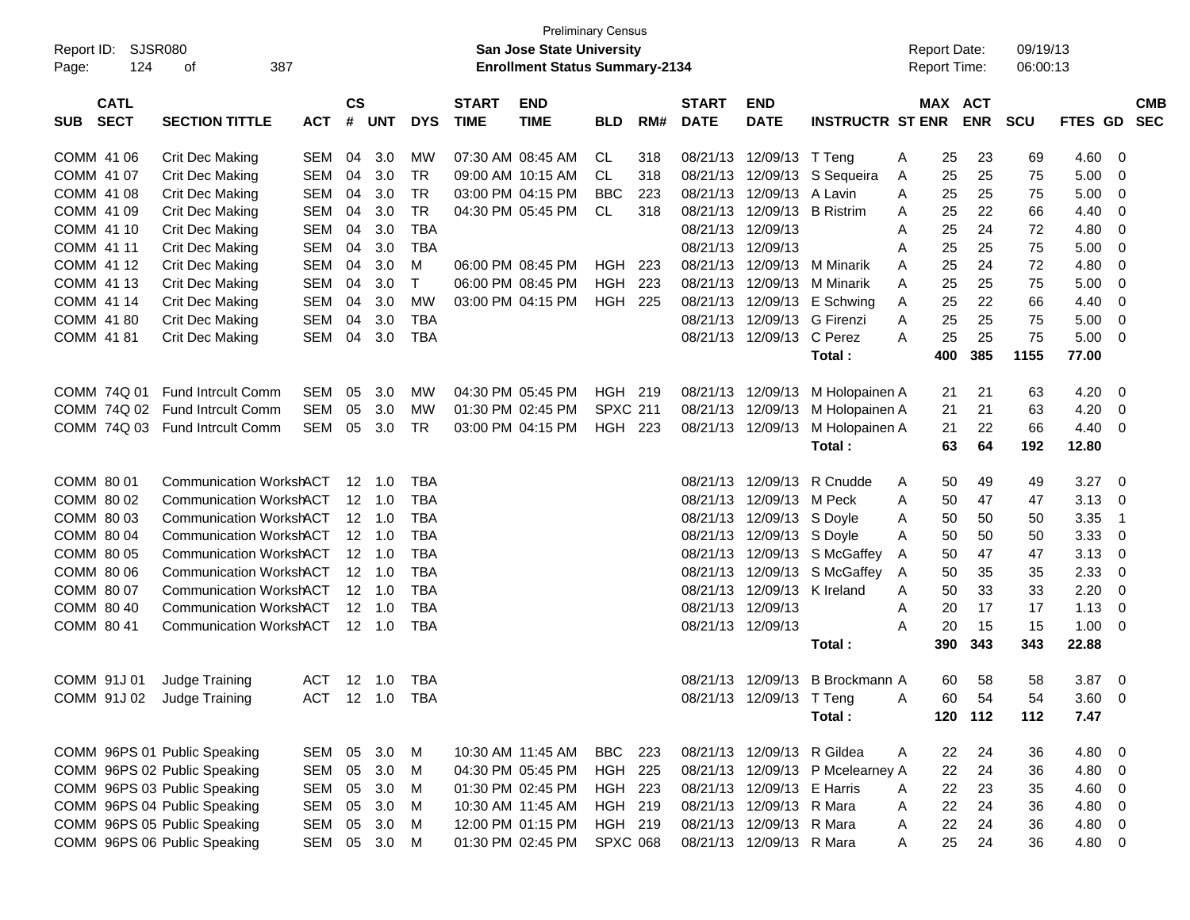Preliminary Census

Report ID: SJSR080
**San Jose State University**
**Enrollment Status Summary-2134**

Report Date: 09/19/13
Report Time: 06:00:13

| SUB | CATL SECT | SECTION TITTLE | ACT | CS # | UNT | DYS | START TIME | END TIME | BLD | RM# | START DATE | END DATE | INSTRUCTR | ST | MAX ENR | ACT ENR | SCU | FTES | GD | CMB SEC |
|---|---|---|---|---|---|---|---|---|---|---|---|---|---|---|---|---|---|---|---|---|
| COMM | 41 06 | Crit Dec Making | SEM | 04 | 3.0 | MW | 07:30 AM | 08:45 AM | CL | 318 | 08/21/13 | 12/09/13 | T Teng | A | 25 | 23 | 69 | 4.60 | 0 | |
| COMM | 41 07 | Crit Dec Making | SEM | 04 | 3.0 | TR | 09:00 AM | 10:15 AM | CL | 318 | 08/21/13 | 12/09/13 | S Sequeira | A | 25 | 25 | 75 | 5.00 | 0 | |
| COMM | 41 08 | Crit Dec Making | SEM | 04 | 3.0 | TR | 03:00 PM | 04:15 PM | BBC | 223 | 08/21/13 | 12/09/13 | A Lavin | A | 25 | 25 | 75 | 5.00 | 0 | |
| COMM | 41 09 | Crit Dec Making | SEM | 04 | 3.0 | TR | 04:30 PM | 05:45 PM | CL | 318 | 08/21/13 | 12/09/13 | B Ristrim | A | 25 | 22 | 66 | 4.40 | 0 | |
| COMM | 41 10 | Crit Dec Making | SEM | 04 | 3.0 | TBA | | | | | 08/21/13 | 12/09/13 | | A | 25 | 24 | 72 | 4.80 | 0 | |
| COMM | 41 11 | Crit Dec Making | SEM | 04 | 3.0 | TBA | | | | | 08/21/13 | 12/09/13 | | A | 25 | 25 | 75 | 5.00 | 0 | |
| COMM | 41 12 | Crit Dec Making | SEM | 04 | 3.0 | M | 06:00 PM | 08:45 PM | HGH | 223 | 08/21/13 | 12/09/13 | M Minarik | A | 25 | 24 | 72 | 4.80 | 0 | |
| COMM | 41 13 | Crit Dec Making | SEM | 04 | 3.0 | T | 06:00 PM | 08:45 PM | HGH | 223 | 08/21/13 | 12/09/13 | M Minarik | A | 25 | 25 | 75 | 5.00 | 0 | |
| COMM | 41 14 | Crit Dec Making | SEM | 04 | 3.0 | MW | 03:00 PM | 04:15 PM | HGH | 225 | 08/21/13 | 12/09/13 | E Schwing | A | 25 | 22 | 66 | 4.40 | 0 | |
| COMM | 41 80 | Crit Dec Making | SEM | 04 | 3.0 | TBA | | | | | 08/21/13 | 12/09/13 | G Firenzi | A | 25 | 25 | 75 | 5.00 | 0 | |
| COMM | 41 81 | Crit Dec Making | SEM | 04 | 3.0 | TBA | | | | | 08/21/13 | 12/09/13 | C Perez | A | 25 | 25 | 75 | 5.00 | 0 | |
| | | | | | | | | | | | | | Total : | | 400 | 385 | 1155 | 77.00 | | |
| COMM | 74Q 01 | Fund Intrcult Comm | SEM | 05 | 3.0 | MW | 04:30 PM | 05:45 PM | HGH | 219 | 08/21/13 | 12/09/13 | M Holopainen | A | 21 | 21 | 63 | 4.20 | 0 | |
| COMM | 74Q 02 | Fund Intrcult Comm | SEM | 05 | 3.0 | MW | 01:30 PM | 02:45 PM | SPXC | 211 | 08/21/13 | 12/09/13 | M Holopainen | A | 21 | 21 | 63 | 4.20 | 0 | |
| COMM | 74Q 03 | Fund Intrcult Comm | SEM | 05 | 3.0 | TR | 03:00 PM | 04:15 PM | HGH | 223 | 08/21/13 | 12/09/13 | M Holopainen | A | 21 | 22 | 66 | 4.40 | 0 | |
| | | | | | | | | | | | | | Total : | | 63 | 64 | 192 | 12.80 | | |
| COMM | 80 01 | Communication Worksh | ACT | 12 | 1.0 | TBA | | | | | 08/21/13 | 12/09/13 | R Cnudde | A | 50 | 49 | 49 | 3.27 | 0 | |
| COMM | 80 02 | Communication Worksh | ACT | 12 | 1.0 | TBA | | | | | 08/21/13 | 12/09/13 | M Peck | A | 50 | 47 | 47 | 3.13 | 0 | |
| COMM | 80 03 | Communication Worksh | ACT | 12 | 1.0 | TBA | | | | | 08/21/13 | 12/09/13 | S Doyle | A | 50 | 50 | 50 | 3.35 | 1 | |
| COMM | 80 04 | Communication Worksh | ACT | 12 | 1.0 | TBA | | | | | 08/21/13 | 12/09/13 | S Doyle | A | 50 | 50 | 50 | 3.33 | 0 | |
| COMM | 80 05 | Communication Worksh | ACT | 12 | 1.0 | TBA | | | | | 08/21/13 | 12/09/13 | S McGaffey | A | 50 | 47 | 47 | 3.13 | 0 | |
| COMM | 80 06 | Communication Worksh | ACT | 12 | 1.0 | TBA | | | | | 08/21/13 | 12/09/13 | S McGaffey | A | 50 | 35 | 35 | 2.33 | 0 | |
| COMM | 80 07 | Communication Worksh | ACT | 12 | 1.0 | TBA | | | | | 08/21/13 | 12/09/13 | K Ireland | A | 50 | 33 | 33 | 2.20 | 0 | |
| COMM | 80 40 | Communication Worksh | ACT | 12 | 1.0 | TBA | | | | | 08/21/13 | 12/09/13 | | A | 20 | 17 | 17 | 1.13 | 0 | |
| COMM | 80 41 | Communication Worksh | ACT | 12 | 1.0 | TBA | | | | | 08/21/13 | 12/09/13 | | A | 20 | 15 | 15 | 1.00 | 0 | |
| | | | | | | | | | | | | | Total : | | 390 | 343 | 343 | 22.88 | | |
| COMM | 91J 01 | Judge Training | ACT | 12 | 1.0 | TBA | | | | | 08/21/13 | 12/09/13 | B Brockmann | A | 60 | 58 | 58 | 3.87 | 0 | |
| COMM | 91J 02 | Judge Training | ACT | 12 | 1.0 | TBA | | | | | 08/21/13 | 12/09/13 | T Teng | A | 60 | 54 | 54 | 3.60 | 0 | |
| | | | | | | | | | | | | | Total : | | 120 | 112 | 112 | 7.47 | | |
| COMM | 96PS 01 | Public Speaking | SEM | 05 | 3.0 | M | 10:30 AM | 11:45 AM | BBC | 223 | 08/21/13 | 12/09/13 | R Gildea | A | 22 | 24 | 36 | 4.80 | 0 | |
| COMM | 96PS 02 | Public Speaking | SEM | 05 | 3.0 | M | 04:30 PM | 05:45 PM | HGH | 225 | 08/21/13 | 12/09/13 | P Mcelearney | A | 22 | 24 | 36 | 4.80 | 0 | |
| COMM | 96PS 03 | Public Speaking | SEM | 05 | 3.0 | M | 01:30 PM | 02:45 PM | HGH | 223 | 08/21/13 | 12/09/13 | E Harris | A | 22 | 23 | 35 | 4.60 | 0 | |
| COMM | 96PS 04 | Public Speaking | SEM | 05 | 3.0 | M | 10:30 AM | 11:45 AM | HGH | 219 | 08/21/13 | 12/09/13 | R Mara | A | 22 | 24 | 36 | 4.80 | 0 | |
| COMM | 96PS 05 | Public Speaking | SEM | 05 | 3.0 | M | 12:00 PM | 01:15 PM | HGH | 219 | 08/21/13 | 12/09/13 | R Mara | A | 22 | 24 | 36 | 4.80 | 0 | |
| COMM | 96PS 06 | Public Speaking | SEM | 05 | 3.0 | M | 01:30 PM | 02:45 PM | SPXC | 068 | 08/21/13 | 12/09/13 | R Mara | A | 25 | 24 | 36 | 4.80 | 0 | |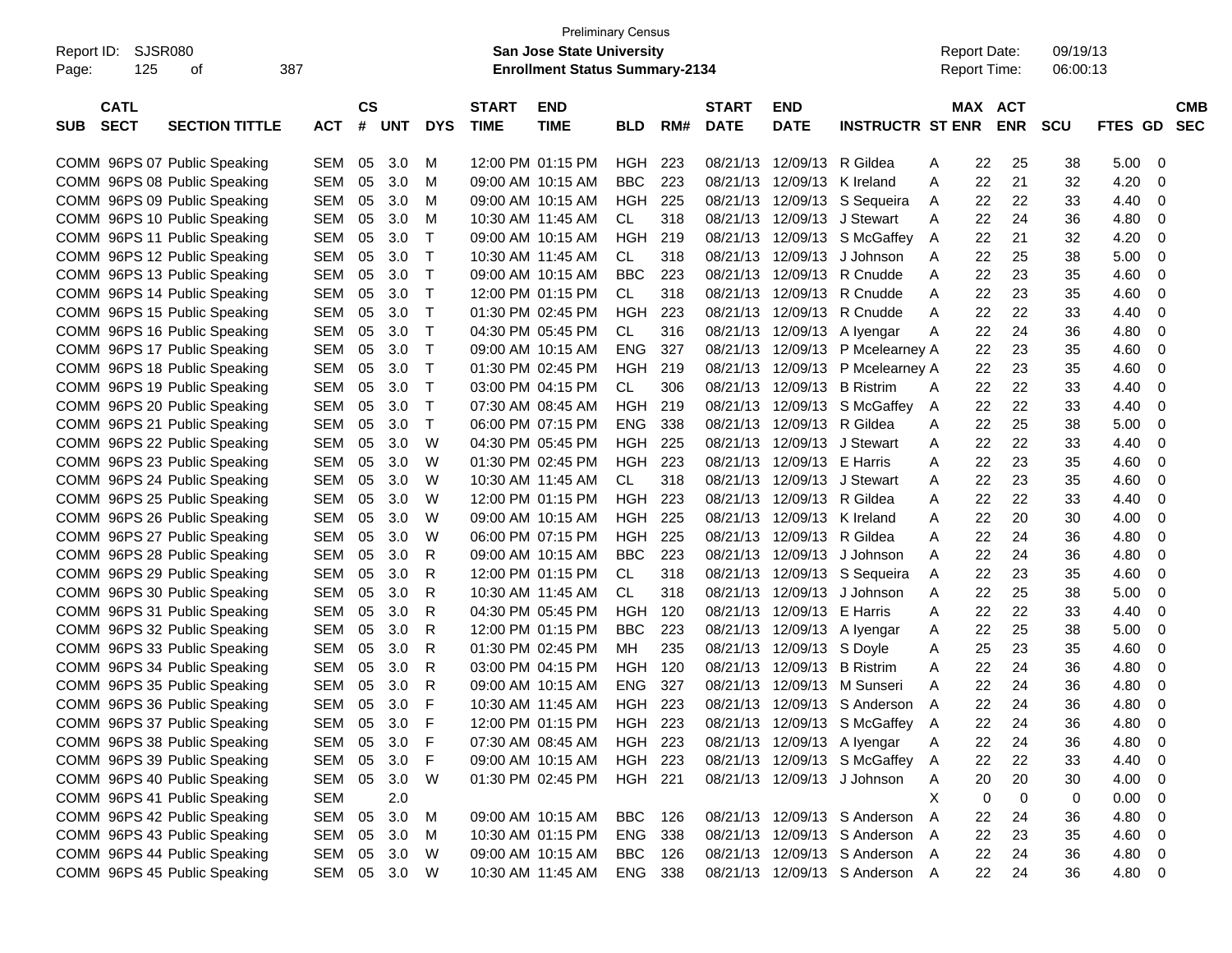Preliminary Census

Report ID: SJSR080 | **San Jose State University** | Report Date: 09/19/13

**Enrollment Status Summary-2134** | Report Time: 06:00:13

| SUB | CATL SECT | SECTION TITTLE | ACT | CS # | UNT | DYS | START TIME | END TIME | BLD | RM# | START DATE | END DATE | INSTRUCTR | ST | MAX ENR | ACT ENR | SCU | FTES | GD | CMB SEC |
|---|---|---|---|---|---|---|---|---|---|---|---|---|---|---|---|---|---|---|---|---|
| COMM | 96PS 07 | Public Speaking | SEM | 05 | 3.0 | M | 12:00 PM | 01:15 PM | HGH | 223 | 08/21/13 | 12/09/13 | R Gildea | A | 22 | 25 | 38 | 5.00 | 0 | |
| COMM | 96PS 08 | Public Speaking | SEM | 05 | 3.0 | M | 09:00 AM | 10:15 AM | BBC | 223 | 08/21/13 | 12/09/13 | K Ireland | A | 22 | 21 | 32 | 4.20 | 0 | |
| COMM | 96PS 09 | Public Speaking | SEM | 05 | 3.0 | M | 09:00 AM | 10:15 AM | HGH | 225 | 08/21/13 | 12/09/13 | S Sequeira | A | 22 | 22 | 33 | 4.40 | 0 | |
| COMM | 96PS 10 | Public Speaking | SEM | 05 | 3.0 | M | 10:30 AM | 11:45 AM | CL | 318 | 08/21/13 | 12/09/13 | J Stewart | A | 22 | 24 | 36 | 4.80 | 0 | |
| COMM | 96PS 11 | Public Speaking | SEM | 05 | 3.0 | T | 09:00 AM | 10:15 AM | HGH | 219 | 08/21/13 | 12/09/13 | S McGaffey | A | 22 | 21 | 32 | 4.20 | 0 | |
| COMM | 96PS 12 | Public Speaking | SEM | 05 | 3.0 | T | 10:30 AM | 11:45 AM | CL | 318 | 08/21/13 | 12/09/13 | J Johnson | A | 22 | 25 | 38 | 5.00 | 0 | |
| COMM | 96PS 13 | Public Speaking | SEM | 05 | 3.0 | T | 09:00 AM | 10:15 AM | BBC | 223 | 08/21/13 | 12/09/13 | R Cnudde | A | 22 | 23 | 35 | 4.60 | 0 | |
| COMM | 96PS 14 | Public Speaking | SEM | 05 | 3.0 | T | 12:00 PM | 01:15 PM | CL | 318 | 08/21/13 | 12/09/13 | R Cnudde | A | 22 | 23 | 35 | 4.60 | 0 | |
| COMM | 96PS 15 | Public Speaking | SEM | 05 | 3.0 | T | 01:30 PM | 02:45 PM | HGH | 223 | 08/21/13 | 12/09/13 | R Cnudde | A | 22 | 22 | 33 | 4.40 | 0 | |
| COMM | 96PS 16 | Public Speaking | SEM | 05 | 3.0 | T | 04:30 PM | 05:45 PM | CL | 316 | 08/21/13 | 12/09/13 | A Iyengar | A | 22 | 24 | 36 | 4.80 | 0 | |
| COMM | 96PS 17 | Public Speaking | SEM | 05 | 3.0 | T | 09:00 AM | 10:15 AM | ENG | 327 | 08/21/13 | 12/09/13 | P Mcelearney | A | 22 | 23 | 35 | 4.60 | 0 | |
| COMM | 96PS 18 | Public Speaking | SEM | 05 | 3.0 | T | 01:30 PM | 02:45 PM | HGH | 219 | 08/21/13 | 12/09/13 | P Mcelearney | A | 22 | 23 | 35 | 4.60 | 0 | |
| COMM | 96PS 19 | Public Speaking | SEM | 05 | 3.0 | T | 03:00 PM | 04:15 PM | CL | 306 | 08/21/13 | 12/09/13 | B Ristrim | A | 22 | 22 | 33 | 4.40 | 0 | |
| COMM | 96PS 20 | Public Speaking | SEM | 05 | 3.0 | T | 07:30 AM | 08:45 AM | HGH | 219 | 08/21/13 | 12/09/13 | S McGaffey | A | 22 | 22 | 33 | 4.40 | 0 | |
| COMM | 96PS 21 | Public Speaking | SEM | 05 | 3.0 | T | 06:00 PM | 07:15 PM | ENG | 338 | 08/21/13 | 12/09/13 | R Gildea | A | 22 | 25 | 38 | 5.00 | 0 | |
| COMM | 96PS 22 | Public Speaking | SEM | 05 | 3.0 | W | 04:30 PM | 05:45 PM | HGH | 225 | 08/21/13 | 12/09/13 | J Stewart | A | 22 | 22 | 33 | 4.40 | 0 | |
| COMM | 96PS 23 | Public Speaking | SEM | 05 | 3.0 | W | 01:30 PM | 02:45 PM | HGH | 223 | 08/21/13 | 12/09/13 | E Harris | A | 22 | 23 | 35 | 4.60 | 0 | |
| COMM | 96PS 24 | Public Speaking | SEM | 05 | 3.0 | W | 10:30 AM | 11:45 AM | CL | 318 | 08/21/13 | 12/09/13 | J Stewart | A | 22 | 23 | 35 | 4.60 | 0 | |
| COMM | 96PS 25 | Public Speaking | SEM | 05 | 3.0 | W | 12:00 PM | 01:15 PM | HGH | 223 | 08/21/13 | 12/09/13 | R Gildea | A | 22 | 22 | 33 | 4.40 | 0 | |
| COMM | 96PS 26 | Public Speaking | SEM | 05 | 3.0 | W | 09:00 AM | 10:15 AM | HGH | 225 | 08/21/13 | 12/09/13 | K Ireland | A | 22 | 20 | 30 | 4.00 | 0 | |
| COMM | 96PS 27 | Public Speaking | SEM | 05 | 3.0 | W | 06:00 PM | 07:15 PM | HGH | 225 | 08/21/13 | 12/09/13 | R Gildea | A | 22 | 24 | 36 | 4.80 | 0 | |
| COMM | 96PS 28 | Public Speaking | SEM | 05 | 3.0 | R | 09:00 AM | 10:15 AM | BBC | 223 | 08/21/13 | 12/09/13 | J Johnson | A | 22 | 24 | 36 | 4.80 | 0 | |
| COMM | 96PS 29 | Public Speaking | SEM | 05 | 3.0 | R | 12:00 PM | 01:15 PM | CL | 318 | 08/21/13 | 12/09/13 | S Sequeira | A | 22 | 23 | 35 | 4.60 | 0 | |
| COMM | 96PS 30 | Public Speaking | SEM | 05 | 3.0 | R | 10:30 AM | 11:45 AM | CL | 318 | 08/21/13 | 12/09/13 | J Johnson | A | 22 | 25 | 38 | 5.00 | 0 | |
| COMM | 96PS 31 | Public Speaking | SEM | 05 | 3.0 | R | 04:30 PM | 05:45 PM | HGH | 120 | 08/21/13 | 12/09/13 | E Harris | A | 22 | 22 | 33 | 4.40 | 0 | |
| COMM | 96PS 32 | Public Speaking | SEM | 05 | 3.0 | R | 12:00 PM | 01:15 PM | BBC | 223 | 08/21/13 | 12/09/13 | A Iyengar | A | 22 | 25 | 38 | 5.00 | 0 | |
| COMM | 96PS 33 | Public Speaking | SEM | 05 | 3.0 | R | 01:30 PM | 02:45 PM | MH | 235 | 08/21/13 | 12/09/13 | S Doyle | A | 25 | 23 | 35 | 4.60 | 0 | |
| COMM | 96PS 34 | Public Speaking | SEM | 05 | 3.0 | R | 03:00 PM | 04:15 PM | HGH | 120 | 08/21/13 | 12/09/13 | B Ristrim | A | 22 | 24 | 36 | 4.80 | 0 | |
| COMM | 96PS 35 | Public Speaking | SEM | 05 | 3.0 | R | 09:00 AM | 10:15 AM | ENG | 327 | 08/21/13 | 12/09/13 | M Sunseri | A | 22 | 24 | 36 | 4.80 | 0 | |
| COMM | 96PS 36 | Public Speaking | SEM | 05 | 3.0 | F | 10:30 AM | 11:45 AM | HGH | 223 | 08/21/13 | 12/09/13 | S Anderson | A | 22 | 24 | 36 | 4.80 | 0 | |
| COMM | 96PS 37 | Public Speaking | SEM | 05 | 3.0 | F | 12:00 PM | 01:15 PM | HGH | 223 | 08/21/13 | 12/09/13 | S McGaffey | A | 22 | 24 | 36 | 4.80 | 0 | |
| COMM | 96PS 38 | Public Speaking | SEM | 05 | 3.0 | F | 07:30 AM | 08:45 AM | HGH | 223 | 08/21/13 | 12/09/13 | A Iyengar | A | 22 | 24 | 36 | 4.80 | 0 | |
| COMM | 96PS 39 | Public Speaking | SEM | 05 | 3.0 | F | 09:00 AM | 10:15 AM | HGH | 223 | 08/21/13 | 12/09/13 | S McGaffey | A | 22 | 22 | 33 | 4.40 | 0 | |
| COMM | 96PS 40 | Public Speaking | SEM | 05 | 3.0 | W | 01:30 PM | 02:45 PM | HGH | 221 | 08/21/13 | 12/09/13 | J Johnson | A | 20 | 20 | 30 | 4.00 | 0 | |
| COMM | 96PS 41 | Public Speaking | SEM | | 2.0 | | | | | | | | | X | 0 | 0 | 0 | 0.00 | 0 | |
| COMM | 96PS 42 | Public Speaking | SEM | 05 | 3.0 | M | 09:00 AM | 10:15 AM | BBC | 126 | 08/21/13 | 12/09/13 | S Anderson | A | 22 | 24 | 36 | 4.80 | 0 | |
| COMM | 96PS 43 | Public Speaking | SEM | 05 | 3.0 | M | 10:30 AM | 01:15 PM | ENG | 338 | 08/21/13 | 12/09/13 | S Anderson | A | 22 | 23 | 35 | 4.60 | 0 | |
| COMM | 96PS 44 | Public Speaking | SEM | 05 | 3.0 | W | 09:00 AM | 10:15 AM | BBC | 126 | 08/21/13 | 12/09/13 | S Anderson | A | 22 | 24 | 36 | 4.80 | 0 | |
| COMM | 96PS 45 | Public Speaking | SEM | 05 | 3.0 | W | 10:30 AM | 11:45 AM | ENG | 338 | 08/21/13 | 12/09/13 | S Anderson | A | 22 | 24 | 36 | 4.80 | 0 | |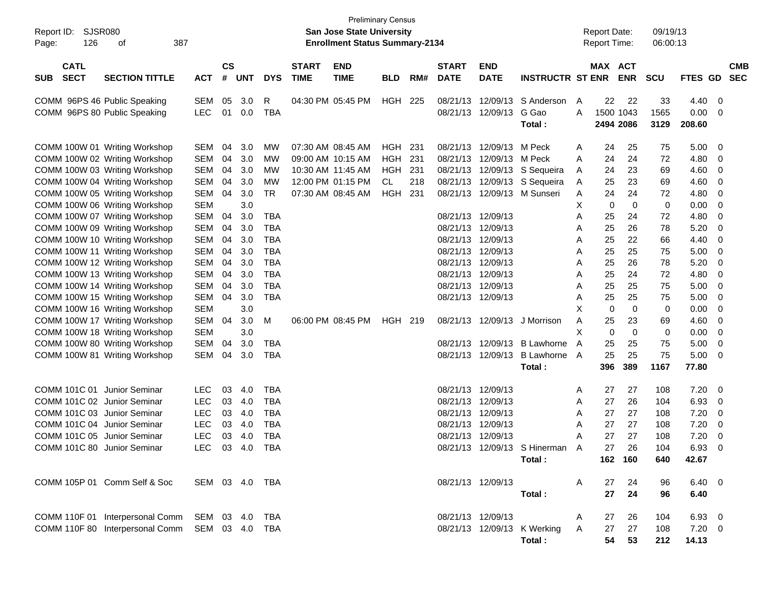Preliminary Census

**San Jose State University**

**Enrollment Status Summary-2134**

Report ID: SJSR080 | Report Date: 09/19/13 | Report Time: 06:00:13

| SUB | CATL SECT | SECTION TITTLE | ACT | CS # | UNT | DYS | START TIME | END TIME | BLD | RM# | START DATE | END DATE | INSTRUCTR | ST | MAX ENR | ACT ENR | SCU | FTES | GD | CMB SEC |
|---|---|---|---|---|---|---|---|---|---|---|---|---|---|---|---|---|---|---|---|---|
| COMM | 96PS 46 | Public Speaking | SEM | 05 | 3.0 | R | 04:30 PM | 05:45 PM | HGH | 225 | 08/21/13 | 12/09/13 | S Anderson | A | 22 | 22 | 33 | 4.40 | 0 | |
| COMM | 96PS 80 | Public Speaking | LEC | 01 | 0.0 | TBA | | | | | 08/21/13 | 12/09/13 | G Gao | A | 1500 | 1043 | 1565 | 0.00 | 0 | |
| | | | | | | | | | | | | | **Total :** | | **2494** | **2086** | **3129** | **208.60** | | |
| COMM | 100W 01 | Writing Workshop | SEM | 04 | 3.0 | MW | 07:30 AM | 08:45 AM | HGH | 231 | 08/21/13 | 12/09/13 | M Peck | A | 24 | 25 | 75 | 5.00 | 0 | |
| COMM | 100W 02 | Writing Workshop | SEM | 04 | 3.0 | MW | 09:00 AM | 10:15 AM | HGH | 231 | 08/21/13 | 12/09/13 | M Peck | A | 24 | 24 | 72 | 4.80 | 0 | |
| COMM | 100W 03 | Writing Workshop | SEM | 04 | 3.0 | MW | 10:30 AM | 11:45 AM | HGH | 231 | 08/21/13 | 12/09/13 | S Sequeira | A | 24 | 23 | 69 | 4.60 | 0 | |
| COMM | 100W 04 | Writing Workshop | SEM | 04 | 3.0 | MW | 12:00 PM | 01:15 PM | CL | 218 | 08/21/13 | 12/09/13 | S Sequeira | A | 25 | 23 | 69 | 4.60 | 0 | |
| COMM | 100W 05 | Writing Workshop | SEM | 04 | 3.0 | TR | 07:30 AM | 08:45 AM | HGH | 231 | 08/21/13 | 12/09/13 | M Sunseri | A | 24 | 24 | 72 | 4.80 | 0 | |
| COMM | 100W 06 | Writing Workshop | SEM | | 3.0 | | | | | | | | | X | 0 | 0 | 0 | 0.00 | 0 | |
| COMM | 100W 07 | Writing Workshop | SEM | 04 | 3.0 | TBA | | | | | 08/21/13 | 12/09/13 | | A | 25 | 24 | 72 | 4.80 | 0 | |
| COMM | 100W 09 | Writing Workshop | SEM | 04 | 3.0 | TBA | | | | | 08/21/13 | 12/09/13 | | A | 25 | 26 | 78 | 5.20 | 0 | |
| COMM | 100W 10 | Writing Workshop | SEM | 04 | 3.0 | TBA | | | | | 08/21/13 | 12/09/13 | | A | 25 | 22 | 66 | 4.40 | 0 | |
| COMM | 100W 11 | Writing Workshop | SEM | 04 | 3.0 | TBA | | | | | 08/21/13 | 12/09/13 | | A | 25 | 25 | 75 | 5.00 | 0 | |
| COMM | 100W 12 | Writing Workshop | SEM | 04 | 3.0 | TBA | | | | | 08/21/13 | 12/09/13 | | A | 25 | 26 | 78 | 5.20 | 0 | |
| COMM | 100W 13 | Writing Workshop | SEM | 04 | 3.0 | TBA | | | | | 08/21/13 | 12/09/13 | | A | 25 | 24 | 72 | 4.80 | 0 | |
| COMM | 100W 14 | Writing Workshop | SEM | 04 | 3.0 | TBA | | | | | 08/21/13 | 12/09/13 | | A | 25 | 25 | 75 | 5.00 | 0 | |
| COMM | 100W 15 | Writing Workshop | SEM | 04 | 3.0 | TBA | | | | | 08/21/13 | 12/09/13 | | A | 25 | 25 | 75 | 5.00 | 0 | |
| COMM | 100W 16 | Writing Workshop | SEM | | 3.0 | | | | | | | | | X | 0 | 0 | 0 | 0.00 | 0 | |
| COMM | 100W 17 | Writing Workshop | SEM | 04 | 3.0 | M | 06:00 PM | 08:45 PM | HGH | 219 | 08/21/13 | 12/09/13 | J Morrison | A | 25 | 23 | 69 | 4.60 | 0 | |
| COMM | 100W 18 | Writing Workshop | SEM | | 3.0 | | | | | | | | | X | 0 | 0 | 0 | 0.00 | 0 | |
| COMM | 100W 80 | Writing Workshop | SEM | 04 | 3.0 | TBA | | | | | 08/21/13 | 12/09/13 | B Lawhorne | A | 25 | 25 | 75 | 5.00 | 0 | |
| COMM | 100W 81 | Writing Workshop | SEM | 04 | 3.0 | TBA | | | | | 08/21/13 | 12/09/13 | B Lawhorne | A | 25 | 25 | 75 | 5.00 | 0 | |
| | | | | | | | | | | | | | **Total :** | | **396** | **389** | **1167** | **77.80** | | |
| COMM | 101C 01 | Junior Seminar | LEC | 03 | 4.0 | TBA | | | | | 08/21/13 | 12/09/13 | | A | 27 | 27 | 108 | 7.20 | 0 | |
| COMM | 101C 02 | Junior Seminar | LEC | 03 | 4.0 | TBA | | | | | 08/21/13 | 12/09/13 | | A | 27 | 26 | 104 | 6.93 | 0 | |
| COMM | 101C 03 | Junior Seminar | LEC | 03 | 4.0 | TBA | | | | | 08/21/13 | 12/09/13 | | A | 27 | 27 | 108 | 7.20 | 0 | |
| COMM | 101C 04 | Junior Seminar | LEC | 03 | 4.0 | TBA | | | | | 08/21/13 | 12/09/13 | | A | 27 | 27 | 108 | 7.20 | 0 | |
| COMM | 101C 05 | Junior Seminar | LEC | 03 | 4.0 | TBA | | | | | 08/21/13 | 12/09/13 | | A | 27 | 27 | 108 | 7.20 | 0 | |
| COMM | 101C 80 | Junior Seminar | LEC | 03 | 4.0 | TBA | | | | | 08/21/13 | 12/09/13 | S Hinerman | A | 27 | 26 | 104 | 6.93 | 0 | |
| | | | | | | | | | | | | | **Total :** | | **162** | **160** | **640** | **42.67** | | |
| COMM | 105P 01 | Comm Self & Soc | SEM | 03 | 4.0 | TBA | | | | | 08/21/13 | 12/09/13 | | A | 27 | 24 | 96 | 6.40 | 0 | |
| | | | | | | | | | | | | | **Total :** | | **27** | **24** | **96** | **6.40** | | |
| COMM | 110F 01 | Interpersonal Comm | SEM | 03 | 4.0 | TBA | | | | | 08/21/13 | 12/09/13 | | A | 27 | 26 | 104 | 6.93 | 0 | |
| COMM | 110F 80 | Interpersonal Comm | SEM | 03 | 4.0 | TBA | | | | | 08/21/13 | 12/09/13 | K Werking | A | 27 | 27 | 108 | 7.20 | 0 | |
| | | | | | | | | | | | | | **Total :** | | **54** | **53** | **212** | **14.13** | | |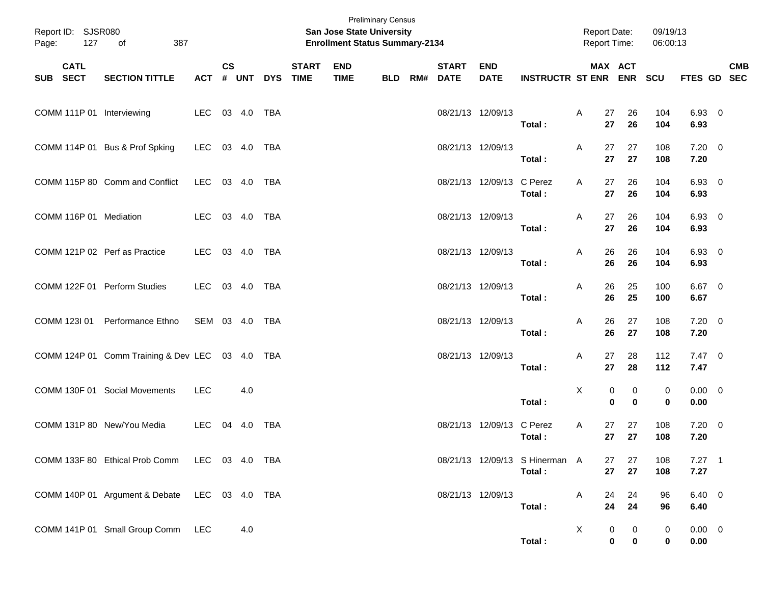Preliminary Census

**San Jose State University**

**Enrollment Status Summary-2134**

Report ID: SJSR080

Report Date: 09/19/13

Report Time: 06:00:13

| SUB | CATL SECT | SECTION TITTLE | ACT | CS # | UNT | DYS | START TIME | END TIME | BLD | RM# | START DATE | END DATE | INSTRUCTR | ST | MAX ENR | ACT ENR | SCU | FTES | GD | CMB SEC |
|---|---|---|---|---|---|---|---|---|---|---|---|---|---|---|---|---|---|---|---|---|
| COMM | 111P 01 | Interviewing | LEC | 03 | 4.0 | TBA | | | | | 08/21/13 | 12/09/13 | | A | 27 | 26 | 104 | 6.93 | 0 | |
| | | | | | | | | | | | | | **Total :** | | **27** | **26** | **104** | **6.93** | | |
| COMM | 114P 01 | Bus & Prof Spking | LEC | 03 | 4.0 | TBA | | | | | 08/21/13 | 12/09/13 | | A | 27 | 27 | 108 | 7.20 | 0 | |
| | | | | | | | | | | | | | **Total :** | | **27** | **27** | **108** | **7.20** | | |
| COMM | 115P 80 | Comm and Conflict | LEC | 03 | 4.0 | TBA | | | | | 08/21/13 | 12/09/13 | C Perez | A | 27 | 26 | 104 | 6.93 | 0 | |
| | | | | | | | | | | | | | **Total :** | | **27** | **26** | **104** | **6.93** | | |
| COMM | 116P 01 | Mediation | LEC | 03 | 4.0 | TBA | | | | | 08/21/13 | 12/09/13 | | A | 27 | 26 | 104 | 6.93 | 0 | |
| | | | | | | | | | | | | | **Total :** | | **27** | **26** | **104** | **6.93** | | |
| COMM | 121P 02 | Perf as Practice | LEC | 03 | 4.0 | TBA | | | | | 08/21/13 | 12/09/13 | | A | 26 | 26 | 104 | 6.93 | 0 | |
| | | | | | | | | | | | | | **Total :** | | **26** | **26** | **104** | **6.93** | | |
| COMM | 122F 01 | Perform Studies | LEC | 03 | 4.0 | TBA | | | | | 08/21/13 | 12/09/13 | | A | 26 | 25 | 100 | 6.67 | 0 | |
| | | | | | | | | | | | | | **Total :** | | **26** | **25** | **100** | **6.67** | | |
| COMM | 123I 01 | Performance Ethno | SEM | 03 | 4.0 | TBA | | | | | 08/21/13 | 12/09/13 | | A | 26 | 27 | 108 | 7.20 | 0 | |
| | | | | | | | | | | | | | **Total :** | | **26** | **27** | **108** | **7.20** | | |
| COMM | 124P 01 | Comm Training & Dev | LEC | 03 | 4.0 | TBA | | | | | 08/21/13 | 12/09/13 | | A | 27 | 28 | 112 | 7.47 | 0 | |
| | | | | | | | | | | | | | **Total :** | | **27** | **28** | **112** | **7.47** | | |
| COMM | 130F 01 | Social Movements | LEC | | 4.0 | | | | | | | | | X | 0 | 0 | 0 | 0.00 | 0 | |
| | | | | | | | | | | | | | **Total :** | | **0** | **0** | **0** | **0.00** | | |
| COMM | 131P 80 | New/You Media | LEC | 04 | 4.0 | TBA | | | | | 08/21/13 | 12/09/13 | C Perez | A | 27 | 27 | 108 | 7.20 | 0 | |
| | | | | | | | | | | | | | **Total :** | | **27** | **27** | **108** | **7.20** | | |
| COMM | 133F 80 | Ethical Prob Comm | LEC | 03 | 4.0 | TBA | | | | | 08/21/13 | 12/09/13 | S Hinerman | A | 27 | 27 | 108 | 7.27 | 1 | |
| | | | | | | | | | | | | | **Total :** | | **27** | **27** | **108** | **7.27** | | |
| COMM | 140P 01 | Argument & Debate | LEC | 03 | 4.0 | TBA | | | | | 08/21/13 | 12/09/13 | | A | 24 | 24 | 96 | 6.40 | 0 | |
| | | | | | | | | | | | | | **Total :** | | **24** | **24** | **96** | **6.40** | | |
| COMM | 141P 01 | Small Group Comm | LEC | | 4.0 | | | | | | | | | X | 0 | 0 | 0 | 0.00 | 0 | |
| | | | | | | | | | | | | | **Total :** | | **0** | **0** | **0** | **0.00** | | |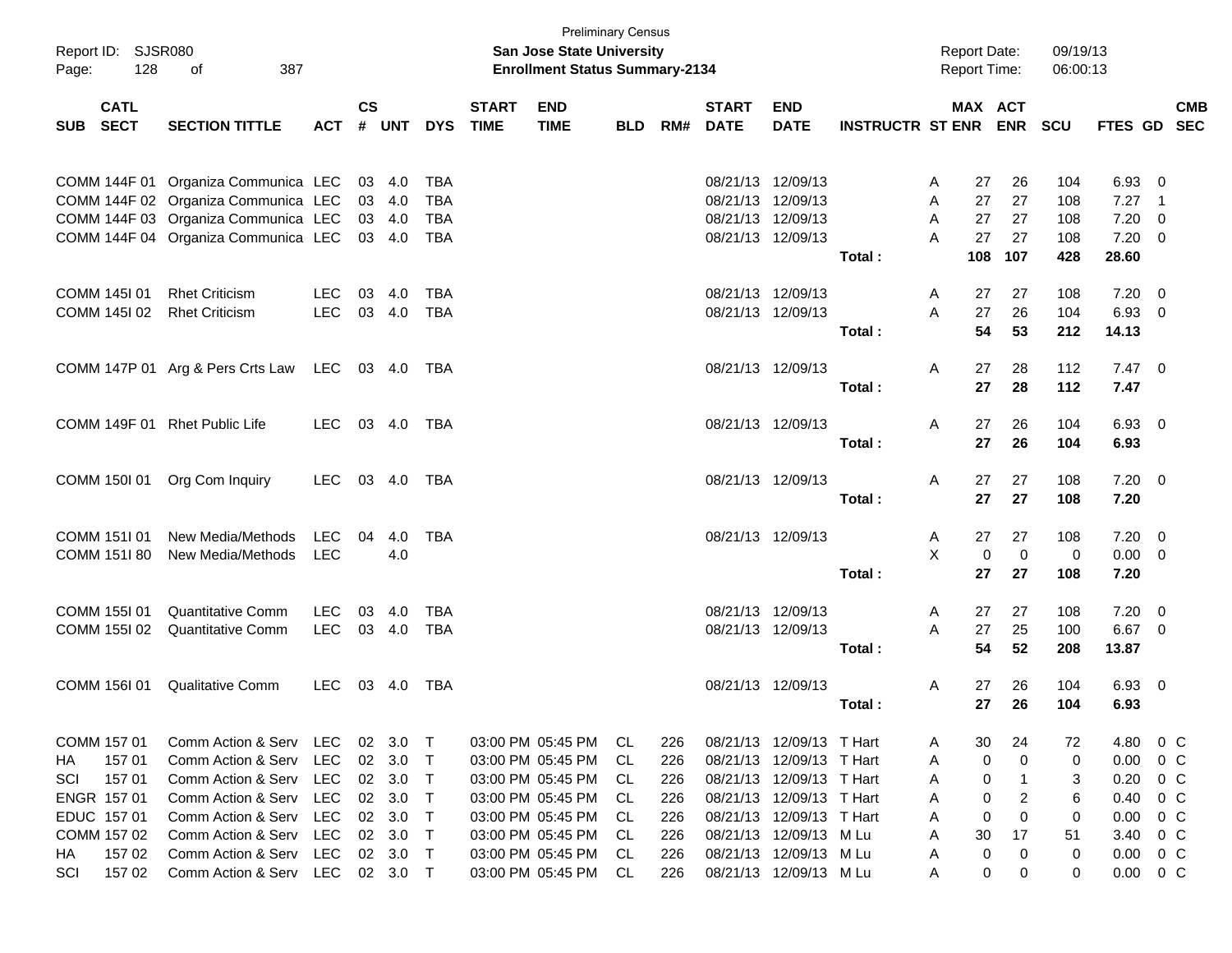Preliminary Census
**San Jose State University**
**Enrollment Status Summary-2134**

Report ID: SJSR080
Report Date: 09/19/13
Report Time: 06:00:13

| SUB | CATL SECT | SECTION TITTLE | ACT | CS # | UNT | DYS | START TIME | END TIME | BLD | RM# | START DATE | END DATE | INSTRUCTR | ST | MAX ENR | ACT ENR | SCU | FTES | GD | CMB SEC |
|---|---|---|---|---|---|---|---|---|---|---|---|---|---|---|---|---|---|---|---|---|
| COMM | 144F 01 | Organiza Communica | LEC | 03 | 4.0 | TBA | | | | | 08/21/13 | 12/09/13 | | A | 27 | 26 | 104 | 6.93 | 0 | |
| COMM | 144F 02 | Organiza Communica | LEC | 03 | 4.0 | TBA | | | | | 08/21/13 | 12/09/13 | | A | 27 | 27 | 108 | 7.27 | 1 | |
| COMM | 144F 03 | Organiza Communica | LEC | 03 | 4.0 | TBA | | | | | 08/21/13 | 12/09/13 | | A | 27 | 27 | 108 | 7.20 | 0 | |
| COMM | 144F 04 | Organiza Communica | LEC | 03 | 4.0 | TBA | | | | | 08/21/13 | 12/09/13 | | A | 27 | 27 | 108 | 7.20 | 0 | |
| | | | | | | | | | | | | | Total : | | **108** | **107** | **428** | **28.60** | | |
| COMM | 145I 01 | Rhet Criticism | LEC | 03 | 4.0 | TBA | | | | | 08/21/13 | 12/09/13 | | A | 27 | 27 | 108 | 7.20 | 0 | |
| COMM | 145I 02 | Rhet Criticism | LEC | 03 | 4.0 | TBA | | | | | 08/21/13 | 12/09/13 | | A | 27 | 26 | 104 | 6.93 | 0 | |
| | | | | | | | | | | | | | Total : | | **54** | **53** | **212** | **14.13** | | |
| COMM | 147P 01 | Arg & Pers Crts Law | LEC | 03 | 4.0 | TBA | | | | | 08/21/13 | 12/09/13 | | A | 27 | 28 | 112 | 7.47 | 0 | |
| | | | | | | | | | | | | | Total : | | **27** | **28** | **112** | **7.47** | | |
| COMM | 149F 01 | Rhet Public Life | LEC | 03 | 4.0 | TBA | | | | | 08/21/13 | 12/09/13 | | A | 27 | 26 | 104 | 6.93 | 0 | |
| | | | | | | | | | | | | | Total : | | **27** | **26** | **104** | **6.93** | | |
| COMM | 150I 01 | Org Com Inquiry | LEC | 03 | 4.0 | TBA | | | | | 08/21/13 | 12/09/13 | | A | 27 | 27 | 108 | 7.20 | 0 | |
| | | | | | | | | | | | | | Total : | | **27** | **27** | **108** | **7.20** | | |
| COMM | 151I 01 | New Media/Methods | LEC | 04 | 4.0 | TBA | | | | | 08/21/13 | 12/09/13 | | A | 27 | 27 | 108 | 7.20 | 0 | |
| COMM | 151I 80 | New Media/Methods | LEC | | 4.0 | | | | | | | | | X | 0 | 0 | 0 | 0.00 | 0 | |
| | | | | | | | | | | | | | Total : | | **27** | **27** | **108** | **7.20** | | |
| COMM | 155I 01 | Quantitative Comm | LEC | 03 | 4.0 | TBA | | | | | 08/21/13 | 12/09/13 | | A | 27 | 27 | 108 | 7.20 | 0 | |
| COMM | 155I 02 | Quantitative Comm | LEC | 03 | 4.0 | TBA | | | | | 08/21/13 | 12/09/13 | | A | 27 | 25 | 100 | 6.67 | 0 | |
| | | | | | | | | | | | | | Total : | | **54** | **52** | **208** | **13.87** | | |
| COMM | 156I 01 | Qualitative Comm | LEC | 03 | 4.0 | TBA | | | | | 08/21/13 | 12/09/13 | | A | 27 | 26 | 104 | 6.93 | 0 | |
| | | | | | | | | | | | | | Total : | | **27** | **26** | **104** | **6.93** | | |
| COMM | 157 01 | Comm Action & Serv | LEC | 02 | 3.0 | T | 03:00 PM | 05:45 PM | CL | 226 | 08/21/13 | 12/09/13 | T Hart | A | 30 | 24 | 72 | 4.80 | 0 | C |
| HA | 157 01 | Comm Action & Serv | LEC | 02 | 3.0 | T | 03:00 PM | 05:45 PM | CL | 226 | 08/21/13 | 12/09/13 | T Hart | A | 0 | 0 | 0 | 0.00 | 0 | C |
| SCI | 157 01 | Comm Action & Serv | LEC | 02 | 3.0 | T | 03:00 PM | 05:45 PM | CL | 226 | 08/21/13 | 12/09/13 | T Hart | A | 0 | 1 | 3 | 0.20 | 0 | C |
| ENGR | 157 01 | Comm Action & Serv | LEC | 02 | 3.0 | T | 03:00 PM | 05:45 PM | CL | 226 | 08/21/13 | 12/09/13 | T Hart | A | 0 | 2 | 6 | 0.40 | 0 | C |
| EDUC | 157 01 | Comm Action & Serv | LEC | 02 | 3.0 | T | 03:00 PM | 05:45 PM | CL | 226 | 08/21/13 | 12/09/13 | T Hart | A | 0 | 0 | 0 | 0.00 | 0 | C |
| COMM | 157 02 | Comm Action & Serv | LEC | 02 | 3.0 | T | 03:00 PM | 05:45 PM | CL | 226 | 08/21/13 | 12/09/13 | M Lu | A | 30 | 17 | 51 | 3.40 | 0 | C |
| HA | 157 02 | Comm Action & Serv | LEC | 02 | 3.0 | T | 03:00 PM | 05:45 PM | CL | 226 | 08/21/13 | 12/09/13 | M Lu | A | 0 | 0 | 0 | 0.00 | 0 | C |
| SCI | 157 02 | Comm Action & Serv | LEC | 02 | 3.0 | T | 03:00 PM | 05:45 PM | CL | 226 | 08/21/13 | 12/09/13 | M Lu | A | 0 | 0 | 0 | 0.00 | 0 | C |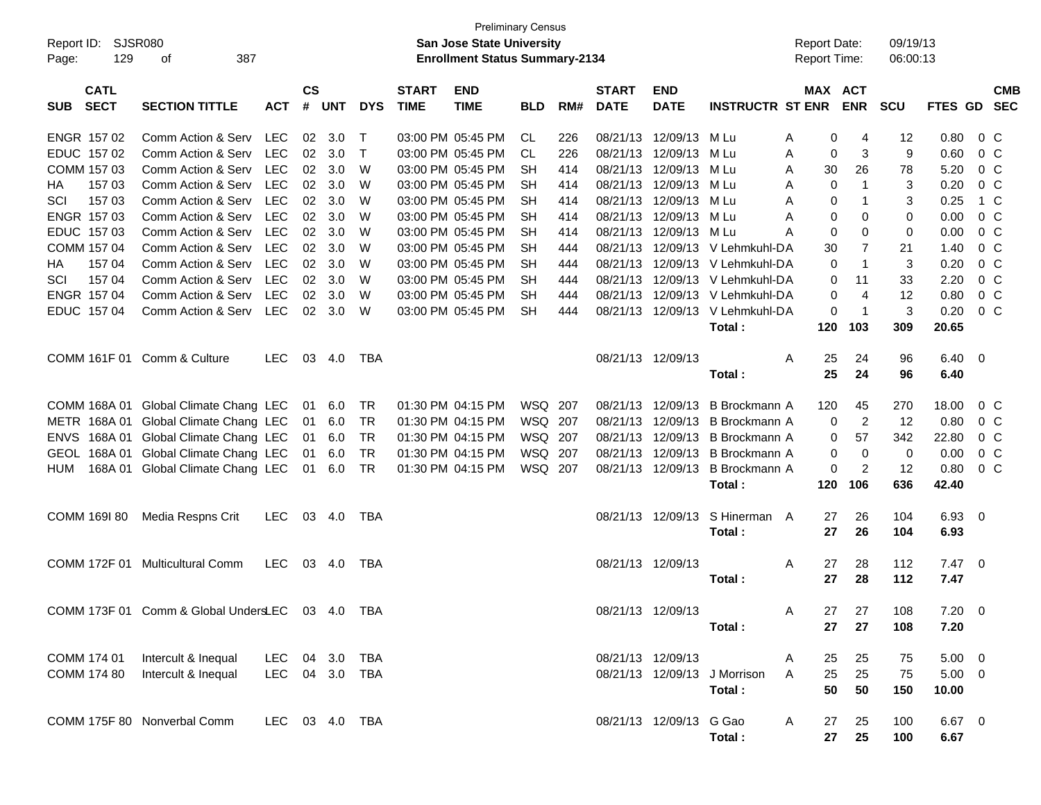Preliminary Census

Report ID: SJSR080
**San Jose State University**
**Enrollment Status Summary-2134**

Report Date: 09/19/13
Report Time: 06:00:13

| SUB | CATL SECT | SECTION TITTLE | ACT | CS # | UNT | DYS | START TIME | END TIME | BLD | RM# | START DATE | END DATE | INSTRUCTR | ST | MAX ENR | ACT ENR | SCU | FTES | GD | CMB SEC |
|---|---|---|---|---|---|---|---|---|---|---|---|---|---|---|---|---|---|---|---|---|
| ENGR | 157 02 | Comm Action & Serv | LEC | 02 | 3.0 | T | 03:00 PM | 05:45 PM | CL | 226 | 08/21/13 | 12/09/13 | M Lu | A | 0 | 4 | 12 | 0.80 | 0 | C |
| EDUC | 157 02 | Comm Action & Serv | LEC | 02 | 3.0 | T | 03:00 PM | 05:45 PM | CL | 226 | 08/21/13 | 12/09/13 | M Lu | A | 0 | 3 | 9 | 0.60 | 0 | C |
| COMM | 157 03 | Comm Action & Serv | LEC | 02 | 3.0 | W | 03:00 PM | 05:45 PM | SH | 414 | 08/21/13 | 12/09/13 | M Lu | A | 30 | 26 | 78 | 5.20 | 0 | C |
| HA | 157 03 | Comm Action & Serv | LEC | 02 | 3.0 | W | 03:00 PM | 05:45 PM | SH | 414 | 08/21/13 | 12/09/13 | M Lu | A | 0 | 1 | 3 | 0.20 | 0 | C |
| SCI | 157 03 | Comm Action & Serv | LEC | 02 | 3.0 | W | 03:00 PM | 05:45 PM | SH | 414 | 08/21/13 | 12/09/13 | M Lu | A | 0 | 1 | 3 | 0.25 | 1 | C |
| ENGR | 157 03 | Comm Action & Serv | LEC | 02 | 3.0 | W | 03:00 PM | 05:45 PM | SH | 414 | 08/21/13 | 12/09/13 | M Lu | A | 0 | 0 | 0 | 0.00 | 0 | C |
| EDUC | 157 03 | Comm Action & Serv | LEC | 02 | 3.0 | W | 03:00 PM | 05:45 PM | SH | 414 | 08/21/13 | 12/09/13 | M Lu | A | 0 | 0 | 0 | 0.00 | 0 | C |
| COMM | 157 04 | Comm Action & Serv | LEC | 02 | 3.0 | W | 03:00 PM | 05:45 PM | SH | 444 | 08/21/13 | 12/09/13 | V Lehmkuhl-D | A | 30 | 7 | 21 | 1.40 | 0 | C |
| HA | 157 04 | Comm Action & Serv | LEC | 02 | 3.0 | W | 03:00 PM | 05:45 PM | SH | 444 | 08/21/13 | 12/09/13 | V Lehmkuhl-D | A | 0 | 1 | 3 | 0.20 | 0 | C |
| SCI | 157 04 | Comm Action & Serv | LEC | 02 | 3.0 | W | 03:00 PM | 05:45 PM | SH | 444 | 08/21/13 | 12/09/13 | V Lehmkuhl-D | A | 0 | 11 | 33 | 2.20 | 0 | C |
| ENGR | 157 04 | Comm Action & Serv | LEC | 02 | 3.0 | W | 03:00 PM | 05:45 PM | SH | 444 | 08/21/13 | 12/09/13 | V Lehmkuhl-D | A | 0 | 4 | 12 | 0.80 | 0 | C |
| EDUC | 157 04 | Comm Action & Serv | LEC | 02 | 3.0 | W | 03:00 PM | 05:45 PM | SH | 444 | 08/21/13 | 12/09/13 | V Lehmkuhl-D | A | 0 | 1 | 3 | 0.20 | 0 | C |
| | | | | | | | | | | | | | **Total :** | | **120** | **103** | **309** | **20.65** | | |
| COMM | 161F 01 | Comm & Culture | LEC | 03 | 4.0 | TBA | | | | | 08/21/13 | 12/09/13 | | A | 25 | 24 | 96 | 6.40 | 0 | |
| | | | | | | | | | | | | | **Total :** | | **25** | **24** | **96** | **6.40** | | |
| COMM | 168A 01 | Global Climate Chang | LEC | 01 | 6.0 | TR | 01:30 PM | 04:15 PM | WSQ | 207 | 08/21/13 | 12/09/13 | B Brockmann | A | 120 | 45 | 270 | 18.00 | 0 | C |
| METR | 168A 01 | Global Climate Chang | LEC | 01 | 6.0 | TR | 01:30 PM | 04:15 PM | WSQ | 207 | 08/21/13 | 12/09/13 | B Brockmann | A | 0 | 2 | 12 | 0.80 | 0 | C |
| ENVS | 168A 01 | Global Climate Chang | LEC | 01 | 6.0 | TR | 01:30 PM | 04:15 PM | WSQ | 207 | 08/21/13 | 12/09/13 | B Brockmann | A | 0 | 57 | 342 | 22.80 | 0 | C |
| GEOL | 168A 01 | Global Climate Chang | LEC | 01 | 6.0 | TR | 01:30 PM | 04:15 PM | WSQ | 207 | 08/21/13 | 12/09/13 | B Brockmann | A | 0 | 0 | 0 | 0.00 | 0 | C |
| HUM | 168A 01 | Global Climate Chang | LEC | 01 | 6.0 | TR | 01:30 PM | 04:15 PM | WSQ | 207 | 08/21/13 | 12/09/13 | B Brockmann | A | 0 | 2 | 12 | 0.80 | 0 | C |
| | | | | | | | | | | | | | **Total :** | | **120** | **106** | **636** | **42.40** | | |
| COMM | 169I 80 | Media Respns Crit | LEC | 03 | 4.0 | TBA | | | | | 08/21/13 | 12/09/13 | S Hinerman | A | 27 | 26 | 104 | 6.93 | 0 | |
| | | | | | | | | | | | | | **Total :** | | **27** | **26** | **104** | **6.93** | | |
| COMM | 172F 01 | Multicultural Comm | LEC | 03 | 4.0 | TBA | | | | | 08/21/13 | 12/09/13 | | A | 27 | 28 | 112 | 7.47 | 0 | |
| | | | | | | | | | | | | | **Total :** | | **27** | **28** | **112** | **7.47** | | |
| COMM | 173F 01 | Comm & Global Unders | LEC | 03 | 4.0 | TBA | | | | | 08/21/13 | 12/09/13 | | A | 27 | 27 | 108 | 7.20 | 0 | |
| | | | | | | | | | | | | | **Total :** | | **27** | **27** | **108** | **7.20** | | |
| COMM | 174 01 | Intercult & Inequal | LEC | 04 | 3.0 | TBA | | | | | 08/21/13 | 12/09/13 | | A | 25 | 25 | 75 | 5.00 | 0 | |
| COMM | 174 80 | Intercult & Inequal | LEC | 04 | 3.0 | TBA | | | | | 08/21/13 | 12/09/13 | J Morrison | A | 25 | 25 | 75 | 5.00 | 0 | |
| | | | | | | | | | | | | | **Total :** | | **50** | **50** | **150** | **10.00** | | |
| COMM | 175F 80 | Nonverbal Comm | LEC | 03 | 4.0 | TBA | | | | | 08/21/13 | 12/09/13 | G Gao | A | 27 | 25 | 100 | 6.67 | 0 | |
| | | | | | | | | | | | | | **Total :** | | **27** | **25** | **100** | **6.67** | | |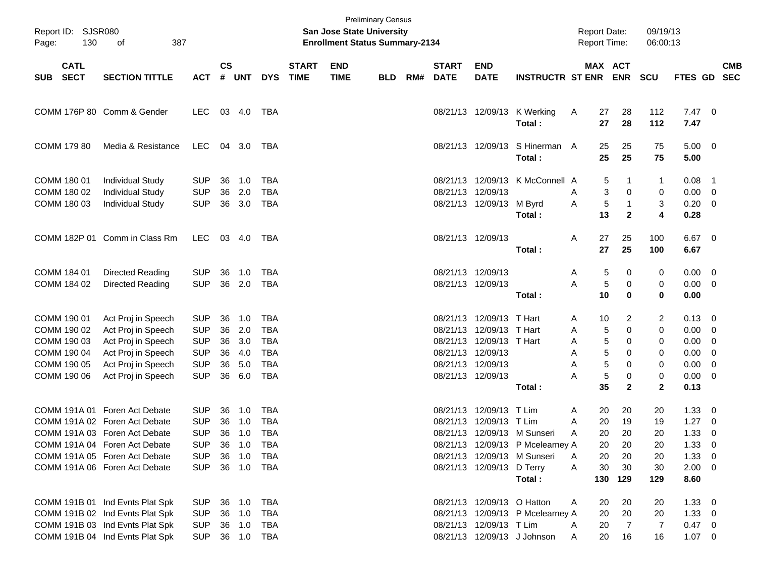Preliminary Census

**San Jose State University**

**Enrollment Status Summary-2134**

Report ID: SJSR080 | Report Date: 09/19/13 | Report Time: 06:00:13

| SUB | CATL SECT | SECTION TITTLE | ACT | CS # | UNT | DYS | START TIME | END TIME | BLD | RM# | START DATE | END DATE | INSTRUCTR | ST | MAX ENR | ACT ENR | SCU | FTES | GD | CMB SEC |
|---|---|---|---|---|---|---|---|---|---|---|---|---|---|---|---|---|---|---|---|---|
| COMM | 176P 80 | Comm & Gender | LEC | 03 | 4.0 | TBA | | | | | 08/21/13 | 12/09/13 | K Werking | A | 27 | 28 | 112 | 7.47 | 0 | |
| | | | | | | | | | | | | | **Total :** | | **27** | **28** | **112** | **7.47** | | |
| COMM | 179 80 | Media & Resistance | LEC | 04 | 3.0 | TBA | | | | | 08/21/13 | 12/09/13 | S Hinerman | A | 25 | 25 | 75 | 5.00 | 0 | |
| | | | | | | | | | | | | | **Total :** | | **25** | **25** | **75** | **5.00** | | |
| COMM | 180 01 | Individual Study | SUP | 36 | 1.0 | TBA | | | | | 08/21/13 | 12/09/13 | K McConnell | A | 5 | 1 | 1 | 0.08 | 1 | |
| COMM | 180 02 | Individual Study | SUP | 36 | 2.0 | TBA | | | | | 08/21/13 | 12/09/13 | | A | 3 | 0 | 0 | 0.00 | 0 | |
| COMM | 180 03 | Individual Study | SUP | 36 | 3.0 | TBA | | | | | 08/21/13 | 12/09/13 | M Byrd | A | 5 | 1 | 3 | 0.20 | 0 | |
| | | | | | | | | | | | | | **Total :** | | **13** | **2** | **4** | **0.28** | | |
| COMM | 182P 01 | Comm in Class Rm | LEC | 03 | 4.0 | TBA | | | | | 08/21/13 | 12/09/13 | | A | 27 | 25 | 100 | 6.67 | 0 | |
| | | | | | | | | | | | | | **Total :** | | **27** | **25** | **100** | **6.67** | | |
| COMM | 184 01 | Directed Reading | SUP | 36 | 1.0 | TBA | | | | | 08/21/13 | 12/09/13 | | A | 5 | 0 | 0 | 0.00 | 0 | |
| COMM | 184 02 | Directed Reading | SUP | 36 | 2.0 | TBA | | | | | 08/21/13 | 12/09/13 | | A | 5 | 0 | 0 | 0.00 | 0 | |
| | | | | | | | | | | | | | **Total :** | | **10** | **0** | **0** | **0.00** | | |
| COMM | 190 01 | Act Proj in Speech | SUP | 36 | 1.0 | TBA | | | | | 08/21/13 | 12/09/13 | T Hart | A | 10 | 2 | 2 | 0.13 | 0 | |
| COMM | 190 02 | Act Proj in Speech | SUP | 36 | 2.0 | TBA | | | | | 08/21/13 | 12/09/13 | T Hart | A | 5 | 0 | 0 | 0.00 | 0 | |
| COMM | 190 03 | Act Proj in Speech | SUP | 36 | 3.0 | TBA | | | | | 08/21/13 | 12/09/13 | T Hart | A | 5 | 0 | 0 | 0.00 | 0 | |
| COMM | 190 04 | Act Proj in Speech | SUP | 36 | 4.0 | TBA | | | | | 08/21/13 | 12/09/13 | | A | 5 | 0 | 0 | 0.00 | 0 | |
| COMM | 190 05 | Act Proj in Speech | SUP | 36 | 5.0 | TBA | | | | | 08/21/13 | 12/09/13 | | A | 5 | 0 | 0 | 0.00 | 0 | |
| COMM | 190 06 | Act Proj in Speech | SUP | 36 | 6.0 | TBA | | | | | 08/21/13 | 12/09/13 | | A | 5 | 0 | 0 | 0.00 | 0 | |
| | | | | | | | | | | | | | **Total :** | | **35** | **2** | **2** | **0.13** | | |
| COMM | 191A 01 | Foren Act Debate | SUP | 36 | 1.0 | TBA | | | | | 08/21/13 | 12/09/13 | T Lim | A | 20 | 20 | 20 | 1.33 | 0 | |
| COMM | 191A 02 | Foren Act Debate | SUP | 36 | 1.0 | TBA | | | | | 08/21/13 | 12/09/13 | T Lim | A | 20 | 19 | 19 | 1.27 | 0 | |
| COMM | 191A 03 | Foren Act Debate | SUP | 36 | 1.0 | TBA | | | | | 08/21/13 | 12/09/13 | M Sunseri | A | 20 | 20 | 20 | 1.33 | 0 | |
| COMM | 191A 04 | Foren Act Debate | SUP | 36 | 1.0 | TBA | | | | | 08/21/13 | 12/09/13 | P Mcelearney | A | 20 | 20 | 20 | 1.33 | 0 | |
| COMM | 191A 05 | Foren Act Debate | SUP | 36 | 1.0 | TBA | | | | | 08/21/13 | 12/09/13 | M Sunseri | A | 20 | 20 | 20 | 1.33 | 0 | |
| COMM | 191A 06 | Foren Act Debate | SUP | 36 | 1.0 | TBA | | | | | 08/21/13 | 12/09/13 | D Terry | A | 30 | 30 | 30 | 2.00 | 0 | |
| | | | | | | | | | | | | | **Total :** | | **130** | **129** | **129** | **8.60** | | |
| COMM | 191B 01 | Ind Evnts Plat Spk | SUP | 36 | 1.0 | TBA | | | | | 08/21/13 | 12/09/13 | O Hatton | A | 20 | 20 | 20 | 1.33 | 0 | |
| COMM | 191B 02 | Ind Evnts Plat Spk | SUP | 36 | 1.0 | TBA | | | | | 08/21/13 | 12/09/13 | P Mcelearney | A | 20 | 20 | 20 | 1.33 | 0 | |
| COMM | 191B 03 | Ind Evnts Plat Spk | SUP | 36 | 1.0 | TBA | | | | | 08/21/13 | 12/09/13 | T Lim | A | 20 | 7 | 7 | 0.47 | 0 | |
| COMM | 191B 04 | Ind Evnts Plat Spk | SUP | 36 | 1.0 | TBA | | | | | 08/21/13 | 12/09/13 | J Johnson | A | 20 | 16 | 16 | 1.07 | 0 | |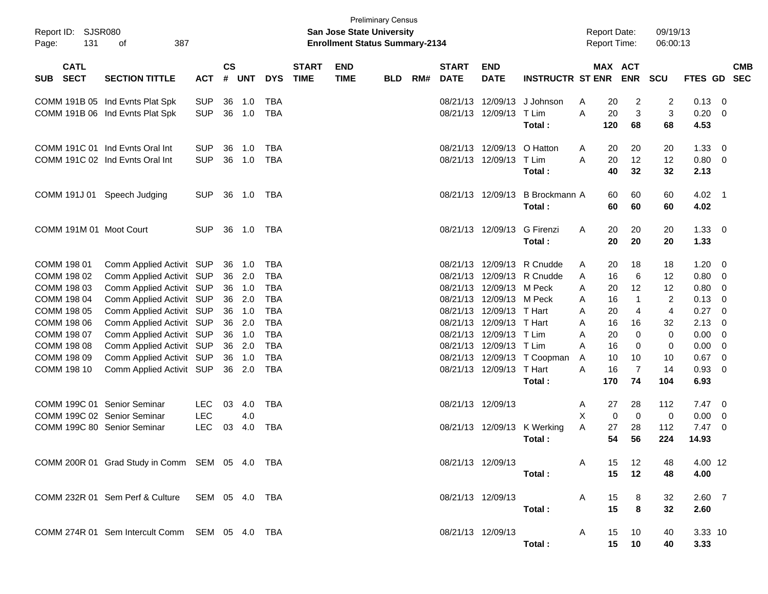Preliminary Census
**San Jose State University**
**Enrollment Status Summary-2134**

Report ID: SJSR080
Report Date: 09/19/13
Report Time: 06:00:13

| SUB | CATL SECT | SECTION TITTLE | ACT | CS # | UNT | DYS | START TIME | END TIME | BLD | RM# | START DATE | END DATE | INSTRUCTR | ST | MAX ENR | ACT ENR | SCU | FTES | GD | CMB SEC |
|---|---|---|---|---|---|---|---|---|---|---|---|---|---|---|---|---|---|---|---|---|
| COMM | 191B 05 | Ind Evnts Plat Spk | SUP | 36 | 1.0 | TBA | | | | | 08/21/13 | 12/09/13 | J Johnson | A | 20 | 2 | 2 | 0.13 | 0 | |
| COMM | 191B 06 | Ind Evnts Plat Spk | SUP | 36 | 1.0 | TBA | | | | | 08/21/13 | 12/09/13 | T Lim | A | 20 | 3 | 3 | 0.20 | 0 | |
| | | | | | | | | | | | | | **Total :** | | **120** | **68** | **68** | **4.53** | | |
| COMM | 191C 01 | Ind Evnts Oral Int | SUP | 36 | 1.0 | TBA | | | | | 08/21/13 | 12/09/13 | O Hatton | A | 20 | 20 | 20 | 1.33 | 0 | |
| COMM | 191C 02 | Ind Evnts Oral Int | SUP | 36 | 1.0 | TBA | | | | | 08/21/13 | 12/09/13 | T Lim | A | 20 | 12 | 12 | 0.80 | 0 | |
| | | | | | | | | | | | | | **Total :** | | **40** | **32** | **32** | **2.13** | | |
| COMM | 191J 01 | Speech Judging | SUP | 36 | 1.0 | TBA | | | | | 08/21/13 | 12/09/13 | B Brockmann | A | 60 | 60 | 60 | 4.02 | 1 | |
| | | | | | | | | | | | | | **Total :** | | **60** | **60** | **60** | **4.02** | | |
| COMM | 191M 01 | Moot Court | SUP | 36 | 1.0 | TBA | | | | | 08/21/13 | 12/09/13 | G Firenzi | A | 20 | 20 | 20 | 1.33 | 0 | |
| | | | | | | | | | | | | | **Total :** | | **20** | **20** | **20** | **1.33** | | |
| COMM | 198 01 | Comm Applied Activit | SUP | 36 | 1.0 | TBA | | | | | 08/21/13 | 12/09/13 | R Cnudde | A | 20 | 18 | 18 | 1.20 | 0 | |
| COMM | 198 02 | Comm Applied Activit | SUP | 36 | 2.0 | TBA | | | | | 08/21/13 | 12/09/13 | R Cnudde | A | 16 | 6 | 12 | 0.80 | 0 | |
| COMM | 198 03 | Comm Applied Activit | SUP | 36 | 1.0 | TBA | | | | | 08/21/13 | 12/09/13 | M Peck | A | 20 | 12 | 12 | 0.80 | 0 | |
| COMM | 198 04 | Comm Applied Activit | SUP | 36 | 2.0 | TBA | | | | | 08/21/13 | 12/09/13 | M Peck | A | 16 | 1 | 2 | 0.13 | 0 | |
| COMM | 198 05 | Comm Applied Activit | SUP | 36 | 1.0 | TBA | | | | | 08/21/13 | 12/09/13 | T Hart | A | 20 | 4 | 4 | 0.27 | 0 | |
| COMM | 198 06 | Comm Applied Activit | SUP | 36 | 2.0 | TBA | | | | | 08/21/13 | 12/09/13 | T Hart | A | 16 | 16 | 32 | 2.13 | 0 | |
| COMM | 198 07 | Comm Applied Activit | SUP | 36 | 1.0 | TBA | | | | | 08/21/13 | 12/09/13 | T Lim | A | 20 | 0 | 0 | 0.00 | 0 | |
| COMM | 198 08 | Comm Applied Activit | SUP | 36 | 2.0 | TBA | | | | | 08/21/13 | 12/09/13 | T Lim | A | 16 | 0 | 0 | 0.00 | 0 | |
| COMM | 198 09 | Comm Applied Activit | SUP | 36 | 1.0 | TBA | | | | | 08/21/13 | 12/09/13 | T Coopman | A | 10 | 10 | 10 | 0.67 | 0 | |
| COMM | 198 10 | Comm Applied Activit | SUP | 36 | 2.0 | TBA | | | | | 08/21/13 | 12/09/13 | T Hart | A | 16 | 7 | 14 | 0.93 | 0 | |
| | | | | | | | | | | | | | **Total :** | | **170** | **74** | **104** | **6.93** | | |
| COMM | 199C 01 | Senior Seminar | LEC | 03 | 4.0 | TBA | | | | | 08/21/13 | 12/09/13 | | A | 27 | 28 | 112 | 7.47 | 0 | |
| COMM | 199C 02 | Senior Seminar | LEC | | 4.0 | | | | | | | | | X | 0 | 0 | 0 | 0.00 | 0 | |
| COMM | 199C 80 | Senior Seminar | LEC | 03 | 4.0 | TBA | | | | | 08/21/13 | 12/09/13 | K Werking | A | 27 | 28 | 112 | 7.47 | 0 | |
| | | | | | | | | | | | | | **Total :** | | **54** | **56** | **224** | **14.93** | | |
| COMM | 200R 01 | Grad Study in Comm | SEM | 05 | 4.0 | TBA | | | | | 08/21/13 | 12/09/13 | | A | 15 | 12 | 48 | 4.00 | 12 | |
| | | | | | | | | | | | | | **Total :** | | **15** | **12** | **48** | **4.00** | | |
| COMM | 232R 01 | Sem Perf & Culture | SEM | 05 | 4.0 | TBA | | | | | 08/21/13 | 12/09/13 | | A | 15 | 8 | 32 | 2.60 | 7 | |
| | | | | | | | | | | | | | **Total :** | | **15** | **8** | **32** | **2.60** | | |
| COMM | 274R 01 | Sem Intercult Comm | SEM | 05 | 4.0 | TBA | | | | | 08/21/13 | 12/09/13 | | A | 15 | 10 | 40 | 3.33 | 10 | |
| | | | | | | | | | | | | | **Total :** | | **15** | **10** | **40** | **3.33** | | |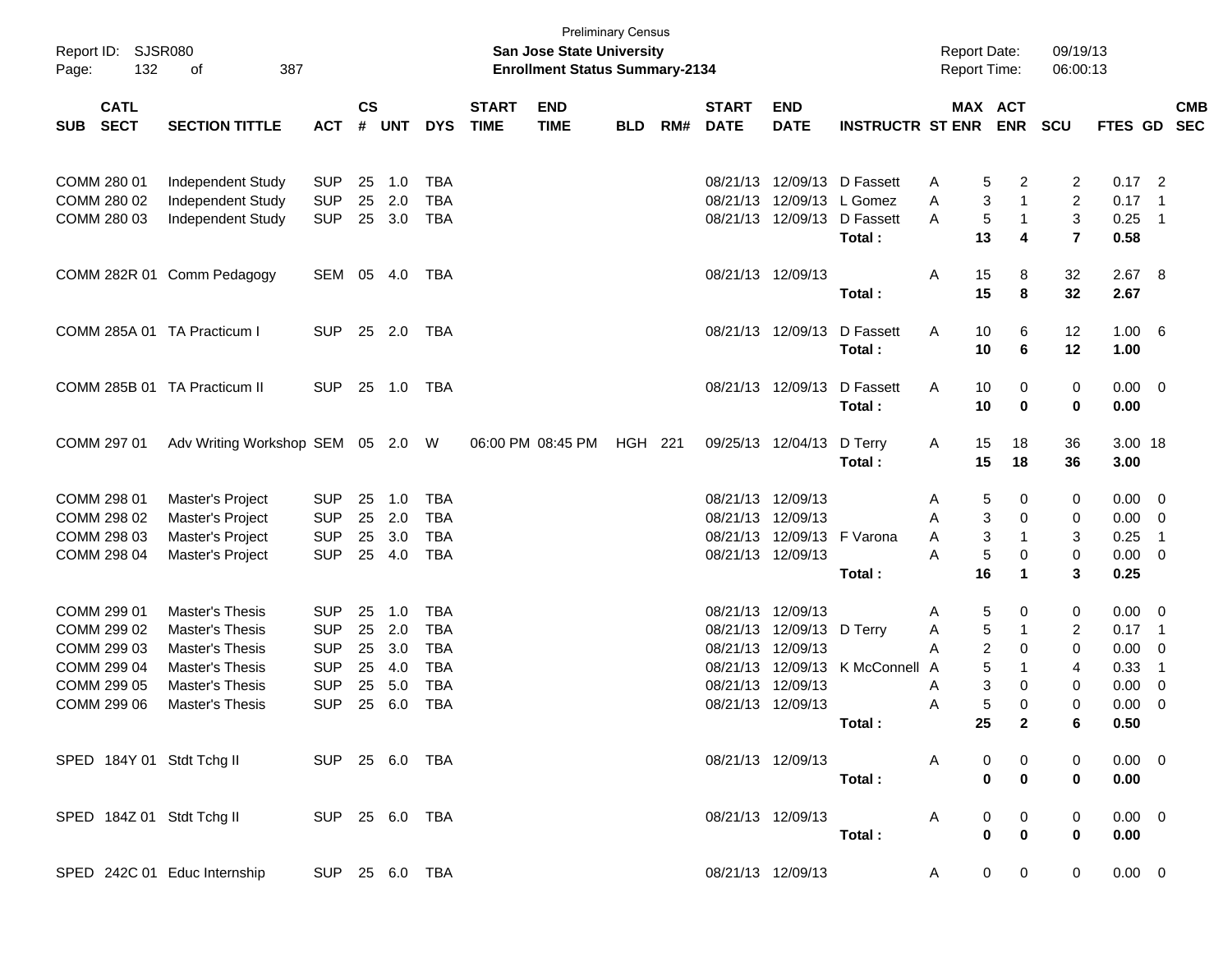Preliminary Census

**San Jose State University**

**Enrollment Status Summary-2134**

Report ID: SJSR080
Report Date: 09/19/13
Report Time: 06:00:13

| SUB | CATL SECT | SECTION TITTLE | ACT | CS # | UNT | DYS | START TIME | END TIME | BLD | RM# | START DATE | END DATE | INSTRUCTR | ST | MAX ENR | ACT ENR | SCU | FTES | GD | CMB SEC |
|---|---|---|---|---|---|---|---|---|---|---|---|---|---|---|---|---|---|---|---|---|
| COMM | 280 01 | Independent Study | SUP | 25 | 1.0 | TBA | | | | | 08/21/13 | 12/09/13 | D Fassett | A | 5 | 2 | 2 | 0.17 | 2 | |
| COMM | 280 02 | Independent Study | SUP | 25 | 2.0 | TBA | | | | | 08/21/13 | 12/09/13 | L Gomez | A | 3 | 1 | 2 | 0.17 | 1 | |
| COMM | 280 03 | Independent Study | SUP | 25 | 3.0 | TBA | | | | | 08/21/13 | 12/09/13 | D Fassett | A | 5 | 1 | 3 | 0.25 | 1 | |
| | | | | | | | | | | | | | **Total :** | | **13** | **4** | **7** | **0.58** | | |
| COMM | 282R 01 | Comm Pedagogy | SEM | 05 | 4.0 | TBA | | | | | 08/21/13 | 12/09/13 | | A | 15 | 8 | 32 | 2.67 | 8 | |
| | | | | | | | | | | | | | **Total :** | | **15** | **8** | **32** | **2.67** | | |
| COMM | 285A 01 | TA Practicum I | SUP | 25 | 2.0 | TBA | | | | | 08/21/13 | 12/09/13 | D Fassett | A | 10 | 6 | 12 | 1.00 | 6 | |
| | | | | | | | | | | | | | **Total :** | | **10** | **6** | **12** | **1.00** | | |
| COMM | 285B 01 | TA Practicum II | SUP | 25 | 1.0 | TBA | | | | | 08/21/13 | 12/09/13 | D Fassett | A | 10 | 0 | 0 | 0.00 | 0 | |
| | | | | | | | | | | | | | **Total :** | | **10** | **0** | **0** | **0.00** | | |
| COMM | 297 01 | Adv Writing Workshop | SEM | 05 | 2.0 | W | 06:00 PM | 08:45 PM | HGH | 221 | 09/25/13 | 12/04/13 | D Terry | A | 15 | 18 | 36 | 3.00 | 18 | |
| | | | | | | | | | | | | | **Total :** | | **15** | **18** | **36** | **3.00** | | |
| COMM | 298 01 | Master's Project | SUP | 25 | 1.0 | TBA | | | | | 08/21/13 | 12/09/13 | | A | 5 | 0 | 0 | 0.00 | 0 | |
| COMM | 298 02 | Master's Project | SUP | 25 | 2.0 | TBA | | | | | 08/21/13 | 12/09/13 | | A | 3 | 0 | 0 | 0.00 | 0 | |
| COMM | 298 03 | Master's Project | SUP | 25 | 3.0 | TBA | | | | | 08/21/13 | 12/09/13 | F Varona | A | 3 | 1 | 3 | 0.25 | 1 | |
| COMM | 298 04 | Master's Project | SUP | 25 | 4.0 | TBA | | | | | 08/21/13 | 12/09/13 | | A | 5 | 0 | 0 | 0.00 | 0 | |
| | | | | | | | | | | | | | **Total :** | | **16** | **1** | **3** | **0.25** | | |
| COMM | 299 01 | Master's Thesis | SUP | 25 | 1.0 | TBA | | | | | 08/21/13 | 12/09/13 | | A | 5 | 0 | 0 | 0.00 | 0 | |
| COMM | 299 02 | Master's Thesis | SUP | 25 | 2.0 | TBA | | | | | 08/21/13 | 12/09/13 | D Terry | A | 5 | 1 | 2 | 0.17 | 1 | |
| COMM | 299 03 | Master's Thesis | SUP | 25 | 3.0 | TBA | | | | | 08/21/13 | 12/09/13 | | A | 2 | 0 | 0 | 0.00 | 0 | |
| COMM | 299 04 | Master's Thesis | SUP | 25 | 4.0 | TBA | | | | | 08/21/13 | 12/09/13 | K McConnell | A | 5 | 1 | 4 | 0.33 | 1 | |
| COMM | 299 05 | Master's Thesis | SUP | 25 | 5.0 | TBA | | | | | 08/21/13 | 12/09/13 | | A | 3 | 0 | 0 | 0.00 | 0 | |
| COMM | 299 06 | Master's Thesis | SUP | 25 | 6.0 | TBA | | | | | 08/21/13 | 12/09/13 | | A | 5 | 0 | 0 | 0.00 | 0 | |
| | | | | | | | | | | | | | **Total :** | | **25** | **2** | **6** | **0.50** | | |
| SPED | 184Y 01 | Stdt Tchg II | SUP | 25 | 6.0 | TBA | | | | | 08/21/13 | 12/09/13 | | A | 0 | 0 | 0 | 0.00 | 0 | |
| | | | | | | | | | | | | | **Total :** | | **0** | **0** | **0** | **0.00** | | |
| SPED | 184Z 01 | Stdt Tchg II | SUP | 25 | 6.0 | TBA | | | | | 08/21/13 | 12/09/13 | | A | 0 | 0 | 0 | 0.00 | 0 | |
| | | | | | | | | | | | | | **Total :** | | **0** | **0** | **0** | **0.00** | | |
| SPED | 242C 01 | Educ Internship | SUP | 25 | 6.0 | TBA | | | | | 08/21/13 | 12/09/13 | | A | 0 | 0 | 0 | 0.00 | 0 | |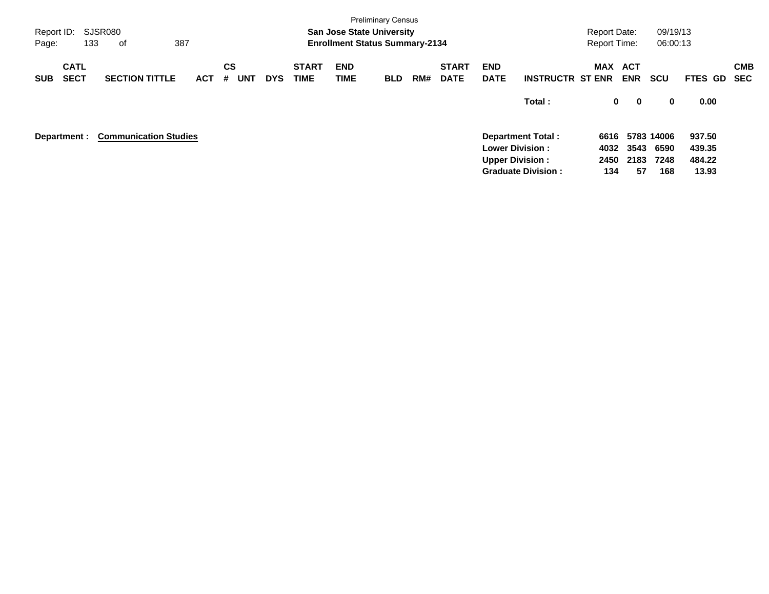| SUB | CATL SECT | SECTION TITTLE | ACT | CS # | UNT | DYS | START TIME | END TIME | BLD | RM# | START DATE | END DATE | INSTRUCTR | MAX ST ENR | ACT ENR | SCU | FTES | GD | CMB SEC |
|---|---|---|---|---|---|---|---|---|---|---|---|---|---|---|---|---|---|---|---|
| | | | | | | | | | | | | | **Total :** | **0** | **0** | **0** | **0.00** | | |

**Department : Communication Studies**

| | MAX ST ENR | ACT ENR | SCU | FTES |
|---|---|---|---|---|
| **Department Total :** | **6616** | **5783** | **14006** | **937.50** |
| **Lower Division :** | **4032** | **3543** | **6590** | **439.35** |
| **Upper Division :** | **2450** | **2183** | **7248** | **484.22** |
| **Graduate Division :** | **134** | **57** | **168** | **13.93** |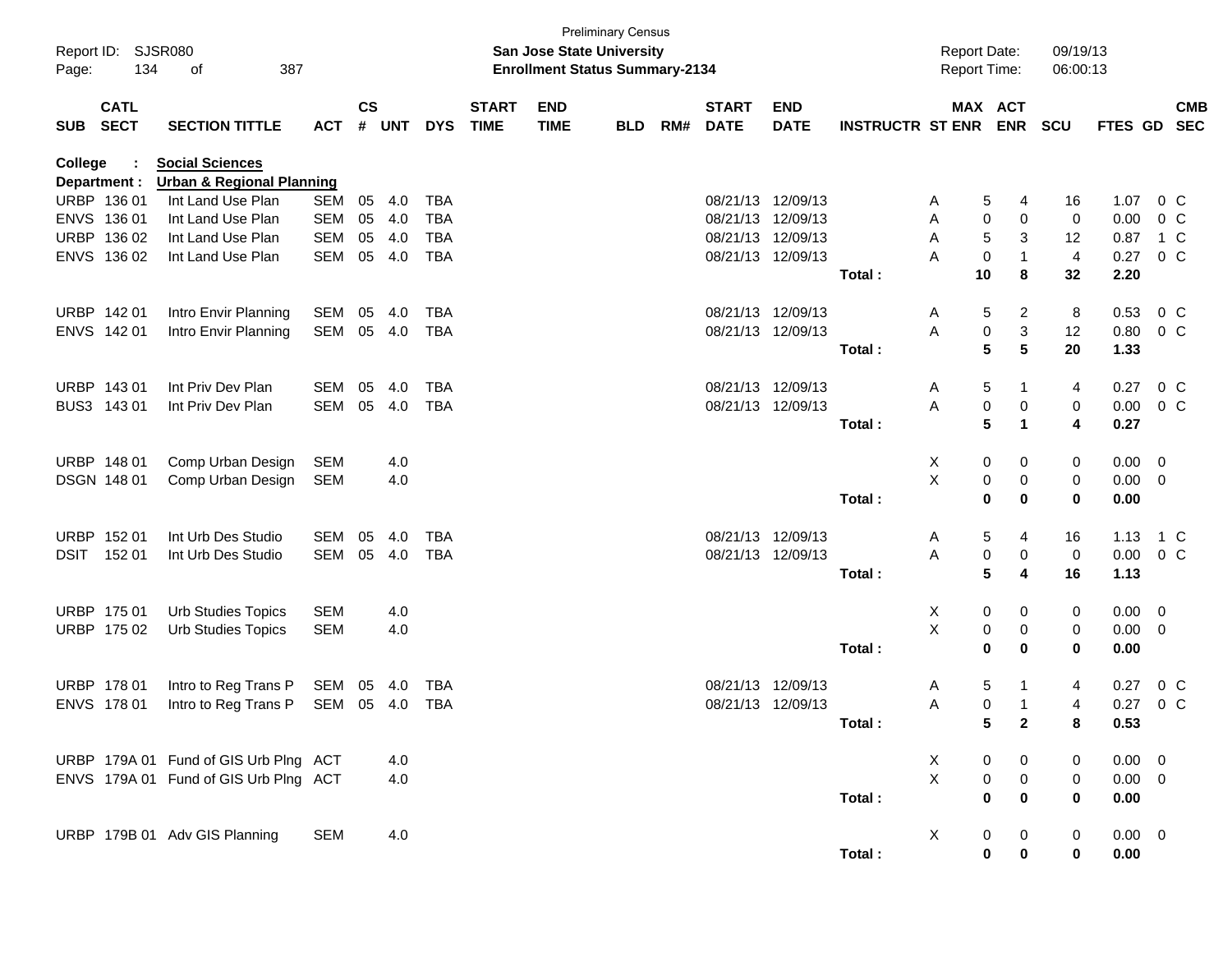Preliminary Census

Report ID: SJSR080 | San Jose State University | Report Date: 09/19/13
Page: 134 of 387 | Enrollment Status Summary-2134 | Report Time: 06:00:13

| SUB | CATL SECT | SECTION TITTLE | ACT | CS # | UNT | DYS | START TIME | END TIME | BLD | RM# | START DATE | END DATE | INSTRUCTR | ST | MAX ENR | ACT ENR | SCU | FTES | GD | CMB SEC |
|---|---|---|---|---|---|---|---|---|---|---|---|---|---|---|---|---|---|---|---|---|
| **College** | : | **Social Sciences** | | | | | | | | | | | | | | | | | | |
| **Department :** | | **Urban & Regional Planning** | | | | | | | | | | | | | | | | | | |
| URBP | 136 01 | Int Land Use Plan | SEM | 05 | 4.0 | TBA | | | | | 08/21/13 | 12/09/13 | | A | 5 | 4 | 16 | 1.07 | 0 | C |
| ENVS | 136 01 | Int Land Use Plan | SEM | 05 | 4.0 | TBA | | | | | 08/21/13 | 12/09/13 | | A | 0 | 0 | 0 | 0.00 | 0 | C |
| URBP | 136 02 | Int Land Use Plan | SEM | 05 | 4.0 | TBA | | | | | 08/21/13 | 12/09/13 | | A | 5 | 3 | 12 | 0.87 | 1 | C |
| ENVS | 136 02 | Int Land Use Plan | SEM | 05 | 4.0 | TBA | | | | | 08/21/13 | 12/09/13 | | A | 0 | 1 | 4 | 0.27 | 0 | C |
| | | | | | | | | | | | | | Total : | | **10** | **8** | **32** | **2.20** | | |
| URBP | 142 01 | Intro Envir Planning | SEM | 05 | 4.0 | TBA | | | | | 08/21/13 | 12/09/13 | | A | 5 | 2 | 8 | 0.53 | 0 | C |
| ENVS | 142 01 | Intro Envir Planning | SEM | 05 | 4.0 | TBA | | | | | 08/21/13 | 12/09/13 | | A | 0 | 3 | 12 | 0.80 | 0 | C |
| | | | | | | | | | | | | | Total : | | **5** | **5** | **20** | **1.33** | | |
| URBP | 143 01 | Int Priv Dev Plan | SEM | 05 | 4.0 | TBA | | | | | 08/21/13 | 12/09/13 | | A | 5 | 1 | 4 | 0.27 | 0 | C |
| BUS3 | 143 01 | Int Priv Dev Plan | SEM | 05 | 4.0 | TBA | | | | | 08/21/13 | 12/09/13 | | A | 0 | 0 | 0 | 0.00 | 0 | C |
| | | | | | | | | | | | | | Total : | | **5** | **1** | **4** | **0.27** | | |
| URBP | 148 01 | Comp Urban Design | SEM | | 4.0 | | | | | | | | | X | 0 | 0 | 0 | 0.00 | 0 | |
| DSGN | 148 01 | Comp Urban Design | SEM | | 4.0 | | | | | | | | | X | 0 | 0 | 0 | 0.00 | 0 | |
| | | | | | | | | | | | | | Total : | | **0** | **0** | **0** | **0.00** | | |
| URBP | 152 01 | Int Urb Des Studio | SEM | 05 | 4.0 | TBA | | | | | 08/21/13 | 12/09/13 | | A | 5 | 4 | 16 | 1.13 | 1 | C |
| DSIT | 152 01 | Int Urb Des Studio | SEM | 05 | 4.0 | TBA | | | | | 08/21/13 | 12/09/13 | | A | 0 | 0 | 0 | 0.00 | 0 | C |
| | | | | | | | | | | | | | Total : | | **5** | **4** | **16** | **1.13** | | |
| URBP | 175 01 | Urb Studies Topics | SEM | | 4.0 | | | | | | | | | X | 0 | 0 | 0 | 0.00 | 0 | |
| URBP | 175 02 | Urb Studies Topics | SEM | | 4.0 | | | | | | | | | X | 0 | 0 | 0 | 0.00 | 0 | |
| | | | | | | | | | | | | | Total : | | **0** | **0** | **0** | **0.00** | | |
| URBP | 178 01 | Intro to Reg Trans P | SEM | 05 | 4.0 | TBA | | | | | 08/21/13 | 12/09/13 | | A | 5 | 1 | 4 | 0.27 | 0 | C |
| ENVS | 178 01 | Intro to Reg Trans P | SEM | 05 | 4.0 | TBA | | | | | 08/21/13 | 12/09/13 | | A | 0 | 1 | 4 | 0.27 | 0 | C |
| | | | | | | | | | | | | | Total : | | **5** | **2** | **8** | **0.53** | | |
| URBP | 179A 01 | Fund of GIS Urb Plng | ACT | | 4.0 | | | | | | | | | X | 0 | 0 | 0 | 0.00 | 0 | |
| ENVS | 179A 01 | Fund of GIS Urb Plng | ACT | | 4.0 | | | | | | | | | X | 0 | 0 | 0 | 0.00 | 0 | |
| | | | | | | | | | | | | | Total : | | **0** | **0** | **0** | **0.00** | | |
| URBP | 179B 01 | Adv GIS Planning | SEM | | 4.0 | | | | | | | | | X | 0 | 0 | 0 | 0.00 | 0 | |
| | | | | | | | | | | | | | Total : | | **0** | **0** | **0** | **0.00** | | |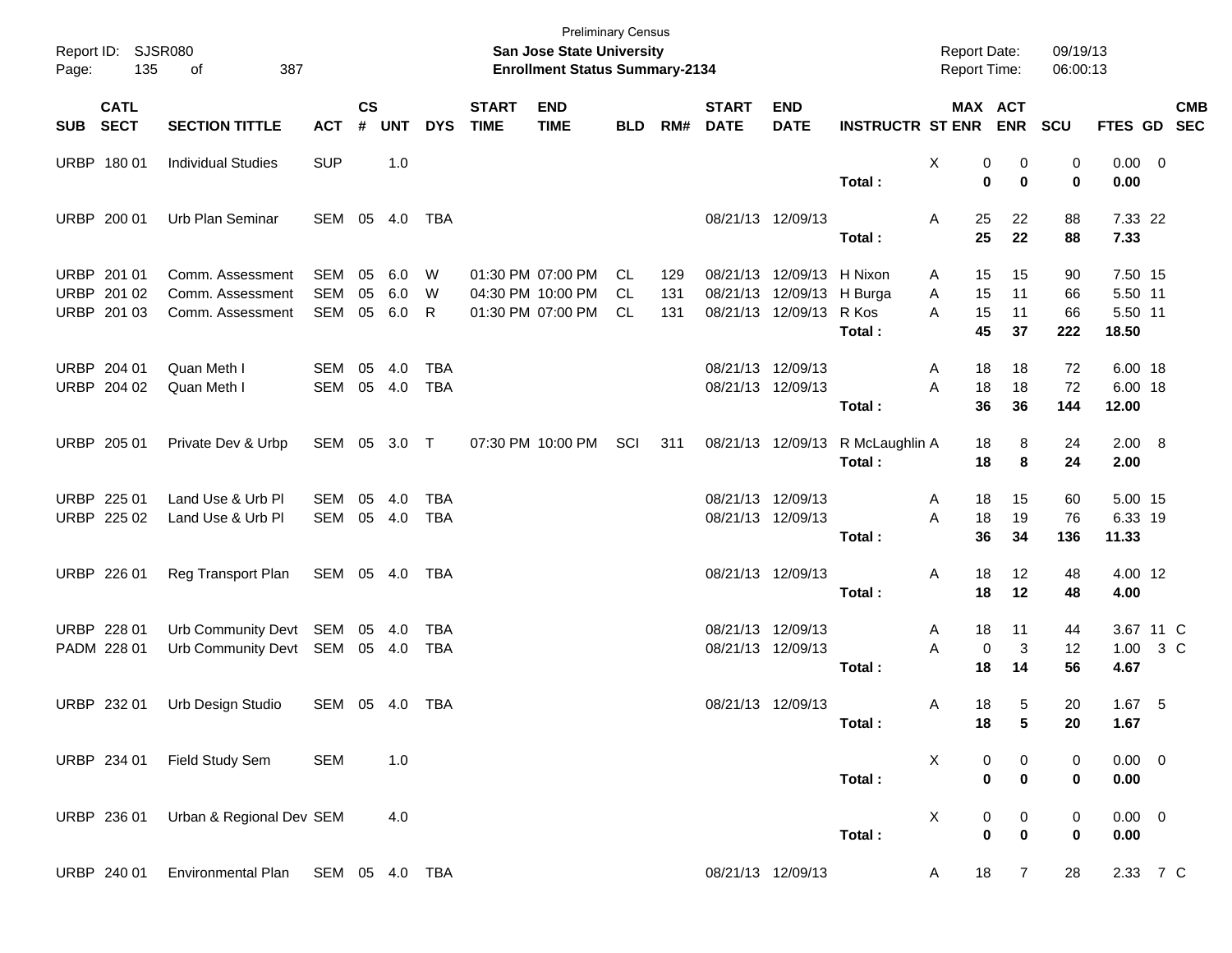Preliminary Census
**San Jose State University**
**Enrollment Status Summary-2134**

Report ID: SJSR080
Report Date: 09/19/13
Report Time: 06:00:13

| SUB | CATL SECT | SECTION TITTLE | ACT | CS # | UNT | DYS | START TIME | END TIME | BLD | RM# | START DATE | END DATE | INSTRUCTR | ST | MAX ENR | ACT ENR | SCU | FTES | GD | CMB SEC |
|---|---|---|---|---|---|---|---|---|---|---|---|---|---|---|---|---|---|---|---|---|
| URBP | 180 01 | Individual Studies | SUP | | 1.0 | | | | | | | | | X | 0 | 0 | 0 | 0.00 | 0 | |
| | | | | | | | | | | | | | **Total :** | | **0** | **0** | **0** | **0.00** | | |
| URBP | 200 01 | Urb Plan Seminar | SEM | 05 | 4.0 | TBA | | | | | 08/21/13 | 12/09/13 | | A | 25 | 22 | 88 | 7.33 | 22 | |
| | | | | | | | | | | | | | **Total :** | | **25** | **22** | **88** | **7.33** | | |
| URBP | 201 01 | Comm. Assessment | SEM | 05 | 6.0 | W | 01:30 PM | 07:00 PM | CL | 129 | 08/21/13 | 12/09/13 | H Nixon | A | 15 | 15 | 90 | 7.50 | 15 | |
| URBP | 201 02 | Comm. Assessment | SEM | 05 | 6.0 | W | 04:30 PM | 10:00 PM | CL | 131 | 08/21/13 | 12/09/13 | H Burga | A | 15 | 11 | 66 | 5.50 | 11 | |
| URBP | 201 03 | Comm. Assessment | SEM | 05 | 6.0 | R | 01:30 PM | 07:00 PM | CL | 131 | 08/21/13 | 12/09/13 | R Kos | A | 15 | 11 | 66 | 5.50 | 11 | |
| | | | | | | | | | | | | | **Total :** | | **45** | **37** | **222** | **18.50** | | |
| URBP | 204 01 | Quan Meth I | SEM | 05 | 4.0 | TBA | | | | | 08/21/13 | 12/09/13 | | A | 18 | 18 | 72 | 6.00 | 18 | |
| URBP | 204 02 | Quan Meth I | SEM | 05 | 4.0 | TBA | | | | | 08/21/13 | 12/09/13 | | A | 18 | 18 | 72 | 6.00 | 18 | |
| | | | | | | | | | | | | | **Total :** | | **36** | **36** | **144** | **12.00** | | |
| URBP | 205 01 | Private Dev & Urbp | SEM | 05 | 3.0 | T | 07:30 PM | 10:00 PM | SCI | 311 | 08/21/13 | 12/09/13 | R McLaughlin | A | 18 | 8 | 24 | 2.00 | 8 | |
| | | | | | | | | | | | | | **Total :** | | **18** | **8** | **24** | **2.00** | | |
| URBP | 225 01 | Land Use & Urb Pl | SEM | 05 | 4.0 | TBA | | | | | 08/21/13 | 12/09/13 | | A | 18 | 15 | 60 | 5.00 | 15 | |
| URBP | 225 02 | Land Use & Urb Pl | SEM | 05 | 4.0 | TBA | | | | | 08/21/13 | 12/09/13 | | A | 18 | 19 | 76 | 6.33 | 19 | |
| | | | | | | | | | | | | | **Total :** | | **36** | **34** | **136** | **11.33** | | |
| URBP | 226 01 | Reg Transport Plan | SEM | 05 | 4.0 | TBA | | | | | 08/21/13 | 12/09/13 | | A | 18 | 12 | 48 | 4.00 | 12 | |
| | | | | | | | | | | | | | **Total :** | | **18** | **12** | **48** | **4.00** | | |
| URBP | 228 01 | Urb Community Devt | SEM | 05 | 4.0 | TBA | | | | | 08/21/13 | 12/09/13 | | A | 18 | 11 | 44 | 3.67 | 11 | C |
| PADM | 228 01 | Urb Community Devt | SEM | 05 | 4.0 | TBA | | | | | 08/21/13 | 12/09/13 | | A | 0 | 3 | 12 | 1.00 | 3 | C |
| | | | | | | | | | | | | | **Total :** | | **18** | **14** | **56** | **4.67** | | |
| URBP | 232 01 | Urb Design Studio | SEM | 05 | 4.0 | TBA | | | | | 08/21/13 | 12/09/13 | | A | 18 | 5 | 20 | 1.67 | 5 | |
| | | | | | | | | | | | | | **Total :** | | **18** | **5** | **20** | **1.67** | | |
| URBP | 234 01 | Field Study Sem | SEM | | 1.0 | | | | | | | | | X | 0 | 0 | 0 | 0.00 | 0 | |
| | | | | | | | | | | | | | **Total :** | | **0** | **0** | **0** | **0.00** | | |
| URBP | 236 01 | Urban & Regional Dev | SEM | | 4.0 | | | | | | | | | X | 0 | 0 | 0 | 0.00 | 0 | |
| | | | | | | | | | | | | | **Total :** | | **0** | **0** | **0** | **0.00** | | |
| URBP | 240 01 | Environmental Plan | SEM | 05 | 4.0 | TBA | | | | | 08/21/13 | 12/09/13 | | A | 18 | 7 | 28 | 2.33 | 7 | C |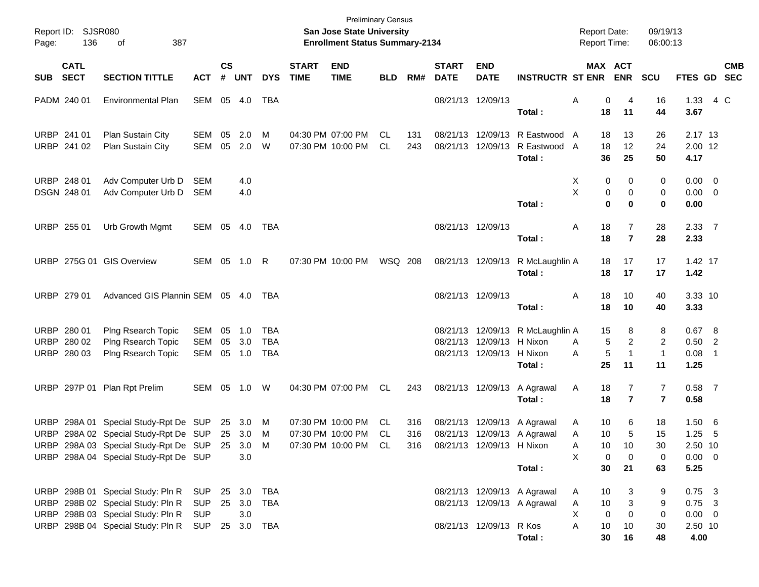Preliminary Census
**San Jose State University**
**Enrollment Status Summary-2134**

Report ID: SJSR080
Report Date: 09/19/13
Report Time: 06:00:13

| SUB | CATL SECT | SECTION TITTLE | ACT | CS # | UNT | DYS | START TIME | END TIME | BLD | RM# | START DATE | END DATE | INSTRUCTR | ST | MAX ENR | ACT ENR | SCU | FTES | GD | CMB SEC |
|---|---|---|---|---|---|---|---|---|---|---|---|---|---|---|---|---|---|---|---|---|
| PADM | 240 01 | Environmental Plan | SEM | 05 | 4.0 | TBA | | | | | 08/21/13 | 12/09/13 | | A | 0 | 4 | 16 | 1.33 | 4 | C |
| | | | | | | | | | | | | | **Total :** | | **18** | **11** | **44** | **3.67** | | |
| URBP | 241 01 | Plan Sustain City | SEM | 05 | 2.0 | M | 04:30 PM | 07:00 PM | CL | 131 | 08/21/13 | 12/09/13 | R Eastwood | A | 18 | 13 | 26 | 2.17 | 13 | |
| URBP | 241 02 | Plan Sustain City | SEM | 05 | 2.0 | W | 07:30 PM | 10:00 PM | CL | 243 | 08/21/13 | 12/09/13 | R Eastwood | A | 18 | 12 | 24 | 2.00 | 12 | |
| | | | | | | | | | | | | | **Total :** | | **36** | **25** | **50** | **4.17** | | |
| URBP | 248 01 | Adv Computer Urb D | SEM | | 4.0 | | | | | | | | | X | 0 | 0 | 0 | 0.00 | 0 | |
| DSGN | 248 01 | Adv Computer Urb D | SEM | | 4.0 | | | | | | | | | X | 0 | 0 | 0 | 0.00 | 0 | |
| | | | | | | | | | | | | | **Total :** | | **0** | **0** | **0** | **0.00** | | |
| URBP | 255 01 | Urb Growth Mgmt | SEM | 05 | 4.0 | TBA | | | | | 08/21/13 | 12/09/13 | | A | 18 | 7 | 28 | 2.33 | 7 | |
| | | | | | | | | | | | | | **Total :** | | **18** | **7** | **28** | **2.33** | | |
| URBP | 275G 01 | GIS Overview | SEM | 05 | 1.0 | R | 07:30 PM | 10:00 PM | WSQ | 208 | 08/21/13 | 12/09/13 | R McLaughlin | A | 18 | 17 | 17 | 1.42 | 17 | |
| | | | | | | | | | | | | | **Total :** | | **18** | **17** | **17** | **1.42** | | |
| URBP | 279 01 | Advanced GIS Plannin | SEM | 05 | 4.0 | TBA | | | | | 08/21/13 | 12/09/13 | | A | 18 | 10 | 40 | 3.33 | 10 | |
| | | | | | | | | | | | | | **Total :** | | **18** | **10** | **40** | **3.33** | | |
| URBP | 280 01 | Plng Rsearch Topic | SEM | 05 | 1.0 | TBA | | | | | 08/21/13 | 12/09/13 | R McLaughlin | A | 15 | 8 | 8 | 0.67 | 8 | |
| URBP | 280 02 | Plng Rsearch Topic | SEM | 05 | 3.0 | TBA | | | | | 08/21/13 | 12/09/13 | H Nixon | A | 5 | 2 | 2 | 0.50 | 2 | |
| URBP | 280 03 | Plng Rsearch Topic | SEM | 05 | 1.0 | TBA | | | | | 08/21/13 | 12/09/13 | H Nixon | A | 5 | 1 | 1 | 0.08 | 1 | |
| | | | | | | | | | | | | | **Total :** | | **25** | **11** | **11** | **1.25** | | |
| URBP | 297P 01 | Plan Rpt Prelim | SEM | 05 | 1.0 | W | 04:30 PM | 07:00 PM | CL | 243 | 08/21/13 | 12/09/13 | A Agrawal | A | 18 | 7 | 7 | 0.58 | 7 | |
| | | | | | | | | | | | | | **Total :** | | **18** | **7** | **7** | **0.58** | | |
| URBP | 298A 01 | Special Study-Rpt De | SUP | 25 | 3.0 | M | 07:30 PM | 10:00 PM | CL | 316 | 08/21/13 | 12/09/13 | A Agrawal | A | 10 | 6 | 18 | 1.50 | 6 | |
| URBP | 298A 02 | Special Study-Rpt De | SUP | 25 | 3.0 | M | 07:30 PM | 10:00 PM | CL | 316 | 08/21/13 | 12/09/13 | A Agrawal | A | 10 | 5 | 15 | 1.25 | 5 | |
| URBP | 298A 03 | Special Study-Rpt De | SUP | 25 | 3.0 | M | 07:30 PM | 10:00 PM | CL | 316 | 08/21/13 | 12/09/13 | H Nixon | A | 10 | 10 | 30 | 2.50 | 10 | |
| URBP | 298A 04 | Special Study-Rpt De | SUP | | 3.0 | | | | | | | | | X | 0 | 0 | 0 | 0.00 | 0 | |
| | | | | | | | | | | | | | **Total :** | | **30** | **21** | **63** | **5.25** | | |
| URBP | 298B 01 | Special Study: Pln R | SUP | 25 | 3.0 | TBA | | | | | 08/21/13 | 12/09/13 | A Agrawal | A | 10 | 3 | 9 | 0.75 | 3 | |
| URBP | 298B 02 | Special Study: Pln R | SUP | 25 | 3.0 | TBA | | | | | 08/21/13 | 12/09/13 | A Agrawal | A | 10 | 3 | 9 | 0.75 | 3 | |
| URBP | 298B 03 | Special Study: Pln R | SUP | | 3.0 | | | | | | | | | X | 0 | 0 | 0 | 0.00 | 0 | |
| URBP | 298B 04 | Special Study: Pln R | SUP | 25 | 3.0 | TBA | | | | | 08/21/13 | 12/09/13 | R Kos | A | 10 | 10 | 30 | 2.50 | 10 | |
| | | | | | | | | | | | | | **Total :** | | **30** | **16** | **48** | **4.00** | | |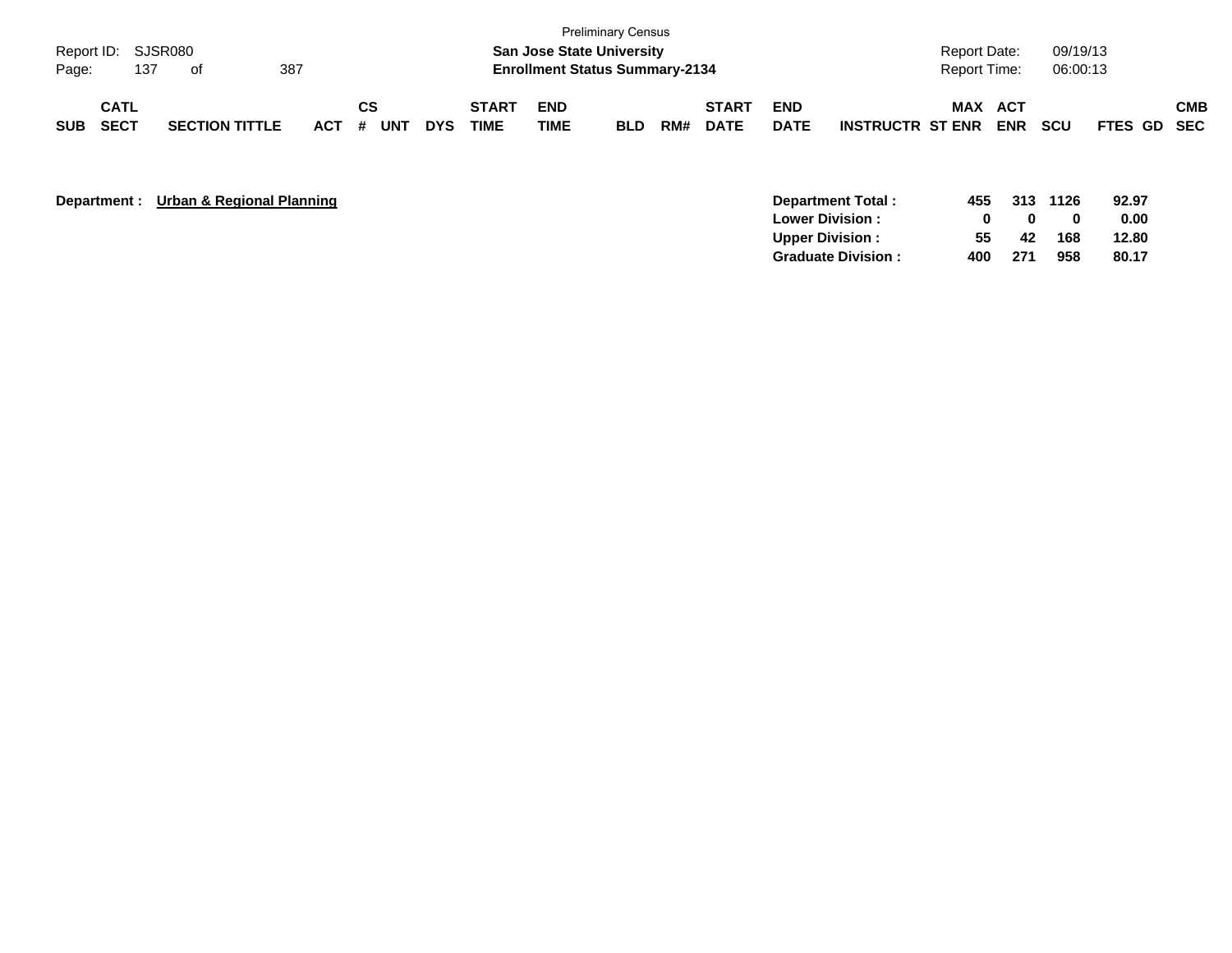| SUB | CATL SECT | SECTION TITTLE | ACT | CS # | UNT | DYS | START TIME | END TIME | BLD | RM# | START DATE | END DATE | INSTRUCTR | MAX ST ENR | ACT ENR | SCU | FTES | GD | CMB SEC |
|---|---|---|---|---|---|---|---|---|---|---|---|---|---|---|---|---|---|---|---|

**Department :** **Urban & Regional Planning**

| | MAX ST ENR | ACT ENR | SCU | FTES |
|---|---|---|---|---|
| **Department Total :** | **455** | **313** | **1126** | **92.97** |
| **Lower Division :** | **0** | **0** | **0** | **0.00** |
| **Upper Division :** | **55** | **42** | **168** | **12.80** |
| **Graduate Division :** | **400** | **271** | **958** | **80.17** |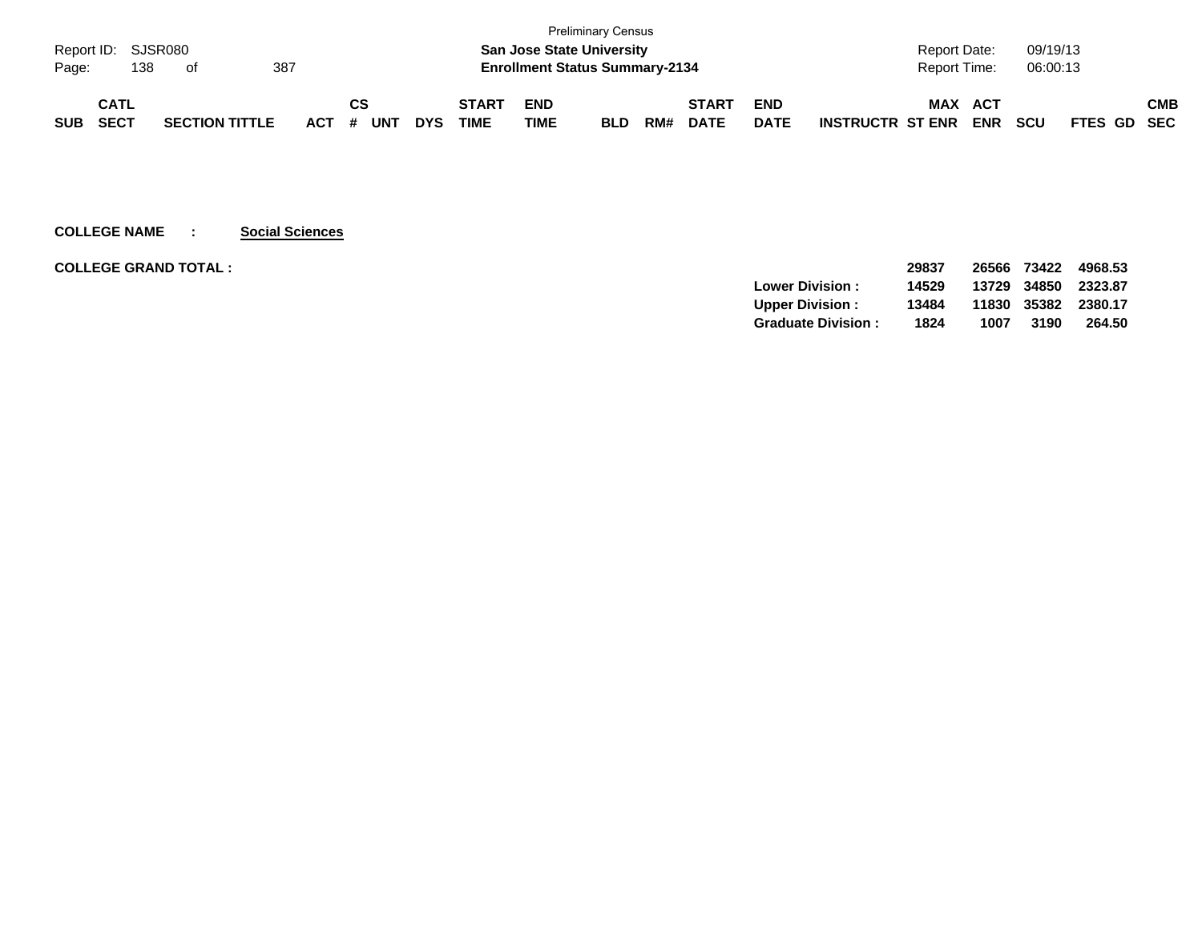Preliminary Census

**San Jose State University**

**Enrollment Status Summary-2134**

Report ID: SJSR080

Report Date: 09/19/13

Report Time: 06:00:13

| SUB | CATL SECT | SECTION TITTLE | ACT | CS # | UNT | DYS | START TIME | END TIME | BLD | RM# | START DATE | END DATE | INSTRUCTR | MAX ST ENR | ACT ENR | SCU | FTES | GD | CMB SEC |
|---|---|---|---|---|---|---|---|---|---|---|---|---|---|---|---|---|---|---|---|

**COLLEGE NAME : Social Sciences**

**COLLEGE GRAND TOTAL :**

| | MAX ST ENR | ACT ENR | SCU | FTES |
|---|---|---|---|---|
| | **29837** | **26566** | **73422** | **4968.53** |
| **Lower Division :** | **14529** | **13729** | **34850** | **2323.87** |
| **Upper Division :** | **13484** | **11830** | **35382** | **2380.17** |
| **Graduate Division :** | **1824** | **1007** | **3190** | **264.50** |